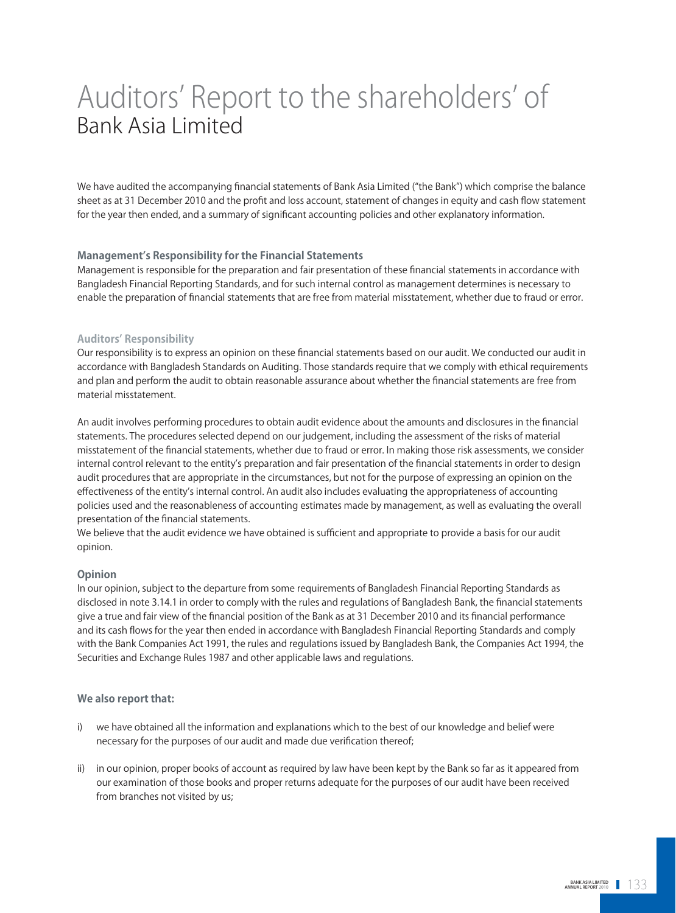# Auditors' Report to the shareholders' of
## Bank Asia Limited

We have audited the accompanying financial statements of Bank Asia Limited ("the Bank") which comprise the balance sheet as at 31 December 2010 and the profit and loss account, statement of changes in equity and cash flow statement for the year then ended, and a summary of significant accounting policies and other explanatory information.

### Management's Responsibility for the Financial Statements

Management is responsible for the preparation and fair presentation of these financial statements in accordance with Bangladesh Financial Reporting Standards, and for such internal control as management determines is necessary to enable the preparation of financial statements that are free from material misstatement, whether due to fraud or error.

### Auditors' Responsibility

Our responsibility is to express an opinion on these financial statements based on our audit. We conducted our audit in accordance with Bangladesh Standards on Auditing. Those standards require that we comply with ethical requirements and plan and perform the audit to obtain reasonable assurance about whether the financial statements are free from material misstatement.

An audit involves performing procedures to obtain audit evidence about the amounts and disclosures in the financial statements. The procedures selected depend on our judgement, including the assessment of the risks of material misstatement of the financial statements, whether due to fraud or error. In making those risk assessments, we consider internal control relevant to the entity's preparation and fair presentation of the financial statements in order to design audit procedures that are appropriate in the circumstances, but not for the purpose of expressing an opinion on the effectiveness of the entity's internal control. An audit also includes evaluating the appropriateness of accounting policies used and the reasonableness of accounting estimates made by management, as well as evaluating the overall presentation of the financial statements.

We believe that the audit evidence we have obtained is sufficient and appropriate to provide a basis for our audit opinion.

### Opinion

In our opinion, subject to the departure from some requirements of Bangladesh Financial Reporting Standards as disclosed in note 3.14.1 in order to comply with the rules and regulations of Bangladesh Bank, the financial statements give a true and fair view of the financial position of the Bank as at 31 December 2010 and its financial performance and its cash flows for the year then ended in accordance with Bangladesh Financial Reporting Standards and comply with the Bank Companies Act 1991, the rules and regulations issued by Bangladesh Bank, the Companies Act 1994, the Securities and Exchange Rules 1987 and other applicable laws and regulations.

### We also report that:

i) we have obtained all the information and explanations which to the best of our knowledge and belief were necessary for the purposes of our audit and made due verification thereof;

ii) in our opinion, proper books of account as required by law have been kept by the Bank so far as it appeared from our examination of those books and proper returns adequate for the purposes of our audit have been received from branches not visited by us;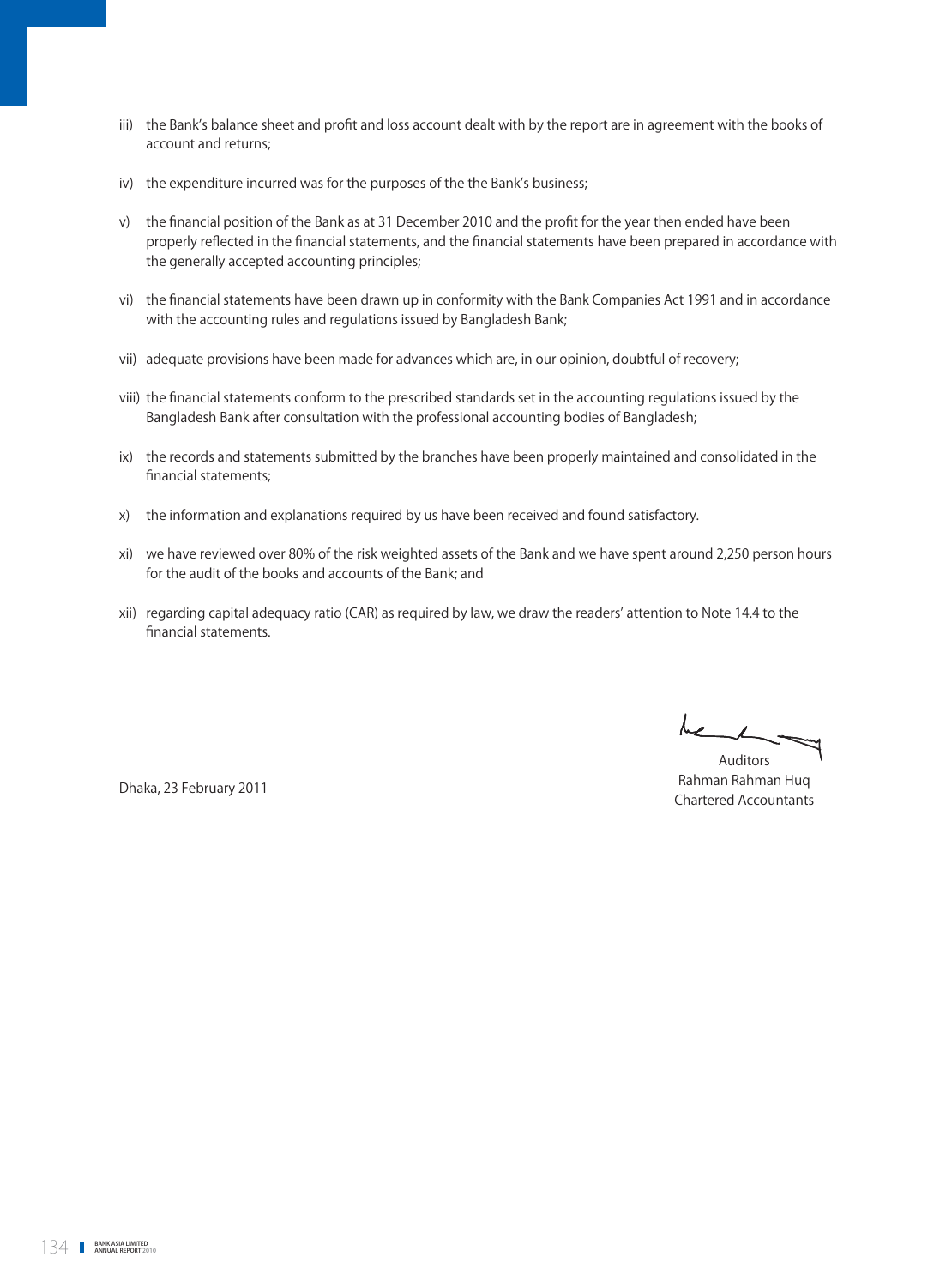iii) the Bank's balance sheet and profit and loss account dealt with by the report are in agreement with the books of account and returns;

iv) the expenditure incurred was for the purposes of the the Bank's business;

v) the financial position of the Bank as at 31 December 2010 and the profit for the year then ended have been properly reflected in the financial statements, and the financial statements have been prepared in accordance with the generally accepted accounting principles;

vi) the financial statements have been drawn up in conformity with the Bank Companies Act 1991 and in accordance with the accounting rules and regulations issued by Bangladesh Bank;

vii) adequate provisions have been made for advances which are, in our opinion, doubtful of recovery;

viii) the financial statements conform to the prescribed standards set in the accounting regulations issued by the Bangladesh Bank after consultation with the professional accounting bodies of Bangladesh;

ix) the records and statements submitted by the branches have been properly maintained and consolidated in the financial statements;

x) the information and explanations required by us have been received and found satisfactory.

xi) we have reviewed over 80% of the risk weighted assets of the Bank and we have spent around 2,250 person hours for the audit of the books and accounts of the Bank; and

xii) regarding capital adequacy ratio (CAR) as required by law, we draw the readers' attention to Note 14.4 to the financial statements.

Auditors
Rahman Rahman Huq
Chartered Accountants

Dhaka, 23 February 2011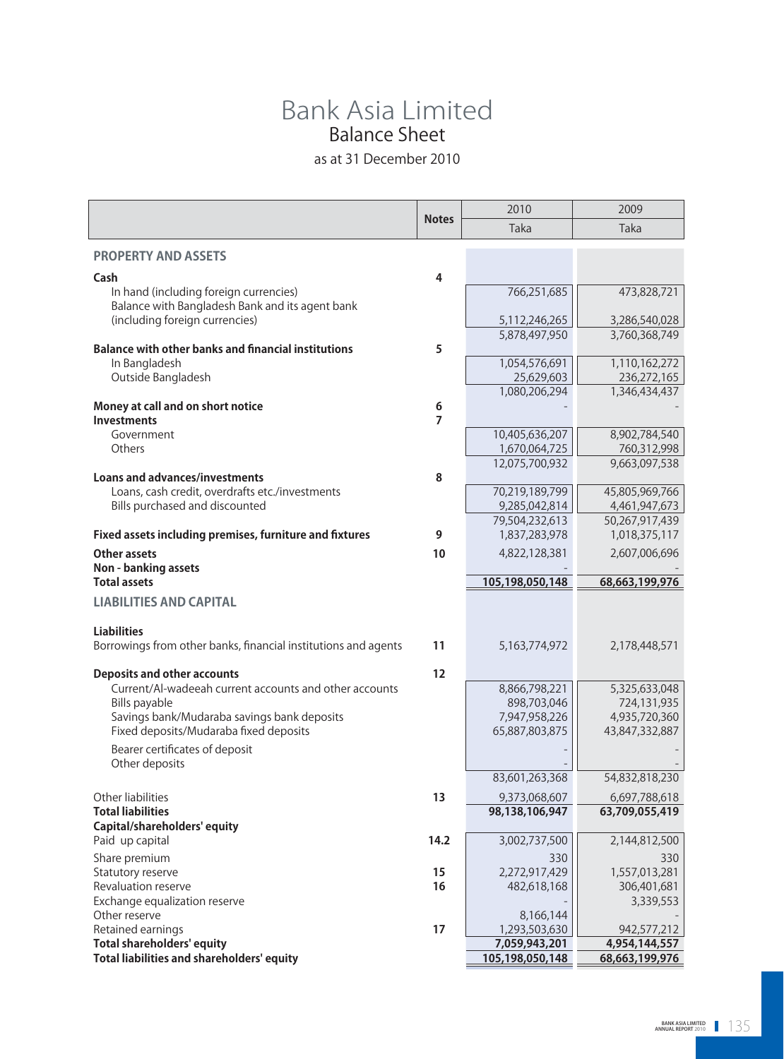# Bank Asia Limited

## Balance Sheet

as at 31 December 2010

| | Notes | 2010 Taka | 2009 Taka |
|---|---|---|---|
| **PROPERTY AND ASSETS** | | | |
| **Cash** | 4 | | |
| In hand (including foreign currencies) | | 766,251,685 | 473,828,721 |
| Balance with Bangladesh Bank and its agent bank (including foreign currencies) | | 5,112,246,265 | 3,286,540,028 |
| | | 5,878,497,950 | 3,760,368,749 |
| **Balance with other banks and financial institutions** | 5 | | |
| In Bangladesh | | 1,054,576,691 | 1,110,162,272 |
| Outside Bangladesh | | 25,629,603 | 236,272,165 |
| | | 1,080,206,294 | 1,346,434,437 |
| **Money at call and on short notice** | 6 | - | - |
| **Investments** | 7 | | |
| Government | | 10,405,636,207 | 8,902,784,540 |
| Others | | 1,670,064,725 | 760,312,998 |
| | | 12,075,700,932 | 9,663,097,538 |
| **Loans and advances/investments** | 8 | | |
| Loans, cash credit, overdrafts etc./investments | | 70,219,189,799 | 45,805,969,766 |
| Bills purchased and discounted | | 9,285,042,814 | 4,461,947,673 |
| | | 79,504,232,613 | 50,267,917,439 |
| **Fixed assets including premises, furniture and fixtures** | 9 | 1,837,283,978 | 1,018,375,117 |
| **Other assets** | 10 | 4,822,128,381 | 2,607,006,696 |
| **Non - banking assets** | | - | - |
| **Total assets** | | **105,198,050,148** | **68,663,199,976** |
| **LIABILITIES AND CAPITAL** | | | |
| **Liabilities** | | | |
| Borrowings from other banks, financial institutions and agents | 11 | 5,163,774,972 | 2,178,448,571 |
| **Deposits and other accounts** | 12 | | |
| Current/Al-wadeeah current accounts and other accounts | | 8,866,798,221 | 5,325,633,048 |
| Bills payable | | 898,703,046 | 724,131,935 |
| Savings bank/Mudaraba savings bank deposits | | 7,947,958,226 | 4,935,720,360 |
| Fixed deposits/Mudaraba fixed deposits | | 65,887,803,875 | 43,847,332,887 |
| Bearer certificates of deposit | | - | - |
| Other deposits | | - | - |
| | | 83,601,263,368 | 54,832,818,230 |
| Other liabilities | 13 | 9,373,068,607 | 6,697,788,618 |
| **Total liabilities** | | **98,138,106,947** | **63,709,055,419** |
| **Capital/shareholders' equity** | | | |
| Paid up capital | 14.2 | 3,002,737,500 | 2,144,812,500 |
| Share premium | | 330 | 330 |
| Statutory reserve | 15 | 2,272,917,429 | 1,557,013,281 |
| Revaluation reserve | 16 | 482,618,168 | 306,401,681 |
| Exchange equalization reserve | | - | 3,339,553 |
| Other reserve | | 8,166,144 | - |
| Retained earnings | 17 | 1,293,503,630 | 942,577,212 |
| **Total shareholders' equity** | | **7,059,943,201** | **4,954,144,557** |
| **Total liabilities and shareholders' equity** | | **105,198,050,148** | **68,663,199,976** |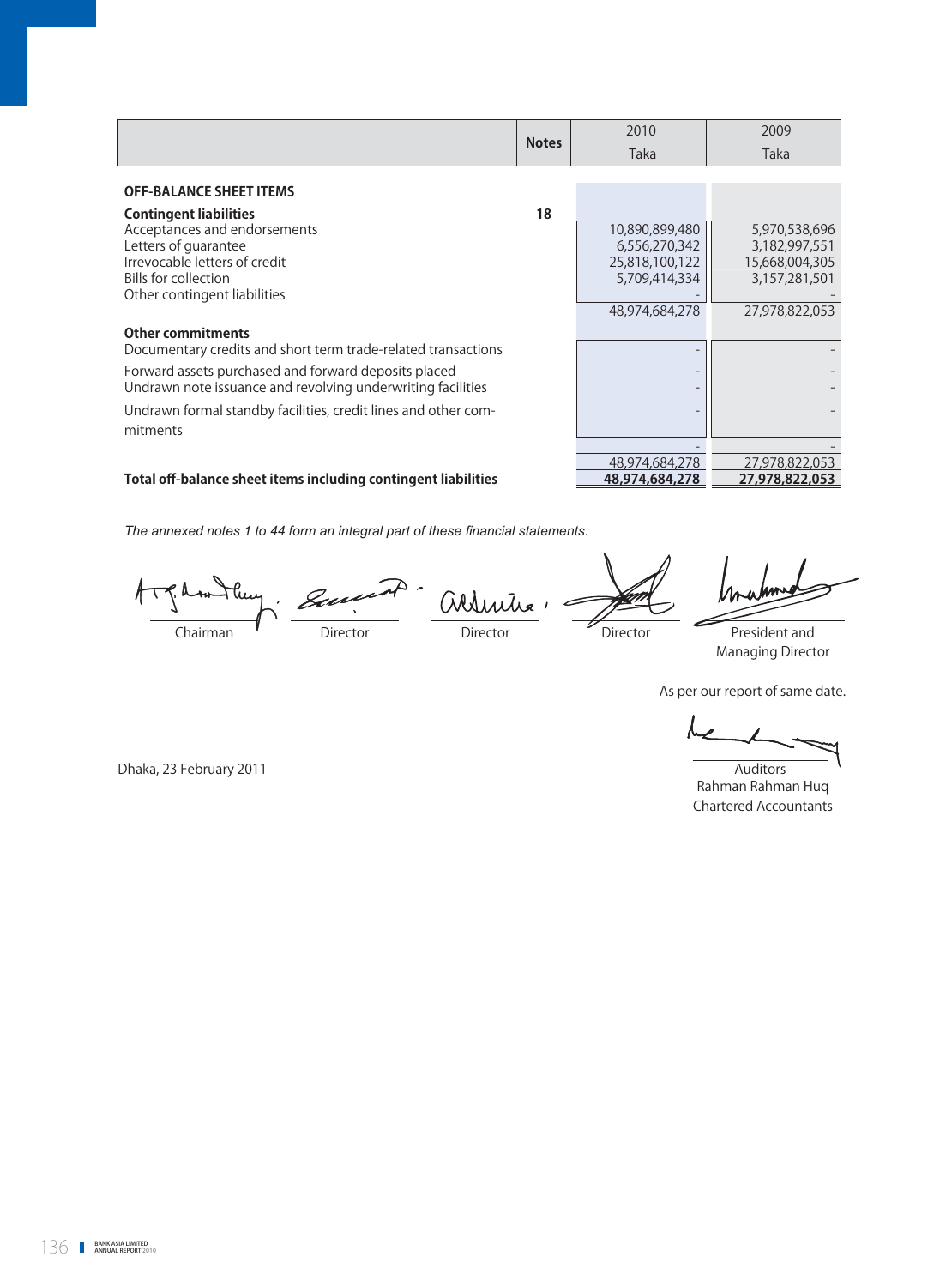| | Notes | 2010 Taka | 2009 Taka |
|---|---|---|---|
| **OFF-BALANCE SHEET ITEMS** | | | |
| **Contingent liabilities** | **18** | | |
| Acceptances and endorsements | | 10,890,899,480 | 5,970,538,696 |
| Letters of guarantee | | 6,556,270,342 | 3,182,997,551 |
| Irrevocable letters of credit | | 25,818,100,122 | 15,668,004,305 |
| Bills for collection | | 5,709,414,334 | 3,157,281,501 |
| Other contingent liabilities | | - | - |
| | | 48,974,684,278 | 27,978,822,053 |
| **Other commitments** | | | |
| Documentary credits and short term trade-related transactions | | - | - |
| Forward assets purchased and forward deposits placed | | - | - |
| Undrawn note issuance and revolving underwriting facilities | | - | - |
| Undrawn formal standby facilities, credit lines and other commitments | | - | - |
| | | - | - |
| | | 48,974,684,278 | 27,978,822,053 |
| **Total off-balance sheet items including contingent liabilities** | | **48,974,684,278** | **27,978,822,053** |

*The annexed notes 1 to 44 form an integral part of these financial statements.*

Chairman | Director | Director | Director | President and Managing Director

As per our report of same date.

Dhaka, 23 February 2011

Auditors
Rahman Rahman Huq
Chartered Accountants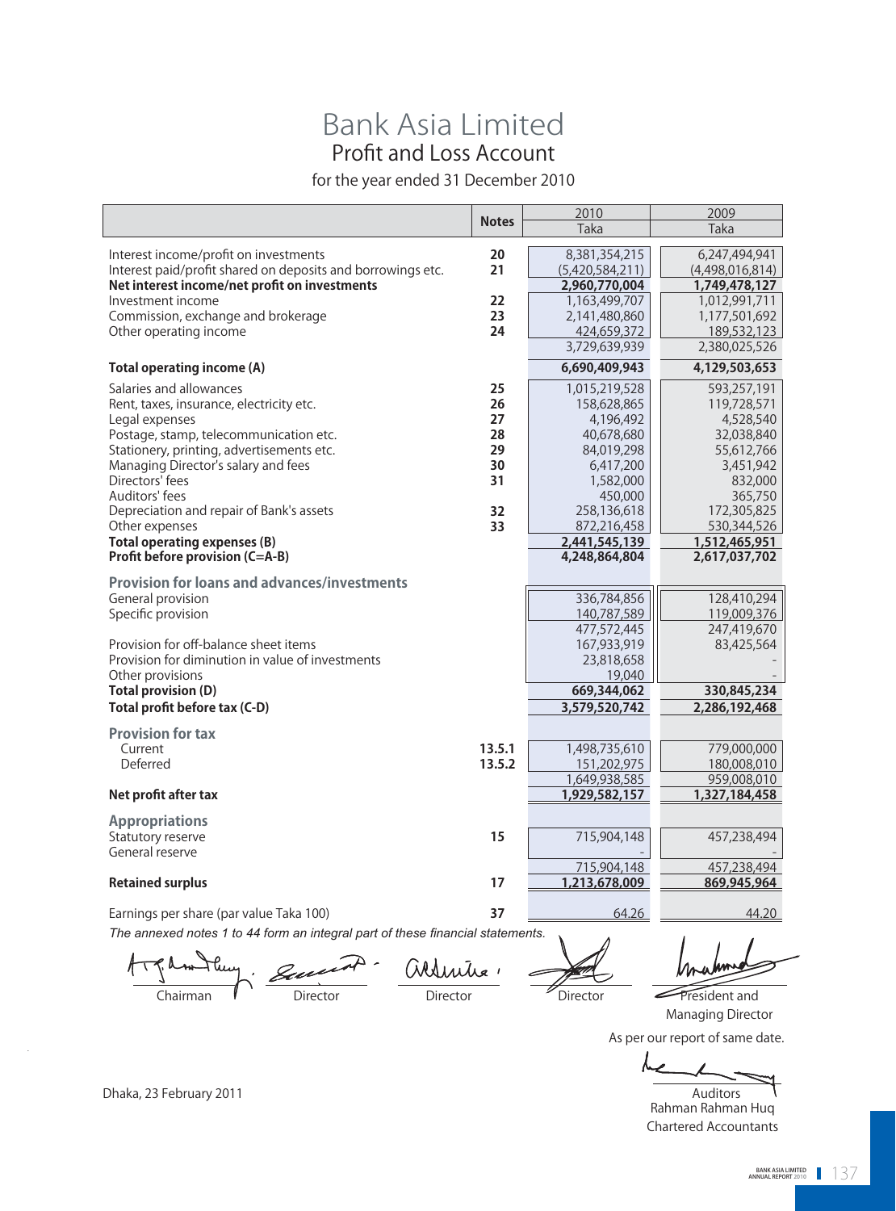# Bank Asia Limited

## Profit and Loss Account

for the year ended 31 December 2010

| | Notes | 2010 Taka | 2009 Taka |
|---|---|---|---|
| Interest income/profit on investments | 20 | 8,381,354,215 | 6,247,494,941 |
| Interest paid/profit shared on deposits and borrowings etc. | 21 | (5,420,584,211) | (4,498,016,814) |
| **Net interest income/net profit on investments** | | **2,960,770,004** | **1,749,478,127** |
| Investment income | 22 | 1,163,499,707 | 1,012,991,711 |
| Commission, exchange and brokerage | 23 | 2,141,480,860 | 1,177,501,692 |
| Other operating income | 24 | 424,659,372 | 189,532,123 |
| | | 3,729,639,939 | 2,380,025,526 |
| **Total operating income (A)** | | **6,690,409,943** | **4,129,503,653** |
| Salaries and allowances | 25 | 1,015,219,528 | 593,257,191 |
| Rent, taxes, insurance, electricity etc. | 26 | 158,628,865 | 119,728,571 |
| Legal expenses | 27 | 4,196,492 | 4,528,540 |
| Postage, stamp, telecommunication etc. | 28 | 40,678,680 | 32,038,840 |
| Stationery, printing, advertisements etc. | 29 | 84,019,298 | 55,612,766 |
| Managing Director's salary and fees | 30 | 6,417,200 | 3,451,942 |
| Directors' fees | 31 | 1,582,000 | 832,000 |
| Auditors' fees | | 450,000 | 365,750 |
| Depreciation and repair of Bank's assets | 32 | 258,136,618 | 172,305,825 |
| Other expenses | 33 | 872,216,458 | 530,344,526 |
| **Total operating expenses (B)** | | **2,441,545,139** | **1,512,465,951** |
| **Profit before provision (C=A-B)** | | **4,248,864,804** | **2,617,037,702** |
| **Provision for loans and advances/investments** | | | |
| General provision | | 336,784,856 | 128,410,294 |
| Specific provision | | 140,787,589 | 119,009,376 |
| | | 477,572,445 | 247,419,670 |
| Provision for off-balance sheet items | | 167,933,919 | 83,425,564 |
| Provision for diminution in value of investments | | 23,818,658 | - |
| Other provisions | | 19,040 | - |
| **Total provision (D)** | | **669,344,062** | **330,845,234** |
| **Total profit before tax (C-D)** | | **3,579,520,742** | **2,286,192,468** |
| **Provision for tax** | | | |
| Current | 13.5.1 | 1,498,735,610 | 779,000,000 |
| Deferred | 13.5.2 | 151,202,975 | 180,008,010 |
| | | 1,649,938,585 | 959,008,010 |
| **Net profit after tax** | | **1,929,582,157** | **1,327,184,458** |
| **Appropriations** | | | |
| Statutory reserve | 15 | 715,904,148 | 457,238,494 |
| General reserve | | - | - |
| | | 715,904,148 | 457,238,494 |
| **Retained surplus** | 17 | **1,213,678,009** | **869,945,964** |
| Earnings per share (par value Taka 100) | 37 | 64.26 | 44.20 |

*The annexed notes 1 to 44 form an integral part of these financial statements.*

Chairman | Director | Director | Director | President and Managing Director

As per our report of same date.

Auditors
Rahman Rahman Huq
Chartered Accountants

Dhaka, 23 February 2011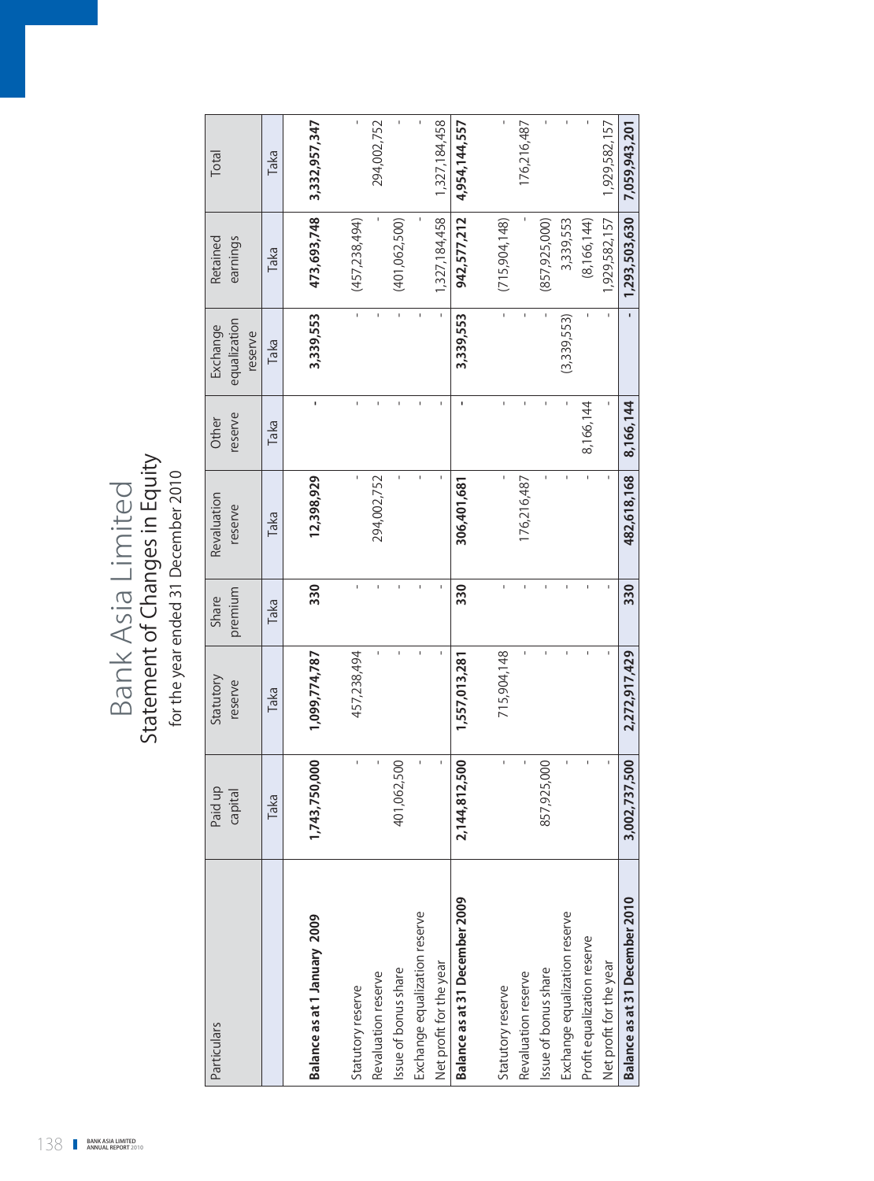# Bank Asia Limited

## Statement of Changes in Equity

for the year ended 31 December 2010

| Particulars | Paid up capital | Statutory reserve | Share premium | Revaluation reserve | Other reserve | Exchange equalization reserve | Retained earnings | Total |
|---|---|---|---|---|---|---|---|---|
| | Taka | Taka | Taka | Taka | Taka | Taka | Taka | Taka |
| **Balance as at 1 January 2009** | **1,743,750,000** | **1,099,774,787** | **330** | **12,398,929** | **-** | **3,339,553** | **473,693,748** | **3,332,957,347** |
| Statutory reserve | - | 457,238,494 | - | - | - | - | (457,238,494) | - |
| Revaluation reserve | - | - | - | 294,002,752 | - | - | - | 294,002,752 |
| Issue of bonus share | 401,062,500 | - | - | - | - | - | (401,062,500) | - |
| Exchange equalization reserve | - | - | - | - | - | - | - | - |
| Net profit for the year | - | - | - | - | - | - | 1,327,184,458 | 1,327,184,458 |
| **Balance as at 31 December 2009** | **2,144,812,500** | **1,557,013,281** | **330** | **306,401,681** | **-** | **3,339,553** | **942,577,212** | **4,954,144,557** |
| Statutory reserve | - | 715,904,148 | - | - | - | - | (715,904,148) | - |
| Revaluation reserve | - | - | - | 176,216,487 | - | - | - | 176,216,487 |
| Issue of bonus share | 857,925,000 | - | - | - | - | - | (857,925,000) | - |
| Exchange equalization reserve | - | - | - | - | - | (3,339,553) | 3,339,553 | - |
| Profit equalization reserve | - | - | - | - | 8,166,144 | - | (8,166,144) | - |
| Net profit for the year | - | - | - | - | - | - | 1,929,582,157 | 1,929,582,157 |
| **Balance as at 31 December 2010** | **3,002,737,500** | **2,272,917,429** | **330** | **482,618,168** | **8,166,144** | **-** | **1,293,503,630** | **7,059,943,201** |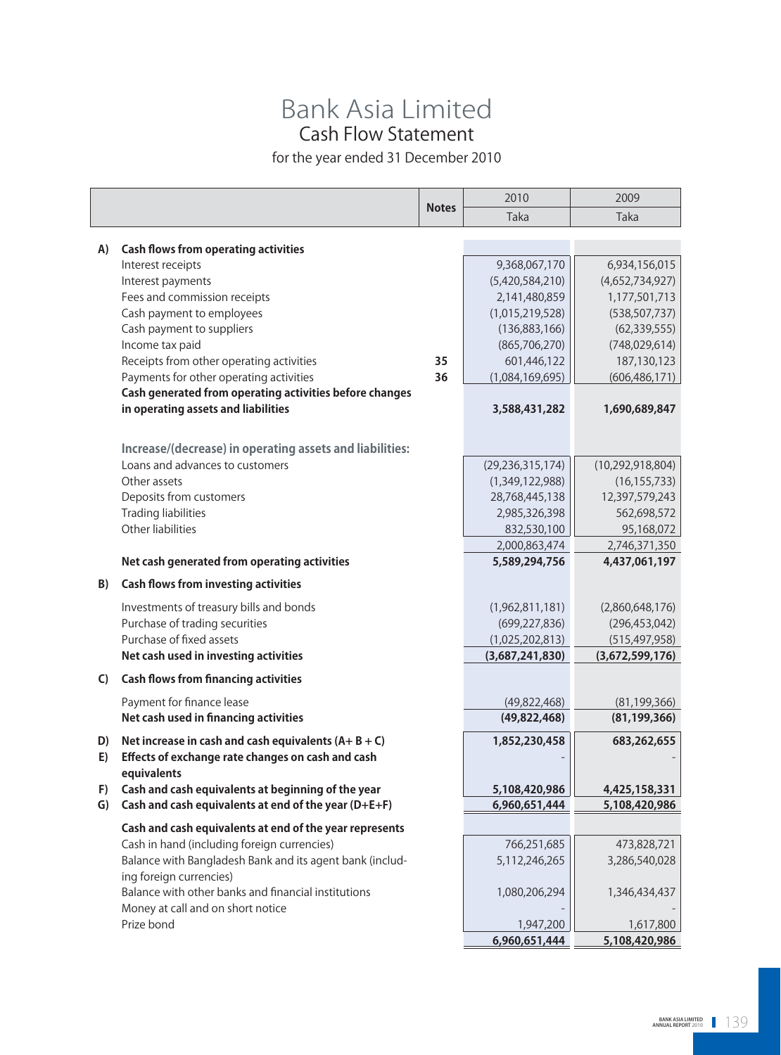# Bank Asia Limited

## Cash Flow Statement

for the year ended 31 December 2010

| | | Notes | 2010 Taka | 2009 Taka |
|---|---|---|---|---|
| **A)** | **Cash flows from operating activities** | | | |
| | Interest receipts | | 9,368,067,170 | 6,934,156,015 |
| | Interest payments | | (5,420,584,210) | (4,652,734,927) |
| | Fees and commission receipts | | 2,141,480,859 | 1,177,501,713 |
| | Cash payment to employees | | (1,015,219,528) | (538,507,737) |
| | Cash payment to suppliers | | (136,883,166) | (62,339,555) |
| | Income tax paid | | (865,706,270) | (748,029,614) |
| | Receipts from other operating activities | 35 | 601,446,122 | 187,130,123 |
| | Payments for other operating activities | 36 | (1,084,169,695) | (606,486,171) |
| | **Cash generated from operating activities before changes in operating assets and liabilities** | | **3,588,431,282** | **1,690,689,847** |
| | **Increase/(decrease) in operating assets and liabilities:** | | | |
| | Loans and advances to customers | | (29,236,315,174) | (10,292,918,804) |
| | Other assets | | (1,349,122,988) | (16,155,733) |
| | Deposits from customers | | 28,768,445,138 | 12,397,579,243 |
| | Trading liabilities | | 2,985,326,398 | 562,698,572 |
| | Other liabilities | | 832,530,100 | 95,168,072 |
| | | | 2,000,863,474 | 2,746,371,350 |
| | **Net cash generated from operating activities** | | **5,589,294,756** | **4,437,061,197** |
| **B)** | **Cash flows from investing activities** | | | |
| | Investments of treasury bills and bonds | | (1,962,811,181) | (2,860,648,176) |
| | Purchase of trading securities | | (699,227,836) | (296,453,042) |
| | Purchase of fixed assets | | (1,025,202,813) | (515,497,958) |
| | **Net cash used in investing activities** | | **(3,687,241,830)** | **(3,672,599,176)** |
| **C)** | **Cash flows from financing activities** | | | |
| | Payment for finance lease | | (49,822,468) | (81,199,366) |
| | **Net cash used in financing activities** | | **(49,822,468)** | **(81,199,366)** |
| **D)** | **Net increase in cash and cash equivalents (A+ B + C)** | | **1,852,230,458** | **683,262,655** |
| **E)** | **Effects of exchange rate changes on cash and cash equivalents** | | - | - |
| **F)** | **Cash and cash equivalents at beginning of the year** | | **5,108,420,986** | **4,425,158,331** |
| **G)** | **Cash and cash equivalents at end of the year (D+E+F)** | | **6,960,651,444** | **5,108,420,986** |
| | **Cash and cash equivalents at end of the year represents** | | | |
| | Cash in hand (including foreign currencies) | | 766,251,685 | 473,828,721 |
| | Balance with Bangladesh Bank and its agent bank (including foreign currencies) | | 5,112,246,265 | 3,286,540,028 |
| | Balance with other banks and financial institutions | | 1,080,206,294 | 1,346,434,437 |
| | Money at call and on short notice | | - | - |
| | Prize bond | | 1,947,200 | 1,617,800 |
| | | | **6,960,651,444** | **5,108,420,986** |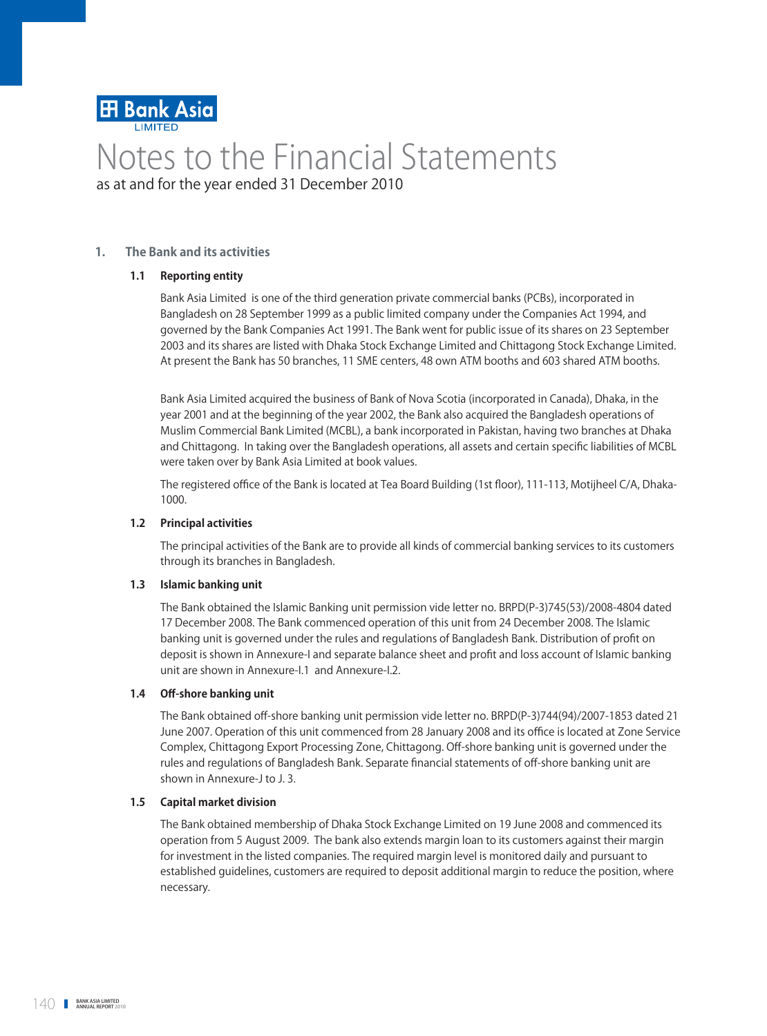Bank Asia LIMITED

# Notes to the Financial Statements

as at and for the year ended 31 December 2010

## 1. The Bank and its activities

### 1.1 Reporting entity

Bank Asia Limited is one of the third generation private commercial banks (PCBs), incorporated in Bangladesh on 28 September 1999 as a public limited company under the Companies Act 1994, and governed by the Bank Companies Act 1991. The Bank went for public issue of its shares on 23 September 2003 and its shares are listed with Dhaka Stock Exchange Limited and Chittagong Stock Exchange Limited. At present the Bank has 50 branches, 11 SME centers, 48 own ATM booths and 603 shared ATM booths.

Bank Asia Limited acquired the business of Bank of Nova Scotia (incorporated in Canada), Dhaka, in the year 2001 and at the beginning of the year 2002, the Bank also acquired the Bangladesh operations of Muslim Commercial Bank Limited (MCBL), a bank incorporated in Pakistan, having two branches at Dhaka and Chittagong. In taking over the Bangladesh operations, all assets and certain specific liabilities of MCBL were taken over by Bank Asia Limited at book values.

The registered office of the Bank is located at Tea Board Building (1st floor), 111-113, Motijheel C/A, Dhaka-1000.

### 1.2 Principal activities

The principal activities of the Bank are to provide all kinds of commercial banking services to its customers through its branches in Bangladesh.

### 1.3 Islamic banking unit

The Bank obtained the Islamic Banking unit permission vide letter no. BRPD(P-3)745(53)/2008-4804 dated 17 December 2008. The Bank commenced operation of this unit from 24 December 2008. The Islamic banking unit is governed under the rules and regulations of Bangladesh Bank. Distribution of profit on deposit is shown in Annexure-I and separate balance sheet and profit and loss account of Islamic banking unit are shown in Annexure-I.1 and Annexure-I.2.

### 1.4 Off-shore banking unit

The Bank obtained off-shore banking unit permission vide letter no. BRPD(P-3)744(94)/2007-1853 dated 21 June 2007. Operation of this unit commenced from 28 January 2008 and its office is located at Zone Service Complex, Chittagong Export Processing Zone, Chittagong. Off-shore banking unit is governed under the rules and regulations of Bangladesh Bank. Separate financial statements of off-shore banking unit are shown in Annexure-J to J. 3.

### 1.5 Capital market division

The Bank obtained membership of Dhaka Stock Exchange Limited on 19 June 2008 and commenced its operation from 5 August 2009. The bank also extends margin loan to its customers against their margin for investment in the listed companies. The required margin level is monitored daily and pursuant to established guidelines, customers are required to deposit additional margin to reduce the position, where necessary.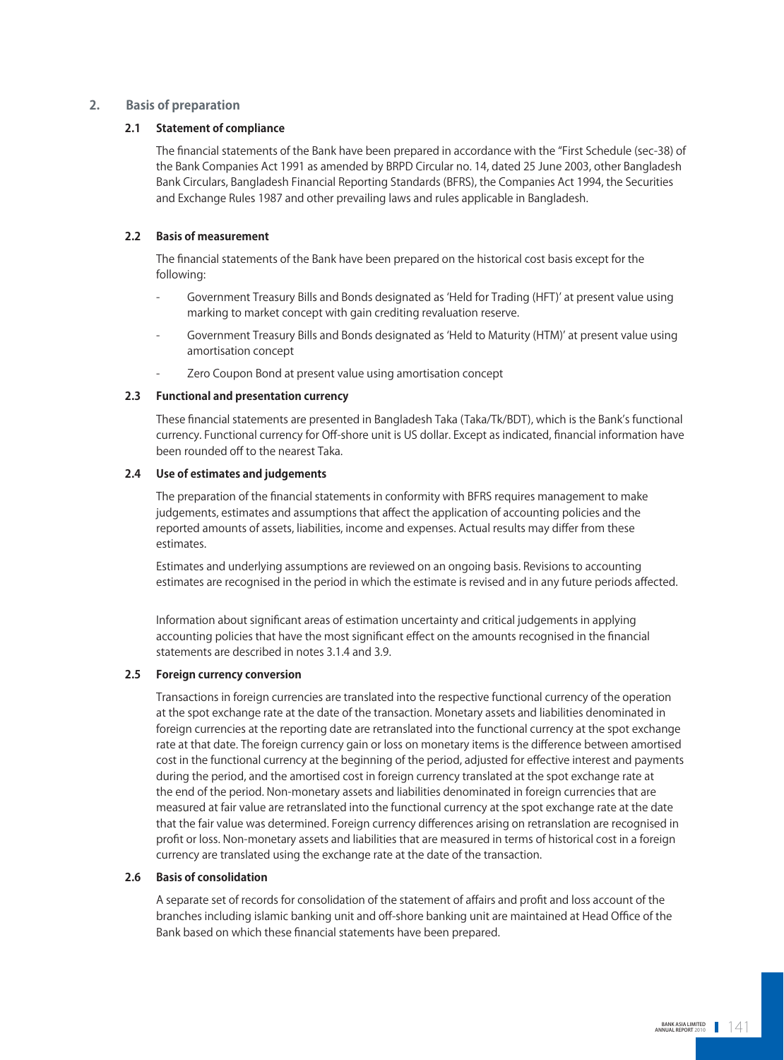## 2. Basis of preparation

### 2.1 Statement of compliance

The financial statements of the Bank have been prepared in accordance with the "First Schedule (sec-38) of the Bank Companies Act 1991 as amended by BRPD Circular no. 14, dated 25 June 2003, other Bangladesh Bank Circulars, Bangladesh Financial Reporting Standards (BFRS), the Companies Act 1994, the Securities and Exchange Rules 1987 and other prevailing laws and rules applicable in Bangladesh.

### 2.2 Basis of measurement

The financial statements of the Bank have been prepared on the historical cost basis except for the following:

- Government Treasury Bills and Bonds designated as 'Held for Trading (HFT)' at present value using marking to market concept with gain crediting revaluation reserve.
- Government Treasury Bills and Bonds designated as 'Held to Maturity (HTM)' at present value using amortisation concept
- Zero Coupon Bond at present value using amortisation concept

### 2.3 Functional and presentation currency

These financial statements are presented in Bangladesh Taka (Taka/Tk/BDT), which is the Bank's functional currency. Functional currency for Off-shore unit is US dollar. Except as indicated, financial information have been rounded off to the nearest Taka.

### 2.4 Use of estimates and judgements

The preparation of the financial statements in conformity with BFRS requires management to make judgements, estimates and assumptions that affect the application of accounting policies and the reported amounts of assets, liabilities, income and expenses. Actual results may differ from these estimates.

Estimates and underlying assumptions are reviewed on an ongoing basis. Revisions to accounting estimates are recognised in the period in which the estimate is revised and in any future periods affected.

Information about significant areas of estimation uncertainty and critical judgements in applying accounting policies that have the most significant effect on the amounts recognised in the financial statements are described in notes 3.1.4 and 3.9.

### 2.5 Foreign currency conversion

Transactions in foreign currencies are translated into the respective functional currency of the operation at the spot exchange rate at the date of the transaction. Monetary assets and liabilities denominated in foreign currencies at the reporting date are retranslated into the functional currency at the spot exchange rate at that date. The foreign currency gain or loss on monetary items is the difference between amortised cost in the functional currency at the beginning of the period, adjusted for effective interest and payments during the period, and the amortised cost in foreign currency translated at the spot exchange rate at the end of the period. Non-monetary assets and liabilities denominated in foreign currencies that are measured at fair value are retranslated into the functional currency at the spot exchange rate at the date that the fair value was determined. Foreign currency differences arising on retranslation are recognised in profit or loss. Non-monetary assets and liabilities that are measured in terms of historical cost in a foreign currency are translated using the exchange rate at the date of the transaction.

### 2.6 Basis of consolidation

A separate set of records for consolidation of the statement of affairs and profit and loss account of the branches including islamic banking unit and off-shore banking unit are maintained at Head Office of the Bank based on which these financial statements have been prepared.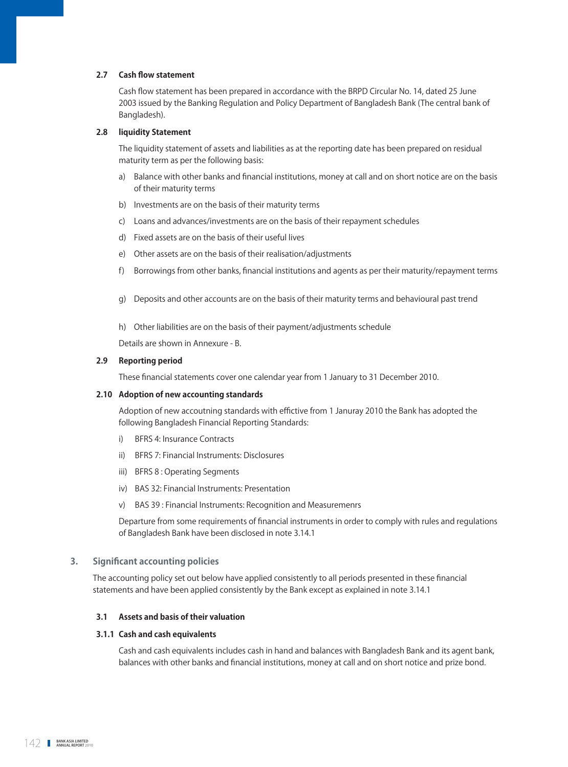### 2.7 Cash flow statement

Cash flow statement has been prepared in accordance with the BRPD Circular No. 14, dated 25 June 2003 issued by the Banking Regulation and Policy Department of Bangladesh Bank (The central bank of Bangladesh).

### 2.8 liquidity Statement

The liquidity statement of assets and liabilities as at the reporting date has been prepared on residual maturity term as per the following basis:

a) Balance with other banks and financial institutions, money at call and on short notice are on the basis of their maturity terms

b) Investments are on the basis of their maturity terms

c) Loans and advances/investments are on the basis of their repayment schedules

d) Fixed assets are on the basis of their useful lives

e) Other assets are on the basis of their realisation/adjustments

f) Borrowings from other banks, financial institutions and agents as per their maturity/repayment terms

g) Deposits and other accounts are on the basis of their maturity terms and behavioural past trend

h) Other liabilities are on the basis of their payment/adjustments schedule

Details are shown in Annexure - B.

### 2.9 Reporting period

These financial statements cover one calendar year from 1 January to 31 December 2010.

### 2.10 Adoption of new accounting standards

Adoption of new accoutning standards with effictive from 1 Januray 2010 the Bank has adopted the following Bangladesh Financial Reporting Standards:

i) BFRS 4: Insurance Contracts

ii) BFRS 7: Financial Instruments: Disclosures

iii) BFRS 8 : Operating Segments

iv) BAS 32: Financial Instruments: Presentation

v) BAS 39 : Financial Instruments: Recognition and Measuremenrs

Departure from some requirements of financial instruments in order to comply with rules and regulations of Bangladesh Bank have been disclosed in note 3.14.1

## 3. Significant accounting policies

The accounting policy set out below have applied consistently to all periods presented in these financial statements and have been applied consistently by the Bank except as explained in note 3.14.1

### 3.1 Assets and basis of their valuation

#### 3.1.1 Cash and cash equivalents

Cash and cash equivalents includes cash in hand and balances with Bangladesh Bank and its agent bank, balances with other banks and financial institutions, money at call and on short notice and prize bond.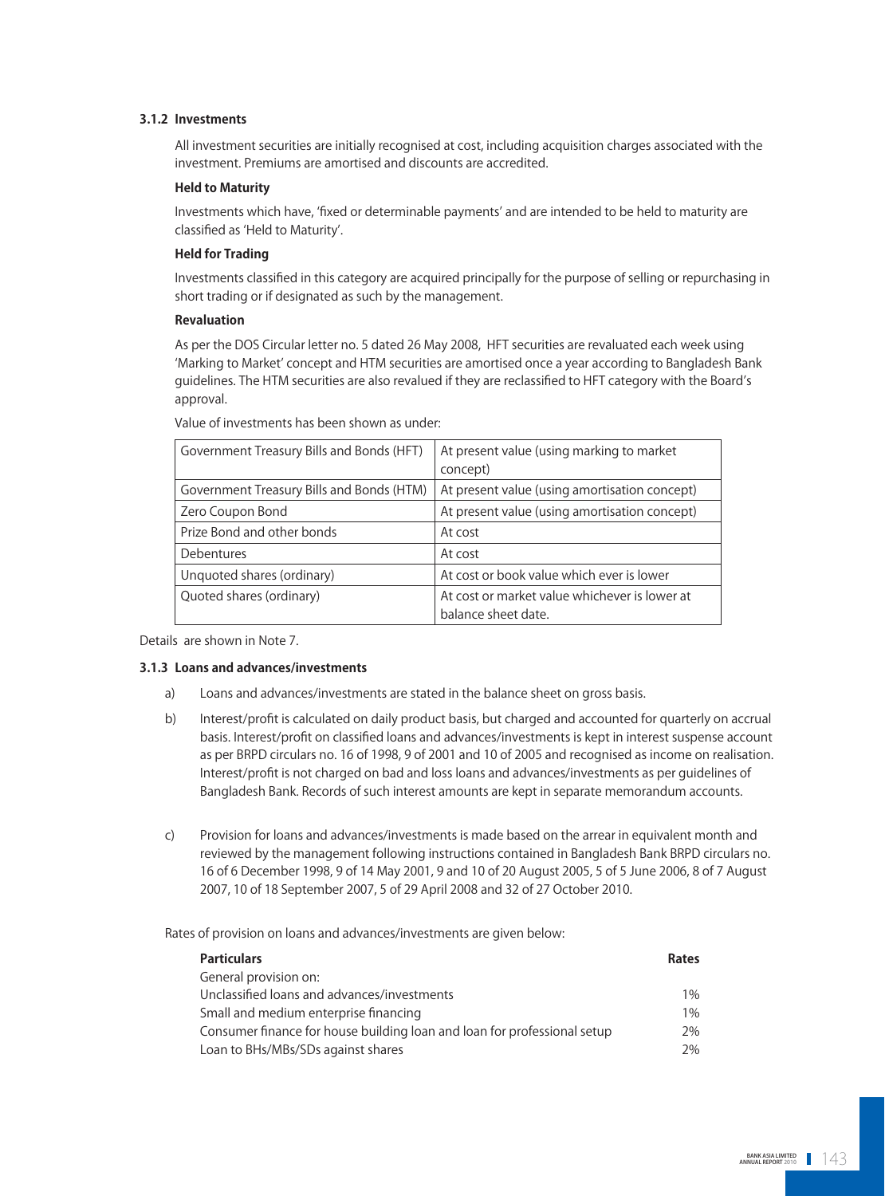### 3.1.2 Investments

All investment securities are initially recognised at cost, including acquisition charges associated with the investment. Premiums are amortised and discounts are accredited.

**Held to Maturity**

Investments which have, 'fixed or determinable payments' and are intended to be held to maturity are classified as 'Held to Maturity'.

**Held for Trading**

Investments classified in this category are acquired principally for the purpose of selling or repurchasing in short trading or if designated as such by the management.

**Revaluation**

As per the DOS Circular letter no. 5 dated 26 May 2008, HFT securities are revaluated each week using 'Marking to Market' concept and HTM securities are amortised once a year according to Bangladesh Bank guidelines. The HTM securities are also revalued if they are reclassified to HFT category with the Board's approval.

Value of investments has been shown as under:

| | |
|---|---|
| Government Treasury Bills and Bonds (HFT) | At present value (using marking to market concept) |
| Government Treasury Bills and Bonds (HTM) | At present value (using amortisation concept) |
| Zero Coupon Bond | At present value (using amortisation concept) |
| Prize Bond and other bonds | At cost |
| Debentures | At cost |
| Unquoted shares (ordinary) | At cost or book value which ever is lower |
| Quoted shares (ordinary) | At cost or market value whichever is lower at balance sheet date. |

Details are shown in Note 7.

### 3.1.3 Loans and advances/investments

a) Loans and advances/investments are stated in the balance sheet on gross basis.

b) Interest/profit is calculated on daily product basis, but charged and accounted for quarterly on accrual basis. Interest/profit on classified loans and advances/investments is kept in interest suspense account as per BRPD circulars no. 16 of 1998, 9 of 2001 and 10 of 2005 and recognised as income on realisation. Interest/profit is not charged on bad and loss loans and advances/investments as per guidelines of Bangladesh Bank. Records of such interest amounts are kept in separate memorandum accounts.

c) Provision for loans and advances/investments is made based on the arrear in equivalent month and reviewed by the management following instructions contained in Bangladesh Bank BRPD circulars no. 16 of 6 December 1998, 9 of 14 May 2001, 9 and 10 of 20 August 2005, 5 of 5 June 2006, 8 of 7 August 2007, 10 of 18 September 2007, 5 of 29 April 2008 and 32 of 27 October 2010.

Rates of provision on loans and advances/investments are given below:

| **Particulars** | **Rates** |
|---|---|
| General provision on: | |
| Unclassified loans and advances/investments | 1% |
| Small and medium enterprise financing | 1% |
| Consumer finance for house building loan and loan for professional setup | 2% |
| Loan to BHs/MBs/SDs against shares | 2% |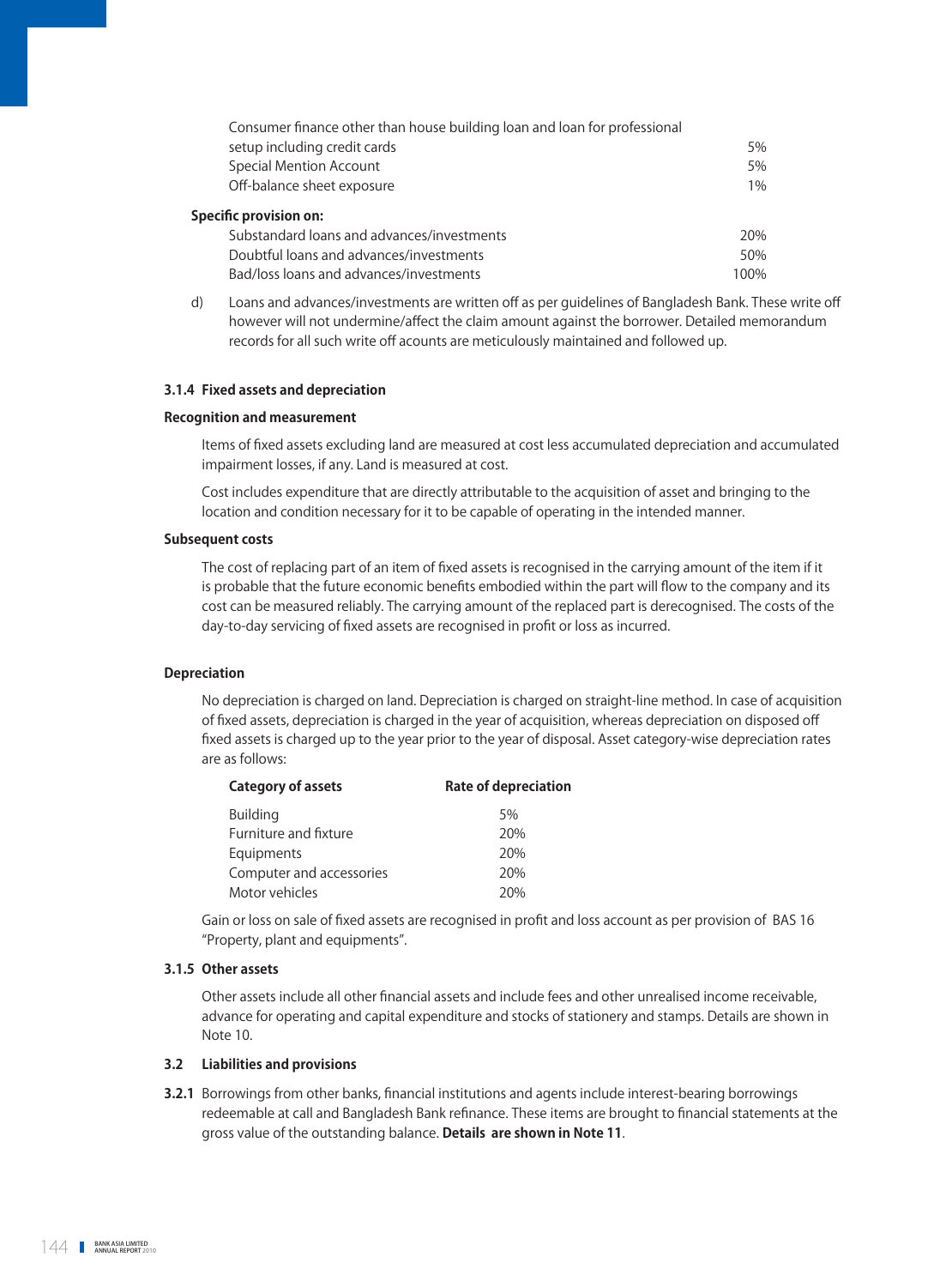| | |
|---|---|
| Consumer finance other than house building loan and loan for professional setup including credit cards | 5% |
| Special Mention Account | 5% |
| Off-balance sheet exposure | 1% |

**Specific provision on:**

| | |
|---|---|
| Substandard loans and advances/investments | 20% |
| Doubtful loans and advances/investments | 50% |
| Bad/loss loans and advances/investments | 100% |

d) Loans and advances/investments are written off as per guidelines of Bangladesh Bank. These write off however will not undermine/affect the claim amount against the borrower. Detailed memorandum records for all such write off acounts are meticulously maintained and followed up.

### 3.1.4 Fixed assets and depreciation

**Recognition and measurement**

Items of fixed assets excluding land are measured at cost less accumulated depreciation and accumulated impairment losses, if any. Land is measured at cost.

Cost includes expenditure that are directly attributable to the acquisition of asset and bringing to the location and condition necessary for it to be capable of operating in the intended manner.

**Subsequent costs**

The cost of replacing part of an item of fixed assets is recognised in the carrying amount of the item if it is probable that the future economic benefits embodied within the part will flow to the company and its cost can be measured reliably. The carrying amount of the replaced part is derecognised. The costs of the day-to-day servicing of fixed assets are recognised in profit or loss as incurred.

**Depreciation**

No depreciation is charged on land. Depreciation is charged on straight-line method. In case of acquisition of fixed assets, depreciation is charged in the year of acquisition, whereas depreciation on disposed off fixed assets is charged up to the year prior to the year of disposal. Asset category-wise depreciation rates are as follows:

| Category of assets | Rate of depreciation |
|---|---|
| Building | 5% |
| Furniture and fixture | 20% |
| Equipments | 20% |
| Computer and accessories | 20% |
| Motor vehicles | 20% |

Gain or loss on sale of fixed assets are recognised in profit and loss account as per provision of BAS 16 "Property, plant and equipments".

### 3.1.5 Other assets

Other assets include all other financial assets and include fees and other unrealised income receivable, advance for operating and capital expenditure and stocks of stationery and stamps. Details are shown in Note 10.

## 3.2 Liabilities and provisions

**3.2.1** Borrowings from other banks, financial institutions and agents include interest-bearing borrowings redeemable at call and Bangladesh Bank refinance. These items are brought to financial statements at the gross value of the outstanding balance. **Details are shown in Note 11**.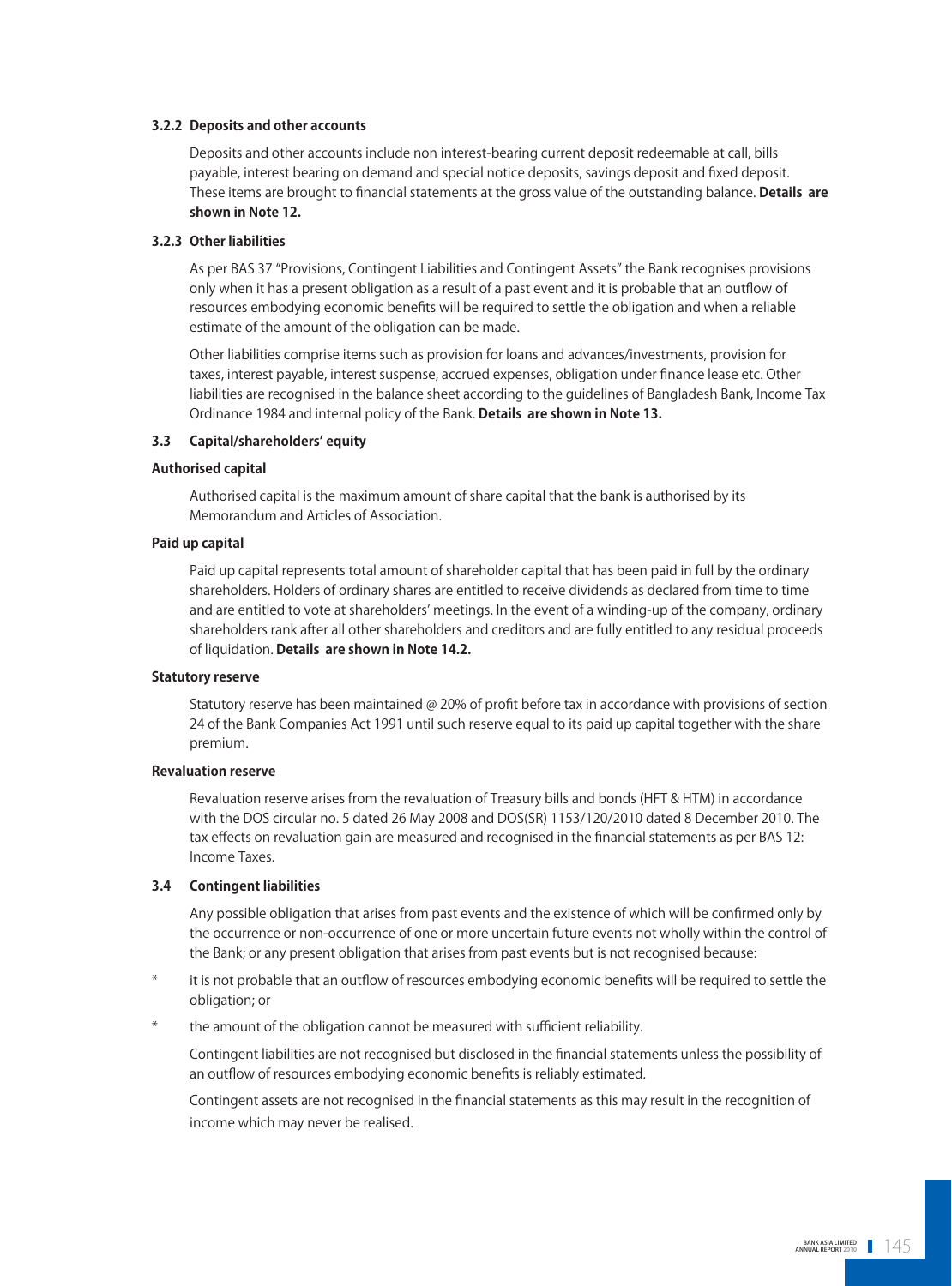#### 3.2.2 Deposits and other accounts

Deposits and other accounts include non interest-bearing current deposit redeemable at call, bills payable, interest bearing on demand and special notice deposits, savings deposit and fixed deposit. These items are brought to financial statements at the gross value of the outstanding balance. **Details are shown in Note 12.**

#### 3.2.3 Other liabilities

As per BAS 37 "Provisions, Contingent Liabilities and Contingent Assets" the Bank recognises provisions only when it has a present obligation as a result of a past event and it is probable that an outflow of resources embodying economic benefits will be required to settle the obligation and when a reliable estimate of the amount of the obligation can be made.

Other liabilities comprise items such as provision for loans and advances/investments, provision for taxes, interest payable, interest suspense, accrued expenses, obligation under finance lease etc. Other liabilities are recognised in the balance sheet according to the guidelines of Bangladesh Bank, Income Tax Ordinance 1984 and internal policy of the Bank. **Details are shown in Note 13.**

### 3.3 Capital/shareholders' equity

**Authorised capital**

Authorised capital is the maximum amount of share capital that the bank is authorised by its Memorandum and Articles of Association.

**Paid up capital**

Paid up capital represents total amount of shareholder capital that has been paid in full by the ordinary shareholders. Holders of ordinary shares are entitled to receive dividends as declared from time to time and are entitled to vote at shareholders' meetings. In the event of a winding-up of the company, ordinary shareholders rank after all other shareholders and creditors and are fully entitled to any residual proceeds of liquidation. **Details are shown in Note 14.2.**

**Statutory reserve**

Statutory reserve has been maintained @ 20% of profit before tax in accordance with provisions of section 24 of the Bank Companies Act 1991 until such reserve equal to its paid up capital together with the share premium.

**Revaluation reserve**

Revaluation reserve arises from the revaluation of Treasury bills and bonds (HFT & HTM) in accordance with the DOS circular no. 5 dated 26 May 2008 and DOS(SR) 1153/120/2010 dated 8 December 2010. The tax effects on revaluation gain are measured and recognised in the financial statements as per BAS 12: Income Taxes.

### 3.4 Contingent liabilities

Any possible obligation that arises from past events and the existence of which will be confirmed only by the occurrence or non-occurrence of one or more uncertain future events not wholly within the control of the Bank; or any present obligation that arises from past events but is not recognised because:

* it is not probable that an outflow of resources embodying economic benefits will be required to settle the obligation; or
* the amount of the obligation cannot be measured with sufficient reliability.

Contingent liabilities are not recognised but disclosed in the financial statements unless the possibility of an outflow of resources embodying economic benefits is reliably estimated.

Contingent assets are not recognised in the financial statements as this may result in the recognition of income which may never be realised.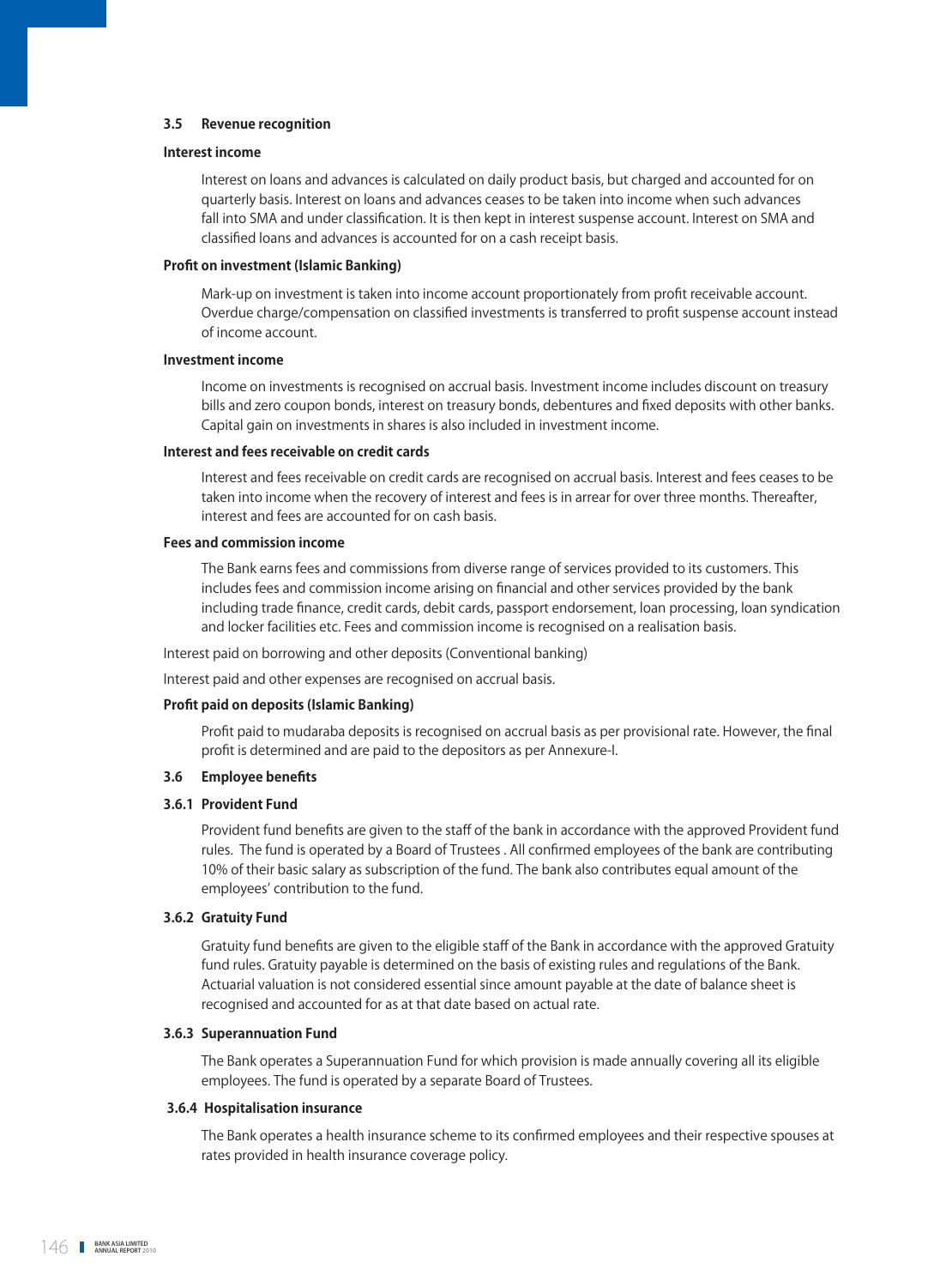### 3.5 Revenue recognition

**Interest income**

Interest on loans and advances is calculated on daily product basis, but charged and accounted for on quarterly basis. Interest on loans and advances ceases to be taken into income when such advances fall into SMA and under classification. It is then kept in interest suspense account. Interest on SMA and classified loans and advances is accounted for on a cash receipt basis.

**Profit on investment (Islamic Banking)**

Mark-up on investment is taken into income account proportionately from profit receivable account. Overdue charge/compensation on classified investments is transferred to profit suspense account instead of income account.

**Investment income**

Income on investments is recognised on accrual basis. Investment income includes discount on treasury bills and zero coupon bonds, interest on treasury bonds, debentures and fixed deposits with other banks. Capital gain on investments in shares is also included in investment income.

**Interest and fees receivable on credit cards**

Interest and fees receivable on credit cards are recognised on accrual basis. Interest and fees ceases to be taken into income when the recovery of interest and fees is in arrear for over three months. Thereafter, interest and fees are accounted for on cash basis.

**Fees and commission income**

The Bank earns fees and commissions from diverse range of services provided to its customers. This includes fees and commission income arising on financial and other services provided by the bank including trade finance, credit cards, debit cards, passport endorsement, loan processing, loan syndication and locker facilities etc. Fees and commission income is recognised on a realisation basis.

Interest paid on borrowing and other deposits (Conventional banking)

Interest paid and other expenses are recognised on accrual basis.

**Profit paid on deposits (Islamic Banking)**

Profit paid to mudaraba deposits is recognised on accrual basis as per provisional rate. However, the final profit is determined and are paid to the depositors as per Annexure-I.

### 3.6 Employee benefits

#### 3.6.1 Provident Fund

Provident fund benefits are given to the staff of the bank in accordance with the approved Provident fund rules. The fund is operated by a Board of Trustees . All confirmed employees of the bank are contributing 10% of their basic salary as subscription of the fund. The bank also contributes equal amount of the employees' contribution to the fund.

#### 3.6.2 Gratuity Fund

Gratuity fund benefits are given to the eligible staff of the Bank in accordance with the approved Gratuity fund rules. Gratuity payable is determined on the basis of existing rules and regulations of the Bank. Actuarial valuation is not considered essential since amount payable at the date of balance sheet is recognised and accounted for as at that date based on actual rate.

#### 3.6.3 Superannuation Fund

The Bank operates a Superannuation Fund for which provision is made annually covering all its eligible employees. The fund is operated by a separate Board of Trustees.

#### 3.6.4 Hospitalisation insurance

The Bank operates a health insurance scheme to its confirmed employees and their respective spouses at rates provided in health insurance coverage policy.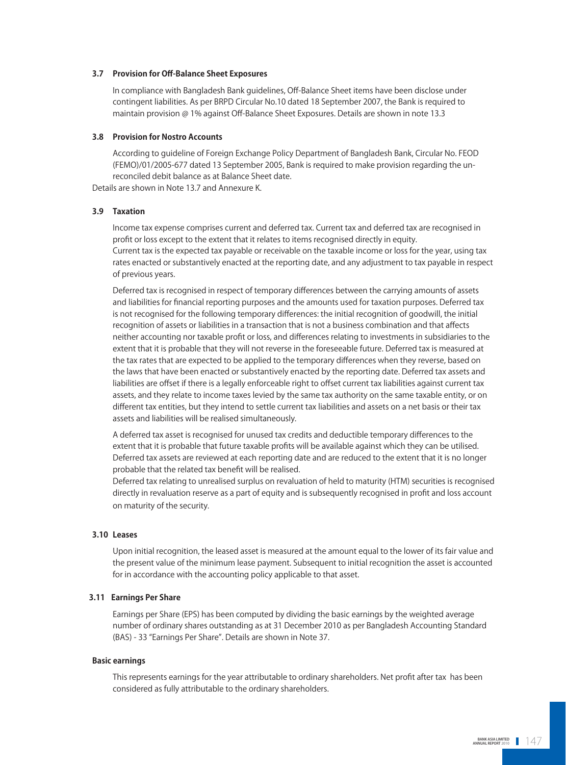### 3.7 Provision for Off-Balance Sheet Exposures

In compliance with Bangladesh Bank guidelines, Off-Balance Sheet items have been disclose under contingent liabilities. As per BRPD Circular No.10 dated 18 September 2007, the Bank is required to maintain provision @ 1% against Off-Balance Sheet Exposures. Details are shown in note 13.3

### 3.8 Provision for Nostro Accounts

According to guideline of Foreign Exchange Policy Department of Bangladesh Bank, Circular No. FEOD (FEMO)/01/2005-677 dated 13 September 2005, Bank is required to make provision regarding the un-reconciled debit balance as at Balance Sheet date.

Details are shown in Note 13.7 and Annexure K.

### 3.9 Taxation

Income tax expense comprises current and deferred tax. Current tax and deferred tax are recognised in profit or loss except to the extent that it relates to items recognised directly in equity.

Current tax is the expected tax payable or receivable on the taxable income or loss for the year, using tax rates enacted or substantively enacted at the reporting date, and any adjustment to tax payable in respect of previous years.

Deferred tax is recognised in respect of temporary differences between the carrying amounts of assets and liabilities for financial reporting purposes and the amounts used for taxation purposes. Deferred tax is not recognised for the following temporary differences: the initial recognition of goodwill, the initial recognition of assets or liabilities in a transaction that is not a business combination and that affects neither accounting nor taxable profit or loss, and differences relating to investments in subsidiaries to the extent that it is probable that they will not reverse in the foreseeable future. Deferred tax is measured at the tax rates that are expected to be applied to the temporary differences when they reverse, based on the laws that have been enacted or substantively enacted by the reporting date. Deferred tax assets and liabilities are offset if there is a legally enforceable right to offset current tax liabilities against current tax assets, and they relate to income taxes levied by the same tax authority on the same taxable entity, or on different tax entities, but they intend to settle current tax liabilities and assets on a net basis or their tax assets and liabilities will be realised simultaneously.

A deferred tax asset is recognised for unused tax credits and deductible temporary differences to the extent that it is probable that future taxable profits will be available against which they can be utilised. Deferred tax assets are reviewed at each reporting date and are reduced to the extent that it is no longer probable that the related tax benefit will be realised.

Deferred tax relating to unrealised surplus on revaluation of held to maturity (HTM) securities is recognised directly in revaluation reserve as a part of equity and is subsequently recognised in profit and loss account on maturity of the security.

### 3.10 Leases

Upon initial recognition, the leased asset is measured at the amount equal to the lower of its fair value and the present value of the minimum lease payment. Subsequent to initial recognition the asset is accounted for in accordance with the accounting policy applicable to that asset.

### 3.11 Earnings Per Share

Earnings per Share (EPS) has been computed by dividing the basic earnings by the weighted average number of ordinary shares outstanding as at 31 December 2010 as per Bangladesh Accounting Standard (BAS) - 33 "Earnings Per Share". Details are shown in Note 37.

#### Basic earnings

This represents earnings for the year attributable to ordinary shareholders. Net profit after tax has been considered as fully attributable to the ordinary shareholders.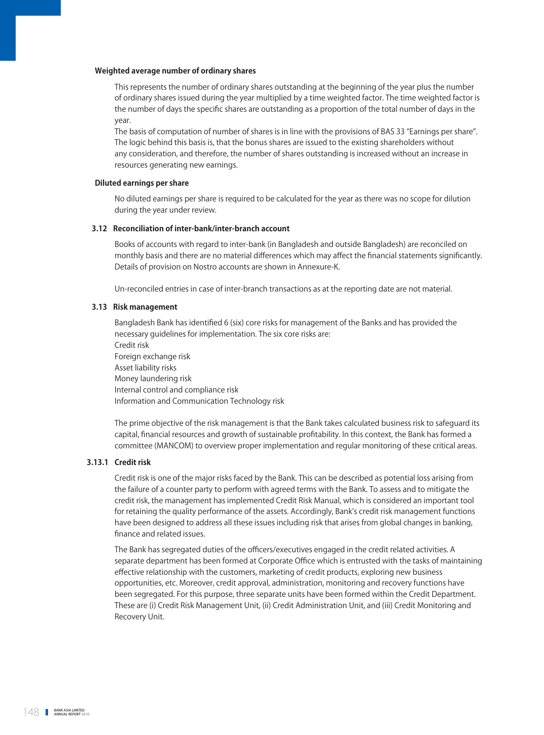#### Weighted average number of ordinary shares

This represents the number of ordinary shares outstanding at the beginning of the year plus the number of ordinary shares issued during the year multiplied by a time weighted factor. The time weighted factor is the number of days the specific shares are outstanding as a proportion of the total number of days in the year.

The basis of computation of number of shares is in line with the provisions of BAS 33 "Earnings per share". The logic behind this basis is, that the bonus shares are issued to the existing shareholders without any consideration, and therefore, the number of shares outstanding is increased without an increase in resources generating new earnings.

#### Diluted earnings per share

No diluted earnings per share is required to be calculated for the year as there was no scope for dilution during the year under review.

### 3.12 Reconciliation of inter-bank/inter-branch account

Books of accounts with regard to inter-bank (in Bangladesh and outside Bangladesh) are reconciled on monthly basis and there are no material differences which may affect the financial statements significantly. Details of provision on Nostro accounts are shown in Annexure-K.

Un-reconciled entries in case of inter-branch transactions as at the reporting date are not material.

### 3.13 Risk management

Bangladesh Bank has identified 6 (six) core risks for management of the Banks and has provided the necessary guidelines for implementation. The six core risks are:

Credit risk
Foreign exchange risk
Asset liability risks
Money laundering risk
Internal control and compliance risk
Information and Communication Technology risk

The prime objective of the risk management is that the Bank takes calculated business risk to safeguard its capital, financial resources and growth of sustainable profitability. In this context, the Bank has formed a committee (MANCOM) to overview proper implementation and regular monitoring of these critical areas.

#### 3.13.1 Credit risk

Credit risk is one of the major risks faced by the Bank. This can be described as potential loss arising from the failure of a counter party to perform with agreed terms with the Bank. To assess and to mitigate the credit risk, the management has implemented Credit Risk Manual, which is considered an important tool for retaining the quality performance of the assets. Accordingly, Bank's credit risk management functions have been designed to address all these issues including risk that arises from global changes in banking, finance and related issues.

The Bank has segregated duties of the officers/executives engaged in the credit related activities. A separate department has been formed at Corporate Office which is entrusted with the tasks of maintaining effective relationship with the customers, marketing of credit products, exploring new business opportunities, etc. Moreover, credit approval, administration, monitoring and recovery functions have been segregated. For this purpose, three separate units have been formed within the Credit Department. These are (i) Credit Risk Management Unit, (ii) Credit Administration Unit, and (iii) Credit Monitoring and Recovery Unit.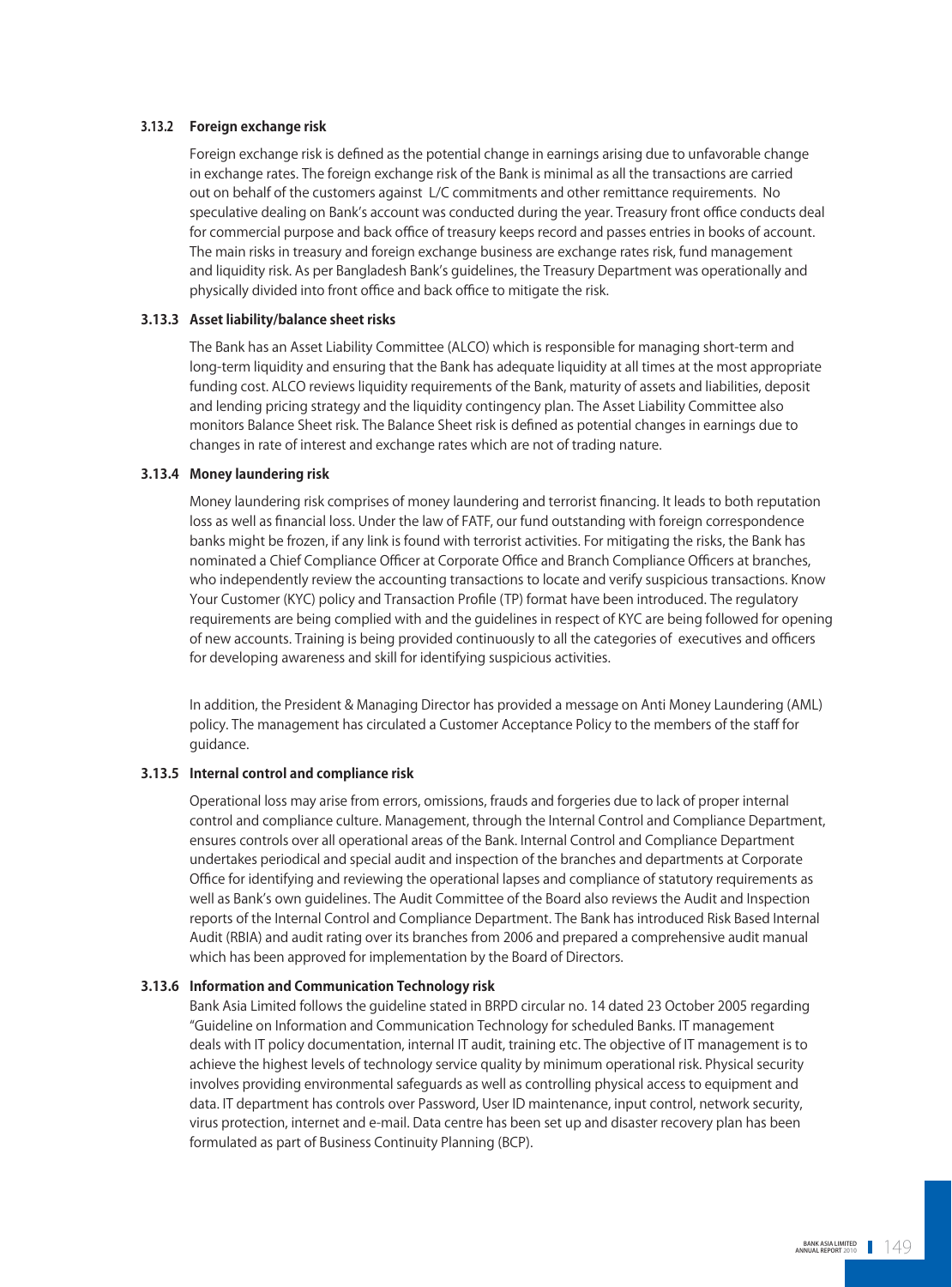### 3.13.2 Foreign exchange risk

Foreign exchange risk is defined as the potential change in earnings arising due to unfavorable change in exchange rates. The foreign exchange risk of the Bank is minimal as all the transactions are carried out on behalf of the customers against L/C commitments and other remittance requirements. No speculative dealing on Bank's account was conducted during the year. Treasury front office conducts deal for commercial purpose and back office of treasury keeps record and passes entries in books of account. The main risks in treasury and foreign exchange business are exchange rates risk, fund management and liquidity risk. As per Bangladesh Bank's guidelines, the Treasury Department was operationally and physically divided into front office and back office to mitigate the risk.

### 3.13.3 Asset liability/balance sheet risks

The Bank has an Asset Liability Committee (ALCO) which is responsible for managing short-term and long-term liquidity and ensuring that the Bank has adequate liquidity at all times at the most appropriate funding cost. ALCO reviews liquidity requirements of the Bank, maturity of assets and liabilities, deposit and lending pricing strategy and the liquidity contingency plan. The Asset Liability Committee also monitors Balance Sheet risk. The Balance Sheet risk is defined as potential changes in earnings due to changes in rate of interest and exchange rates which are not of trading nature.

### 3.13.4 Money laundering risk

Money laundering risk comprises of money laundering and terrorist financing. It leads to both reputation loss as well as financial loss. Under the law of FATF, our fund outstanding with foreign correspondence banks might be frozen, if any link is found with terrorist activities. For mitigating the risks, the Bank has nominated a Chief Compliance Officer at Corporate Office and Branch Compliance Officers at branches, who independently review the accounting transactions to locate and verify suspicious transactions. Know Your Customer (KYC) policy and Transaction Profile (TP) format have been introduced. The regulatory requirements are being complied with and the guidelines in respect of KYC are being followed for opening of new accounts. Training is being provided continuously to all the categories of executives and officers for developing awareness and skill for identifying suspicious activities.

In addition, the President & Managing Director has provided a message on Anti Money Laundering (AML) policy. The management has circulated a Customer Acceptance Policy to the members of the staff for guidance.

### 3.13.5 Internal control and compliance risk

Operational loss may arise from errors, omissions, frauds and forgeries due to lack of proper internal control and compliance culture. Management, through the Internal Control and Compliance Department, ensures controls over all operational areas of the Bank. Internal Control and Compliance Department undertakes periodical and special audit and inspection of the branches and departments at Corporate Office for identifying and reviewing the operational lapses and compliance of statutory requirements as well as Bank's own guidelines. The Audit Committee of the Board also reviews the Audit and Inspection reports of the Internal Control and Compliance Department. The Bank has introduced Risk Based Internal Audit (RBIA) and audit rating over its branches from 2006 and prepared a comprehensive audit manual which has been approved for implementation by the Board of Directors.

### 3.13.6 Information and Communication Technology risk

Bank Asia Limited follows the guideline stated in BRPD circular no. 14 dated 23 October 2005 regarding "Guideline on Information and Communication Technology for scheduled Banks. IT management deals with IT policy documentation, internal IT audit, training etc. The objective of IT management is to achieve the highest levels of technology service quality by minimum operational risk. Physical security involves providing environmental safeguards as well as controlling physical access to equipment and data. IT department has controls over Password, User ID maintenance, input control, network security, virus protection, internet and e-mail. Data centre has been set up and disaster recovery plan has been formulated as part of Business Continuity Planning (BCP).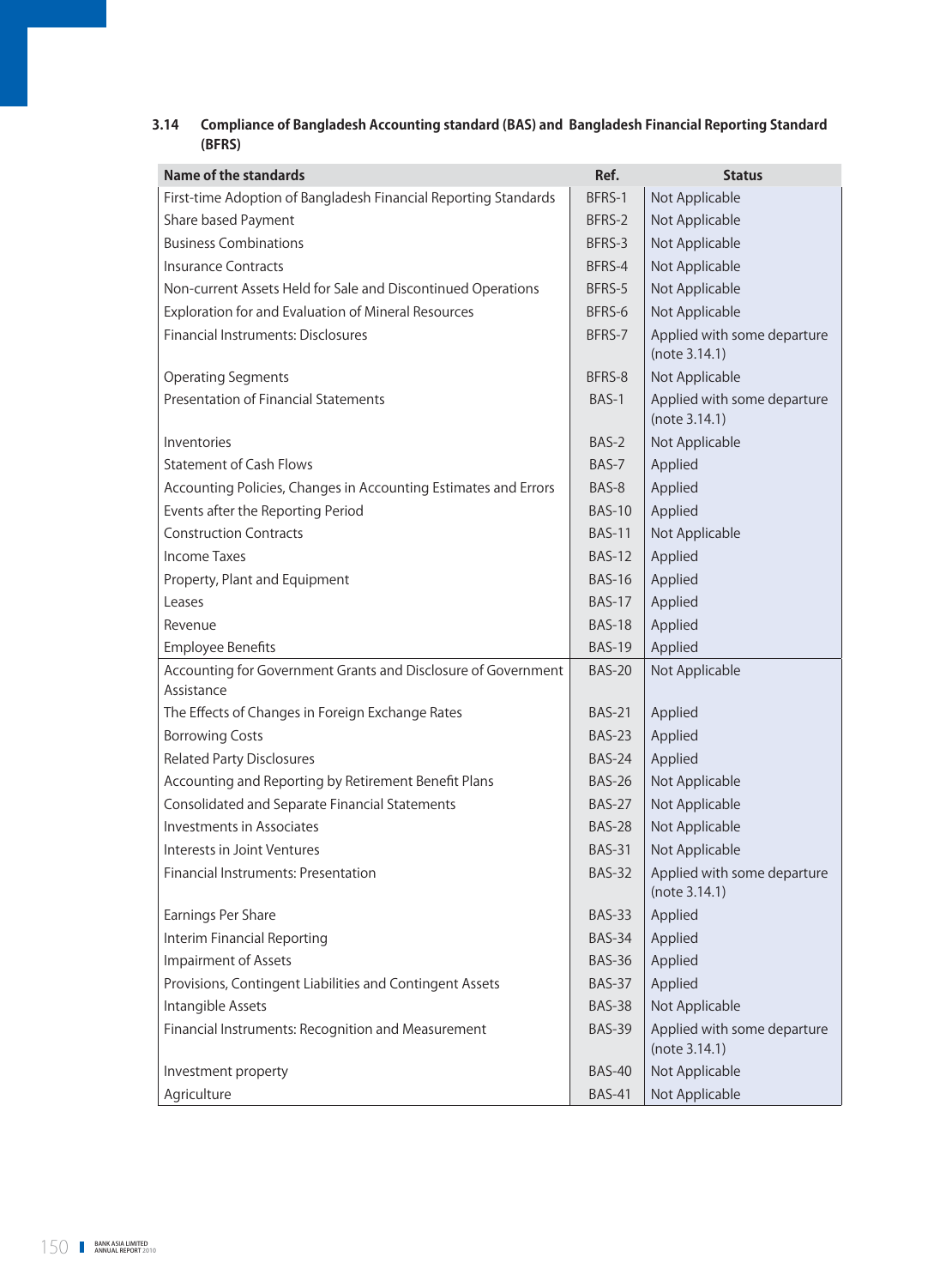### 3.14 Compliance of Bangladesh Accounting standard (BAS) and Bangladesh Financial Reporting Standard (BFRS)

| Name of the standards | Ref. | Status |
|---|---|---|
| First-time Adoption of Bangladesh Financial Reporting Standards | BFRS-1 | Not Applicable |
| Share based Payment | BFRS-2 | Not Applicable |
| Business Combinations | BFRS-3 | Not Applicable |
| Insurance Contracts | BFRS-4 | Not Applicable |
| Non-current Assets Held for Sale and Discontinued Operations | BFRS-5 | Not Applicable |
| Exploration for and Evaluation of Mineral Resources | BFRS-6 | Not Applicable |
| Financial Instruments: Disclosures | BFRS-7 | Applied with some departure (note 3.14.1) |
| Operating Segments | BFRS-8 | Not Applicable |
| Presentation of Financial Statements | BAS-1 | Applied with some departure (note 3.14.1) |
| Inventories | BAS-2 | Not Applicable |
| Statement of Cash Flows | BAS-7 | Applied |
| Accounting Policies, Changes in Accounting Estimates and Errors | BAS-8 | Applied |
| Events after the Reporting Period | BAS-10 | Applied |
| Construction Contracts | BAS-11 | Not Applicable |
| Income Taxes | BAS-12 | Applied |
| Property, Plant and Equipment | BAS-16 | Applied |
| Leases | BAS-17 | Applied |
| Revenue | BAS-18 | Applied |
| Employee Benefits | BAS-19 | Applied |
| Accounting for Government Grants and Disclosure of Government Assistance | BAS-20 | Not Applicable |
| The Effects of Changes in Foreign Exchange Rates | BAS-21 | Applied |
| Borrowing Costs | BAS-23 | Applied |
| Related Party Disclosures | BAS-24 | Applied |
| Accounting and Reporting by Retirement Benefit Plans | BAS-26 | Not Applicable |
| Consolidated and Separate Financial Statements | BAS-27 | Not Applicable |
| Investments in Associates | BAS-28 | Not Applicable |
| Interests in Joint Ventures | BAS-31 | Not Applicable |
| Financial Instruments: Presentation | BAS-32 | Applied with some departure (note 3.14.1) |
| Earnings Per Share | BAS-33 | Applied |
| Interim Financial Reporting | BAS-34 | Applied |
| Impairment of Assets | BAS-36 | Applied |
| Provisions, Contingent Liabilities and Contingent Assets | BAS-37 | Applied |
| Intangible Assets | BAS-38 | Not Applicable |
| Financial Instruments: Recognition and Measurement | BAS-39 | Applied with some departure (note 3.14.1) |
| Investment property | BAS-40 | Not Applicable |
| Agriculture | BAS-41 | Not Applicable |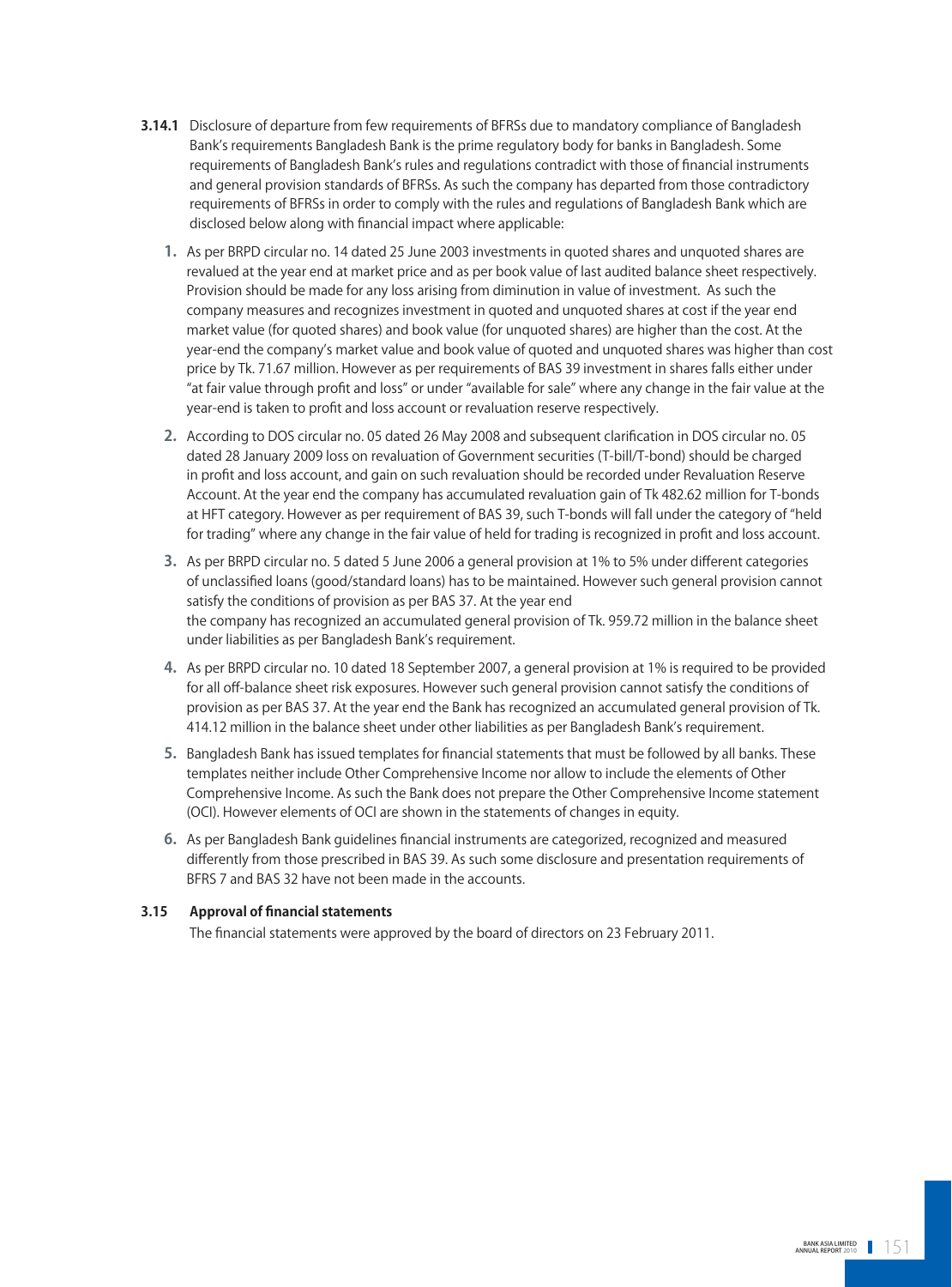**3.14.1** Disclosure of departure from few requirements of BFRSs due to mandatory compliance of Bangladesh Bank's requirements Bangladesh Bank is the prime regulatory body for banks in Bangladesh. Some requirements of Bangladesh Bank's rules and regulations contradict with those of financial instruments and general provision standards of BFRSs. As such the company has departed from those contradictory requirements of BFRSs in order to comply with the rules and regulations of Bangladesh Bank which are disclosed below along with financial impact where applicable:

1. As per BRPD circular no. 14 dated 25 June 2003 investments in quoted shares and unquoted shares are revalued at the year end at market price and as per book value of last audited balance sheet respectively. Provision should be made for any loss arising from diminution in value of investment. As such the company measures and recognizes investment in quoted and unquoted shares at cost if the year end market value (for quoted shares) and book value (for unquoted shares) are higher than the cost. At the year-end the company's market value and book value of quoted and unquoted shares was higher than cost price by Tk. 71.67 million. However as per requirements of BAS 39 investment in shares falls either under "at fair value through profit and loss" or under "available for sale" where any change in the fair value at the year-end is taken to profit and loss account or revaluation reserve respectively.

2. According to DOS circular no. 05 dated 26 May 2008 and subsequent clarification in DOS circular no. 05 dated 28 January 2009 loss on revaluation of Government securities (T-bill/T-bond) should be charged in profit and loss account, and gain on such revaluation should be recorded under Revaluation Reserve Account. At the year end the company has accumulated revaluation gain of Tk 482.62 million for T-bonds at HFT category. However as per requirement of BAS 39, such T-bonds will fall under the category of "held for trading" where any change in the fair value of held for trading is recognized in profit and loss account.

3. As per BRPD circular no. 5 dated 5 June 2006 a general provision at 1% to 5% under different categories of unclassified loans (good/standard loans) has to be maintained. However such general provision cannot satisfy the conditions of provision as per BAS 37. At the year end the company has recognized an accumulated general provision of Tk. 959.72 million in the balance sheet under liabilities as per Bangladesh Bank's requirement.

4. As per BRPD circular no. 10 dated 18 September 2007, a general provision at 1% is required to be provided for all off-balance sheet risk exposures. However such general provision cannot satisfy the conditions of provision as per BAS 37. At the year end the Bank has recognized an accumulated general provision of Tk. 414.12 million in the balance sheet under other liabilities as per Bangladesh Bank's requirement.

5. Bangladesh Bank has issued templates for financial statements that must be followed by all banks. These templates neither include Other Comprehensive Income nor allow to include the elements of Other Comprehensive Income. As such the Bank does not prepare the Other Comprehensive Income statement (OCI). However elements of OCI are shown in the statements of changes in equity.

6. As per Bangladesh Bank guidelines financial instruments are categorized, recognized and measured differently from those prescribed in BAS 39. As such some disclosure and presentation requirements of BFRS 7 and BAS 32 have not been made in the accounts.

### 3.15 Approval of financial statements

The financial statements were approved by the board of directors on 23 February 2011.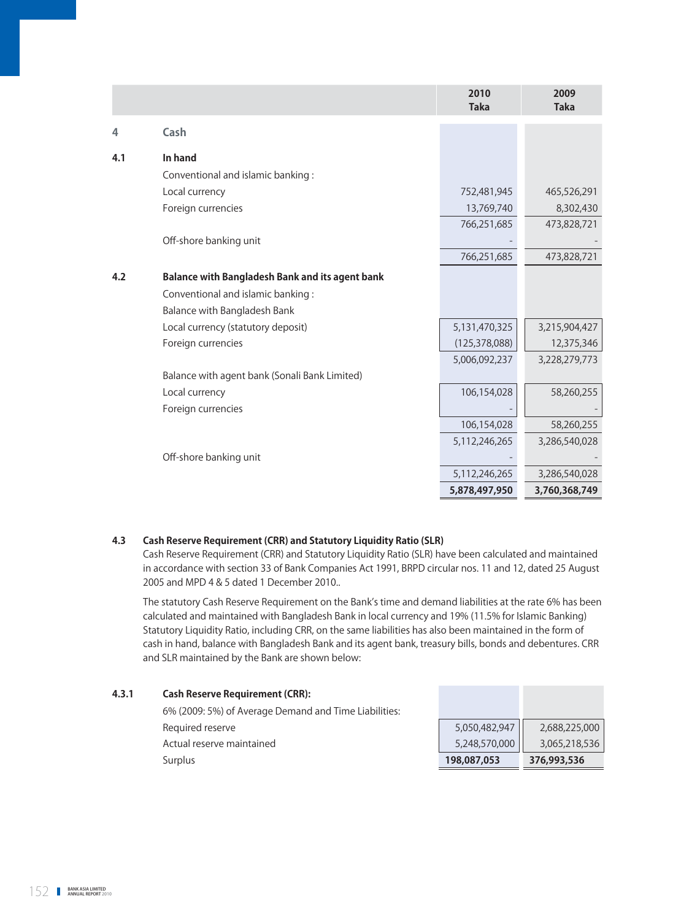| | | 2010 Taka | 2009 Taka |
|---|---|---|---|
| **4** | **Cash** | | |
| **4.1** | **In hand** | | |
| | Conventional and islamic banking : | | |
| | Local currency | 752,481,945 | 465,526,291 |
| | Foreign currencies | 13,769,740 | 8,302,430 |
| | | 766,251,685 | 473,828,721 |
| | Off-shore banking unit | - | - |
| | | 766,251,685 | 473,828,721 |
| **4.2** | **Balance with Bangladesh Bank and its agent bank** | | |
| | Conventional and islamic banking : | | |
| | Balance with Bangladesh Bank | | |
| | Local currency (statutory deposit) | 5,131,470,325 | 3,215,904,427 |
| | Foreign currencies | (125,378,088) | 12,375,346 |
| | | 5,006,092,237 | 3,228,279,773 |
| | Balance with agent bank (Sonali Bank Limited) | | |
| | Local currency | 106,154,028 | 58,260,255 |
| | Foreign currencies | - | - |
| | | 106,154,028 | 58,260,255 |
| | | 5,112,246,265 | 3,286,540,028 |
| | Off-shore banking unit | - | - |
| | | 5,112,246,265 | 3,286,540,028 |
| | | **5,878,497,950** | **3,760,368,749** |

### 4.3 Cash Reserve Requirement (CRR) and Statutory Liquidity Ratio (SLR)

Cash Reserve Requirement (CRR) and Statutory Liquidity Ratio (SLR) have been calculated and maintained in accordance with section 33 of Bank Companies Act 1991, BRPD circular nos. 11 and 12, dated 25 August 2005 and MPD 4 & 5 dated 1 December 2010..

The statutory Cash Reserve Requirement on the Bank's time and demand liabilities at the rate 6% has been calculated and maintained with Bangladesh Bank in local currency and 19% (11.5% for Islamic Banking) Statutory Liquidity Ratio, including CRR, on the same liabilities has also been maintained in the form of cash in hand, balance with Bangladesh Bank and its agent bank, treasury bills, bonds and debentures. CRR and SLR maintained by the Bank are shown below:

| | | 2010 Taka | 2009 Taka |
|---|---|---|---|
| **4.3.1** | **Cash Reserve Requirement (CRR):** | | |
| | 6% (2009: 5%) of Average Demand and Time Liabilities: | | |
| | Required reserve | 5,050,482,947 | 2,688,225,000 |
| | Actual reserve maintained | 5,248,570,000 | 3,065,218,536 |
| | Surplus | **198,087,053** | **376,993,536** |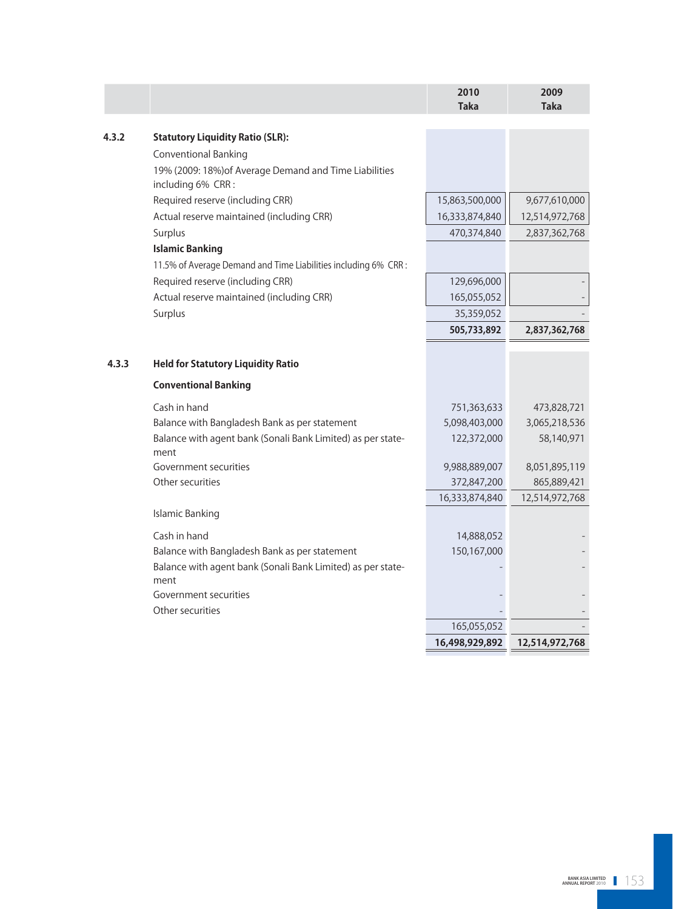| | | 2010<br>Taka | 2009<br>Taka |
|---|---|---|---|
| **4.3.2** | **Statutory Liquidity Ratio (SLR):** | | |
| | Conventional Banking | | |
| | 19% (2009: 18%)of Average Demand and Time Liabilities including 6% CRR : | | |
| | Required reserve (including CRR) | 15,863,500,000 | 9,677,610,000 |
| | Actual reserve maintained (including CRR) | 16,333,874,840 | 12,514,972,768 |
| | Surplus | 470,374,840 | 2,837,362,768 |
| | **Islamic Banking** | | |
| | 11.5% of Average Demand and Time Liabilities including 6% CRR : | | |
| | Required reserve (including CRR) | 129,696,000 | - |
| | Actual reserve maintained (including CRR) | 165,055,052 | - |
| | Surplus | 35,359,052 | - |
| | | **505,733,892** | **2,837,362,768** |
| **4.3.3** | **Held for Statutory Liquidity Ratio** | | |
| | **Conventional Banking** | | |
| | Cash in hand | 751,363,633 | 473,828,721 |
| | Balance with Bangladesh Bank as per statement | 5,098,403,000 | 3,065,218,536 |
| | Balance with agent bank (Sonali Bank Limited) as per statement | 122,372,000 | 58,140,971 |
| | Government securities | 9,988,889,007 | 8,051,895,119 |
| | Other securities | 372,847,200 | 865,889,421 |
| | | 16,333,874,840 | 12,514,972,768 |
| | Islamic Banking | | |
| | Cash in hand | 14,888,052 | - |
| | Balance with Bangladesh Bank as per statement | 150,167,000 | - |
| | Balance with agent bank (Sonali Bank Limited) as per statement | - | - |
| | Government securities | - | - |
| | Other securities | - | - |
| | | 165,055,052 | - |
| | | **16,498,929,892** | **12,514,972,768** |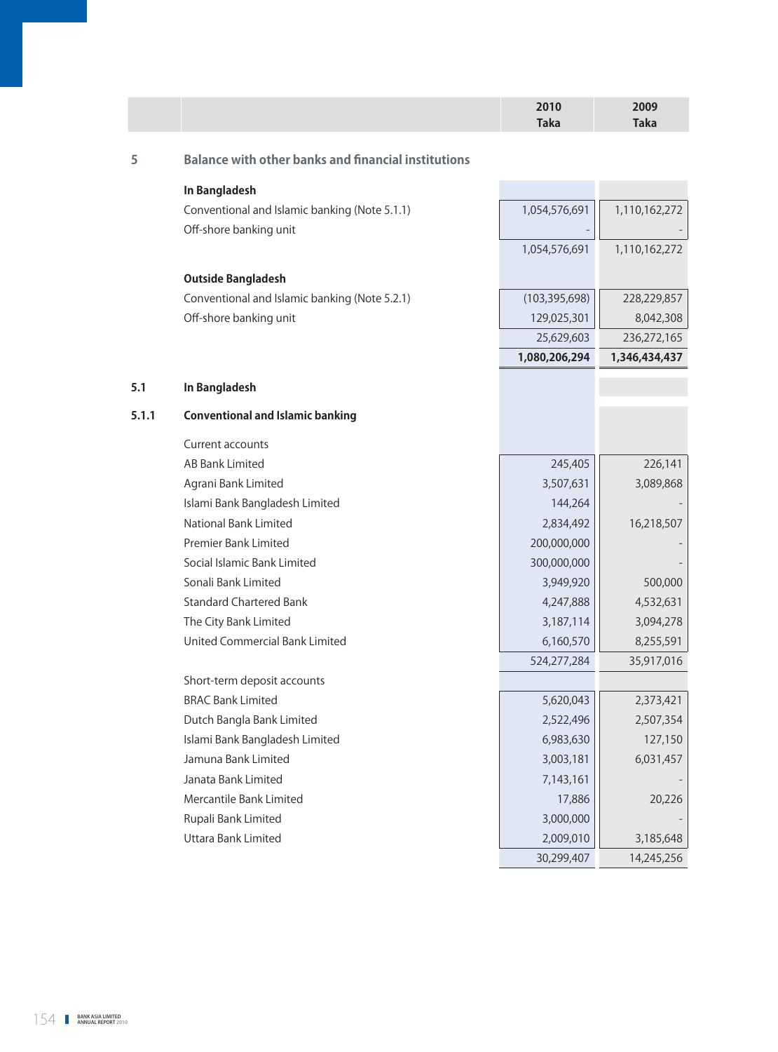| | | 2010 Taka | 2009 Taka |
|---|---|---|---|
| **5** | **Balance with other banks and financial institutions** | | |
| | **In Bangladesh** | | |
| | Conventional and Islamic banking (Note 5.1.1) | 1,054,576,691 | 1,110,162,272 |
| | Off-shore banking unit | - | - |
| | | 1,054,576,691 | 1,110,162,272 |
| | **Outside Bangladesh** | | |
| | Conventional and Islamic banking (Note 5.2.1) | (103,395,698) | 228,229,857 |
| | Off-shore banking unit | 129,025,301 | 8,042,308 |
| | | 25,629,603 | 236,272,165 |
| | | **1,080,206,294** | **1,346,434,437** |
| **5.1** | **In Bangladesh** | | |
| **5.1.1** | **Conventional and Islamic banking** | | |
| | Current accounts | | |
| | AB Bank Limited | 245,405 | 226,141 |
| | Agrani Bank Limited | 3,507,631 | 3,089,868 |
| | Islami Bank Bangladesh Limited | 144,264 | - |
| | National Bank Limited | 2,834,492 | 16,218,507 |
| | Premier Bank Limited | 200,000,000 | - |
| | Social Islamic Bank Limited | 300,000,000 | - |
| | Sonali Bank Limited | 3,949,920 | 500,000 |
| | Standard Chartered Bank | 4,247,888 | 4,532,631 |
| | The City Bank Limited | 3,187,114 | 3,094,278 |
| | United Commercial Bank Limited | 6,160,570 | 8,255,591 |
| | | 524,277,284 | 35,917,016 |
| | Short-term deposit accounts | | |
| | BRAC Bank Limited | 5,620,043 | 2,373,421 |
| | Dutch Bangla Bank Limited | 2,522,496 | 2,507,354 |
| | Islami Bank Bangladesh Limited | 6,983,630 | 127,150 |
| | Jamuna Bank Limited | 3,003,181 | 6,031,457 |
| | Janata Bank Limited | 7,143,161 | - |
| | Mercantile Bank Limited | 17,886 | 20,226 |
| | Rupali Bank Limited | 3,000,000 | - |
| | Uttara Bank Limited | 2,009,010 | 3,185,648 |
| | | 30,299,407 | 14,245,256 |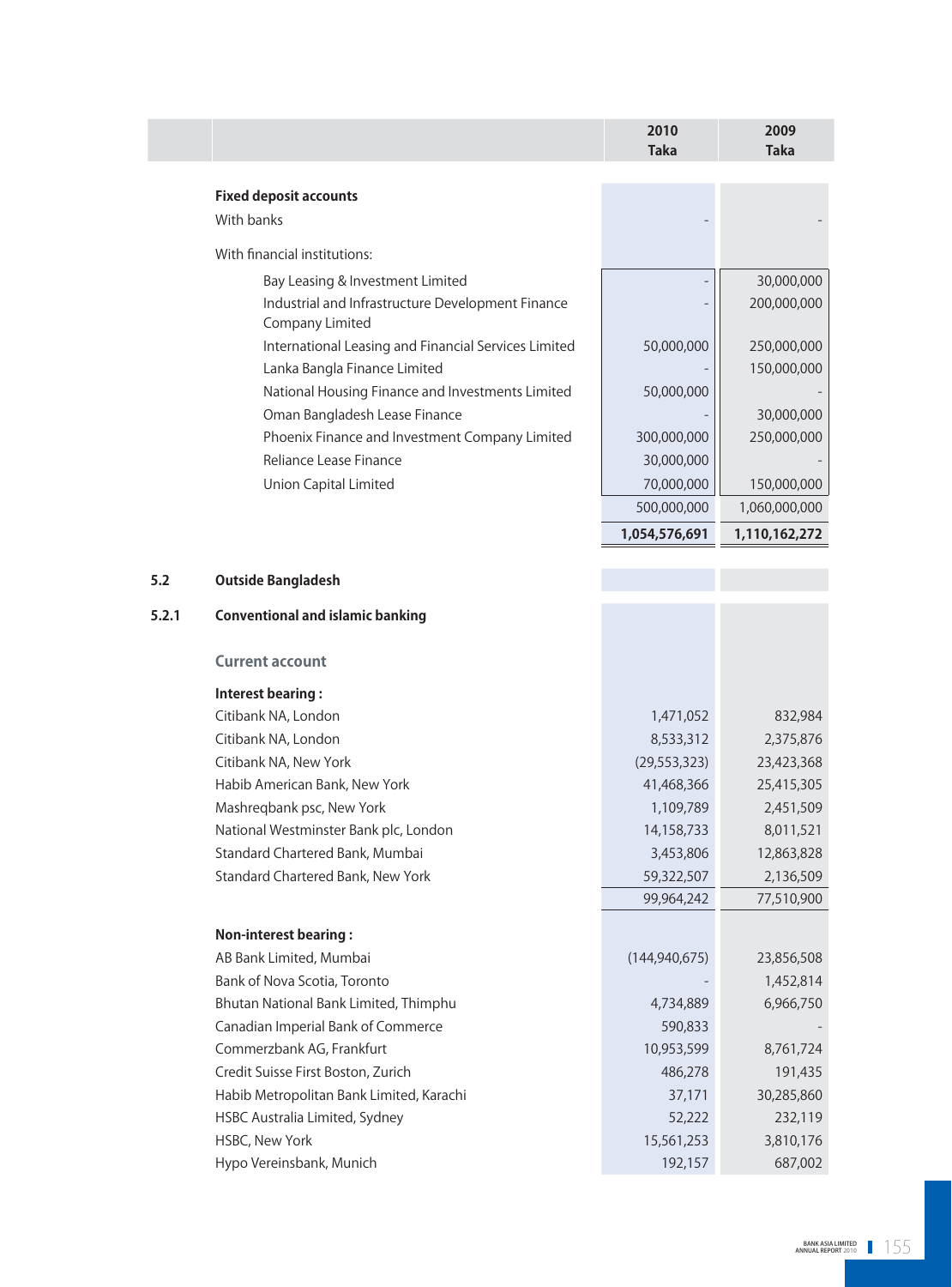| | 2010 Taka | 2009 Taka |
|---|---|---|
| **Fixed deposit accounts** | | |
| With banks | - | - |
| With financial institutions: | | |
| Bay Leasing & Investment Limited | - | 30,000,000 |
| Industrial and Infrastructure Development Finance Company Limited | - | 200,000,000 |
| International Leasing and Financial Services Limited | 50,000,000 | 250,000,000 |
| Lanka Bangla Finance Limited | - | 150,000,000 |
| National Housing Finance and Investments Limited | 50,000,000 | - |
| Oman Bangladesh Lease Finance | - | 30,000,000 |
| Phoenix Finance and Investment Company Limited | 300,000,000 | 250,000,000 |
| Reliance Lease Finance | 30,000,000 | - |
| Union Capital Limited | 70,000,000 | 150,000,000 |
| | 500,000,000 | 1,060,000,000 |
| | **1,054,576,691** | **1,110,162,272** |

## 5.2 Outside Bangladesh

### 5.2.1 Conventional and islamic banking

**Current account**

| | 2010 Taka | 2009 Taka |
|---|---|---|
| **Interest bearing :** | | |
| Citibank NA, London | 1,471,052 | 832,984 |
| Citibank NA, London | 8,533,312 | 2,375,876 |
| Citibank NA, New York | (29,553,323) | 23,423,368 |
| Habib American Bank, New York | 41,468,366 | 25,415,305 |
| Mashreqbank psc, New York | 1,109,789 | 2,451,509 |
| National Westminster Bank plc, London | 14,158,733 | 8,011,521 |
| Standard Chartered Bank, Mumbai | 3,453,806 | 12,863,828 |
| Standard Chartered Bank, New York | 59,322,507 | 2,136,509 |
| | 99,964,242 | 77,510,900 |
| **Non-interest bearing :** | | |
| AB Bank Limited, Mumbai | (144,940,675) | 23,856,508 |
| Bank of Nova Scotia, Toronto | - | 1,452,814 |
| Bhutan National Bank Limited, Thimphu | 4,734,889 | 6,966,750 |
| Canadian Imperial Bank of Commerce | 590,833 | - |
| Commerzbank AG, Frankfurt | 10,953,599 | 8,761,724 |
| Credit Suisse First Boston, Zurich | 486,278 | 191,435 |
| Habib Metropolitan Bank Limited, Karachi | 37,171 | 30,285,860 |
| HSBC Australia Limited, Sydney | 52,222 | 232,119 |
| HSBC, New York | 15,561,253 | 3,810,176 |
| Hypo Vereinsbank, Munich | 192,157 | 687,002 |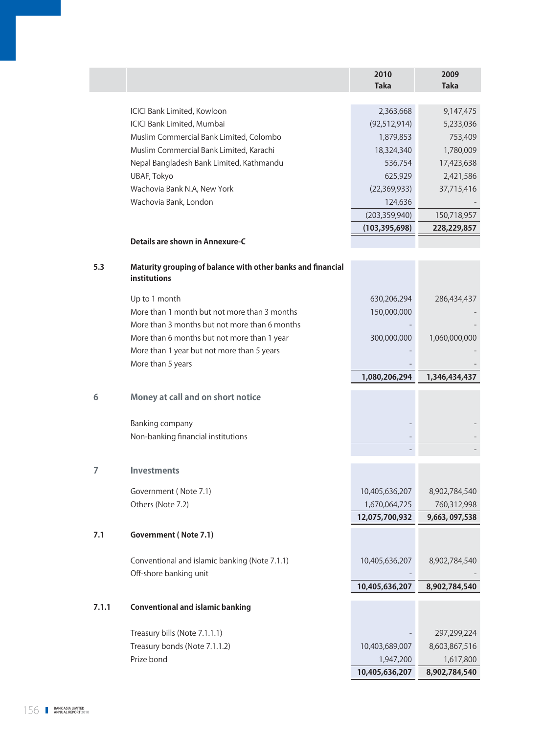| | | 2010 Taka | 2009 Taka |
|---|---|---|---|
| | ICICI Bank Limited, Kowloon | 2,363,668 | 9,147,475 |
| | ICICI Bank Limited, Mumbai | (92,512,914) | 5,233,036 |
| | Muslim Commercial Bank Limited, Colombo | 1,879,853 | 753,409 |
| | Muslim Commercial Bank Limited, Karachi | 18,324,340 | 1,780,009 |
| | Nepal Bangladesh Bank Limited, Kathmandu | 536,754 | 17,423,638 |
| | UBAF, Tokyo | 625,929 | 2,421,586 |
| | Wachovia Bank N.A, New York | (22,369,933) | 37,715,416 |
| | Wachovia Bank, London | 124,636 | - |
| | | (203,359,940) | 150,718,957 |
| | | **(103,395,698)** | **228,229,857** |
| | **Details are shown in Annexure-C** | | |
| **5.3** | **Maturity grouping of balance with other banks and financial institutions** | | |
| | Up to 1 month | 630,206,294 | 286,434,437 |
| | More than 1 month but not more than 3 months | 150,000,000 | - |
| | More than 3 months but not more than 6 months | - | - |
| | More than 6 months but not more than 1 year | 300,000,000 | 1,060,000,000 |
| | More than 1 year but not more than 5 years | - | - |
| | More than 5 years | - | - |
| | | **1,080,206,294** | **1,346,434,437** |
| **6** | **Money at call and on short notice** | | |
| | Banking company | - | - |
| | Non-banking financial institutions | - | - |
| | | - | - |
| **7** | **Investments** | | |
| | Government ( Note 7.1) | 10,405,636,207 | 8,902,784,540 |
| | Others (Note 7.2) | 1,670,064,725 | 760,312,998 |
| | | **12,075,700,932** | **9,663, 097,538** |
| **7.1** | **Government ( Note 7.1)** | | |
| | Conventional and islamic banking (Note 7.1.1) | 10,405,636,207 | 8,902,784,540 |
| | Off-shore banking unit | - | - |
| | | **10,405,636,207** | **8,902,784,540** |
| **7.1.1** | **Conventional and islamic banking** | | |
| | Treasury bills (Note 7.1.1.1) | - | 297,299,224 |
| | Treasury bonds (Note 7.1.1.2) | 10,403,689,007 | 8,603,867,516 |
| | Prize bond | 1,947,200 | 1,617,800 |
| | | **10,405,636,207** | **8,902,784,540** |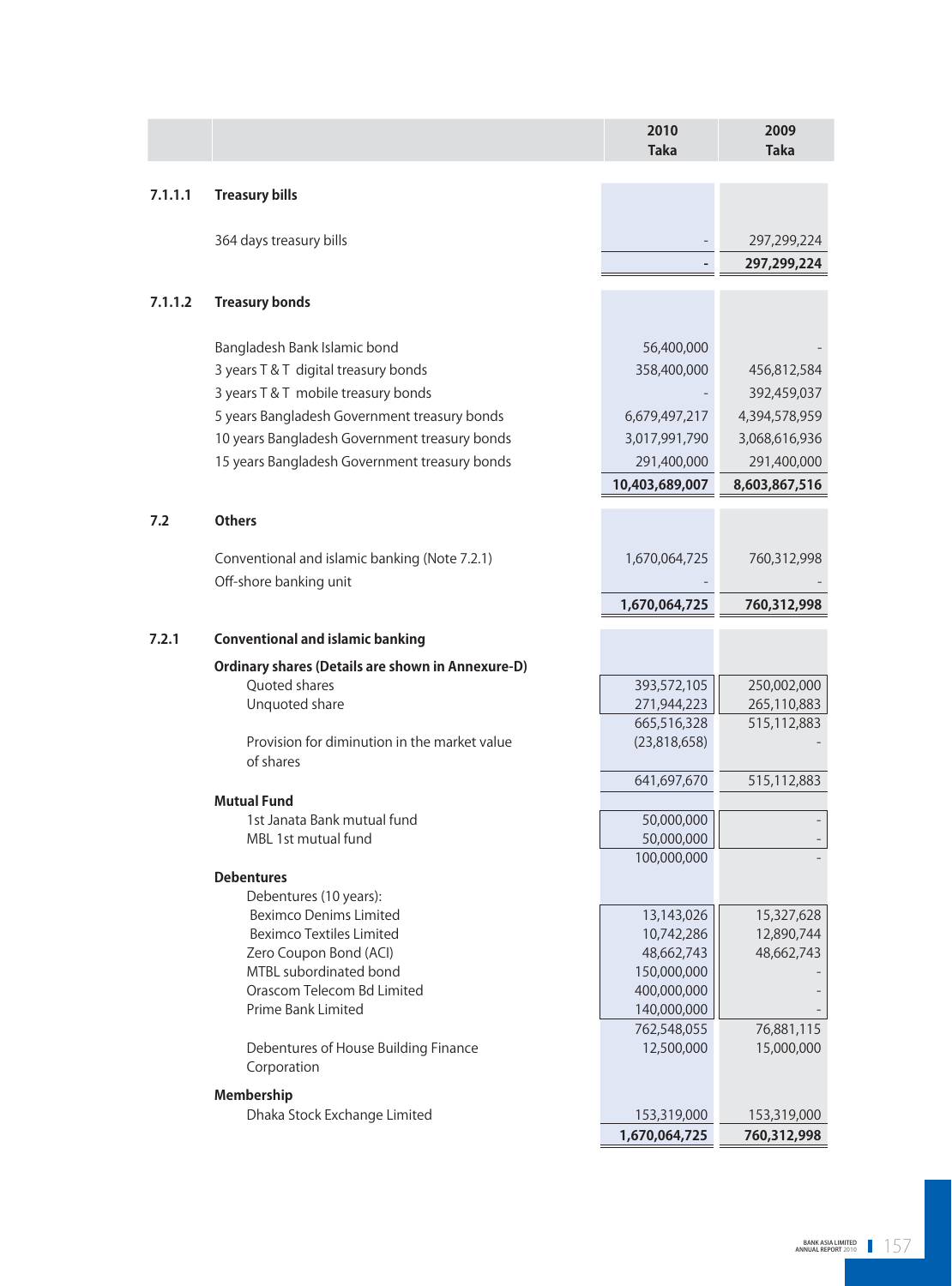| | | 2010 Taka | 2009 Taka |
|---|---|---|---|
| **7.1.1.1** | **Treasury bills** | | |
| | 364 days treasury bills | - | 297,299,224 |
| | | **-** | **297,299,224** |
| **7.1.1.2** | **Treasury bonds** | | |
| | Bangladesh Bank Islamic bond | 56,400,000 | - |
| | 3 years T & T digital treasury bonds | 358,400,000 | 456,812,584 |
| | 3 years T & T mobile treasury bonds | - | 392,459,037 |
| | 5 years Bangladesh Government treasury bonds | 6,679,497,217 | 4,394,578,959 |
| | 10 years Bangladesh Government treasury bonds | 3,017,991,790 | 3,068,616,936 |
| | 15 years Bangladesh Government treasury bonds | 291,400,000 | 291,400,000 |
| | | **10,403,689,007** | **8,603,867,516** |
| **7.2** | **Others** | | |
| | Conventional and islamic banking (Note 7.2.1) | 1,670,064,725 | 760,312,998 |
| | Off-shore banking unit | - | - |
| | | **1,670,064,725** | **760,312,998** |
| **7.2.1** | **Conventional and islamic banking** | | |
| | **Ordinary shares (Details are shown in Annexure-D)** | | |
| | Quoted shares | 393,572,105 | 250,002,000 |
| | Unquoted share | 271,944,223 | 265,110,883 |
| | | 665,516,328 | 515,112,883 |
| | Provision for diminution in the market value of shares | (23,818,658) | - |
| | | 641,697,670 | 515,112,883 |
| | **Mutual Fund** | | |
| | 1st Janata Bank mutual fund | 50,000,000 | - |
| | MBL 1st mutual fund | 50,000,000 | - |
| | | 100,000,000 | - |
| | **Debentures** | | |
| | Debentures (10 years): | | |
| | Beximco Denims Limited | 13,143,026 | 15,327,628 |
| | Beximco Textiles Limited | 10,742,286 | 12,890,744 |
| | Zero Coupon Bond (ACI) | 48,662,743 | 48,662,743 |
| | MTBL subordinated bond | 150,000,000 | - |
| | Orascom Telecom Bd Limited | 400,000,000 | - |
| | Prime Bank Limited | 140,000,000 | - |
| | | 762,548,055 | 76,881,115 |
| | Debentures of House Building Finance Corporation | 12,500,000 | 15,000,000 |
| | **Membership** | | |
| | Dhaka Stock Exchange Limited | 153,319,000 | 153,319,000 |
| | | **1,670,064,725** | **760,312,998** |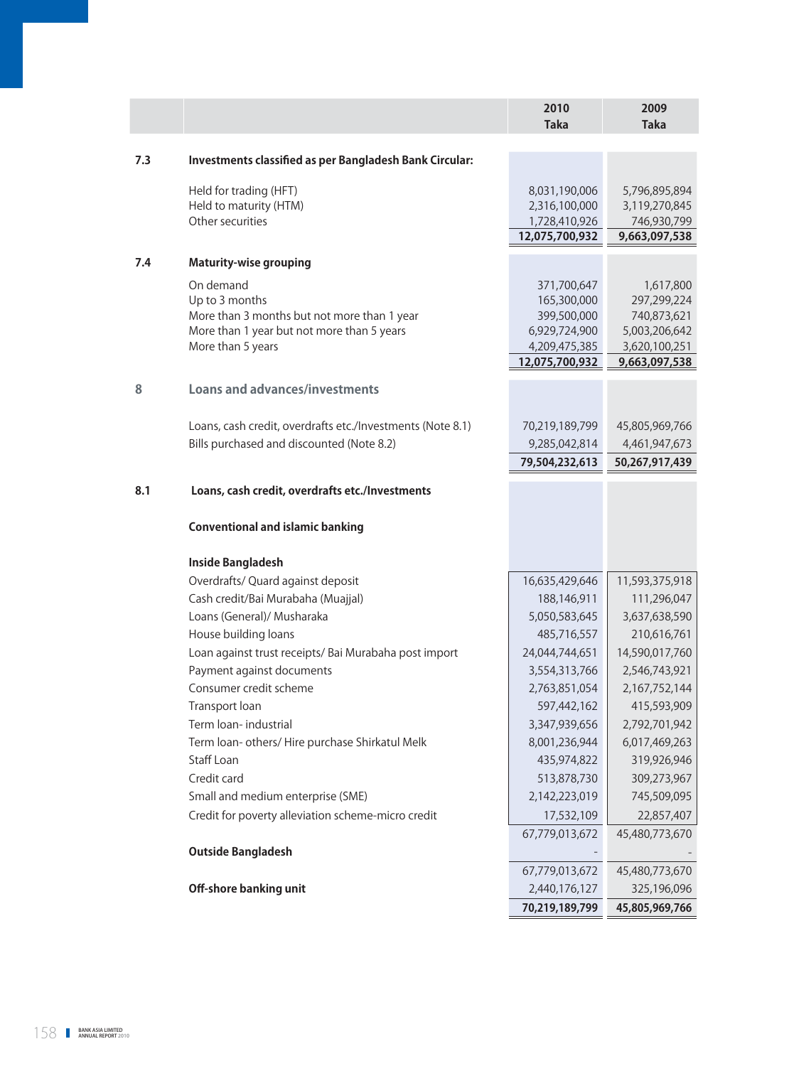| | | 2010 Taka | 2009 Taka |
|---|---|---|---|
| **7.3** | **Investments classified as per Bangladesh Bank Circular:** | | |
| | Held for trading (HFT) | 8,031,190,006 | 5,796,895,894 |
| | Held to maturity (HTM) | 2,316,100,000 | 3,119,270,845 |
| | Other securities | 1,728,410,926 | 746,930,799 |
| | | **12,075,700,932** | **9,663,097,538** |
| **7.4** | **Maturity-wise grouping** | | |
| | On demand | 371,700,647 | 1,617,800 |
| | Up to 3 months | 165,300,000 | 297,299,224 |
| | More than 3 months but not more than 1 year | 399,500,000 | 740,873,621 |
| | More than 1 year but not more than 5 years | 6,929,724,900 | 5,003,206,642 |
| | More than 5 years | 4,209,475,385 | 3,620,100,251 |
| | | **12,075,700,932** | **9,663,097,538** |
| **8** | **Loans and advances/investments** | | |
| | Loans, cash credit, overdrafts etc./Investments (Note 8.1) | 70,219,189,799 | 45,805,969,766 |
| | Bills purchased and discounted (Note 8.2) | 9,285,042,814 | 4,461,947,673 |
| | | **79,504,232,613** | **50,267,917,439** |
| **8.1** | **Loans, cash credit, overdrafts etc./Investments** | | |
| | **Conventional and islamic banking** | | |
| | **Inside Bangladesh** | | |
| | Overdrafts/ Quard against deposit | 16,635,429,646 | 11,593,375,918 |
| | Cash credit/Bai Murabaha (Muajjal) | 188,146,911 | 111,296,047 |
| | Loans (General)/ Musharaka | 5,050,583,645 | 3,637,638,590 |
| | House building loans | 485,716,557 | 210,616,761 |
| | Loan against trust receipts/ Bai Murabaha post import | 24,044,744,651 | 14,590,017,760 |
| | Payment against documents | 3,554,313,766 | 2,546,743,921 |
| | Consumer credit scheme | 2,763,851,054 | 2,167,752,144 |
| | Transport loan | 597,442,162 | 415,593,909 |
| | Term loan- industrial | 3,347,939,656 | 2,792,701,942 |
| | Term loan- others/ Hire purchase Shirkatul Melk | 8,001,236,944 | 6,017,469,263 |
| | Staff Loan | 435,974,822 | 319,926,946 |
| | Credit card | 513,878,730 | 309,273,967 |
| | Small and medium enterprise (SME) | 2,142,223,019 | 745,509,095 |
| | Credit for poverty alleviation scheme-micro credit | 17,532,109 | 22,857,407 |
| | | 67,779,013,672 | 45,480,773,670 |
| | **Outside Bangladesh** | - | - |
| | | 67,779,013,672 | 45,480,773,670 |
| | **Off-shore banking unit** | 2,440,176,127 | 325,196,096 |
| | | **70,219,189,799** | **45,805,969,766** |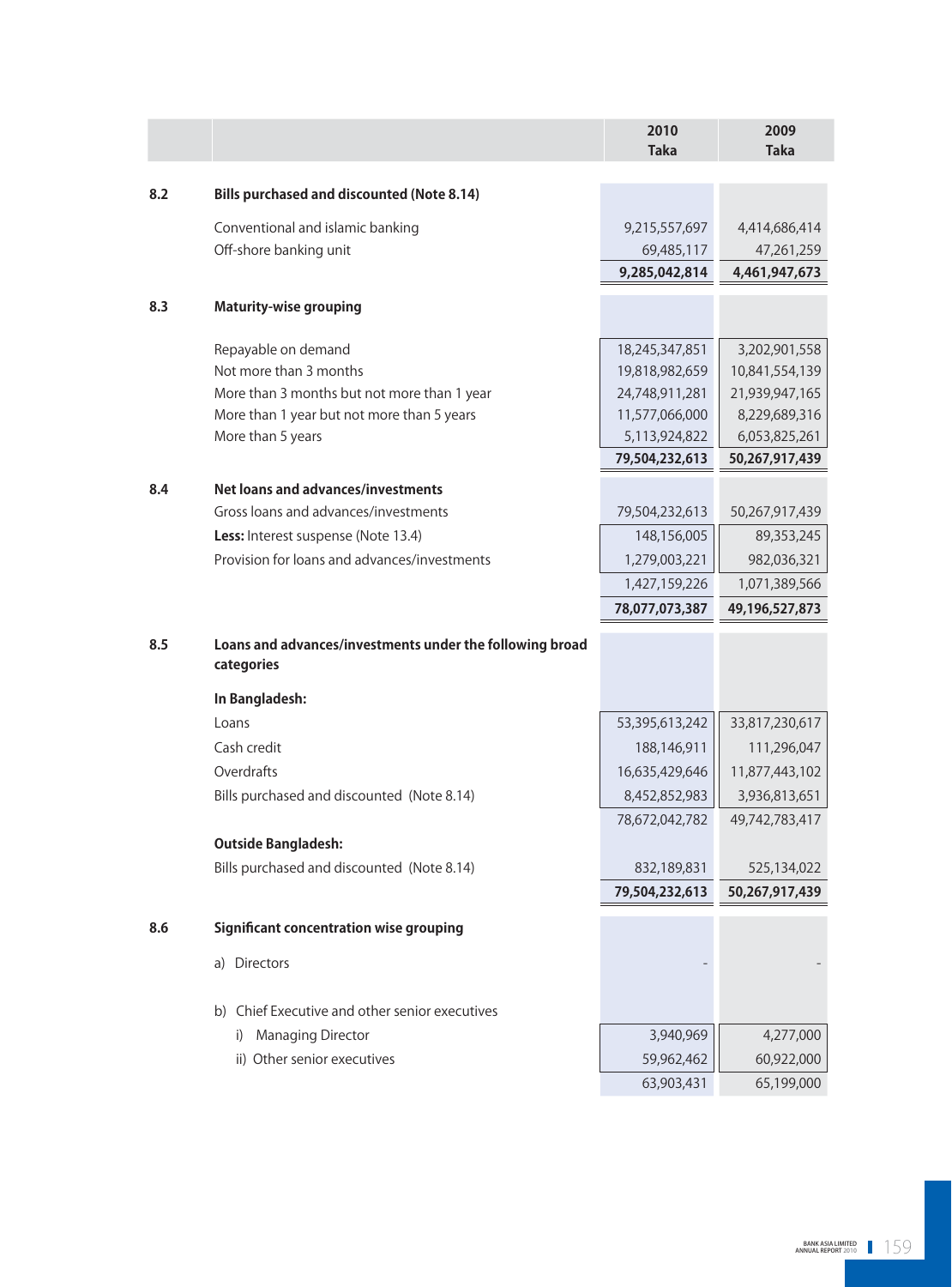| | | 2010 Taka | 2009 Taka |
|---|---|---|---|
| **8.2** | **Bills purchased and discounted (Note 8.14)** | | |
| | Conventional and islamic banking | 9,215,557,697 | 4,414,686,414 |
| | Off-shore banking unit | 69,485,117 | 47,261,259 |
| | | **9,285,042,814** | **4,461,947,673** |
| **8.3** | **Maturity-wise grouping** | | |
| | Repayable on demand | 18,245,347,851 | 3,202,901,558 |
| | Not more than 3 months | 19,818,982,659 | 10,841,554,139 |
| | More than 3 months but not more than 1 year | 24,748,911,281 | 21,939,947,165 |
| | More than 1 year but not more than 5 years | 11,577,066,000 | 8,229,689,316 |
| | More than 5 years | 5,113,924,822 | 6,053,825,261 |
| | | **79,504,232,613** | **50,267,917,439** |
| **8.4** | **Net loans and advances/investments** | | |
| | Gross loans and advances/investments | 79,504,232,613 | 50,267,917,439 |
| | **Less:** Interest suspense (Note 13.4) | 148,156,005 | 89,353,245 |
| | Provision for loans and advances/investments | 1,279,003,221 | 982,036,321 |
| | | 1,427,159,226 | 1,071,389,566 |
| | | **78,077,073,387** | **49,196,527,873** |
| **8.5** | **Loans and advances/investments under the following broad categories** | | |
| | **In Bangladesh:** | | |
| | Loans | 53,395,613,242 | 33,817,230,617 |
| | Cash credit | 188,146,911 | 111,296,047 |
| | Overdrafts | 16,635,429,646 | 11,877,443,102 |
| | Bills purchased and discounted (Note 8.14) | 8,452,852,983 | 3,936,813,651 |
| | | 78,672,042,782 | 49,742,783,417 |
| | **Outside Bangladesh:** | | |
| | Bills purchased and discounted (Note 8.14) | 832,189,831 | 525,134,022 |
| | | **79,504,232,613** | **50,267,917,439** |
| **8.6** | **Significant concentration wise grouping** | | |
| | a) Directors | - | - |
| | b) Chief Executive and other senior executives | | |
| | i) Managing Director | 3,940,969 | 4,277,000 |
| | ii) Other senior executives | 59,962,462 | 60,922,000 |
| | | 63,903,431 | 65,199,000 |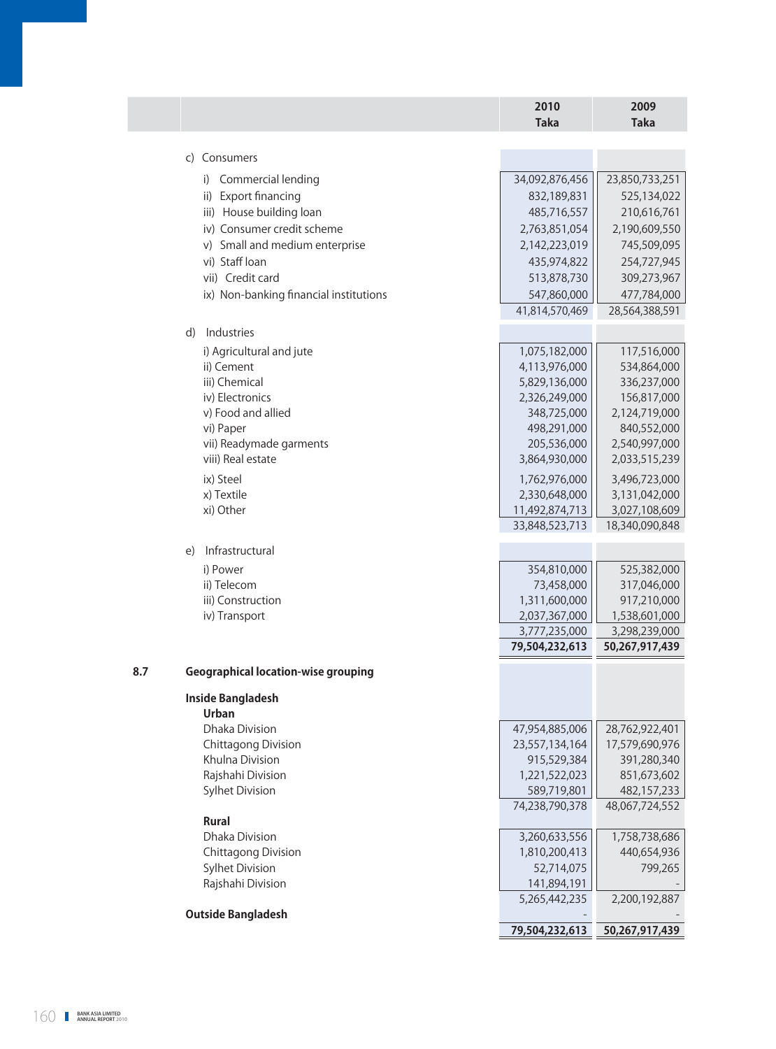| | 2010 Taka | 2009 Taka |
|---|---|---|
| c) Consumers | | |
| i) Commercial lending | 34,092,876,456 | 23,850,733,251 |
| ii) Export financing | 832,189,831 | 525,134,022 |
| iii) House building loan | 485,716,557 | 210,616,761 |
| iv) Consumer credit scheme | 2,763,851,054 | 2,190,609,550 |
| v) Small and medium enterprise | 2,142,223,019 | 745,509,095 |
| vi) Staff loan | 435,974,822 | 254,727,945 |
| vii) Credit card | 513,878,730 | 309,273,967 |
| ix) Non-banking financial institutions | 547,860,000 | 477,784,000 |
| | 41,814,570,469 | 28,564,388,591 |
| d) Industries | | |
| i) Agricultural and jute | 1,075,182,000 | 117,516,000 |
| ii) Cement | 4,113,976,000 | 534,864,000 |
| iii) Chemical | 5,829,136,000 | 336,237,000 |
| iv) Electronics | 2,326,249,000 | 156,817,000 |
| v) Food and allied | 348,725,000 | 2,124,719,000 |
| vi) Paper | 498,291,000 | 840,552,000 |
| vii) Readymade garments | 205,536,000 | 2,540,997,000 |
| viii) Real estate | 3,864,930,000 | 2,033,515,239 |
| ix) Steel | 1,762,976,000 | 3,496,723,000 |
| x) Textile | 2,330,648,000 | 3,131,042,000 |
| xi) Other | 11,492,874,713 | 3,027,108,609 |
| | 33,848,523,713 | 18,340,090,848 |
| e) Infrastructural | | |
| i) Power | 354,810,000 | 525,382,000 |
| ii) Telecom | 73,458,000 | 317,046,000 |
| iii) Construction | 1,311,600,000 | 917,210,000 |
| iv) Transport | 2,037,367,000 | 1,538,601,000 |
| | 3,777,235,000 | 3,298,239,000 |
| | **79,504,232,613** | **50,267,917,439** |

**8.7 Geographical location-wise grouping**

| | 2010 Taka | 2009 Taka |
|---|---|---|
| **Inside Bangladesh** | | |
| **Urban** | | |
| Dhaka Division | 47,954,885,006 | 28,762,922,401 |
| Chittagong Division | 23,557,134,164 | 17,579,690,976 |
| Khulna Division | 915,529,384 | 391,280,340 |
| Rajshahi Division | 1,221,522,023 | 851,673,602 |
| Sylhet Division | 589,719,801 | 482,157,233 |
| | 74,238,790,378 | 48,067,724,552 |
| **Rural** | | |
| Dhaka Division | 3,260,633,556 | 1,758,738,686 |
| Chittagong Division | 1,810,200,413 | 440,654,936 |
| Sylhet Division | 52,714,075 | 799,265 |
| Rajshahi Division | 141,894,191 | - |
| | 5,265,442,235 | 2,200,192,887 |
| **Outside Bangladesh** | - | - |
| | **79,504,232,613** | **50,267,917,439** |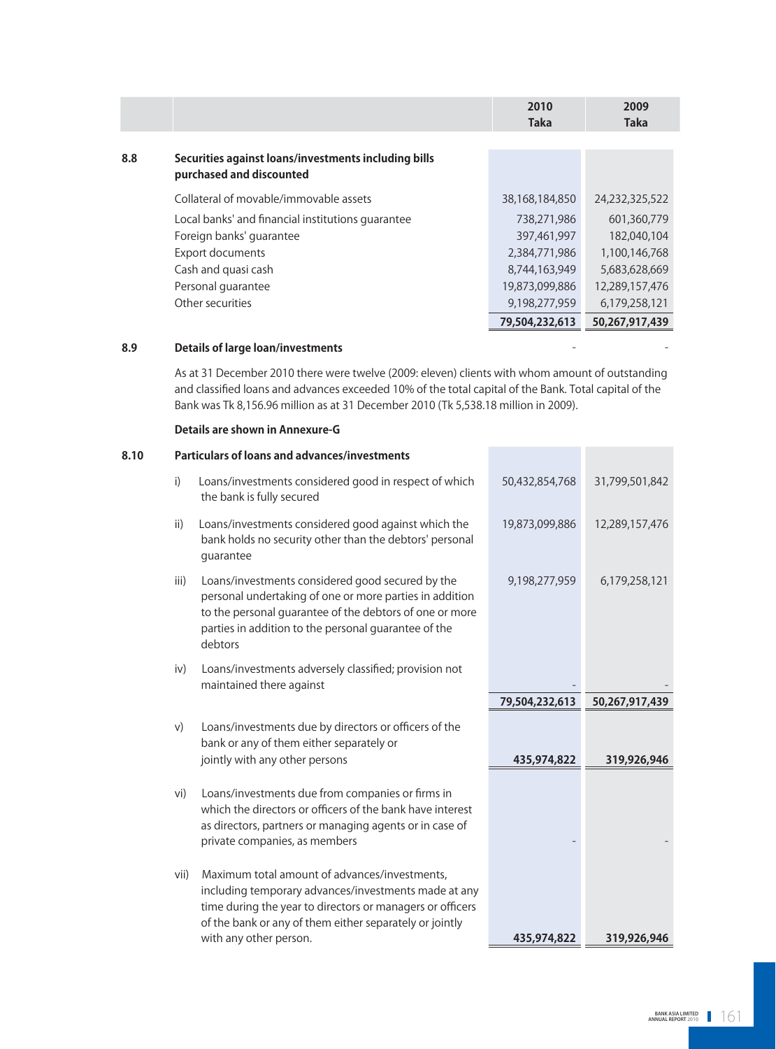| | | 2010<br>Taka | 2009<br>Taka |
|---|---|---|---|
| **8.8** | **Securities against loans/investments including bills purchased and discounted** | | |
| | Collateral of movable/immovable assets | 38,168,184,850 | 24,232,325,522 |
| | Local banks' and financial institutions guarantee | 738,271,986 | 601,360,779 |
| | Foreign banks' guarantee | 397,461,997 | 182,040,104 |
| | Export documents | 2,384,771,986 | 1,100,146,768 |
| | Cash and quasi cash | 8,744,163,949 | 5,683,628,669 |
| | Personal guarantee | 19,873,099,886 | 12,289,157,476 |
| | Other securities | 9,198,277,959 | 6,179,258,121 |
| | | **79,504,232,613** | **50,267,917,439** |
| **8.9** | **Details of large loan/investments** | - | - |

As at 31 December 2010 there were twelve (2009: eleven) clients with whom amount of outstanding and classified loans and advances exceeded 10% of the total capital of the Bank. Total capital of the Bank was Tk 8,156.96 million as at 31 December 2010 (Tk 5,538.18 million in 2009).

**Details are shown in Annexure-G**

| | | 2010<br>Taka | 2009<br>Taka |
|---|---|---|---|
| **8.10** | **Particulars of loans and advances/investments** | | |
| i) | Loans/investments considered good in respect of which the bank is fully secured | 50,432,854,768 | 31,799,501,842 |
| ii) | Loans/investments considered good against which the bank holds no security other than the debtors' personal guarantee | 19,873,099,886 | 12,289,157,476 |
| iii) | Loans/investments considered good secured by the personal undertaking of one or more parties in addition to the personal guarantee of the debtors of one or more parties in addition to the personal guarantee of the debtors | 9,198,277,959 | 6,179,258,121 |
| iv) | Loans/investments adversely classified; provision not maintained there against | - | - |
| | | **79,504,232,613** | **50,267,917,439** |
| v) | Loans/investments due by directors or officers of the bank or any of them either separately or jointly with any other persons | **435,974,822** | **319,926,946** |
| vi) | Loans/investments due from companies or firms in which the directors or officers of the bank have interest as directors, partners or managing agents or in case of private companies, as members | - | - |
| vii) | Maximum total amount of advances/investments, including temporary advances/investments made at any time during the year to directors or managers or officers of the bank or any of them either separately or jointly with any other person. | **435,974,822** | **319,926,946** |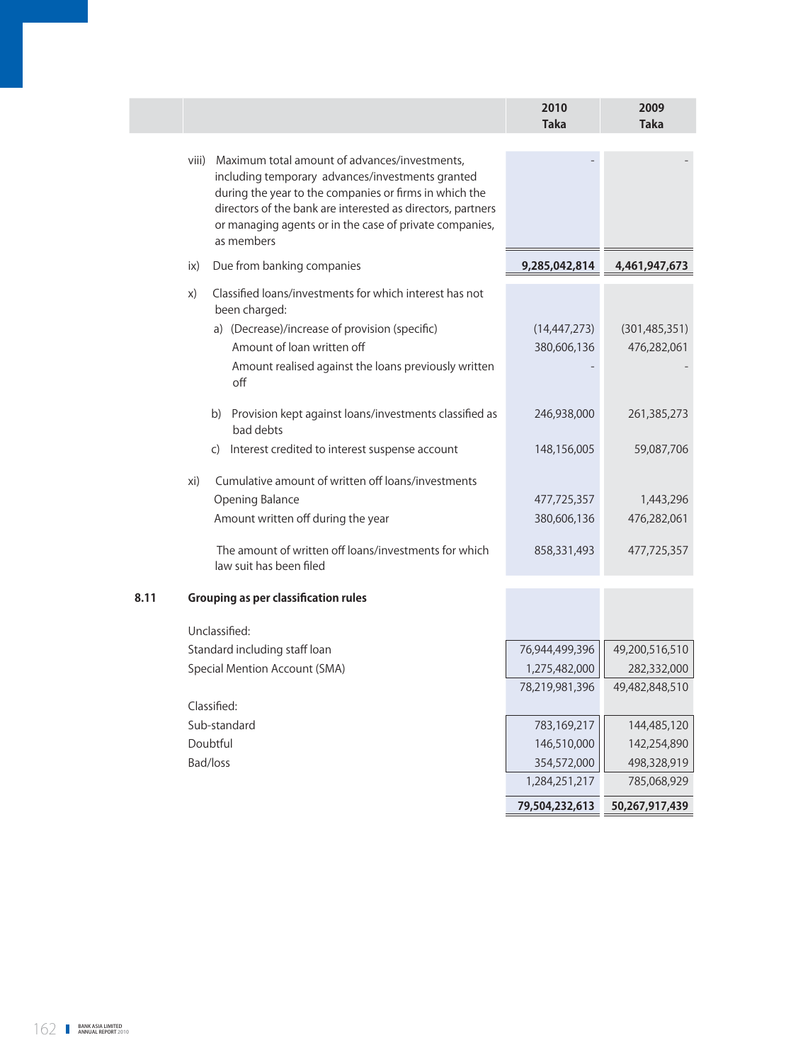| | | 2010 Taka | 2009 Taka |
|---|---|---|---|
| | viii) Maximum total amount of advances/investments, including temporary advances/investments granted during the year to the companies or firms in which the directors of the bank are interested as directors, partners or managing agents or in the case of private companies, as members | - | - |
| | ix) Due from banking companies | **9,285,042,814** | **4,461,947,673** |
| | x) Classified loans/investments for which interest has not been charged: | | |
| | a) (Decrease)/increase of provision (specific) | (14,447,273) | (301,485,351) |
| | Amount of loan written off | 380,606,136 | 476,282,061 |
| | Amount realised against the loans previously written off | - | - |
| | b) Provision kept against loans/investments classified as bad debts | 246,938,000 | 261,385,273 |
| | c) Interest credited to interest suspense account | 148,156,005 | 59,087,706 |
| | xi) Cumulative amount of written off loans/investments | | |
| | Opening Balance | 477,725,357 | 1,443,296 |
| | Amount written off during the year | 380,606,136 | 476,282,061 |
| | The amount of written off loans/investments for which law suit has been filed | 858,331,493 | 477,725,357 |
| **8.11** | **Grouping as per classification rules** | | |
| | Unclassified: | | |
| | Standard including staff loan | 76,944,499,396 | 49,200,516,510 |
| | Special Mention Account (SMA) | 1,275,482,000 | 282,332,000 |
| | | 78,219,981,396 | 49,482,848,510 |
| | Classified: | | |
| | Sub-standard | 783,169,217 | 144,485,120 |
| | Doubtful | 146,510,000 | 142,254,890 |
| | Bad/loss | 354,572,000 | 498,328,919 |
| | | 1,284,251,217 | 785,068,929 |
| | | **79,504,232,613** | **50,267,917,439** |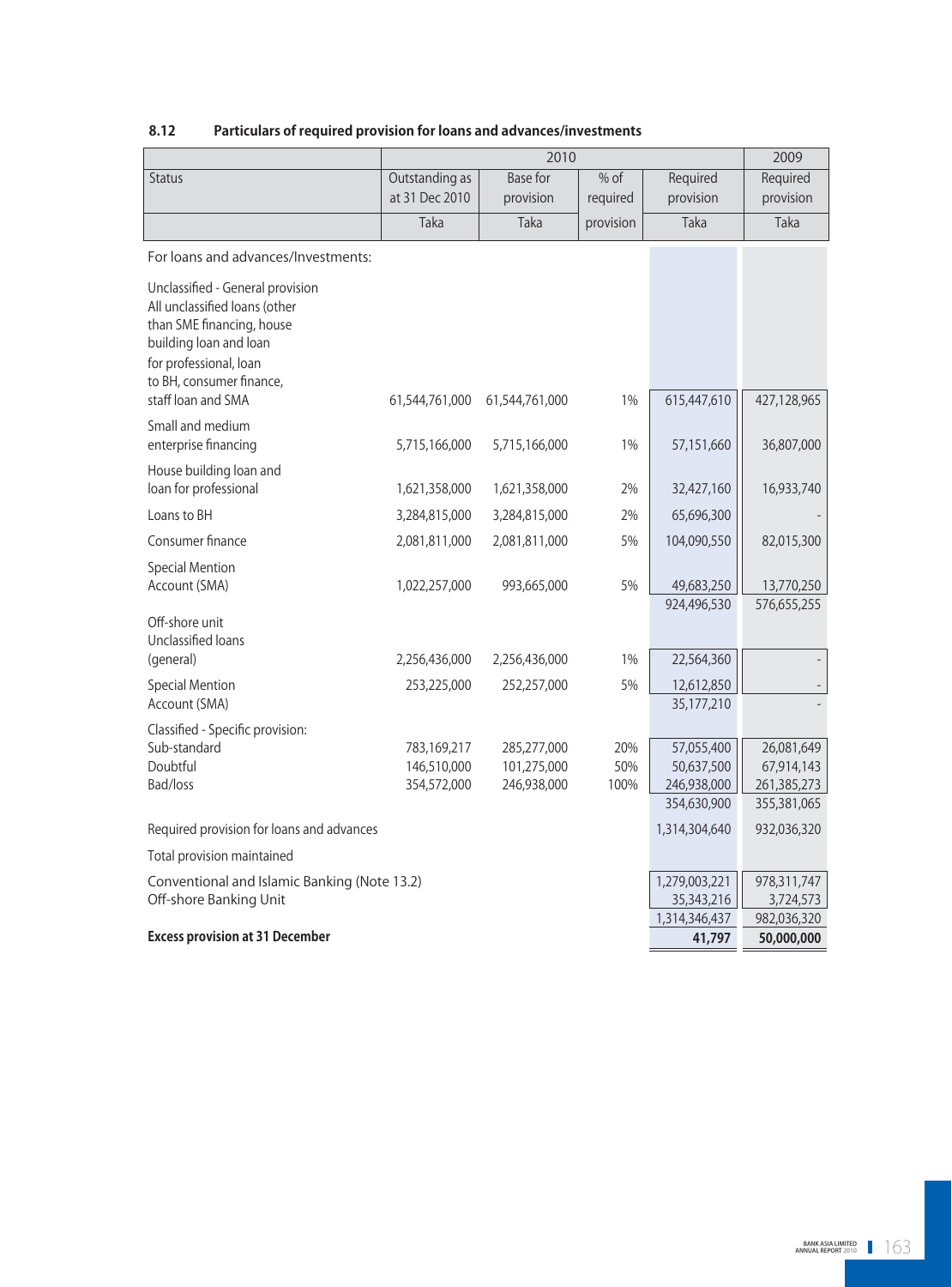### 8.12 Particulars of required provision for loans and advances/investments

| Status | 2010 | | | | 2009 |
|---|---|---|---|---|---|
| | Outstanding as at 31 Dec 2010 | Base for provision | % of required provision | Required provision | Required provision |
| | Taka | Taka | | Taka | Taka |
| For loans and advances/Investments: | | | | | |
| Unclassified - General provision All unclassified loans (other than SME financing, house building loan and loan for professional, loan to BH, consumer finance, staff loan and SMA | 61,544,761,000 | 61,544,761,000 | 1% | 615,447,610 | 427,128,965 |
| Small and medium enterprise financing | 5,715,166,000 | 5,715,166,000 | 1% | 57,151,660 | 36,807,000 |
| House building loan and loan for professional | 1,621,358,000 | 1,621,358,000 | 2% | 32,427,160 | 16,933,740 |
| Loans to BH | 3,284,815,000 | 3,284,815,000 | 2% | 65,696,300 | - |
| Consumer finance | 2,081,811,000 | 2,081,811,000 | 5% | 104,090,550 | 82,015,300 |
| Special Mention Account (SMA) | 1,022,257,000 | 993,665,000 | 5% | 49,683,250 | 13,770,250 |
| | | | | 924,496,530 | 576,655,255 |
| Off-shore unit | | | | | |
| Unclassified loans (general) | 2,256,436,000 | 2,256,436,000 | 1% | 22,564,360 | - |
| Special Mention Account (SMA) | 253,225,000 | 252,257,000 | 5% | 12,612,850 | - |
| | | | | 35,177,210 | - |
| Classified - Specific provision: | | | | | |
| Sub-standard | 783,169,217 | 285,277,000 | 20% | 57,055,400 | 26,081,649 |
| Doubtful | 146,510,000 | 101,275,000 | 50% | 50,637,500 | 67,914,143 |
| Bad/loss | 354,572,000 | 246,938,000 | 100% | 246,938,000 | 261,385,273 |
| | | | | 354,630,900 | 355,381,065 |
| Required provision for loans and advances | | | | 1,314,304,640 | 932,036,320 |
| Total provision maintained | | | | | |
| Conventional and Islamic Banking (Note 13.2) | | | | 1,279,003,221 | 978,311,747 |
| Off-shore Banking Unit | | | | 35,343,216 | 3,724,573 |
| | | | | 1,314,346,437 | 982,036,320 |
| **Excess provision at 31 December** | | | | **41,797** | **50,000,000** |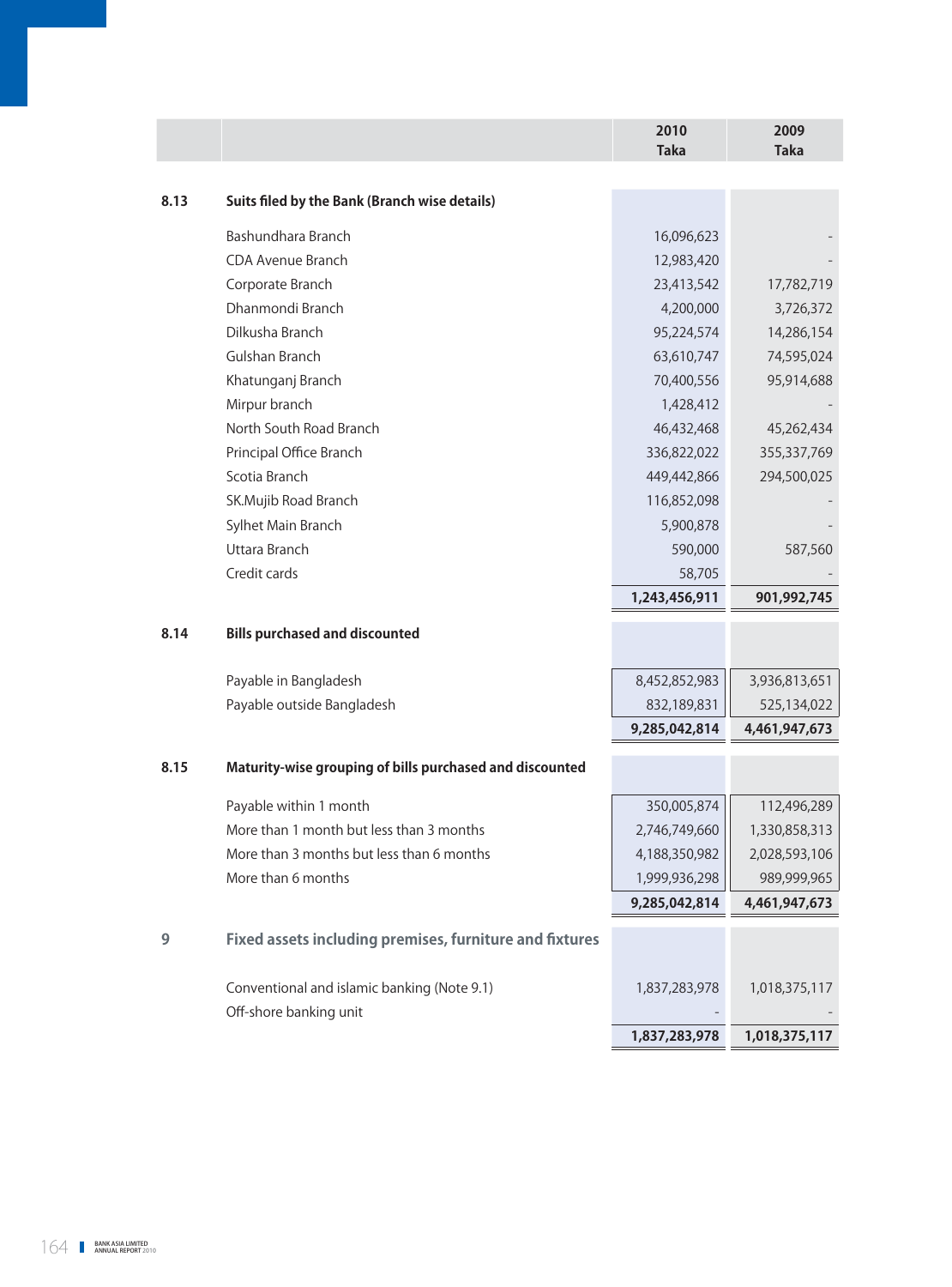| | | 2010 Taka | 2009 Taka |
|---|---|---|---|
| **8.13** | **Suits filed by the Bank (Branch wise details)** | | |
| | Bashundhara Branch | 16,096,623 | - |
| | CDA Avenue Branch | 12,983,420 | - |
| | Corporate Branch | 23,413,542 | 17,782,719 |
| | Dhanmondi Branch | 4,200,000 | 3,726,372 |
| | Dilkusha Branch | 95,224,574 | 14,286,154 |
| | Gulshan Branch | 63,610,747 | 74,595,024 |
| | Khatunganj Branch | 70,400,556 | 95,914,688 |
| | Mirpur branch | 1,428,412 | - |
| | North South Road Branch | 46,432,468 | 45,262,434 |
| | Principal Office Branch | 336,822,022 | 355,337,769 |
| | Scotia Branch | 449,442,866 | 294,500,025 |
| | SK.Mujib Road Branch | 116,852,098 | - |
| | Sylhet Main Branch | 5,900,878 | - |
| | Uttara Branch | 590,000 | 587,560 |
| | Credit cards | 58,705 | - |
| | | **1,243,456,911** | **901,992,745** |
| **8.14** | **Bills purchased and discounted** | | |
| | Payable in Bangladesh | 8,452,852,983 | 3,936,813,651 |
| | Payable outside Bangladesh | 832,189,831 | 525,134,022 |
| | | **9,285,042,814** | **4,461,947,673** |
| **8.15** | **Maturity-wise grouping of bills purchased and discounted** | | |
| | Payable within 1 month | 350,005,874 | 112,496,289 |
| | More than 1 month but less than 3 months | 2,746,749,660 | 1,330,858,313 |
| | More than 3 months but less than 6 months | 4,188,350,982 | 2,028,593,106 |
| | More than 6 months | 1,999,936,298 | 989,999,965 |
| | | **9,285,042,814** | **4,461,947,673** |
| **9** | **Fixed assets including premises, furniture and fixtures** | | |
| | Conventional and islamic banking (Note 9.1) | 1,837,283,978 | 1,018,375,117 |
| | Off-shore banking unit | - | - |
| | | **1,837,283,978** | **1,018,375,117** |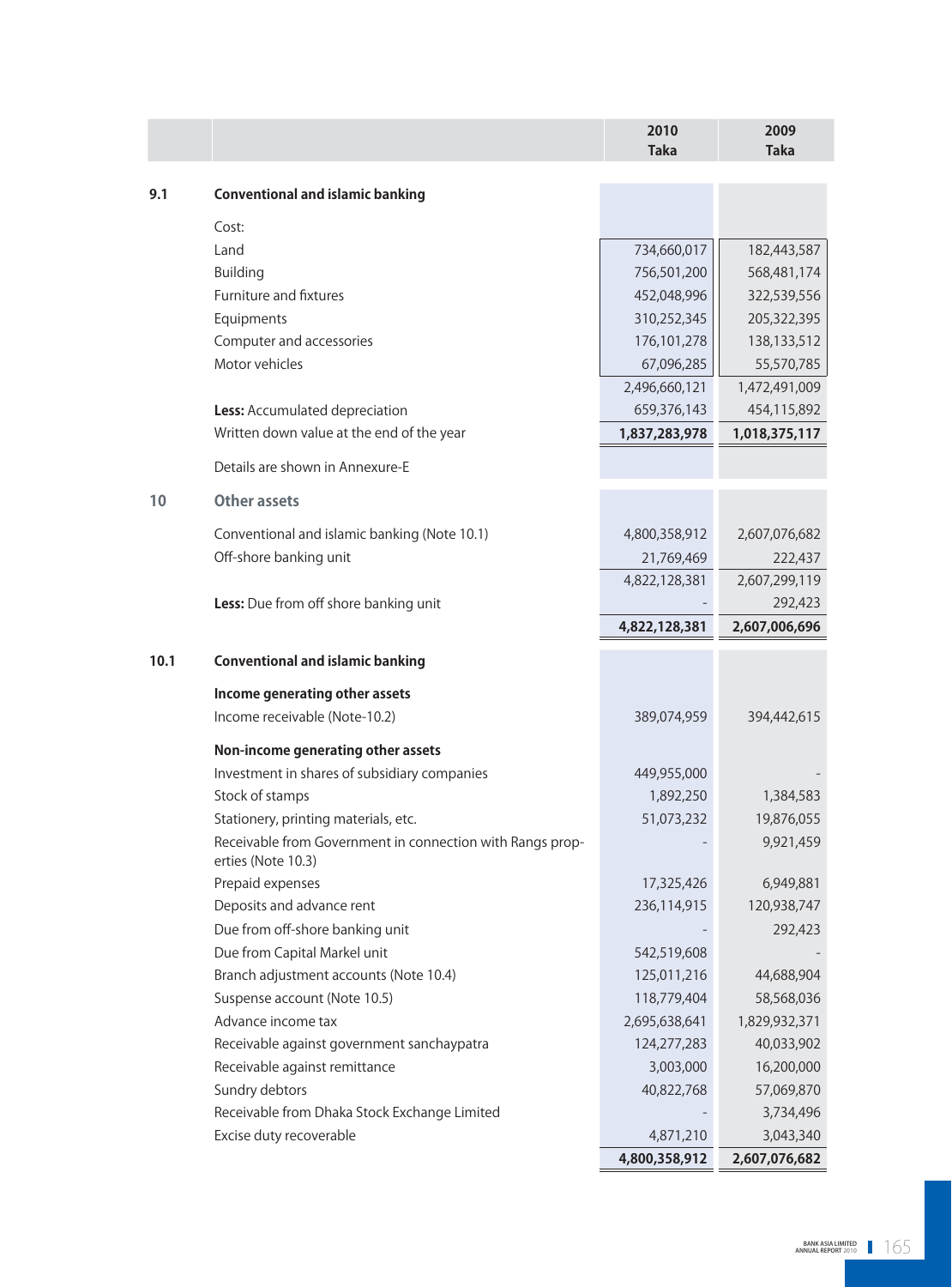| | | 2010 Taka | 2009 Taka |
|---|---|---|---|
| **9.1** | **Conventional and islamic banking** | | |
| | Cost: | | |
| | Land | 734,660,017 | 182,443,587 |
| | Building | 756,501,200 | 568,481,174 |
| | Furniture and fixtures | 452,048,996 | 322,539,556 |
| | Equipments | 310,252,345 | 205,322,395 |
| | Computer and accessories | 176,101,278 | 138,133,512 |
| | Motor vehicles | 67,096,285 | 55,570,785 |
| | | 2,496,660,121 | 1,472,491,009 |
| | **Less:** Accumulated depreciation | 659,376,143 | 454,115,892 |
| | Written down value at the end of the year | **1,837,283,978** | **1,018,375,117** |
| | Details are shown in Annexure-E | | |
| **10** | **Other assets** | | |
| | Conventional and islamic banking (Note 10.1) | 4,800,358,912 | 2,607,076,682 |
| | Off-shore banking unit | 21,769,469 | 222,437 |
| | | 4,822,128,381 | 2,607,299,119 |
| | **Less:** Due from off shore banking unit | - | 292,423 |
| | | **4,822,128,381** | **2,607,006,696** |
| **10.1** | **Conventional and islamic banking** | | |
| | **Income generating other assets** | | |
| | Income receivable (Note-10.2) | 389,074,959 | 394,442,615 |
| | **Non-income generating other assets** | | |
| | Investment in shares of subsidiary companies | 449,955,000 | - |
| | Stock of stamps | 1,892,250 | 1,384,583 |
| | Stationery, printing materials, etc. | 51,073,232 | 19,876,055 |
| | Receivable from Government in connection with Rangs properties (Note 10.3) | - | 9,921,459 |
| | Prepaid expenses | 17,325,426 | 6,949,881 |
| | Deposits and advance rent | 236,114,915 | 120,938,747 |
| | Due from off-shore banking unit | - | 292,423 |
| | Due from Capital Markel unit | 542,519,608 | - |
| | Branch adjustment accounts (Note 10.4) | 125,011,216 | 44,688,904 |
| | Suspense account (Note 10.5) | 118,779,404 | 58,568,036 |
| | Advance income tax | 2,695,638,641 | 1,829,932,371 |
| | Receivable against government sanchaypatra | 124,277,283 | 40,033,902 |
| | Receivable against remittance | 3,003,000 | 16,200,000 |
| | Sundry debtors | 40,822,768 | 57,069,870 |
| | Receivable from Dhaka Stock Exchange Limited | - | 3,734,496 |
| | Excise duty recoverable | 4,871,210 | 3,043,340 |
| | | **4,800,358,912** | **2,607,076,682** |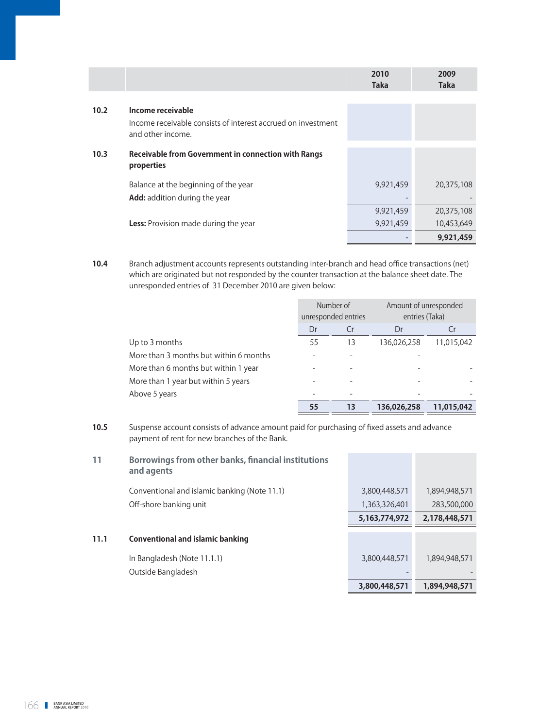| | | 2010 Taka | 2009 Taka |
|---|---|---|---|
| **10.2** | **Income receivable** | | |
| | Income receivable consists of interest accrued on investment and other income. | | |
| **10.3** | **Receivable from Government in connection with Rangs properties** | | |
| | Balance at the beginning of the year | 9,921,459 | 20,375,108 |
| | **Add:** addition during the year | - | - |
| | | 9,921,459 | 20,375,108 |
| | **Less:** Provision made during the year | 9,921,459 | 10,453,649 |
| | | **-** | **9,921,459** |

**10.4** Branch adjustment accounts represents outstanding inter-branch and head office transactions (net) which are originated but not responded by the counter transaction at the balance sheet date. The unresponded entries of 31 December 2010 are given below:

| | Number of unresponded entries | | Amount of unresponded entries (Taka) | |
|---|---|---|---|---|
| | Dr | Cr | Dr | Cr |
| Up to 3 months | 55 | 13 | 136,026,258 | 11,015,042 |
| More than 3 months but within 6 months | - | - | - | |
| More than 6 months but within 1 year | - | - | - | - |
| More than 1 year but within 5 years | - | - | - | - |
| Above 5 years | - | - | - | - |
| | **55** | **13** | **136,026,258** | **11,015,042** |

**10.5** Suspense account consists of advance amount paid for purchasing of fixed assets and advance payment of rent for new branches of the Bank.

| | | 2010 Taka | 2009 Taka |
|---|---|---|---|
| **11** | **Borrowings from other banks, financial institutions and agents** | | |
| | Conventional and islamic banking (Note 11.1) | 3,800,448,571 | 1,894,948,571 |
| | Off-shore banking unit | 1,363,326,401 | 283,500,000 |
| | | **5,163,774,972** | **2,178,448,571** |
| **11.1** | **Conventional and islamic banking** | | |
| | In Bangladesh (Note 11.1.1) | 3,800,448,571 | 1,894,948,571 |
| | Outside Bangladesh | - | - |
| | | **3,800,448,571** | **1,894,948,571** |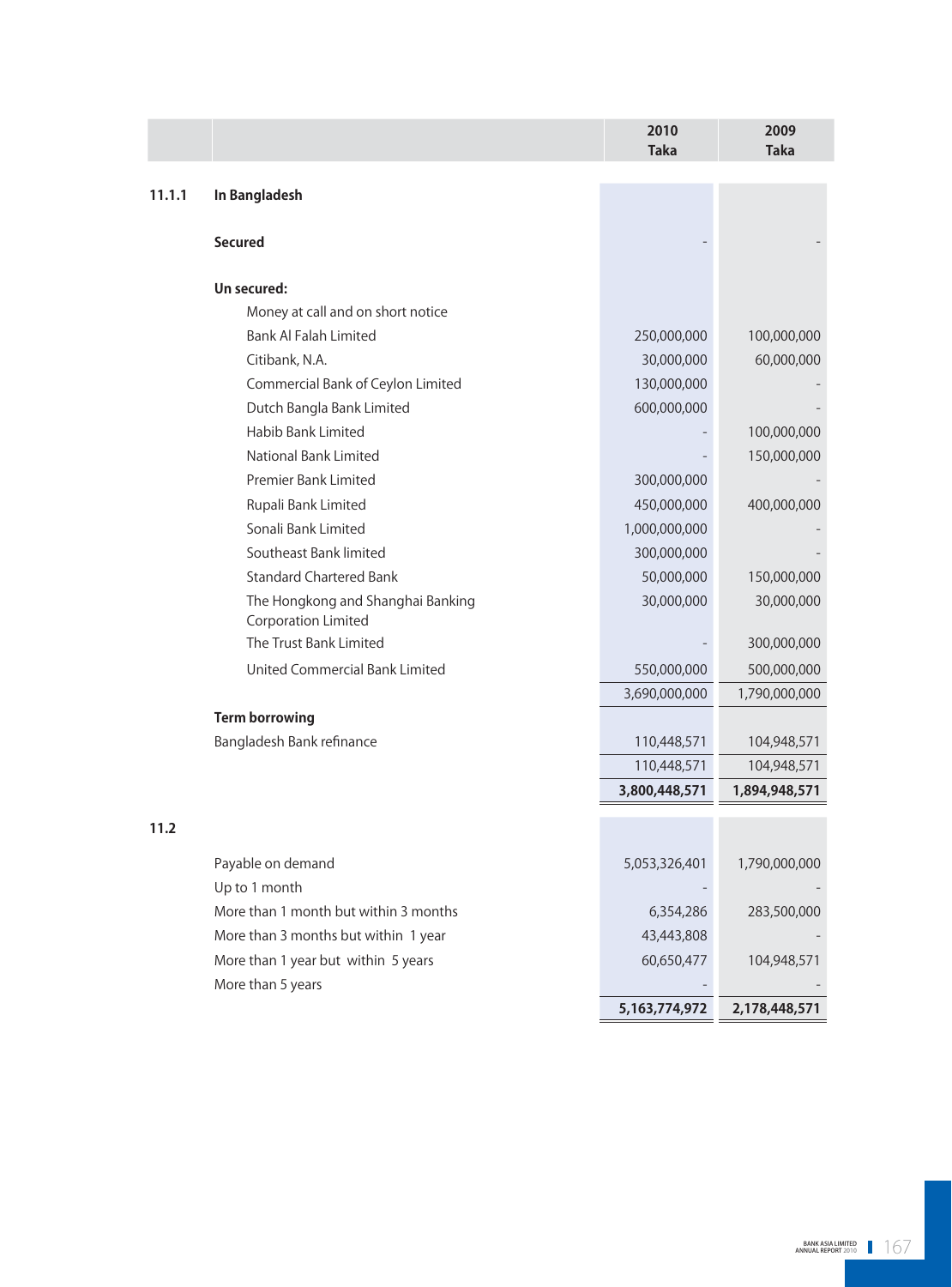| | | 2010 Taka | 2009 Taka |
|---|---|---|---|
| **11.1.1** | **In Bangladesh** | | |
| | **Secured** | - | - |
| | **Un secured:** | | |
| | Money at call and on short notice | | |
| | Bank Al Falah Limited | 250,000,000 | 100,000,000 |
| | Citibank, N.A. | 30,000,000 | 60,000,000 |
| | Commercial Bank of Ceylon Limited | 130,000,000 | - |
| | Dutch Bangla Bank Limited | 600,000,000 | - |
| | Habib Bank Limited | - | 100,000,000 |
| | National Bank Limited | - | 150,000,000 |
| | Premier Bank Limited | 300,000,000 | - |
| | Rupali Bank Limited | 450,000,000 | 400,000,000 |
| | Sonali Bank Limited | 1,000,000,000 | - |
| | Southeast Bank limited | 300,000,000 | - |
| | Standard Chartered Bank | 50,000,000 | 150,000,000 |
| | The Hongkong and Shanghai Banking Corporation Limited | 30,000,000 | 30,000,000 |
| | The Trust Bank Limited | - | 300,000,000 |
| | United Commercial Bank Limited | 550,000,000 | 500,000,000 |
| | | 3,690,000,000 | 1,790,000,000 |
| | **Term borrowing** | | |
| | Bangladesh Bank refinance | 110,448,571 | 104,948,571 |
| | | 110,448,571 | 104,948,571 |
| | | **3,800,448,571** | **1,894,948,571** |
| **11.2** | | | |
| | Payable on demand | 5,053,326,401 | 1,790,000,000 |
| | Up to 1 month | - | - |
| | More than 1 month but within 3 months | 6,354,286 | 283,500,000 |
| | More than 3 months but within 1 year | 43,443,808 | - |
| | More than 1 year but within 5 years | 60,650,477 | 104,948,571 |
| | More than 5 years | - | - |
| | | **5,163,774,972** | **2,178,448,571** |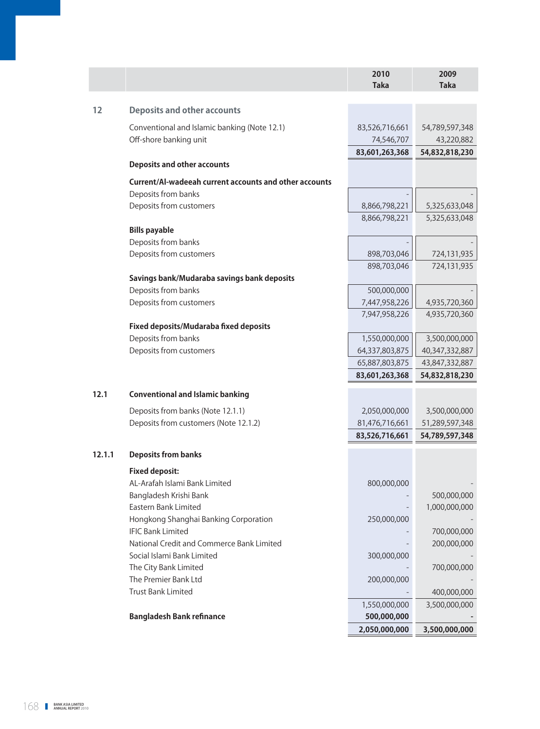| | | 2010 Taka | 2009 Taka |
|---|---|---|---|
| **12** | **Deposits and other accounts** | | |
| | Conventional and Islamic banking (Note 12.1) | 83,526,716,661 | 54,789,597,348 |
| | Off-shore banking unit | 74,546,707 | 43,220,882 |
| | | **83,601,263,368** | **54,832,818,230** |
| | **Deposits and other accounts** | | |
| | **Current/Al-wadeeah current accounts and other accounts** | | |
| | Deposits from banks | - | - |
| | Deposits from customers | 8,866,798,221 | 5,325,633,048 |
| | | 8,866,798,221 | 5,325,633,048 |
| | **Bills payable** | | |
| | Deposits from banks | - | - |
| | Deposits from customers | 898,703,046 | 724,131,935 |
| | | 898,703,046 | 724,131,935 |
| | **Savings bank/Mudaraba savings bank deposits** | | |
| | Deposits from banks | 500,000,000 | - |
| | Deposits from customers | 7,447,958,226 | 4,935,720,360 |
| | | 7,947,958,226 | 4,935,720,360 |
| | **Fixed deposits/Mudaraba fixed deposits** | | |
| | Deposits from banks | 1,550,000,000 | 3,500,000,000 |
| | Deposits from customers | 64,337,803,875 | 40,347,332,887 |
| | | 65,887,803,875 | 43,847,332,887 |
| | | **83,601,263,368** | **54,832,818,230** |
| **12.1** | **Conventional and Islamic banking** | | |
| | Deposits from banks (Note 12.1.1) | 2,050,000,000 | 3,500,000,000 |
| | Deposits from customers (Note 12.1.2) | 81,476,716,661 | 51,289,597,348 |
| | | **83,526,716,661** | **54,789,597,348** |
| **12.1.1** | **Deposits from banks** | | |
| | **Fixed deposit:** | | |
| | AL-Arafah Islami Bank Limited | 800,000,000 | - |
| | Bangladesh Krishi Bank | - | 500,000,000 |
| | Eastern Bank Limited | - | 1,000,000,000 |
| | Hongkong Shanghai Banking Corporation | 250,000,000 | - |
| | IFIC Bank Limited | - | 700,000,000 |
| | National Credit and Commerce Bank Limited | - | 200,000,000 |
| | Social Islami Bank Limited | 300,000,000 | - |
| | The City Bank Limited | - | 700,000,000 |
| | The Premier Bank Ltd | 200,000,000 | - |
| | Trust Bank Limited | - | 400,000,000 |
| | | 1,550,000,000 | 3,500,000,000 |
| | **Bangladesh Bank refinance** | **500,000,000** | **-** |
| | | **2,050,000,000** | **3,500,000,000** |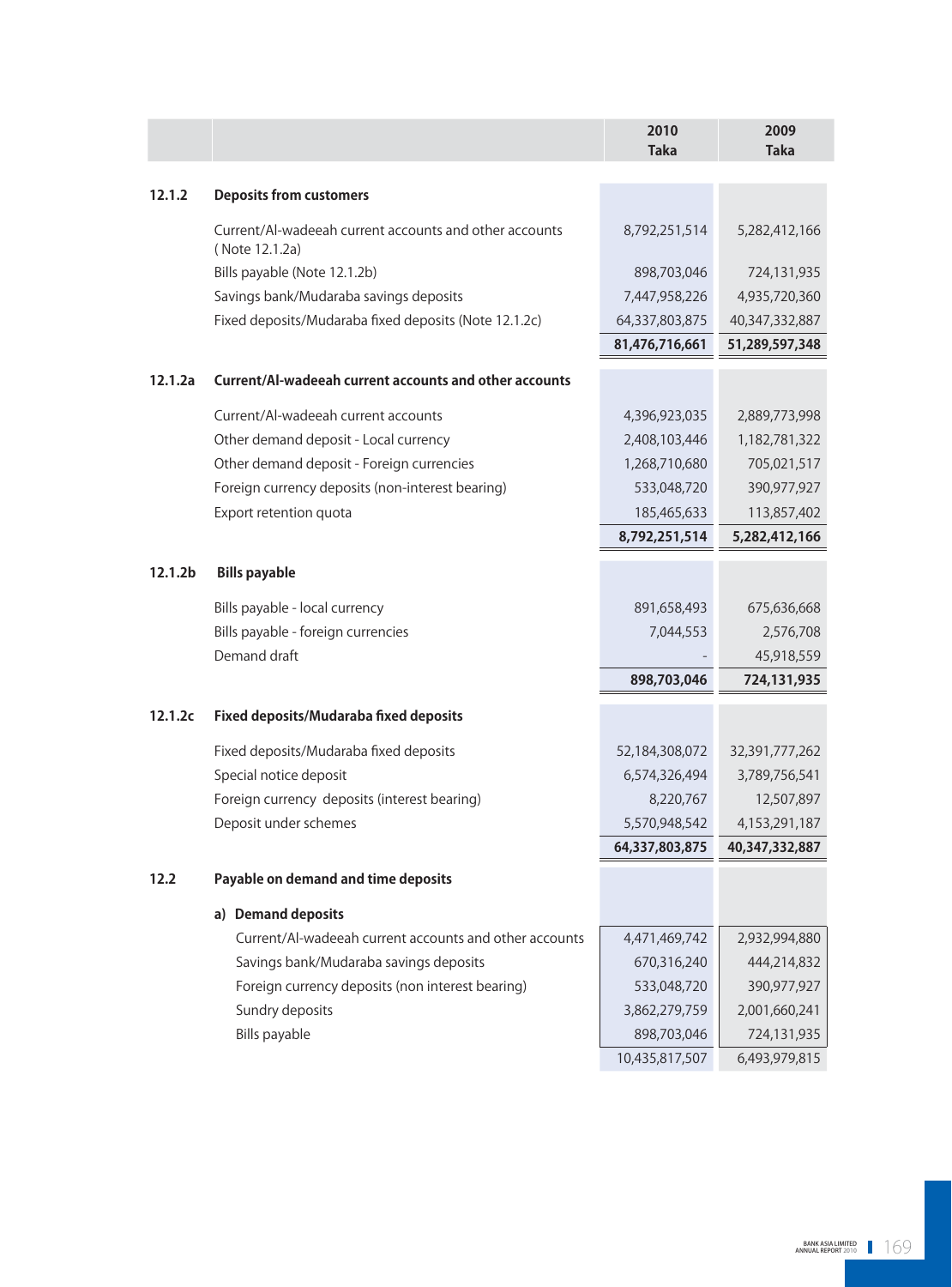| | | 2010 Taka | 2009 Taka |
|---|---|---|---|
| **12.1.2** | **Deposits from customers** | | |
| | Current/Al-wadeeah current accounts and other accounts (Note 12.1.2a) | 8,792,251,514 | 5,282,412,166 |
| | Bills payable (Note 12.1.2b) | 898,703,046 | 724,131,935 |
| | Savings bank/Mudaraba savings deposits | 7,447,958,226 | 4,935,720,360 |
| | Fixed deposits/Mudaraba fixed deposits (Note 12.1.2c) | 64,337,803,875 | 40,347,332,887 |
| | | **81,476,716,661** | **51,289,597,348** |
| **12.1.2a** | **Current/Al-wadeeah current accounts and other accounts** | | |
| | Current/Al-wadeeah current accounts | 4,396,923,035 | 2,889,773,998 |
| | Other demand deposit - Local currency | 2,408,103,446 | 1,182,781,322 |
| | Other demand deposit - Foreign currencies | 1,268,710,680 | 705,021,517 |
| | Foreign currency deposits (non-interest bearing) | 533,048,720 | 390,977,927 |
| | Export retention quota | 185,465,633 | 113,857,402 |
| | | **8,792,251,514** | **5,282,412,166** |
| **12.1.2b** | **Bills payable** | | |
| | Bills payable - local currency | 891,658,493 | 675,636,668 |
| | Bills payable - foreign currencies | 7,044,553 | 2,576,708 |
| | Demand draft | - | 45,918,559 |
| | | **898,703,046** | **724,131,935** |
| **12.1.2c** | **Fixed deposits/Mudaraba fixed deposits** | | |
| | Fixed deposits/Mudaraba fixed deposits | 52,184,308,072 | 32,391,777,262 |
| | Special notice deposit | 6,574,326,494 | 3,789,756,541 |
| | Foreign currency deposits (interest bearing) | 8,220,767 | 12,507,897 |
| | Deposit under schemes | 5,570,948,542 | 4,153,291,187 |
| | | **64,337,803,875** | **40,347,332,887** |
| **12.2** | **Payable on demand and time deposits** | | |
| | **a) Demand deposits** | | |
| | Current/Al-wadeeah current accounts and other accounts | 4,471,469,742 | 2,932,994,880 |
| | Savings bank/Mudaraba savings deposits | 670,316,240 | 444,214,832 |
| | Foreign currency deposits (non interest bearing) | 533,048,720 | 390,977,927 |
| | Sundry deposits | 3,862,279,759 | 2,001,660,241 |
| | Bills payable | 898,703,046 | 724,131,935 |
| | | 10,435,817,507 | 6,493,979,815 |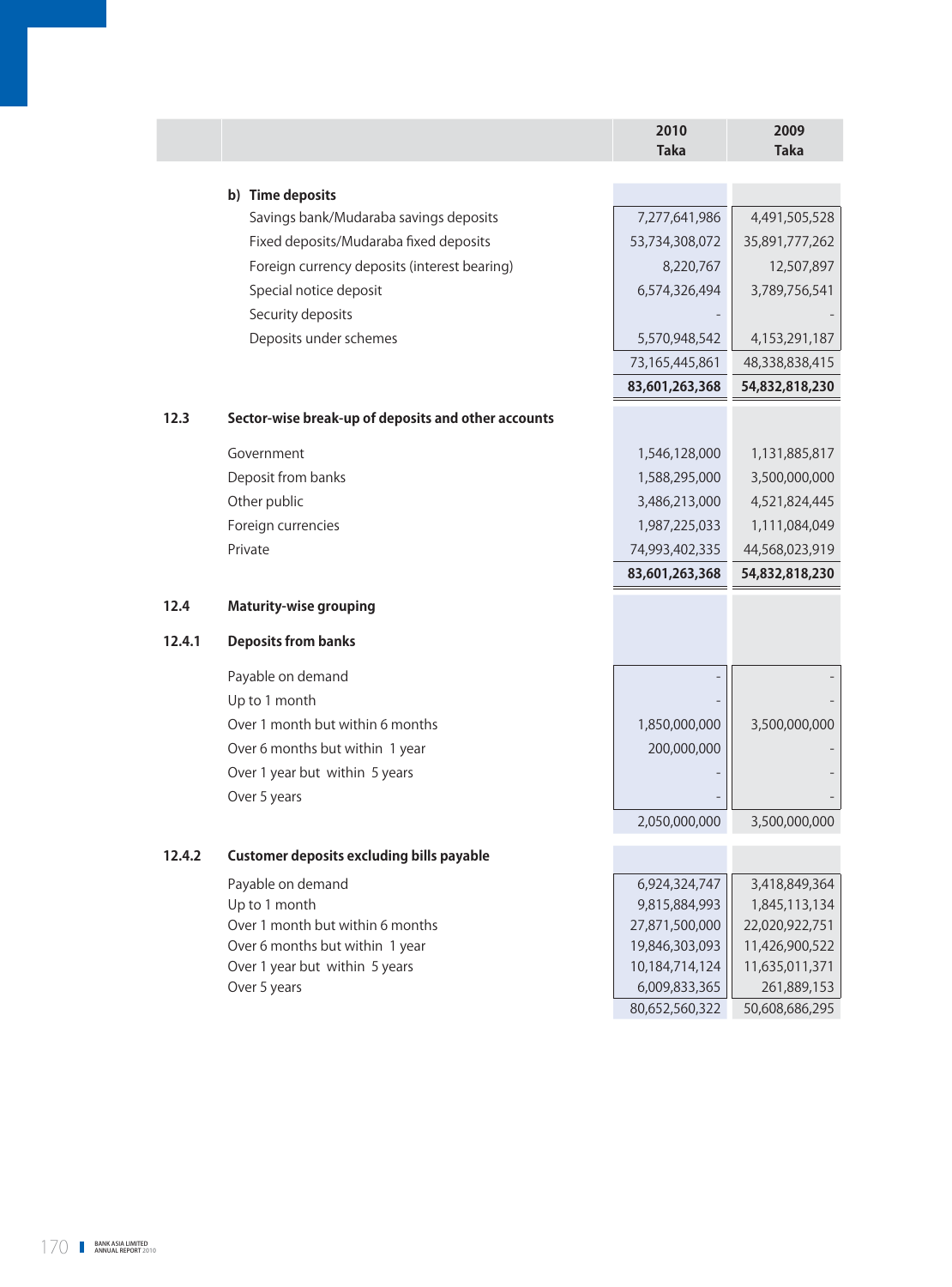| | | 2010 Taka | 2009 Taka |
|---|---|---|---|
| | **b) Time deposits** | | |
| | Savings bank/Mudaraba savings deposits | 7,277,641,986 | 4,491,505,528 |
| | Fixed deposits/Mudaraba fixed deposits | 53,734,308,072 | 35,891,777,262 |
| | Foreign currency deposits (interest bearing) | 8,220,767 | 12,507,897 |
| | Special notice deposit | 6,574,326,494 | 3,789,756,541 |
| | Security deposits | - | - |
| | Deposits under schemes | 5,570,948,542 | 4,153,291,187 |
| | | 73,165,445,861 | 48,338,838,415 |
| | | **83,601,263,368** | **54,832,818,230** |
| **12.3** | **Sector-wise break-up of deposits and other accounts** | | |
| | Government | 1,546,128,000 | 1,131,885,817 |
| | Deposit from banks | 1,588,295,000 | 3,500,000,000 |
| | Other public | 3,486,213,000 | 4,521,824,445 |
| | Foreign currencies | 1,987,225,033 | 1,111,084,049 |
| | Private | 74,993,402,335 | 44,568,023,919 |
| | | **83,601,263,368** | **54,832,818,230** |
| **12.4** | **Maturity-wise grouping** | | |
| **12.4.1** | **Deposits from banks** | | |
| | Payable on demand | - | - |
| | Up to 1 month | - | - |
| | Over 1 month but within 6 months | 1,850,000,000 | 3,500,000,000 |
| | Over 6 months but within 1 year | 200,000,000 | - |
| | Over 1 year but within 5 years | - | - |
| | Over 5 years | - | - |
| | | 2,050,000,000 | 3,500,000,000 |
| **12.4.2** | **Customer deposits excluding bills payable** | | |
| | Payable on demand | 6,924,324,747 | 3,418,849,364 |
| | Up to 1 month | 9,815,884,993 | 1,845,113,134 |
| | Over 1 month but within 6 months | 27,871,500,000 | 22,020,922,751 |
| | Over 6 months but within 1 year | 19,846,303,093 | 11,426,900,522 |
| | Over 1 year but within 5 years | 10,184,714,124 | 11,635,011,371 |
| | Over 5 years | 6,009,833,365 | 261,889,153 |
| | | 80,652,560,322 | 50,608,686,295 |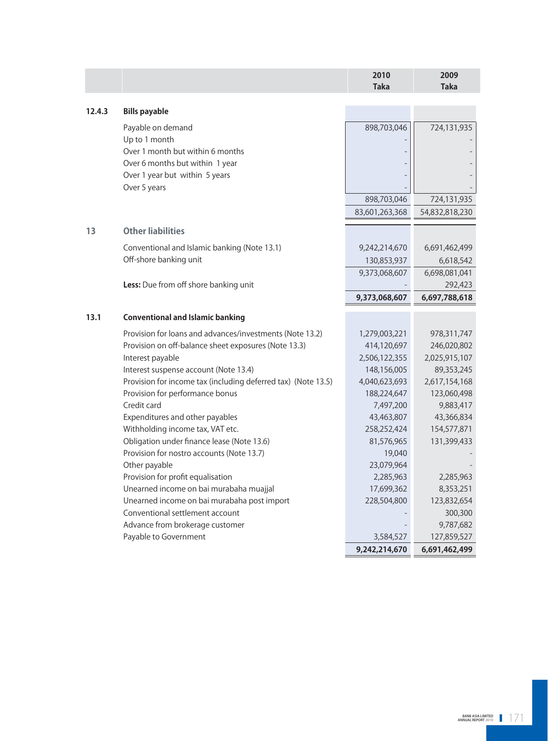| | | 2010 Taka | 2009 Taka |
|---|---|---|---|
| **12.4.3** | **Bills payable** | | |
| | Payable on demand | 898,703,046 | 724,131,935 |
| | Up to 1 month | - | - |
| | Over 1 month but within 6 months | - | - |
| | Over 6 months but within 1 year | - | - |
| | Over 1 year but within 5 years | - | - |
| | Over 5 years | - | - |
| | | 898,703,046 | 724,131,935 |
| | | 83,601,263,368 | 54,832,818,230 |
| **13** | **Other liabilities** | | |
| | Conventional and Islamic banking (Note 13.1) | 9,242,214,670 | 6,691,462,499 |
| | Off-shore banking unit | 130,853,937 | 6,618,542 |
| | | 9,373,068,607 | 6,698,081,041 |
| | **Less:** Due from off shore banking unit | - | 292,423 |
| | | **9,373,068,607** | **6,697,788,618** |
| **13.1** | **Conventional and Islamic banking** | | |
| | Provision for loans and advances/investments (Note 13.2) | 1,279,003,221 | 978,311,747 |
| | Provision on off-balance sheet exposures (Note 13.3) | 414,120,697 | 246,020,802 |
| | Interest payable | 2,506,122,355 | 2,025,915,107 |
| | Interest suspense account (Note 13.4) | 148,156,005 | 89,353,245 |
| | Provision for income tax (including deferred tax) (Note 13.5) | 4,040,623,693 | 2,617,154,168 |
| | Provision for performance bonus | 188,224,647 | 123,060,498 |
| | Credit card | 7,497,200 | 9,883,417 |
| | Expenditures and other payables | 43,463,807 | 43,366,834 |
| | Withholding income tax, VAT etc. | 258,252,424 | 154,577,871 |
| | Obligation under finance lease (Note 13.6) | 81,576,965 | 131,399,433 |
| | Provision for nostro accounts (Note 13.7) | 19,040 | - |
| | Other payable | 23,079,964 | - |
| | Provision for profit equalisation | 2,285,963 | 2,285,963 |
| | Unearned income on bai murabaha muajjal | 17,699,362 | 8,353,251 |
| | Unearned income on bai murabaha post import | 228,504,800 | 123,832,654 |
| | Conventional settlement account | - | 300,300 |
| | Advance from brokerage customer | - | 9,787,682 |
| | Payable to Government | 3,584,527 | 127,859,527 |
| | | **9,242,214,670** | **6,691,462,499** |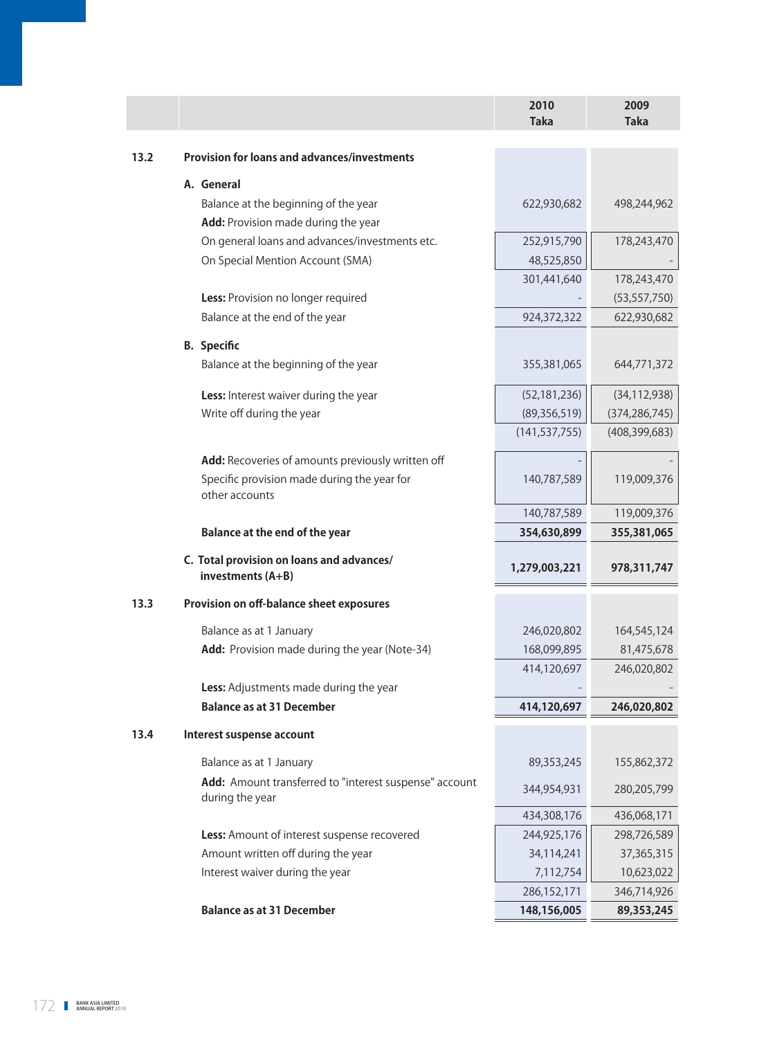| | | 2010 Taka | 2009 Taka |
|---|---|---|---|
| **13.2** | **Provision for loans and advances/investments** | | |
| | **A. General** | | |
| | Balance at the beginning of the year | 622,930,682 | 498,244,962 |
| | **Add:** Provision made during the year | | |
| | On general loans and advances/investments etc. | 252,915,790 | 178,243,470 |
| | On Special Mention Account (SMA) | 48,525,850 | - |
| | | 301,441,640 | 178,243,470 |
| | **Less:** Provision no longer required | - | (53,557,750) |
| | Balance at the end of the year | 924,372,322 | 622,930,682 |
| | **B. Specific** | | |
| | Balance at the beginning of the year | 355,381,065 | 644,771,372 |
| | **Less:** Interest waiver during the year | (52,181,236) | (34,112,938) |
| | Write off during the year | (89,356,519) | (374,286,745) |
| | | (141,537,755) | (408,399,683) |
| | **Add:** Recoveries of amounts previously written off | - | - |
| | Specific provision made during the year for other accounts | 140,787,589 | 119,009,376 |
| | | 140,787,589 | 119,009,376 |
| | **Balance at the end of the year** | **354,630,899** | **355,381,065** |
| | **C. Total provision on loans and advances/ investments (A+B)** | **1,279,003,221** | **978,311,747** |
| **13.3** | **Provision on off-balance sheet exposures** | | |
| | Balance as at 1 January | 246,020,802 | 164,545,124 |
| | **Add:** Provision made during the year (Note-34) | 168,099,895 | 81,475,678 |
| | | 414,120,697 | 246,020,802 |
| | **Less:** Adjustments made during the year | - | - |
| | **Balance as at 31 December** | **414,120,697** | **246,020,802** |
| **13.4** | **Interest suspense account** | | |
| | Balance as at 1 January | 89,353,245 | 155,862,372 |
| | **Add:** Amount transferred to "interest suspense" account during the year | 344,954,931 | 280,205,799 |
| | | 434,308,176 | 436,068,171 |
| | **Less:** Amount of interest suspense recovered | 244,925,176 | 298,726,589 |
| | Amount written off during the year | 34,114,241 | 37,365,315 |
| | Interest waiver during the year | 7,112,754 | 10,623,022 |
| | | 286,152,171 | 346,714,926 |
| | **Balance as at 31 December** | **148,156,005** | **89,353,245** |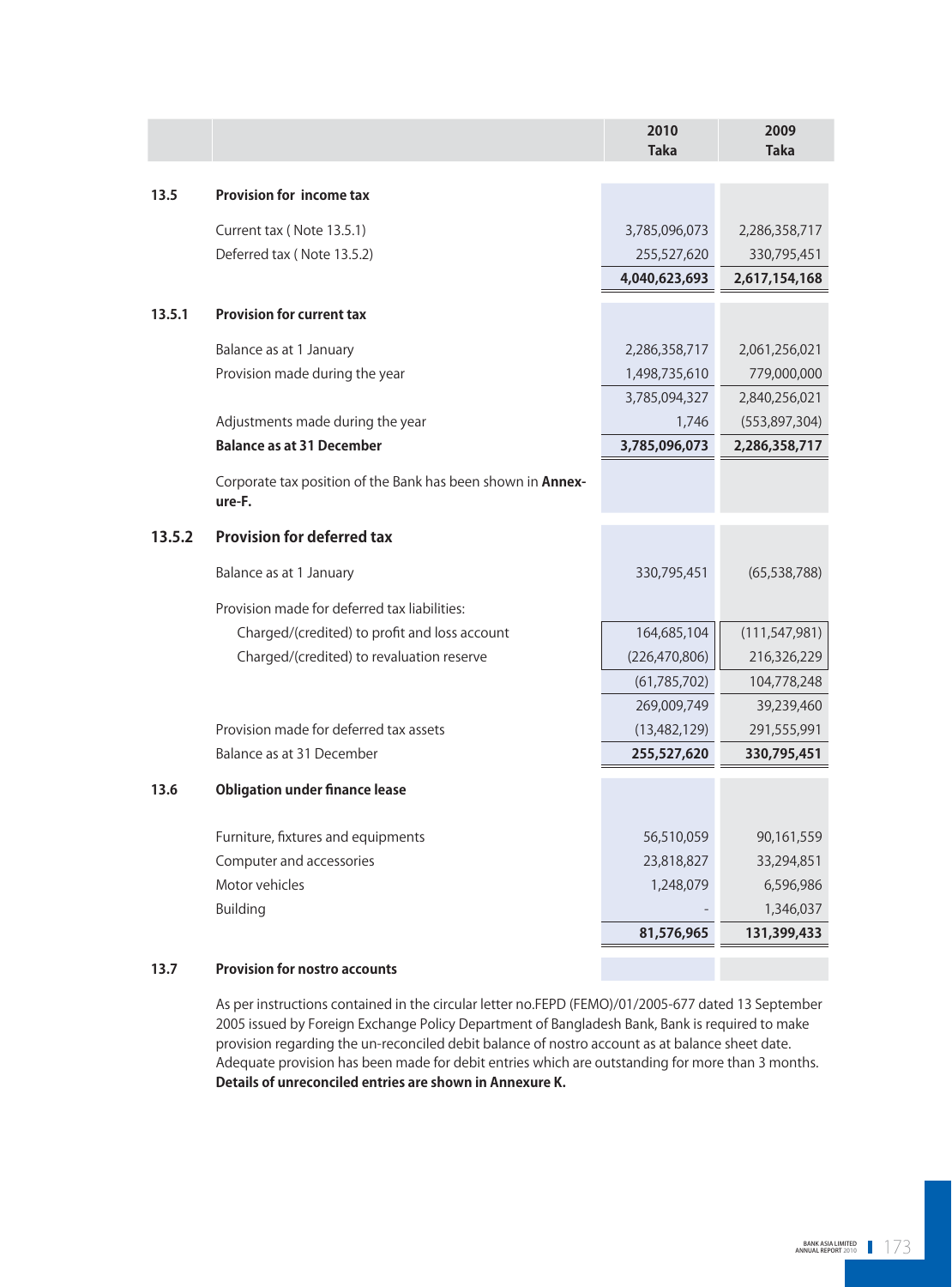| | | 2010 Taka | 2009 Taka |
|---|---|---|---|
| **13.5** | **Provision for income tax** | | |
| | Current tax ( Note 13.5.1) | 3,785,096,073 | 2,286,358,717 |
| | Deferred tax ( Note 13.5.2) | 255,527,620 | 330,795,451 |
| | | **4,040,623,693** | **2,617,154,168** |
| **13.5.1** | **Provision for current tax** | | |
| | Balance as at 1 January | 2,286,358,717 | 2,061,256,021 |
| | Provision made during the year | 1,498,735,610 | 779,000,000 |
| | | 3,785,094,327 | 2,840,256,021 |
| | Adjustments made during the year | 1,746 | (553,897,304) |
| | **Balance as at 31 December** | **3,785,096,073** | **2,286,358,717** |
| | Corporate tax position of the Bank has been shown in **Annexure-F.** | | |
| **13.5.2** | **Provision for deferred tax** | | |
| | Balance as at 1 January | 330,795,451 | (65,538,788) |
| | Provision made for deferred tax liabilities: | | |
| | Charged/(credited) to profit and loss account | 164,685,104 | (111,547,981) |
| | Charged/(credited) to revaluation reserve | (226,470,806) | 216,326,229 |
| | | (61,785,702) | 104,778,248 |
| | | 269,009,749 | 39,239,460 |
| | Provision made for deferred tax assets | (13,482,129) | 291,555,991 |
| | Balance as at 31 December | **255,527,620** | **330,795,451** |
| **13.6** | **Obligation under finance lease** | | |
| | Furniture, fixtures and equipments | 56,510,059 | 90,161,559 |
| | Computer and accessories | 23,818,827 | 33,294,851 |
| | Motor vehicles | 1,248,079 | 6,596,986 |
| | Building | - | 1,346,037 |
| | | **81,576,965** | **131,399,433** |
| **13.7** | **Provision for nostro accounts** | | |

As per instructions contained in the circular letter no.FEPD (FEMO)/01/2005-677 dated 13 September 2005 issued by Foreign Exchange Policy Department of Bangladesh Bank, Bank is required to make provision regarding the un-reconciled debit balance of nostro account as at balance sheet date. Adequate provision has been made for debit entries which are outstanding for more than 3 months. **Details of unreconciled entries are shown in Annexure K.**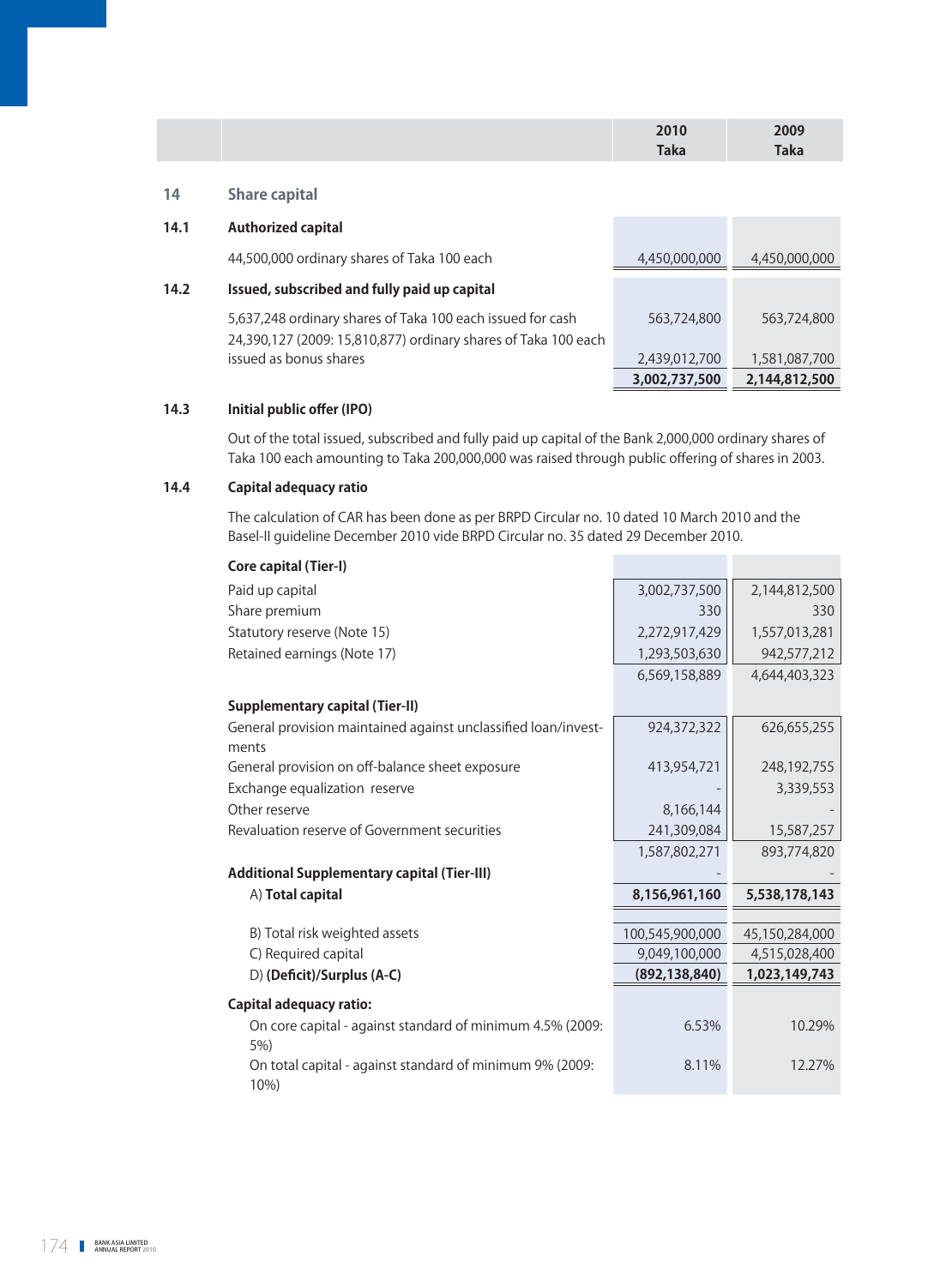| | | 2010 Taka | 2009 Taka |
|---|---|---|---|

## 14 Share capital

### 14.1 Authorized capital

| | 2010 Taka | 2009 Taka |
|---|---|---|
| 44,500,000 ordinary shares of Taka 100 each | 4,450,000,000 | 4,450,000,000 |

### 14.2 Issued, subscribed and fully paid up capital

| | 2010 Taka | 2009 Taka |
|---|---|---|
| 5,637,248 ordinary shares of Taka 100 each issued for cash | 563,724,800 | 563,724,800 |
| 24,390,127 (2009: 15,810,877) ordinary shares of Taka 100 each issued as bonus shares | 2,439,012,700 | 1,581,087,700 |
| | **3,002,737,500** | **2,144,812,500** |

### 14.3 Initial public offer (IPO)

Out of the total issued, subscribed and fully paid up capital of the Bank 2,000,000 ordinary shares of Taka 100 each amounting to Taka 200,000,000 was raised through public offering of shares in 2003.

### 14.4 Capital adequacy ratio

The calculation of CAR has been done as per BRPD Circular no. 10 dated 10 March 2010 and the Basel-II guideline December 2010 vide BRPD Circular no. 35 dated 29 December 2010.

| | 2010 Taka | 2009 Taka |
|---|---|---|
| **Core capital (Tier-I)** | | |
| Paid up capital | 3,002,737,500 | 2,144,812,500 |
| Share premium | 330 | 330 |
| Statutory reserve (Note 15) | 2,272,917,429 | 1,557,013,281 |
| Retained earnings (Note 17) | 1,293,503,630 | 942,577,212 |
| | 6,569,158,889 | 4,644,403,323 |
| **Supplementary capital (Tier-II)** | | |
| General provision maintained against unclassified loan/investments | 924,372,322 | 626,655,255 |
| General provision on off-balance sheet exposure | 413,954,721 | 248,192,755 |
| Exchange equalization reserve | - | 3,339,553 |
| Other reserve | 8,166,144 | - |
| Revaluation reserve of Government securities | 241,309,084 | 15,587,257 |
| | 1,587,802,271 | 893,774,820 |
| **Additional Supplementary capital (Tier-III)** | - | - |
| A) **Total capital** | **8,156,961,160** | **5,538,178,143** |
| B) Total risk weighted assets | 100,545,900,000 | 45,150,284,000 |
| C) Required capital | 9,049,100,000 | 4,515,028,400 |
| D) **(Deficit)/Surplus (A-C)** | **(892,138,840)** | **1,023,149,743** |
| **Capital adequacy ratio:** | | |
| On core capital - against standard of minimum 4.5% (2009: 5%) | 6.53% | 10.29% |
| On total capital - against standard of minimum 9% (2009: 10%) | 8.11% | 12.27% |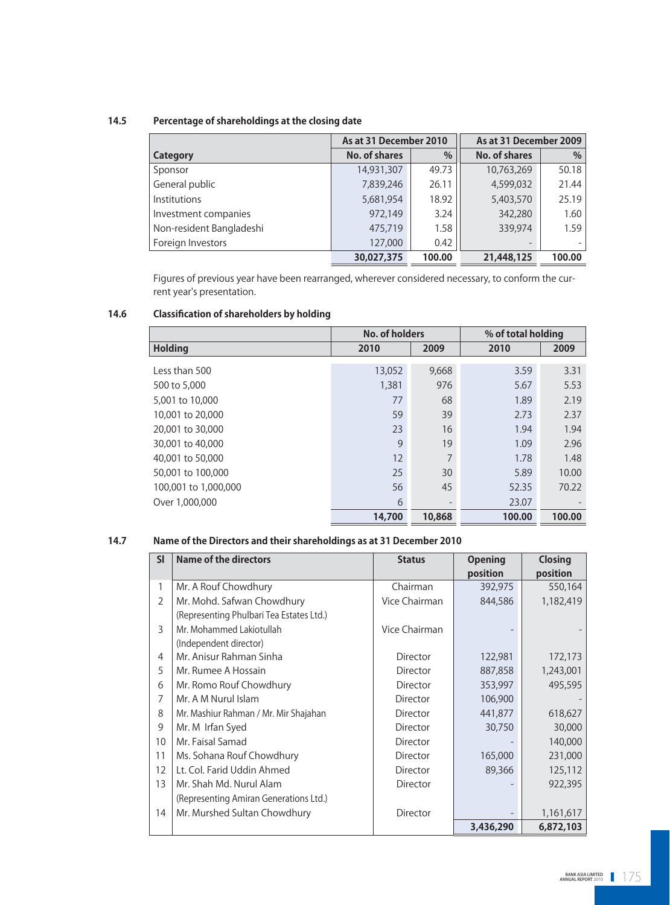### 14.5 Percentage of shareholdings at the closing date

| | As at 31 December 2010 | | As at 31 December 2009 | |
|---|---|---|---|---|
| **Category** | **No. of shares** | **%** | **No. of shares** | **%** |
| Sponsor | 14,931,307 | 49.73 | 10,763,269 | 50.18 |
| General public | 7,839,246 | 26.11 | 4,599,032 | 21.44 |
| Institutions | 5,681,954 | 18.92 | 5,403,570 | 25.19 |
| Investment companies | 972,149 | 3.24 | 342,280 | 1.60 |
| Non-resident Bangladeshi | 475,719 | 1.58 | 339,974 | 1.59 |
| Foreign Investors | 127,000 | 0.42 | - | - |
| | **30,027,375** | **100.00** | **21,448,125** | **100.00** |

Figures of previous year have been rearranged, wherever considered necessary, to conform the current year's presentation.

### 14.6 Classification of shareholders by holding

| | No. of holders | | % of total holding | |
|---|---|---|---|---|
| **Holding** | **2010** | **2009** | **2010** | **2009** |
| Less than 500 | 13,052 | 9,668 | 3.59 | 3.31 |
| 500 to 5,000 | 1,381 | 976 | 5.67 | 5.53 |
| 5,001 to 10,000 | 77 | 68 | 1.89 | 2.19 |
| 10,001 to 20,000 | 59 | 39 | 2.73 | 2.37 |
| 20,001 to 30,000 | 23 | 16 | 1.94 | 1.94 |
| 30,001 to 40,000 | 9 | 19 | 1.09 | 2.96 |
| 40,001 to 50,000 | 12 | 7 | 1.78 | 1.48 |
| 50,001 to 100,000 | 25 | 30 | 5.89 | 10.00 |
| 100,001 to 1,000,000 | 56 | 45 | 52.35 | 70.22 |
| Over 1,000,000 | 6 | - | 23.07 | - |
| | **14,700** | **10,868** | **100.00** | **100.00** |

### 14.7 Name of the Directors and their shareholdings as at 31 December 2010

| Sl | Name of the directors | Status | Opening position | Closing position |
|---|---|---|---|---|
| 1 | Mr. A Rouf Chowdhury | Chairman | 392,975 | 550,164 |
| 2 | Mr. Mohd. Safwan Chowdhury (Representing Phulbari Tea Estates Ltd.) | Vice Chairman | 844,586 | 1,182,419 |
| 3 | Mr. Mohammed Lakiotullah (Independent director) | Vice Chairman | - | - |
| 4 | Mr. Anisur Rahman Sinha | Director | 122,981 | 172,173 |
| 5 | Mr. Rumee A Hossain | Director | 887,858 | 1,243,001 |
| 6 | Mr. Romo Rouf Chowdhury | Director | 353,997 | 495,595 |
| 7 | Mr. A M Nurul Islam | Director | 106,900 | - |
| 8 | Mr. Mashiur Rahman / Mr. Mir Shajahan | Director | 441,877 | 618,627 |
| 9 | Mr. M Irfan Syed | Director | 30,750 | 30,000 |
| 10 | Mr. Faisal Samad | Director | - | 140,000 |
| 11 | Ms. Sohana Rouf Chowdhury | Director | 165,000 | 231,000 |
| 12 | Lt. Col. Farid Uddin Ahmed | Director | 89,366 | 125,112 |
| 13 | Mr. Shah Md. Nurul Alam (Representing Amiran Generations Ltd.) | Director | - | 922,395 |
| 14 | Mr. Murshed Sultan Chowdhury | Director | - | 1,161,617 |
| | | | **3,436,290** | **6,872,103** |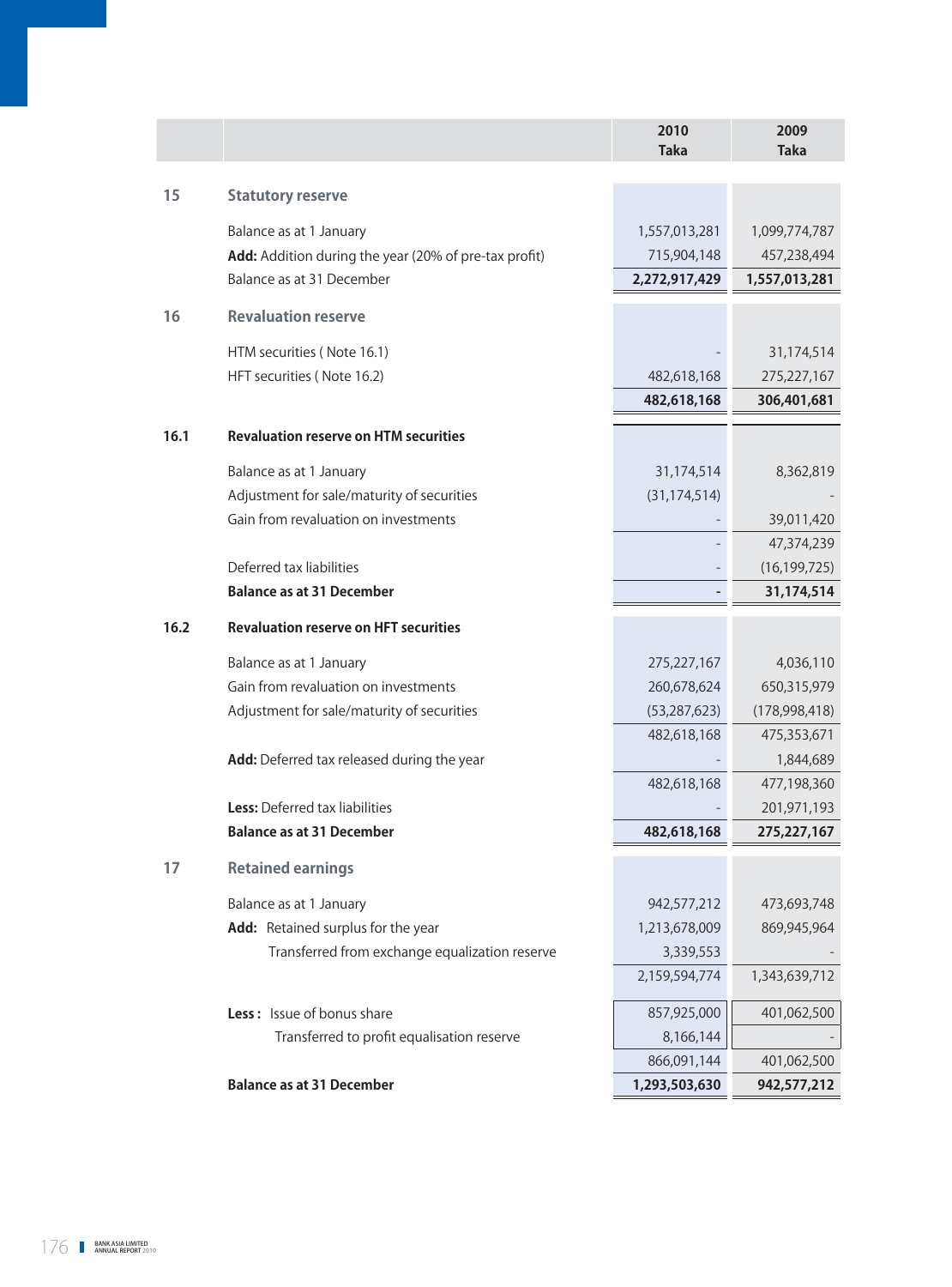| | | 2010 Taka | 2009 Taka |
|---|---|---|---|
| **15** | **Statutory reserve** | | |
| | Balance as at 1 January | 1,557,013,281 | 1,099,774,787 |
| | **Add:** Addition during the year (20% of pre-tax profit) | 715,904,148 | 457,238,494 |
| | Balance as at 31 December | **2,272,917,429** | **1,557,013,281** |
| **16** | **Revaluation reserve** | | |
| | HTM securities ( Note 16.1) | - | 31,174,514 |
| | HFT securities ( Note 16.2) | 482,618,168 | 275,227,167 |
| | | **482,618,168** | **306,401,681** |
| **16.1** | **Revaluation reserve on HTM securities** | | |
| | Balance as at 1 January | 31,174,514 | 8,362,819 |
| | Adjustment for sale/maturity of securities | (31,174,514) | - |
| | Gain from revaluation on investments | - | 39,011,420 |
| | | - | 47,374,239 |
| | Deferred tax liabilities | - | (16,199,725) |
| | **Balance as at 31 December** | **-** | **31,174,514** |
| **16.2** | **Revaluation reserve on HFT securities** | | |
| | Balance as at 1 January | 275,227,167 | 4,036,110 |
| | Gain from revaluation on investments | 260,678,624 | 650,315,979 |
| | Adjustment for sale/maturity of securities | (53,287,623) | (178,998,418) |
| | | 482,618,168 | 475,353,671 |
| | **Add:** Deferred tax released during the year | - | 1,844,689 |
| | | 482,618,168 | 477,198,360 |
| | **Less:** Deferred tax liabilities | - | 201,971,193 |
| | **Balance as at 31 December** | **482,618,168** | **275,227,167** |
| **17** | **Retained earnings** | | |
| | Balance as at 1 January | 942,577,212 | 473,693,748 |
| | **Add:** Retained surplus for the year | 1,213,678,009 | 869,945,964 |
| | Transferred from exchange equalization reserve | 3,339,553 | - |
| | | 2,159,594,774 | 1,343,639,712 |
| | **Less :** Issue of bonus share | 857,925,000 | 401,062,500 |
| | Transferred to profit equalisation reserve | 8,166,144 | - |
| | | 866,091,144 | 401,062,500 |
| | **Balance as at 31 December** | **1,293,503,630** | **942,577,212** |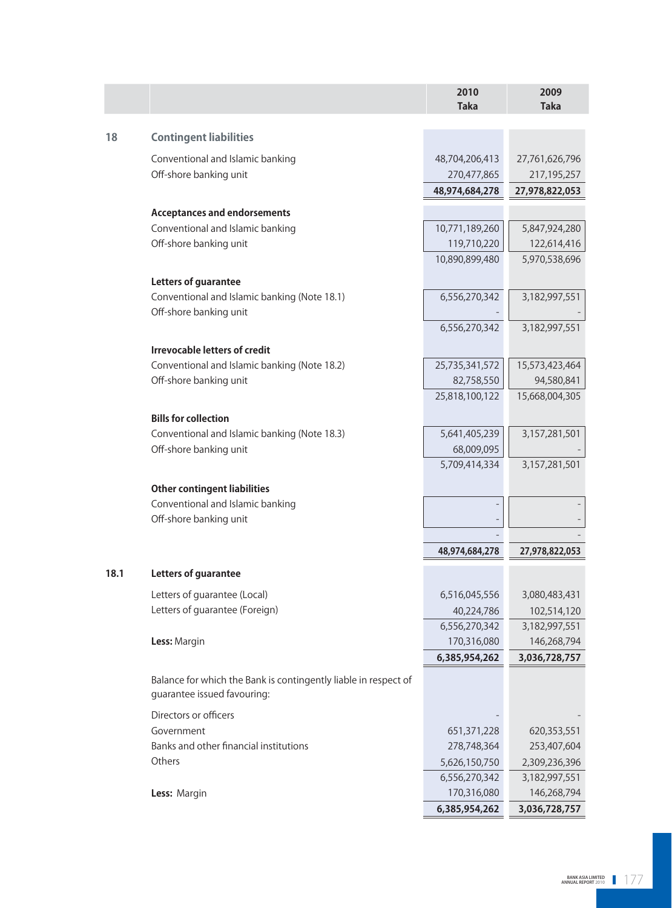| | | 2010 Taka | 2009 Taka |
|---|---|---|---|
| **18** | **Contingent liabilities** | | |
| | Conventional and Islamic banking | 48,704,206,413 | 27,761,626,796 |
| | Off-shore banking unit | 270,477,865 | 217,195,257 |
| | | **48,974,684,278** | **27,978,822,053** |
| | **Acceptances and endorsements** | | |
| | Conventional and Islamic banking | 10,771,189,260 | 5,847,924,280 |
| | Off-shore banking unit | 119,710,220 | 122,614,416 |
| | | 10,890,899,480 | 5,970,538,696 |
| | **Letters of guarantee** | | |
| | Conventional and Islamic banking (Note 18.1) | 6,556,270,342 | 3,182,997,551 |
| | Off-shore banking unit | - | - |
| | | 6,556,270,342 | 3,182,997,551 |
| | **Irrevocable letters of credit** | | |
| | Conventional and Islamic banking (Note 18.2) | 25,735,341,572 | 15,573,423,464 |
| | Off-shore banking unit | 82,758,550 | 94,580,841 |
| | | 25,818,100,122 | 15,668,004,305 |
| | **Bills for collection** | | |
| | Conventional and Islamic banking (Note 18.3) | 5,641,405,239 | 3,157,281,501 |
| | Off-shore banking unit | 68,009,095 | - |
| | | 5,709,414,334 | 3,157,281,501 |
| | **Other contingent liabilities** | | |
| | Conventional and Islamic banking | - | - |
| | Off-shore banking unit | - | - |
| | | - | - |
| | | **48,974,684,278** | **27,978,822,053** |
| **18.1** | **Letters of guarantee** | | |
| | Letters of guarantee (Local) | 6,516,045,556 | 3,080,483,431 |
| | Letters of guarantee (Foreign) | 40,224,786 | 102,514,120 |
| | | 6,556,270,342 | 3,182,997,551 |
| | **Less:** Margin | 170,316,080 | 146,268,794 |
| | | **6,385,954,262** | **3,036,728,757** |
| | Balance for which the Bank is contingently liable in respect of guarantee issued favouring: | | |
| | Directors or officers | - | - |
| | Government | 651,371,228 | 620,353,551 |
| | Banks and other financial institutions | 278,748,364 | 253,407,604 |
| | Others | 5,626,150,750 | 2,309,236,396 |
| | | 6,556,270,342 | 3,182,997,551 |
| | **Less:** Margin | 170,316,080 | 146,268,794 |
| | | **6,385,954,262** | **3,036,728,757** |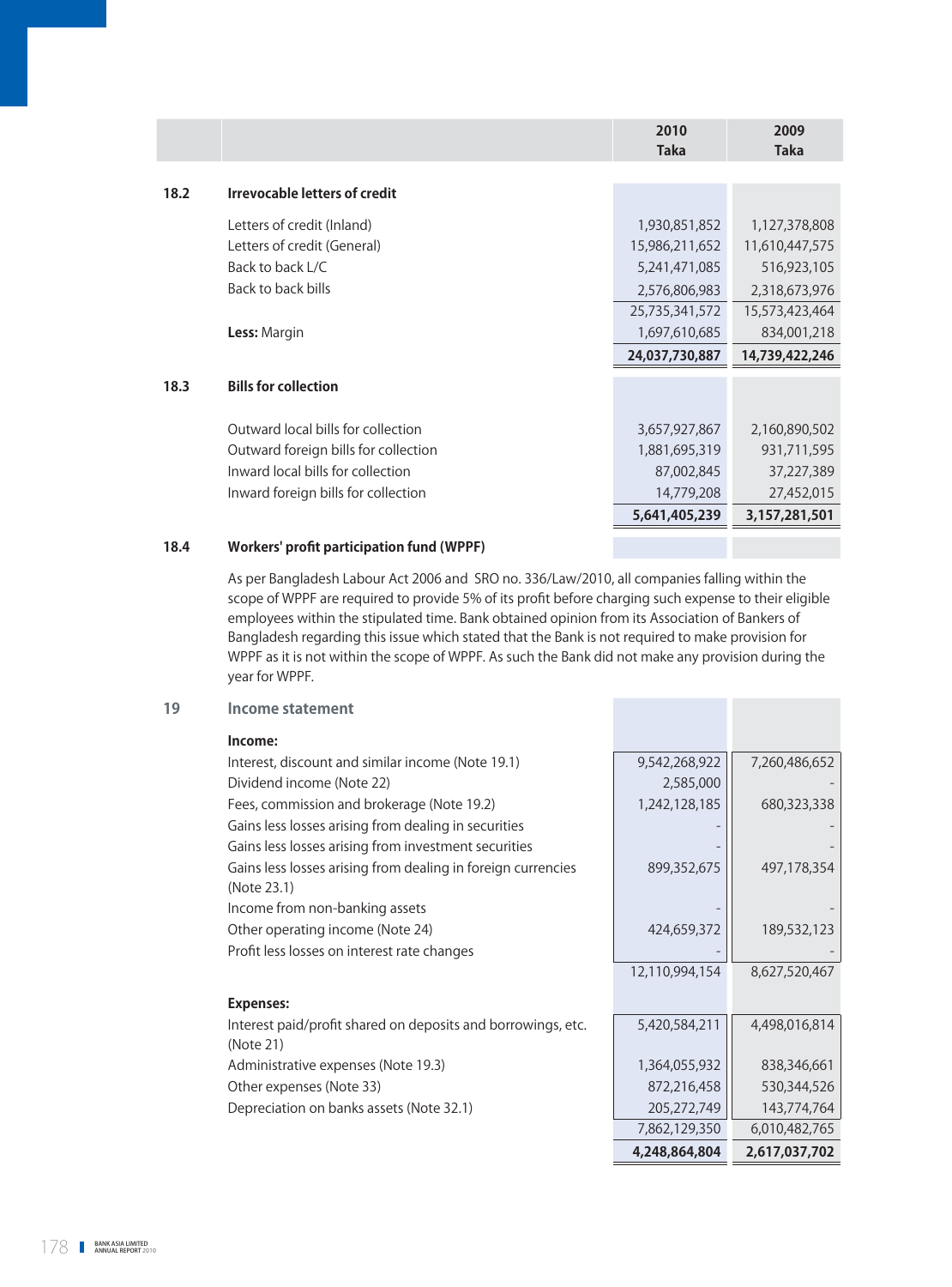| | | 2010 Taka | 2009 Taka |
|---|---|---|---|
| **18.2** | **Irrevocable letters of credit** | | |
| | Letters of credit (Inland) | 1,930,851,852 | 1,127,378,808 |
| | Letters of credit (General) | 15,986,211,652 | 11,610,447,575 |
| | Back to back L/C | 5,241,471,085 | 516,923,105 |
| | Back to back bills | 2,576,806,983 | 2,318,673,976 |
| | | 25,735,341,572 | 15,573,423,464 |
| | **Less:** Margin | 1,697,610,685 | 834,001,218 |
| | | **24,037,730,887** | **14,739,422,246** |
| **18.3** | **Bills for collection** | | |
| | Outward local bills for collection | 3,657,927,867 | 2,160,890,502 |
| | Outward foreign bills for collection | 1,881,695,319 | 931,711,595 |
| | Inward local bills for collection | 87,002,845 | 37,227,389 |
| | Inward foreign bills for collection | 14,779,208 | 27,452,015 |
| | | **5,641,405,239** | **3,157,281,501** |

**18.4 Workers' profit participation fund (WPPF)**

As per Bangladesh Labour Act 2006 and SRO no. 336/Law/2010, all companies falling within the scope of WPPF are required to provide 5% of its profit before charging such expense to their eligible employees within the stipulated time. Bank obtained opinion from its Association of Bankers of Bangladesh regarding this issue which stated that the Bank is not required to make provision for WPPF as it is not within the scope of WPPF. As such the Bank did not make any provision during the year for WPPF.

## 19 Income statement

| | 2010 Taka | 2009 Taka |
|---|---|---|
| **Income:** | | |
| Interest, discount and similar income (Note 19.1) | 9,542,268,922 | 7,260,486,652 |
| Dividend income (Note 22) | 2,585,000 | - |
| Fees, commission and brokerage (Note 19.2) | 1,242,128,185 | 680,323,338 |
| Gains less losses arising from dealing in securities | - | - |
| Gains less losses arising from investment securities | - | - |
| Gains less losses arising from dealing in foreign currencies (Note 23.1) | 899,352,675 | 497,178,354 |
| Income from non-banking assets | - | - |
| Other operating income (Note 24) | 424,659,372 | 189,532,123 |
| Profit less losses on interest rate changes | - | - |
| | 12,110,994,154 | 8,627,520,467 |
| **Expenses:** | | |
| Interest paid/profit shared on deposits and borrowings, etc. (Note 21) | 5,420,584,211 | 4,498,016,814 |
| Administrative expenses (Note 19.3) | 1,364,055,932 | 838,346,661 |
| Other expenses (Note 33) | 872,216,458 | 530,344,526 |
| Depreciation on banks assets (Note 32.1) | 205,272,749 | 143,774,764 |
| | 7,862,129,350 | 6,010,482,765 |
| | **4,248,864,804** | **2,617,037,702** |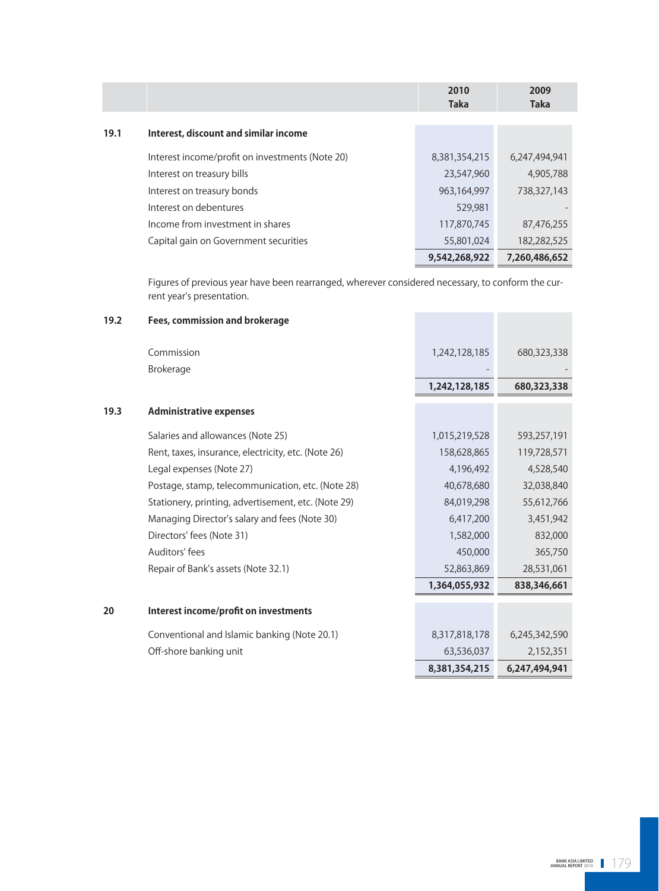| | | 2010 Taka | 2009 Taka |
|---|---|---|---|
| **19.1** | **Interest, discount and similar income** | | |
| | Interest income/profit on investments (Note 20) | 8,381,354,215 | 6,247,494,941 |
| | Interest on treasury bills | 23,547,960 | 4,905,788 |
| | Interest on treasury bonds | 963,164,997 | 738,327,143 |
| | Interest on debentures | 529,981 | - |
| | Income from investment in shares | 117,870,745 | 87,476,255 |
| | Capital gain on Government securities | 55,801,024 | 182,282,525 |
| | | **9,542,268,922** | **7,260,486,652** |

Figures of previous year have been rearranged, wherever considered necessary, to conform the current year's presentation.

| | | 2010 Taka | 2009 Taka |
|---|---|---|---|
| **19.2** | **Fees, commission and brokerage** | | |
| | Commission | 1,242,128,185 | 680,323,338 |
| | Brokerage | - | - |
| | | **1,242,128,185** | **680,323,338** |
| **19.3** | **Administrative expenses** | | |
| | Salaries and allowances (Note 25) | 1,015,219,528 | 593,257,191 |
| | Rent, taxes, insurance, electricity, etc. (Note 26) | 158,628,865 | 119,728,571 |
| | Legal expenses (Note 27) | 4,196,492 | 4,528,540 |
| | Postage, stamp, telecommunication, etc. (Note 28) | 40,678,680 | 32,038,840 |
| | Stationery, printing, advertisement, etc. (Note 29) | 84,019,298 | 55,612,766 |
| | Managing Director's salary and fees (Note 30) | 6,417,200 | 3,451,942 |
| | Directors' fees (Note 31) | 1,582,000 | 832,000 |
| | Auditors' fees | 450,000 | 365,750 |
| | Repair of Bank's assets (Note 32.1) | 52,863,869 | 28,531,061 |
| | | **1,364,055,932** | **838,346,661** |
| **20** | **Interest income/profit on investments** | | |
| | Conventional and Islamic banking (Note 20.1) | 8,317,818,178 | 6,245,342,590 |
| | Off-shore banking unit | 63,536,037 | 2,152,351 |
| | | **8,381,354,215** | **6,247,494,941** |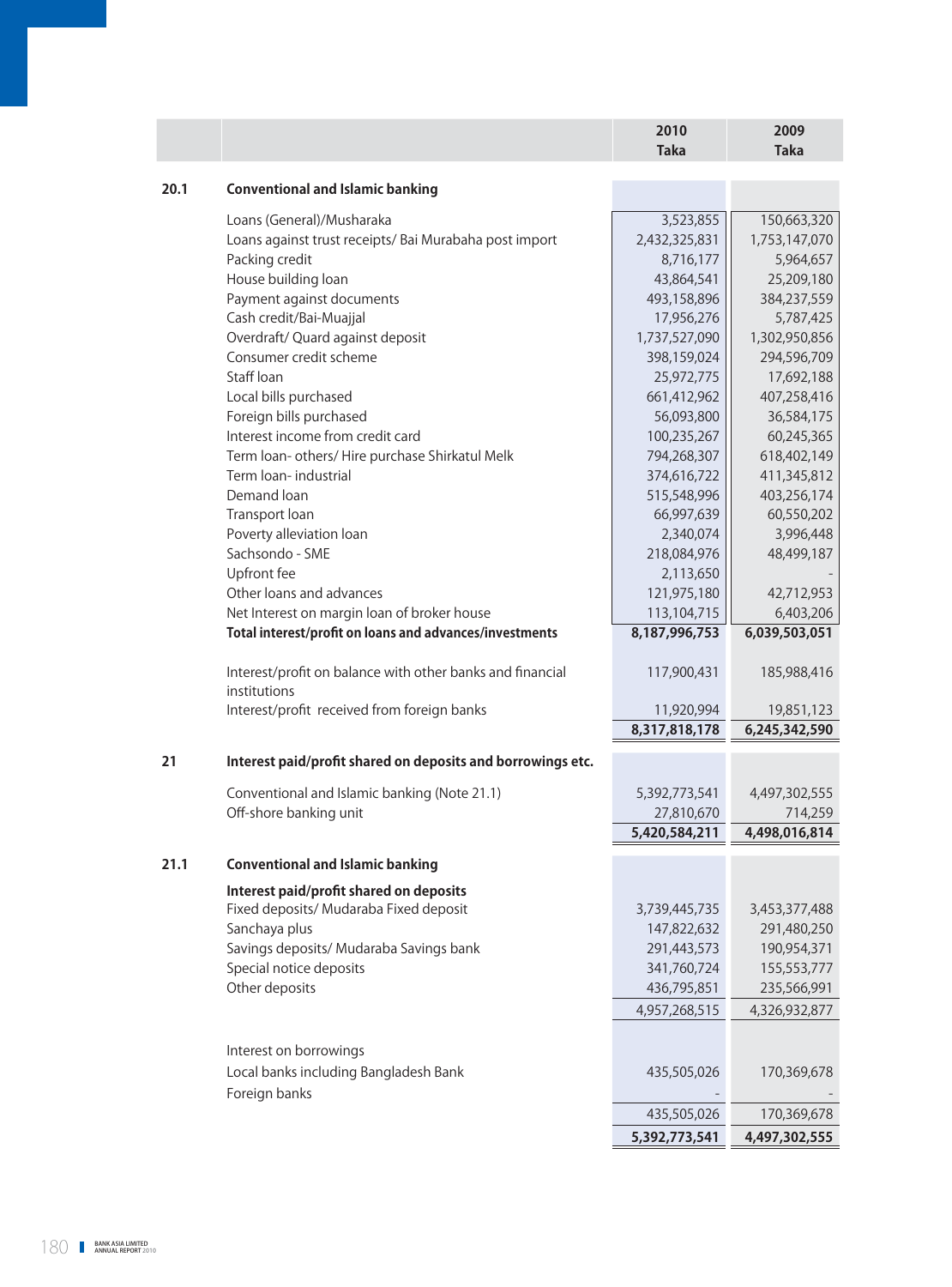| | | 2010<br>Taka | 2009<br>Taka |
|---|---|---|---|
| **20.1** | **Conventional and Islamic banking** | | |
| | Loans (General)/Musharaka | 3,523,855 | 150,663,320 |
| | Loans against trust receipts/ Bai Murabaha post import | 2,432,325,831 | 1,753,147,070 |
| | Packing credit | 8,716,177 | 5,964,657 |
| | House building loan | 43,864,541 | 25,209,180 |
| | Payment against documents | 493,158,896 | 384,237,559 |
| | Cash credit/Bai-Muajjal | 17,956,276 | 5,787,425 |
| | Overdraft/ Quard against deposit | 1,737,527,090 | 1,302,950,856 |
| | Consumer credit scheme | 398,159,024 | 294,596,709 |
| | Staff loan | 25,972,775 | 17,692,188 |
| | Local bills purchased | 661,412,962 | 407,258,416 |
| | Foreign bills purchased | 56,093,800 | 36,584,175 |
| | Interest income from credit card | 100,235,267 | 60,245,365 |
| | Term loan- others/ Hire purchase Shirkatul Melk | 794,268,307 | 618,402,149 |
| | Term loan- industrial | 374,616,722 | 411,345,812 |
| | Demand loan | 515,548,996 | 403,256,174 |
| | Transport loan | 66,997,639 | 60,550,202 |
| | Poverty alleviation loan | 2,340,074 | 3,996,448 |
| | Sachsondo - SME | 218,084,976 | 48,499,187 |
| | Upfront fee | 2,113,650 | - |
| | Other loans and advances | 121,975,180 | 42,712,953 |
| | Net Interest on margin loan of broker house | 113,104,715 | 6,403,206 |
| | **Total interest/profit on loans and advances/investments** | **8,187,996,753** | **6,039,503,051** |
| | Interest/profit on balance with other banks and financial institutions | 117,900,431 | 185,988,416 |
| | Interest/profit received from foreign banks | 11,920,994 | 19,851,123 |
| | | **8,317,818,178** | **6,245,342,590** |
| **21** | **Interest paid/profit shared on deposits and borrowings etc.** | | |
| | Conventional and Islamic banking (Note 21.1) | 5,392,773,541 | 4,497,302,555 |
| | Off-shore banking unit | 27,810,670 | 714,259 |
| | | **5,420,584,211** | **4,498,016,814** |
| **21.1** | **Conventional and Islamic banking** | | |
| | **Interest paid/profit shared on deposits** | | |
| | Fixed deposits/ Mudaraba Fixed deposit | 3,739,445,735 | 3,453,377,488 |
| | Sanchaya plus | 147,822,632 | 291,480,250 |
| | Savings deposits/ Mudaraba Savings bank | 291,443,573 | 190,954,371 |
| | Special notice deposits | 341,760,724 | 155,553,777 |
| | Other deposits | 436,795,851 | 235,566,991 |
| | | 4,957,268,515 | 4,326,932,877 |
| | Interest on borrowings | | |
| | Local banks including Bangladesh Bank | 435,505,026 | 170,369,678 |
| | Foreign banks | - | - |
| | | 435,505,026 | 170,369,678 |
| | | **5,392,773,541** | **4,497,302,555** |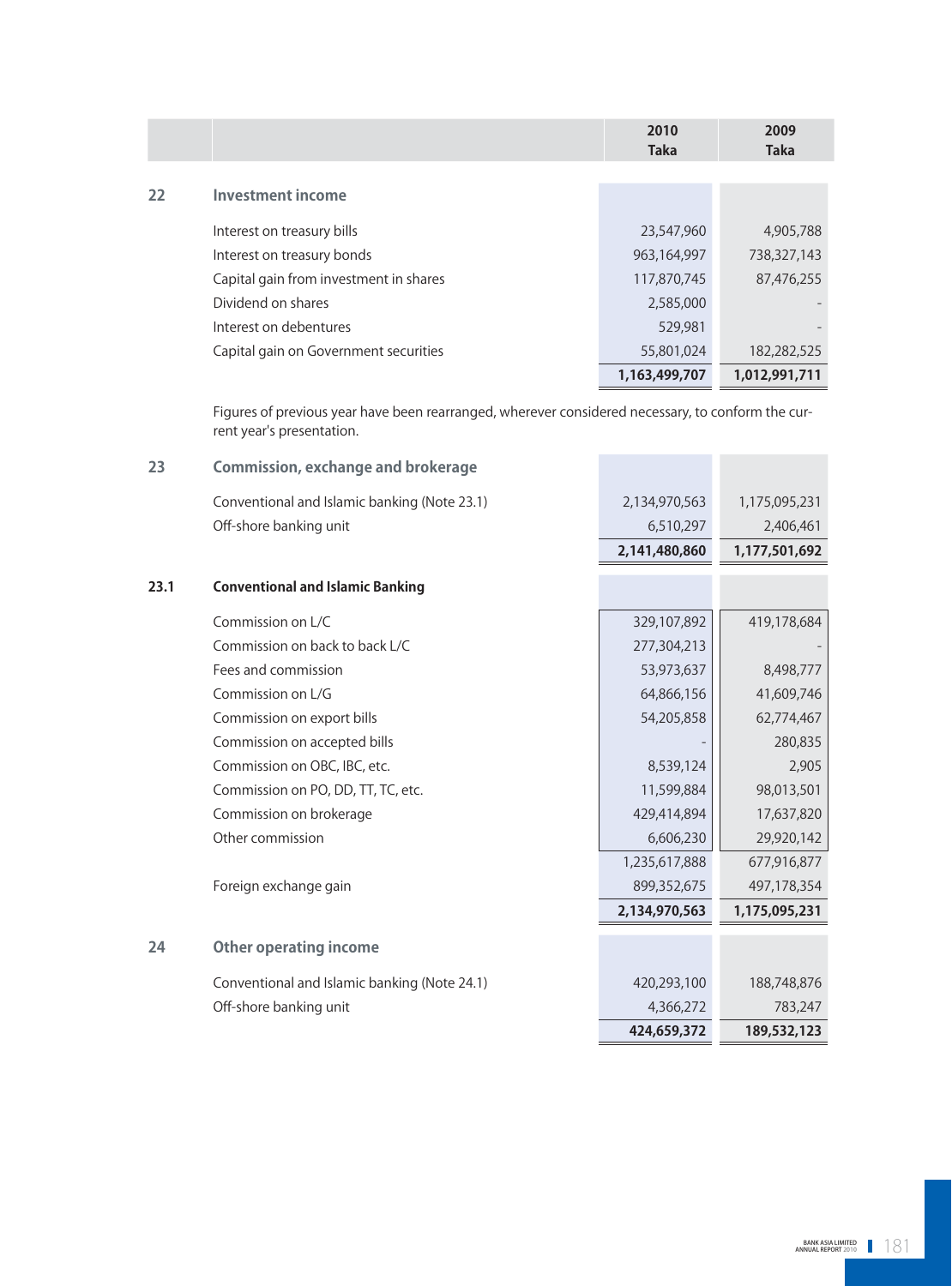| | | 2010 Taka | 2009 Taka |
|---|---|---|---|
| **22** | **Investment income** | | |
| | Interest on treasury bills | 23,547,960 | 4,905,788 |
| | Interest on treasury bonds | 963,164,997 | 738,327,143 |
| | Capital gain from investment in shares | 117,870,745 | 87,476,255 |
| | Dividend on shares | 2,585,000 | - |
| | Interest on debentures | 529,981 | - |
| | Capital gain on Government securities | 55,801,024 | 182,282,525 |
| | | **1,163,499,707** | **1,012,991,711** |

Figures of previous year have been rearranged, wherever considered necessary, to conform the current year's presentation.

| | | 2010 Taka | 2009 Taka |
|---|---|---|---|
| **23** | **Commission, exchange and brokerage** | | |
| | Conventional and Islamic banking (Note 23.1) | 2,134,970,563 | 1,175,095,231 |
| | Off-shore banking unit | 6,510,297 | 2,406,461 |
| | | **2,141,480,860** | **1,177,501,692** |
| **23.1** | **Conventional and Islamic Banking** | | |
| | Commission on L/C | 329,107,892 | 419,178,684 |
| | Commission on back to back L/C | 277,304,213 | - |
| | Fees and commission | 53,973,637 | 8,498,777 |
| | Commission on L/G | 64,866,156 | 41,609,746 |
| | Commission on export bills | 54,205,858 | 62,774,467 |
| | Commission on accepted bills | - | 280,835 |
| | Commission on OBC, IBC, etc. | 8,539,124 | 2,905 |
| | Commission on PO, DD, TT, TC, etc. | 11,599,884 | 98,013,501 |
| | Commission on brokerage | 429,414,894 | 17,637,820 |
| | Other commission | 6,606,230 | 29,920,142 |
| | | 1,235,617,888 | 677,916,877 |
| | Foreign exchange gain | 899,352,675 | 497,178,354 |
| | | **2,134,970,563** | **1,175,095,231** |
| **24** | **Other operating income** | | |
| | Conventional and Islamic banking (Note 24.1) | 420,293,100 | 188,748,876 |
| | Off-shore banking unit | 4,366,272 | 783,247 |
| | | **424,659,372** | **189,532,123** |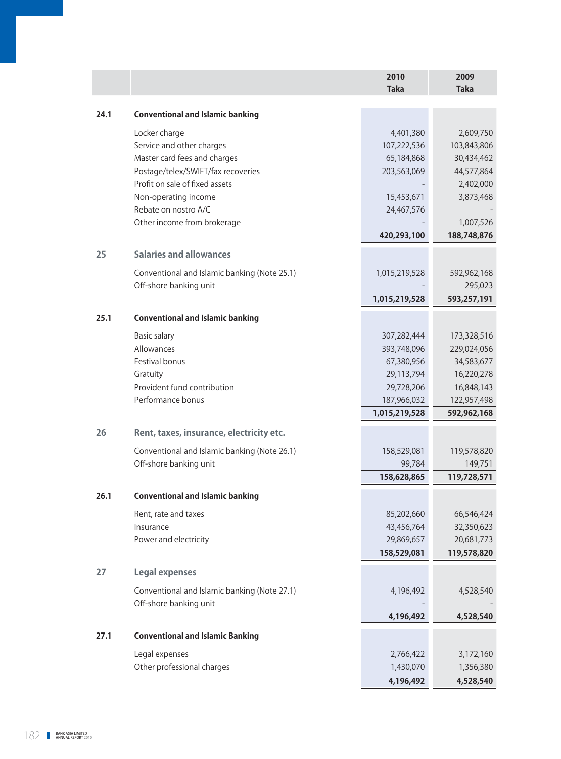| | | 2010 Taka | 2009 Taka |
|---|---|---|---|
| **24.1** | **Conventional and Islamic banking** | | |
| | Locker charge | 4,401,380 | 2,609,750 |
| | Service and other charges | 107,222,536 | 103,843,806 |
| | Master card fees and charges | 65,184,868 | 30,434,462 |
| | Postage/telex/SWIFT/fax recoveries | 203,563,069 | 44,577,864 |
| | Profit on sale of fixed assets | - | 2,402,000 |
| | Non-operating income | 15,453,671 | 3,873,468 |
| | Rebate on nostro A/C | 24,467,576 | - |
| | Other income from brokerage | - | 1,007,526 |
| | | **420,293,100** | **188,748,876** |
| **25** | **Salaries and allowances** | | |
| | Conventional and Islamic banking (Note 25.1) | 1,015,219,528 | 592,962,168 |
| | Off-shore banking unit | - | 295,023 |
| | | **1,015,219,528** | **593,257,191** |
| **25.1** | **Conventional and Islamic banking** | | |
| | Basic salary | 307,282,444 | 173,328,516 |
| | Allowances | 393,748,096 | 229,024,056 |
| | Festival bonus | 67,380,956 | 34,583,677 |
| | Gratuity | 29,113,794 | 16,220,278 |
| | Provident fund contribution | 29,728,206 | 16,848,143 |
| | Performance bonus | 187,966,032 | 122,957,498 |
| | | **1,015,219,528** | **592,962,168** |
| **26** | **Rent, taxes, insurance, electricity etc.** | | |
| | Conventional and Islamic banking (Note 26.1) | 158,529,081 | 119,578,820 |
| | Off-shore banking unit | 99,784 | 149,751 |
| | | **158,628,865** | **119,728,571** |
| **26.1** | **Conventional and Islamic banking** | | |
| | Rent, rate and taxes | 85,202,660 | 66,546,424 |
| | Insurance | 43,456,764 | 32,350,623 |
| | Power and electricity | 29,869,657 | 20,681,773 |
| | | **158,529,081** | **119,578,820** |
| **27** | **Legal expenses** | | |
| | Conventional and Islamic banking (Note 27.1) | 4,196,492 | 4,528,540 |
| | Off-shore banking unit | - | - |
| | | **4,196,492** | **4,528,540** |
| **27.1** | **Conventional and Islamic Banking** | | |
| | Legal expenses | 2,766,422 | 3,172,160 |
| | Other professional charges | 1,430,070 | 1,356,380 |
| | | **4,196,492** | **4,528,540** |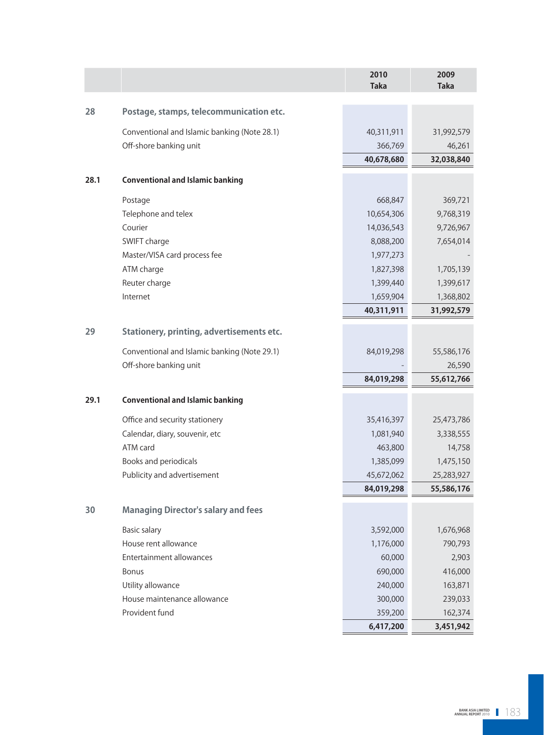| | | 2010 Taka | 2009 Taka |
|---|---|---|---|
| **28** | **Postage, stamps, telecommunication etc.** | | |
| | Conventional and Islamic banking (Note 28.1) | 40,311,911 | 31,992,579 |
| | Off-shore banking unit | 366,769 | 46,261 |
| | | **40,678,680** | **32,038,840** |
| **28.1** | **Conventional and Islamic banking** | | |
| | Postage | 668,847 | 369,721 |
| | Telephone and telex | 10,654,306 | 9,768,319 |
| | Courier | 14,036,543 | 9,726,967 |
| | SWIFT charge | 8,088,200 | 7,654,014 |
| | Master/VISA card process fee | 1,977,273 | - |
| | ATM charge | 1,827,398 | 1,705,139 |
| | Reuter charge | 1,399,440 | 1,399,617 |
| | Internet | 1,659,904 | 1,368,802 |
| | | **40,311,911** | **31,992,579** |
| **29** | **Stationery, printing, advertisements etc.** | | |
| | Conventional and Islamic banking (Note 29.1) | 84,019,298 | 55,586,176 |
| | Off-shore banking unit | - | 26,590 |
| | | **84,019,298** | **55,612,766** |
| **29.1** | **Conventional and Islamic banking** | | |
| | Office and security stationery | 35,416,397 | 25,473,786 |
| | Calendar, diary, souvenir, etc | 1,081,940 | 3,338,555 |
| | ATM card | 463,800 | 14,758 |
| | Books and periodicals | 1,385,099 | 1,475,150 |
| | Publicity and advertisement | 45,672,062 | 25,283,927 |
| | | **84,019,298** | **55,586,176** |
| **30** | **Managing Director's salary and fees** | | |
| | Basic salary | 3,592,000 | 1,676,968 |
| | House rent allowance | 1,176,000 | 790,793 |
| | Entertainment allowances | 60,000 | 2,903 |
| | Bonus | 690,000 | 416,000 |
| | Utility allowance | 240,000 | 163,871 |
| | House maintenance allowance | 300,000 | 239,033 |
| | Provident fund | 359,200 | 162,374 |
| | | **6,417,200** | **3,451,942** |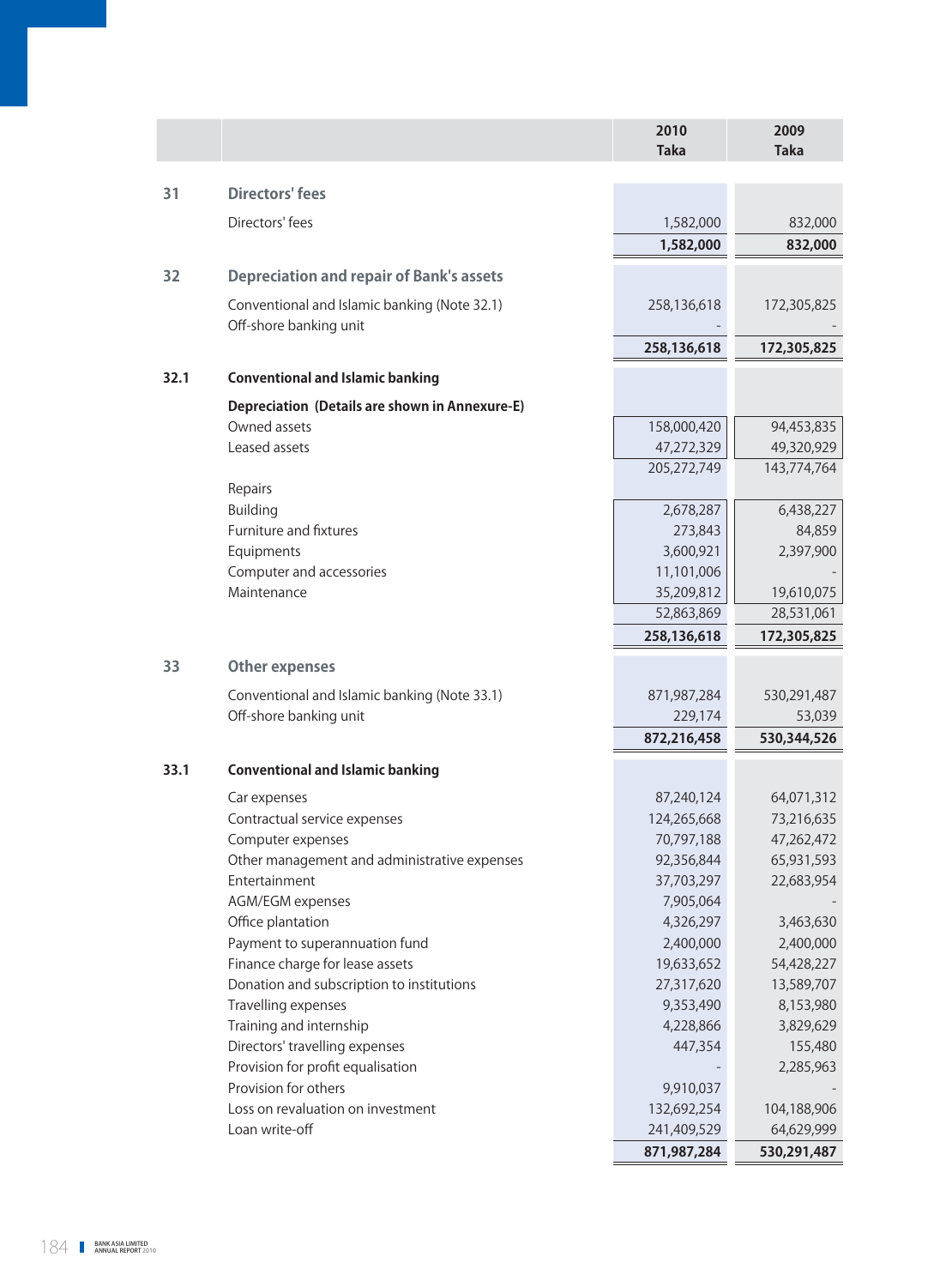| | | 2010 Taka | 2009 Taka |
|---|---|---|---|
| **31** | **Directors' fees** | | |
| | Directors' fees | 1,582,000 | 832,000 |
| | | **1,582,000** | **832,000** |
| **32** | **Depreciation and repair of Bank's assets** | | |
| | Conventional and Islamic banking (Note 32.1) | 258,136,618 | 172,305,825 |
| | Off-shore banking unit | - | - |
| | | **258,136,618** | **172,305,825** |
| **32.1** | **Conventional and Islamic banking** | | |
| | **Depreciation (Details are shown in Annexure-E)** | | |
| | Owned assets | 158,000,420 | 94,453,835 |
| | Leased assets | 47,272,329 | 49,320,929 |
| | | 205,272,749 | 143,774,764 |
| | Repairs | | |
| | Building | 2,678,287 | 6,438,227 |
| | Furniture and fixtures | 273,843 | 84,859 |
| | Equipments | 3,600,921 | 2,397,900 |
| | Computer and accessories | 11,101,006 | - |
| | Maintenance | 35,209,812 | 19,610,075 |
| | | 52,863,869 | 28,531,061 |
| | | **258,136,618** | **172,305,825** |
| **33** | **Other expenses** | | |
| | Conventional and Islamic banking (Note 33.1) | 871,987,284 | 530,291,487 |
| | Off-shore banking unit | 229,174 | 53,039 |
| | | **872,216,458** | **530,344,526** |
| **33.1** | **Conventional and Islamic banking** | | |
| | Car expenses | 87,240,124 | 64,071,312 |
| | Contractual service expenses | 124,265,668 | 73,216,635 |
| | Computer expenses | 70,797,188 | 47,262,472 |
| | Other management and administrative expenses | 92,356,844 | 65,931,593 |
| | Entertainment | 37,703,297 | 22,683,954 |
| | AGM/EGM expenses | 7,905,064 | - |
| | Office plantation | 4,326,297 | 3,463,630 |
| | Payment to superannuation fund | 2,400,000 | 2,400,000 |
| | Finance charge for lease assets | 19,633,652 | 54,428,227 |
| | Donation and subscription to institutions | 27,317,620 | 13,589,707 |
| | Travelling expenses | 9,353,490 | 8,153,980 |
| | Training and internship | 4,228,866 | 3,829,629 |
| | Directors' travelling expenses | 447,354 | 155,480 |
| | Provision for profit equalisation | - | 2,285,963 |
| | Provision for others | 9,910,037 | - |
| | Loss on revaluation on investment | 132,692,254 | 104,188,906 |
| | Loan write-off | 241,409,529 | 64,629,999 |
| | | **871,987,284** | **530,291,487** |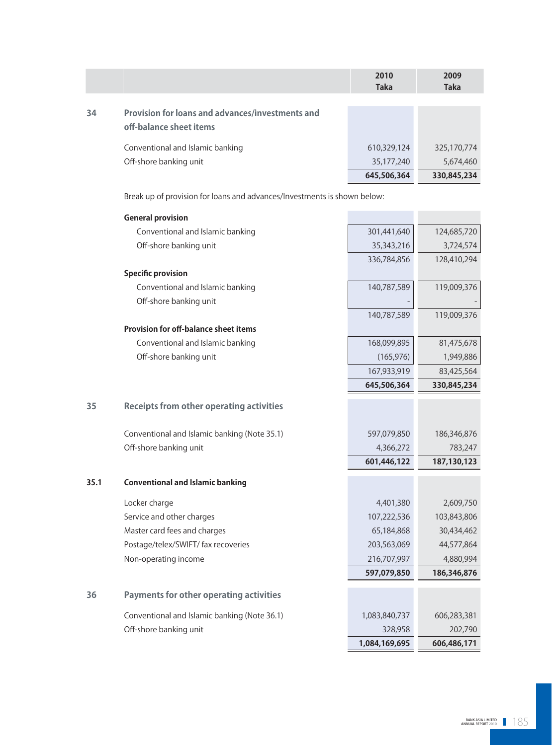| | | 2010 Taka | 2009 Taka |
|---|---|---|---|
| **34** | **Provision for loans and advances/investments and off-balance sheet items** | | |
| | Conventional and Islamic banking | 610,329,124 | 325,170,774 |
| | Off-shore banking unit | 35,177,240 | 5,674,460 |
| | | **645,506,364** | **330,845,234** |

Break up of provision for loans and advances/Investments is shown below:

| | 2010 Taka | 2009 Taka |
|---|---|---|
| **General provision** | | |
| Conventional and Islamic banking | 301,441,640 | 124,685,720 |
| Off-shore banking unit | 35,343,216 | 3,724,574 |
| | 336,784,856 | 128,410,294 |
| **Specific provision** | | |
| Conventional and Islamic banking | 140,787,589 | 119,009,376 |
| Off-shore banking unit | - | - |
| | 140,787,589 | 119,009,376 |
| **Provision for off-balance sheet items** | | |
| Conventional and Islamic banking | 168,099,895 | 81,475,678 |
| Off-shore banking unit | (165,976) | 1,949,886 |
| | 167,933,919 | 83,425,564 |
| | **645,506,364** | **330,845,234** |

| | | 2010 Taka | 2009 Taka |
|---|---|---|---|
| **35** | **Receipts from other operating activities** | | |
| | Conventional and Islamic banking (Note 35.1) | 597,079,850 | 186,346,876 |
| | Off-shore banking unit | 4,366,272 | 783,247 |
| | | **601,446,122** | **187,130,123** |
| **35.1** | **Conventional and Islamic banking** | | |
| | Locker charge | 4,401,380 | 2,609,750 |
| | Service and other charges | 107,222,536 | 103,843,806 |
| | Master card fees and charges | 65,184,868 | 30,434,462 |
| | Postage/telex/SWIFT/ fax recoveries | 203,563,069 | 44,577,864 |
| | Non-operating income | 216,707,997 | 4,880,994 |
| | | **597,079,850** | **186,346,876** |
| **36** | **Payments for other operating activities** | | |
| | Conventional and Islamic banking (Note 36.1) | 1,083,840,737 | 606,283,381 |
| | Off-shore banking unit | 328,958 | 202,790 |
| | | **1,084,169,695** | **606,486,171** |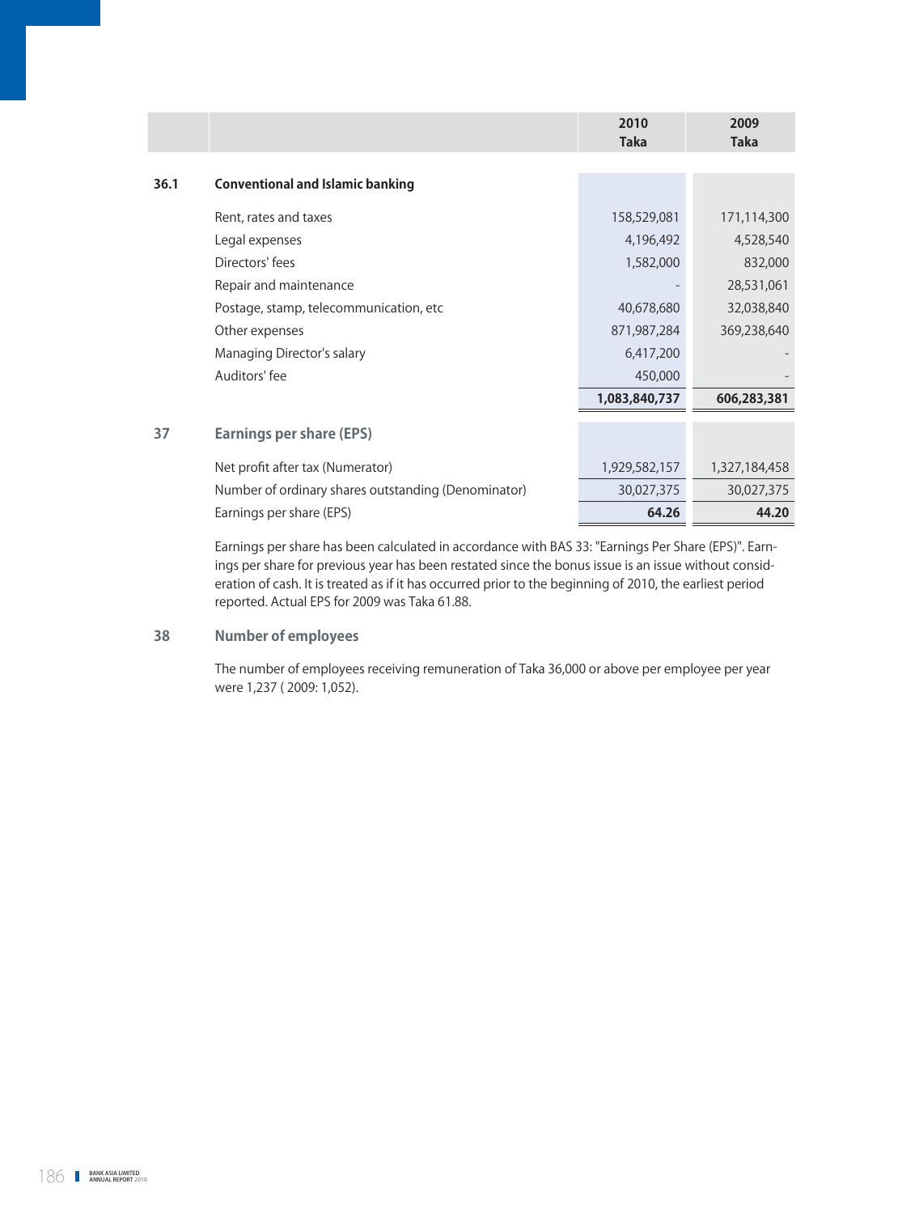| | | 2010 Taka | 2009 Taka |
|---|---|---|---|
| **36.1** | **Conventional and Islamic banking** | | |
| | Rent, rates and taxes | 158,529,081 | 171,114,300 |
| | Legal expenses | 4,196,492 | 4,528,540 |
| | Directors' fees | 1,582,000 | 832,000 |
| | Repair and maintenance | - | 28,531,061 |
| | Postage, stamp, telecommunication, etc | 40,678,680 | 32,038,840 |
| | Other expenses | 871,987,284 | 369,238,640 |
| | Managing Director's salary | 6,417,200 | - |
| | Auditors' fee | 450,000 | - |
| | | **1,083,840,737** | **606,283,381** |

## 37 Earnings per share (EPS)

| | 2010 Taka | 2009 Taka |
|---|---|---|
| Net profit after tax (Numerator) | 1,929,582,157 | 1,327,184,458 |
| Number of ordinary shares outstanding (Denominator) | 30,027,375 | 30,027,375 |
| Earnings per share (EPS) | **64.26** | **44.20** |

Earnings per share has been calculated in accordance with BAS 33: "Earnings Per Share (EPS)". Earnings per share for previous year has been restated since the bonus issue is an issue without consideration of cash. It is treated as if it has occurred prior to the beginning of 2010, the earliest period reported. Actual EPS for 2009 was Taka 61.88.

## 38 Number of employees

The number of employees receiving remuneration of Taka 36,000 or above per employee per year were 1,237 ( 2009: 1,052).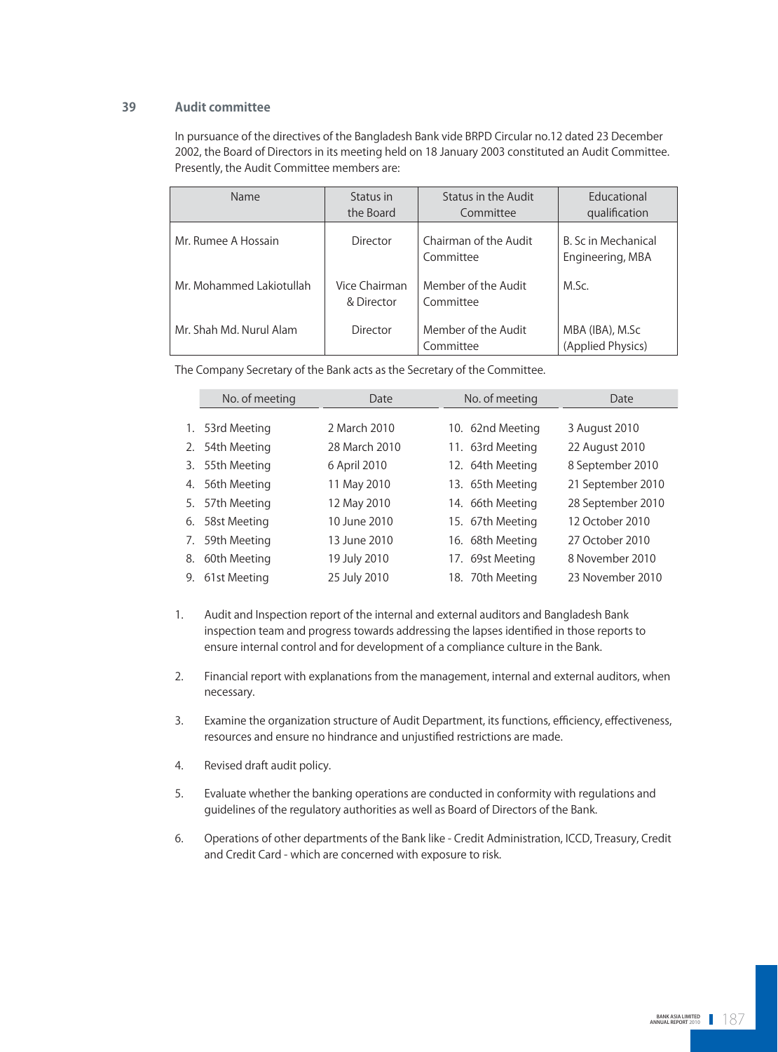## 39 Audit committee

In pursuance of the directives of the Bangladesh Bank vide BRPD Circular no.12 dated 23 December 2002, the Board of Directors in its meeting held on 18 January 2003 constituted an Audit Committee. Presently, the Audit Committee members are:

| Name | Status in the Board | Status in the Audit Committee | Educational qualification |
|---|---|---|---|
| Mr. Rumee A Hossain | Director | Chairman of the Audit Committee | B. Sc in Mechanical Engineering, MBA |
| Mr. Mohammed Lakiotullah | Vice Chairman & Director | Member of the Audit Committee | M.Sc. |
| Mr. Shah Md. Nurul Alam | Director | Member of the Audit Committee | MBA (IBA), M.Sc (Applied Physics) |

The Company Secretary of the Bank acts as the Secretary of the Committee.

| No. of meeting | Date | No. of meeting | Date |
|---|---|---|---|
| 1. 53rd Meeting | 2 March 2010 | 10. 62nd Meeting | 3 August 2010 |
| 2. 54th Meeting | 28 March 2010 | 11. 63rd Meeting | 22 August 2010 |
| 3. 55th Meeting | 6 April 2010 | 12. 64th Meeting | 8 September 2010 |
| 4. 56th Meeting | 11 May 2010 | 13. 65th Meeting | 21 September 2010 |
| 5. 57th Meeting | 12 May 2010 | 14. 66th Meeting | 28 September 2010 |
| 6. 58st Meeting | 10 June 2010 | 15. 67th Meeting | 12 October 2010 |
| 7. 59th Meeting | 13 June 2010 | 16. 68th Meeting | 27 October 2010 |
| 8. 60th Meeting | 19 July 2010 | 17. 69st Meeting | 8 November 2010 |
| 9. 61st Meeting | 25 July 2010 | 18. 70th Meeting | 23 November 2010 |

1. Audit and Inspection report of the internal and external auditors and Bangladesh Bank inspection team and progress towards addressing the lapses identified in those reports to ensure internal control and for development of a compliance culture in the Bank.

2. Financial report with explanations from the management, internal and external auditors, when necessary.

3. Examine the organization structure of Audit Department, its functions, efficiency, effectiveness, resources and ensure no hindrance and unjustified restrictions are made.

4. Revised draft audit policy.

5. Evaluate whether the banking operations are conducted in conformity with regulations and guidelines of the regulatory authorities as well as Board of Directors of the Bank.

6. Operations of other departments of the Bank like - Credit Administration, ICCD, Treasury, Credit and Credit Card - which are concerned with exposure to risk.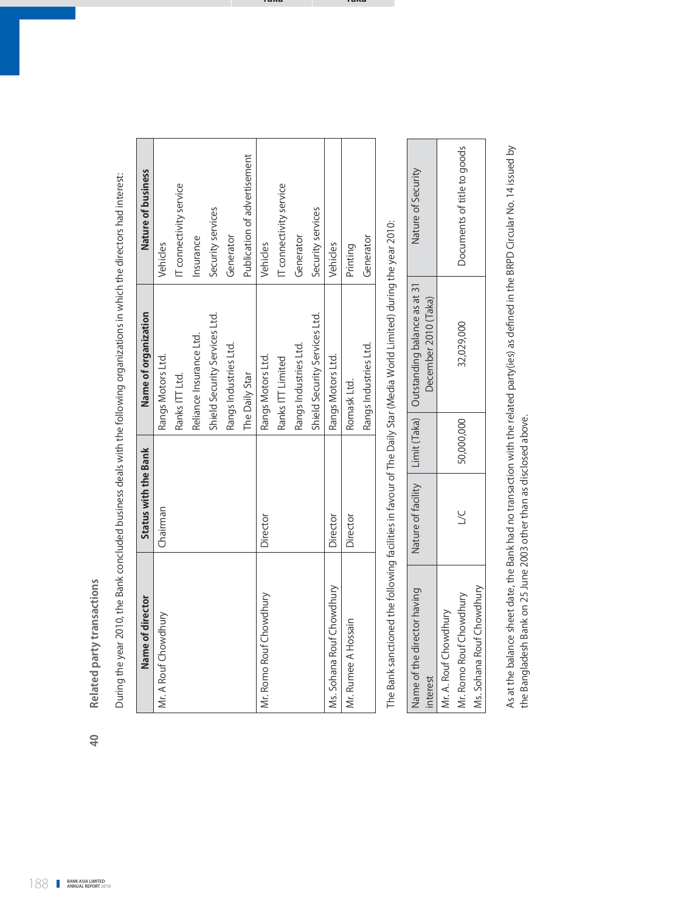## 40 Related party transactions

During the year 2010, the Bank concluded business deals with the following organizations in which the directors had interest:

| Name of director | Status with the Bank | Name of organization | Nature of business |
|---|---|---|---|
| Mr. A Rouf Chowdhury | Chairman | Rangs Motors Ltd. | Vehicles |
| | | Ranks ITT Ltd. | IT connectivity service |
| | | Reliance Insurance Ltd. | Insurance |
| | | Shield Security Services Ltd. | Security services |
| | | Rangs Industries Ltd. | Generator |
| | | The Daily Star | Publication of advertisement |
| Mr. Romo Rouf Chowdhury | Director | Rangs Motors Ltd. | Vehicles |
| | | Ranks ITT Limited | IT connectivity service |
| | | Rangs Industries Ltd. | Generator |
| | | Shield Security Services Ltd. | Security services |
| Ms. Sohana Rouf Chowdhury | Director | Rangs Motors Ltd. | Vehicles |
| Mr. Rumee A Hossain | Director | Romask Ltd. | Printing |
| | | Rangs Industries Ltd. | Generator |

The Bank sanctioned the following facilities in favour of The Daily Star (Media World Limited) during the year 2010:

| Name of the director having interest | Nature of facility | Limit (Taka) | Outstanding balance as at 31 December 2010 (Taka) | Nature of Security |
|---|---|---|---|---|
| Mr. A. Rouf Chowdhury<br>Mr. Romo Rouf Chowdhury<br>Ms. Sohana Rouf Chowdhury | L/C | 50,000,000 | 32,029,000 | Documents of title to goods |

As at the balance sheet date, the Bank had no transaction with the related party(ies) as defined in the BRPD Circular No. 14 issued by the Bangladesh Bank on 25 June 2003 other than as disclosed above.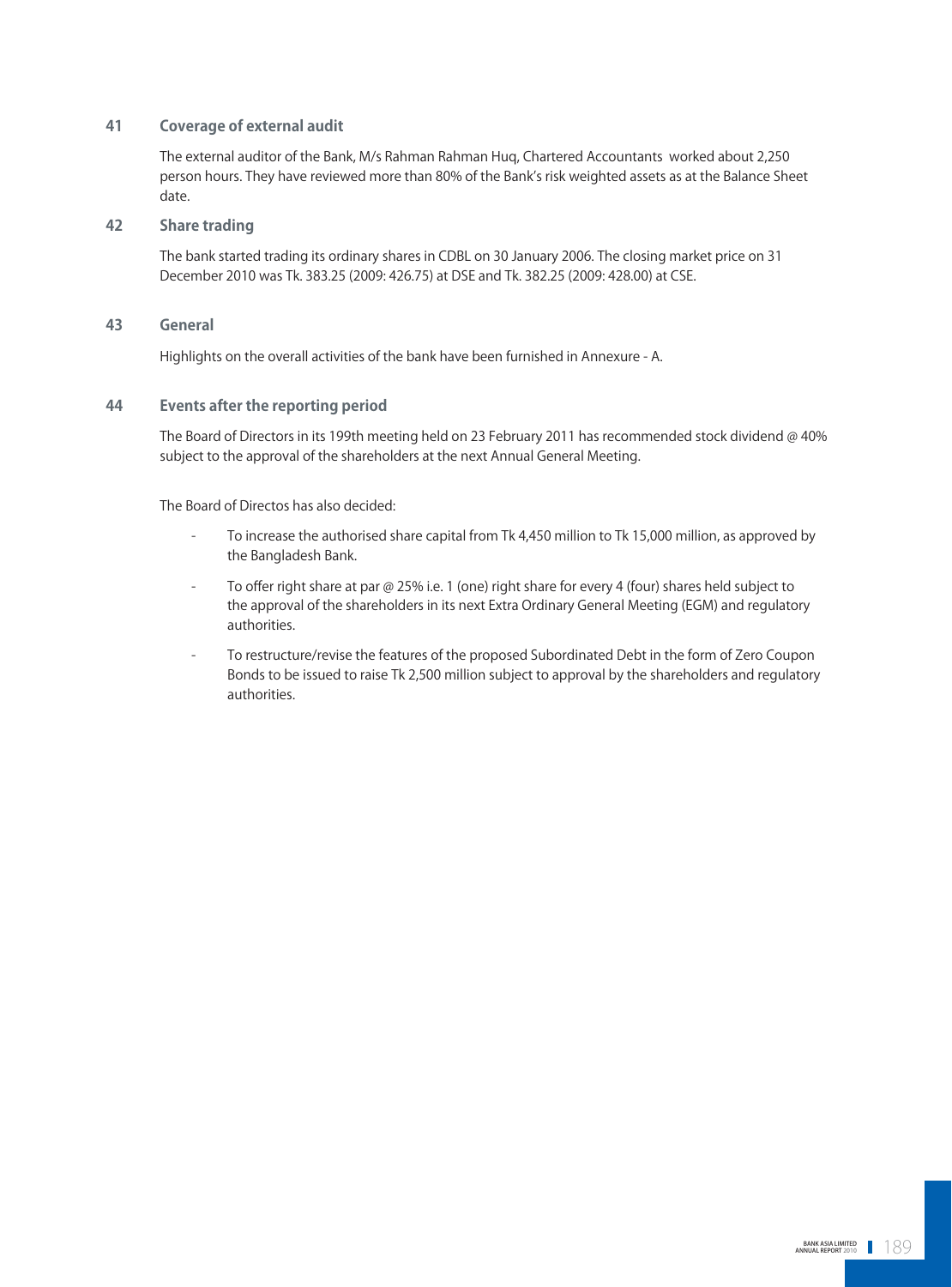## 41 Coverage of external audit

The external auditor of the Bank, M/s Rahman Rahman Huq, Chartered Accountants worked about 2,250 person hours. They have reviewed more than 80% of the Bank's risk weighted assets as at the Balance Sheet date.

## 42 Share trading

The bank started trading its ordinary shares in CDBL on 30 January 2006. The closing market price on 31 December 2010 was Tk. 383.25 (2009: 426.75) at DSE and Tk. 382.25 (2009: 428.00) at CSE.

## 43 General

Highlights on the overall activities of the bank have been furnished in Annexure - A.

## 44 Events after the reporting period

The Board of Directors in its 199th meeting held on 23 February 2011 has recommended stock dividend @ 40% subject to the approval of the shareholders at the next Annual General Meeting.

The Board of Directos has also decided:

- To increase the authorised share capital from Tk 4,450 million to Tk 15,000 million, as approved by the Bangladesh Bank.
- To offer right share at par @ 25% i.e. 1 (one) right share for every 4 (four) shares held subject to the approval of the shareholders in its next Extra Ordinary General Meeting (EGM) and regulatory authorities.
- To restructure/revise the features of the proposed Subordinated Debt in the form of Zero Coupon Bonds to be issued to raise Tk 2,500 million subject to approval by the shareholders and regulatory authorities.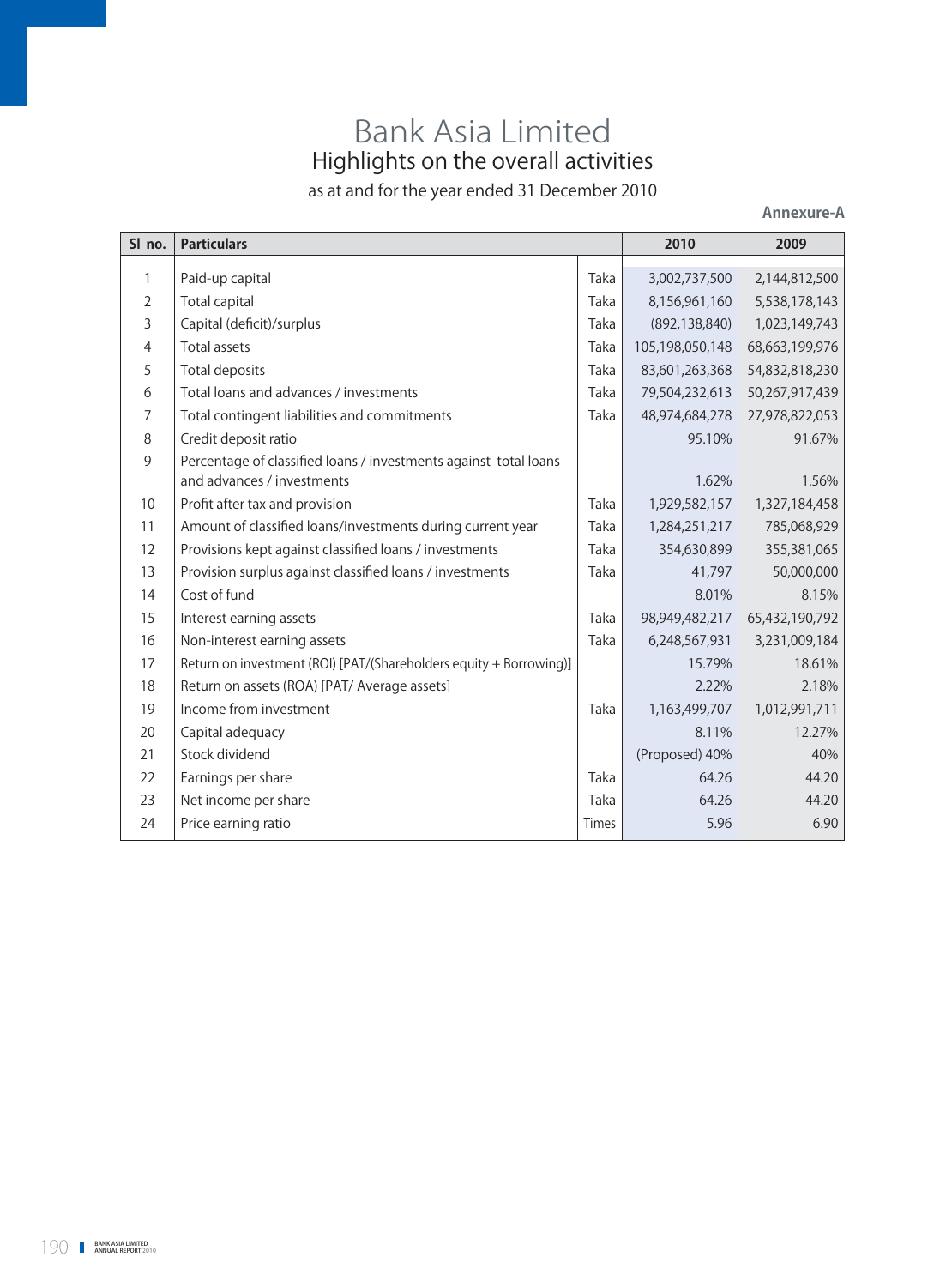# Bank Asia Limited

## Highlights on the overall activities

as at and for the year ended 31 December 2010

**Annexure-A**

| Sl no. | Particulars | | 2010 | 2009 |
|---|---|---|---|---|
| 1 | Paid-up capital | Taka | 3,002,737,500 | 2,144,812,500 |
| 2 | Total capital | Taka | 8,156,961,160 | 5,538,178,143 |
| 3 | Capital (deficit)/surplus | Taka | (892,138,840) | 1,023,149,743 |
| 4 | Total assets | Taka | 105,198,050,148 | 68,663,199,976 |
| 5 | Total deposits | Taka | 83,601,263,368 | 54,832,818,230 |
| 6 | Total loans and advances / investments | Taka | 79,504,232,613 | 50,267,917,439 |
| 7 | Total contingent liabilities and commitments | Taka | 48,974,684,278 | 27,978,822,053 |
| 8 | Credit deposit ratio | | 95.10% | 91.67% |
| 9 | Percentage of classified loans / investments against total loans and advances / investments | | 1.62% | 1.56% |
| 10 | Profit after tax and provision | Taka | 1,929,582,157 | 1,327,184,458 |
| 11 | Amount of classified loans/investments during current year | Taka | 1,284,251,217 | 785,068,929 |
| 12 | Provisions kept against classified loans / investments | Taka | 354,630,899 | 355,381,065 |
| 13 | Provision surplus against classified loans / investments | Taka | 41,797 | 50,000,000 |
| 14 | Cost of fund | | 8.01% | 8.15% |
| 15 | Interest earning assets | Taka | 98,949,482,217 | 65,432,190,792 |
| 16 | Non-interest earning assets | Taka | 6,248,567,931 | 3,231,009,184 |
| 17 | Return on investment (ROI) [PAT/(Shareholders equity + Borrowing)] | | 15.79% | 18.61% |
| 18 | Return on assets (ROA) [PAT/ Average assets] | | 2.22% | 2.18% |
| 19 | Income from investment | Taka | 1,163,499,707 | 1,012,991,711 |
| 20 | Capital adequacy | | 8.11% | 12.27% |
| 21 | Stock dividend | | (Proposed) 40% | 40% |
| 22 | Earnings per share | Taka | 64.26 | 44.20 |
| 23 | Net income per share | Taka | 64.26 | 44.20 |
| 24 | Price earning ratio | Times | 5.96 | 6.90 |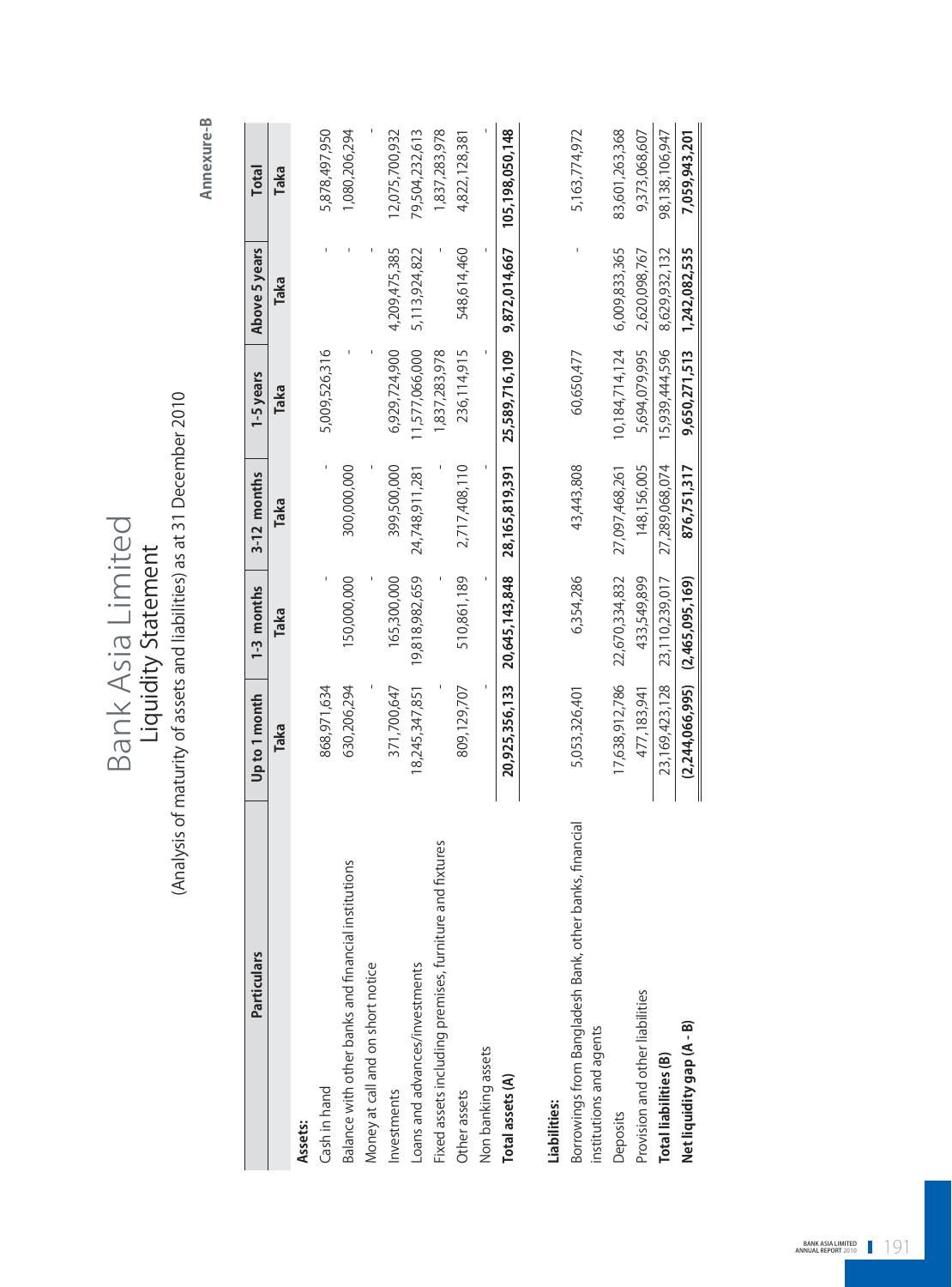**Annexure-B**

# Bank Asia Limited

## Liquidity Statement

(Analysis of maturity of assets and liabilities) as at 31 December 2010

| Particulars | Up to 1 month | 1-3 months | 3-12 months | 1-5 years | Above 5 years | Total |
|---|---|---|---|---|---|---|
| | Taka | Taka | Taka | Taka | Taka | Taka |
| **Assets:** | | | | | | |
| Cash in hand | 868,971,634 | - | - | 5,009,526,316 | - | 5,878,497,950 |
| Balance with other banks and financial institutions | 630,206,294 | 150,000,000 | 300,000,000 | - | - | 1,080,206,294 |
| Money at call and on short notice | - | - | - | - | - | - |
| Investments | 371,700,647 | 165,300,000 | 399,500,000 | 6,929,724,900 | 4,209,475,385 | 12,075,700,932 |
| Loans and advances/investments | 18,245,347,851 | 19,818,982,659 | 24,748,911,281 | 11,577,066,000 | 5,113,924,822 | 79,504,232,613 |
| Fixed assets including premises, furniture and fixtures | - | - | - | 1,837,283,978 | - | 1,837,283,978 |
| Other assets | 809,129,707 | 510,861,189 | 2,717,408,110 | 236,114,915 | 548,614,460 | 4,822,128,381 |
| Non banking assets | - | - | - | - | - | - |
| **Total assets (A)** | **20,925,356,133** | **20,645,143,848** | **28,165,819,391** | **25,589,716,109** | **9,872,014,667** | **105,198,050,148** |
| **Liabilities:** | | | | | | |
| Borrowings from Bangladesh Bank, other banks, financial institutions and agents | 5,053,326,401 | 6,354,286 | 43,443,808 | 60,650,477 | - | 5,163,774,972 |
| Deposits | 17,638,912,786 | 22,670,334,832 | 27,097,468,261 | 10,184,714,124 | 6,009,833,365 | 83,601,263,368 |
| Provision and other liabilities | 477,183,941 | 433,549,899 | 148,156,005 | 5,694,079,995 | 2,620,098,767 | 9,373,068,607 |
| **Total liabilities (B)** | **23,169,423,128** | **23,110,239,017** | **27,289,068,074** | **15,939,444,596** | **8,629,932,132** | **98,138,106,947** |
| **Net liquidity gap (A - B)** | **(2,244,066,995)** | **(2,465,095,169)** | **876,751,317** | **9,650,271,513** | **1,242,082,535** | **7,059,943,201** |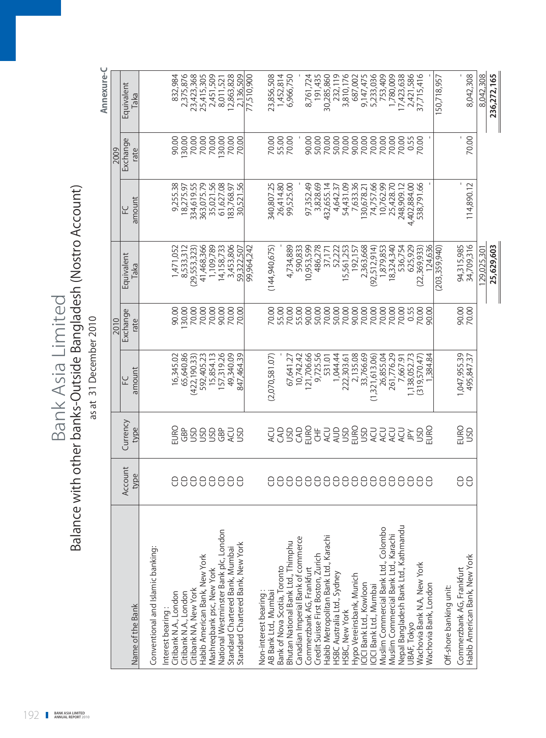# Bank Asia Limited

## Balance with other banks-Outside Bangladesh (Nostro Account)

as at 31 December 2010

**Annexure-C**

| Name of the Bank | Account type | Currency type | 2010 | | | 2009 | | |
|---|---|---|---|---|---|---|---|---|
| | | | FC amount | Exchange rate | Equivalent Taka | FC amount | Exchange rate | Equivalent Taka |
| Conventional and Islamic banking: | | | | | | | | |
| Interest bearing : | | | | | | | | |
| Citibank N.A., London | CD | EURO | 16,345.02 | 90.00 | 1,471,052 | 9,255.38 | 90.00 | 832,984 |
| Citibank N.A., London | CD | GBP | 65,640.86 | 130.00 | 8,533,312 | 18,275.97 | 130.00 | 2,375,876 |
| Citibank NA, New York | CD | USD | (422,190.33) | 70.00 | (29,553,323) | 334,619.55 | 70.00 | 23,423,368 |
| Habib American Bank, New York | CD | USD | 592,405.23 | 70.00 | 41,468,366 | 363,075.79 | 70.00 | 25,415,305 |
| Mashreqbank psc, New York | CD | USD | 15,854.13 | 70.00 | 1,109,789 | 35,021.56 | 70.00 | 2,451,509 |
| National Westminster Bank plc, London | CD | GBP | 157,319.26 | 90.00 | 14,158,733 | 61,627.08 | 130.00 | 8,011,521 |
| Standard Chartered Bank, Mumbai | CD | ACU | 49,340.09 | 70.00 | 3,453,806 | 183,768.97 | 70.00 | 12,863,828 |
| Standard Chartered Bank, New York | CD | USD | 847,464.39 | 70.00 | 59,322,507 | 30,521.56 | 70.00 | 2,136,509 |
| | | | | | 99,964,242 | | | 77,510,900 |
| Non-interest bearing : | | | | | | | | |
| AB Bank Ltd., Mumbai | CD | ACU | (2,070,581.07) | 70.00 | (144,940,675) | 340,807.25 | 70.00 | 23,856,508 |
| Bank of Nova Scotia, Toronto | CD | CAD | - | 55.00 | - | 26,414.80 | 55.00 | 1,452,814 |
| Bhutan National Bank Ltd., Thimphu | CD | USD | 67,641.27 | 70.00 | 4,734,889 | 99,525.00 | 70.00 | 6,966,750 |
| Canadian Imperial Bank of commerce | CD | CAD | 10,742.42 | 55.00 | 590,833 | - | - | - |
| Commerzbank AG, Frankfurt | CD | EURO | 121,706.66 | 90.00 | 10,953,599 | 97,352.49 | 90.00 | 8,761,724 |
| Credit Suisse First Boston, Zurich | CD | CHF | 9,725.56 | 50.00 | 486,278 | 3,828.69 | 50.00 | 191,435 |
| Habib Metropolitan Bank Ltd., Karachi | CD | ACU | 531.01 | 70.00 | 37,171 | 432,655.14 | 70.00 | 30,285,860 |
| HSBC Australia Ltd., Sydney | CD | AUD | 1,044.44 | 50.00 | 52,222 | 4,642.37 | 50.00 | 232,119 |
| HSBC, New York | CD | USD | 222,303.61 | 70.00 | 15,561,253 | 54,431.09 | 70.00 | 3,810,176 |
| Hypo Vereinsbank, Munich | CD | EURO | 2,135.08 | 90.00 | 192,157 | 7,633.36 | 90.00 | 687,002 |
| ICICI Bank Ltd., Kowloon | CD | USD | 33,766.69 | 70.00 | 2,363,668 | 130,678.21 | 70.00 | 9,147,475 |
| ICICI Bank Ltd., Mumbai | CD | ACU | (1,321,613.06) | 70.00 | (92,512,914) | 74,757.66 | 70.00 | 5,233,036 |
| Muslim Commercial Bank Ltd., Colombo | CD | ACU | 26,855.04 | 70.00 | 1,879,853 | 10,762.99 | 70.00 | 753,409 |
| Muslim Commercial Bank Ltd., Karachi | CD | ACU | 261,776.29 | 70.00 | 18,324,340 | 25,428.70 | 70.00 | 1,780,009 |
| Nepal Bangladesh Bank Ltd., Kathmandu | CD | ACU | 7,667.91 | 70.00 | 536,754 | 248,909.12 | 70.00 | 17,423,638 |
| UBAF, Tokyo | CD | JPY | 1,138,052.73 | 0.55 | 625,929 | 4,402,884.00 | 0.55 | 2,421,586 |
| Wachovia Bank N.A, New York | CD | USD | (319,570.47) | 70.00 | (22,369,933) | 538,791.66 | 70.00 | 37,715,416 |
| Wachovia Bank, London | CD | EURO | 1,384.84 | 90.00 | 124,636 | - | - | - |
| | | | | | (203,359,940) | | | 150,718,957 |
| Off-shore banking unit: | | | | | | | | |
| Commerzbank AG, Frankfurt | CD | EURO | 1,047,955.39 | 90.00 | 94,315,985 | - | - | - |
| Habib American Bank, New York | CD | USD | 495,847.37 | 70.00 | 34,709,316 | 114,890.12 | 70.00 | 8,042,308 |
| | | | | | 129,025,301 | | | 8,042,308 |
| | | | | | **25,629,603** | | | **236,272,165** |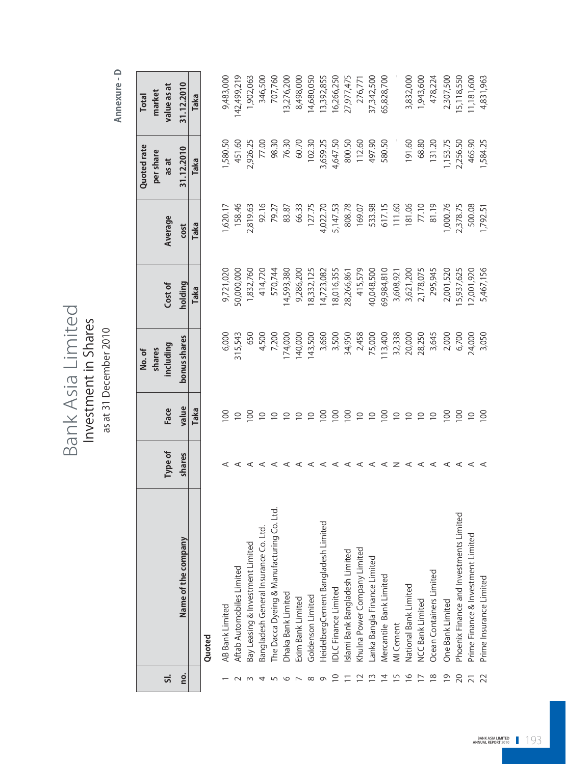Annexure - D

# Bank Asia Limited

## Investment in Shares

as at 31 December 2010

| Sl. no. | Name of the company | Type of shares | Face value | No. of shares including bonus shares | Cost of holding | Average cost | Quoted rate per share as at 31.12.2010 | Total market value as at 31.12.2010 |
|---|---|---|---|---|---|---|---|---|
| | | | Taka | | Taka | Taka | Taka | Taka |
| | **Quoted** | | | | | | | |
| 1 | AB Bank Limited | A | 100 | 6,000 | 9,721,020 | 1,620.17 | 1,580.50 | 9,483,000 |
| 2 | Aftab Automobiles Limited | A | 10 | 315,543 | 50,000,000 | 158.46 | 451.60 | 142,499,219 |
| 3 | Bay Leasing & Investment Limited | A | 100 | 650 | 1,832,760 | 2,819.63 | 2,926.25 | 1,902,063 |
| 4 | Bangladesh General Insurance Co. Ltd. | A | 10 | 4,500 | 414,720 | 92.16 | 77.00 | 346,500 |
| 5 | The Dacca Dyeing & Manufacturing Co. Ltd. | A | 10 | 7,200 | 570,744 | 79.27 | 98.30 | 707,760 |
| 6 | Dhaka Bank Limited | A | 10 | 174,000 | 14,593,380 | 83.87 | 76.30 | 13,276,200 |
| 7 | Exim Bank Limited | A | 10 | 140,000 | 9,286,200 | 66.33 | 60.70 | 8,498,000 |
| 8 | Goldenson Limited | A | 10 | 143,500 | 18,332,125 | 127.75 | 102.30 | 14,680,050 |
| 9 | HeidelbergCement Bangladesh Limited | A | 100 | 3,660 | 14,723,082 | 4,022.70 | 3,659.25 | 13,392,855 |
| 10 | IDLC Finance Limited | A | 100 | 3,500 | 18,016,355 | 5,147.53 | 4,647.50 | 16,266,250 |
| 11 | Islami Bank Bangladesh Limited | A | 100 | 34,950 | 28,266,861 | 808.78 | 800.50 | 27,977,475 |
| 12 | Khulna Power Company Limited | A | 10 | 2,458 | 415,579 | 169.07 | 112.60 | 276,771 |
| 13 | Lanka Bangla Finance Limited | A | 10 | 75,000 | 40,048,500 | 533.98 | 497.90 | 37,342,500 |
| 14 | Mercantile Bank Limited | A | 100 | 113,400 | 69,984,810 | 617.15 | 580.50 | 65,828,700 |
| 15 | MI Cement | N | 10 | 32,338 | 3,608,921 | 111.60 | - | - |
| 16 | National Bank Limited | A | 10 | 20,000 | 3,621,200 | 181.06 | 191.60 | 3,832,000 |
| 17 | NCC Bank Limited | A | 10 | 28,250 | 2,178,075 | 77.10 | 68.80 | 1,943,600 |
| 18 | Ocean Containers Limited | A | 10 | 3,645 | 295,945 | 81.19 | 131.20 | 478,224 |
| 19 | One Bank Limited | A | 100 | 2,000 | 2,001,520 | 1,000.76 | 1,153.75 | 2,307,500 |
| 20 | Phoenix Finance and Investments Limited | A | 100 | 6,700 | 15,937,625 | 2,378.75 | 2,256.50 | 15,118,550 |
| 21 | Prime Finance & Investment Limited | A | 10 | 24,000 | 12,001,920 | 500.08 | 465.90 | 11,181,600 |
| 22 | Prime Insurance Limited | A | 100 | 3,050 | 5,467,156 | 1,792.51 | 1,584.25 | 4,831,963 |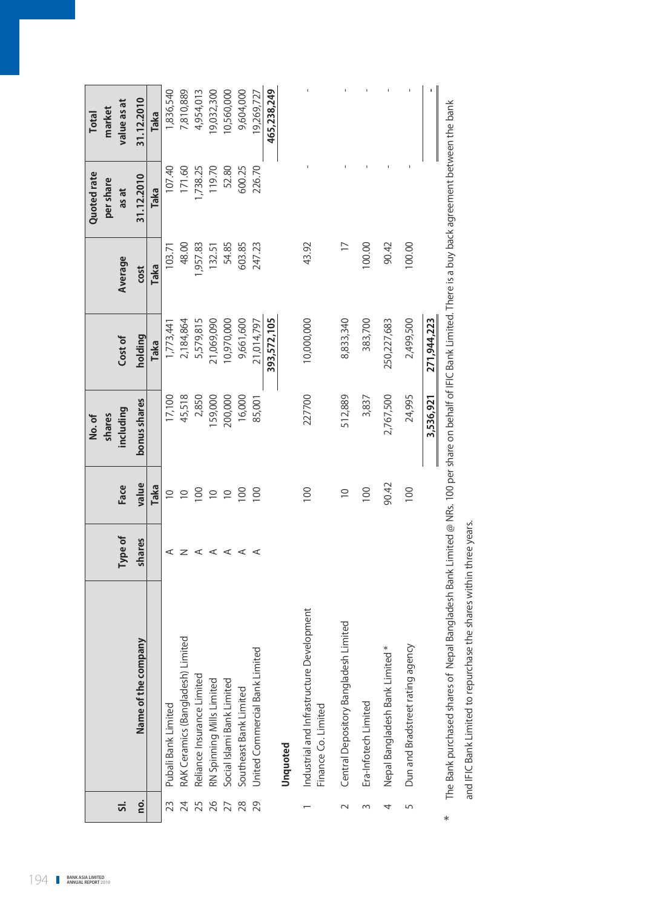| Sl. no. | Name of the company | Type of shares | Face value | No. of shares including bonus shares | Cost of holding | Average cost | Quoted rate per share as at 31.12.2010 | Total market value as at 31.12.2010 |
|---|---|---|---|---|---|---|---|---|
| | | | Taka | | Taka | Taka | Taka | Taka |
| 23 | Pubali Bank Limited | A | 10 | 17,100 | 1,773,441 | 103.71 | 107.40 | 1,836,540 |
| 24 | RAK Ceramics (Bangladesh) Limited | N | 10 | 45,518 | 2,184,864 | 48.00 | 171.60 | 7,810,889 |
| 25 | Reliance Insurance Limited | A | 100 | 2,850 | 5,579,815 | 1,957.83 | 1,738.25 | 4,954,013 |
| 26 | RN Spinning Mills Limited | A | 10 | 159,000 | 21,069,090 | 132.51 | 119.70 | 19,032,300 |
| 27 | Social Islami Bank Limited | A | 10 | 200,000 | 10,970,000 | 54.85 | 52.80 | 10,560,000 |
| 28 | Southeast Bank Limited | A | 100 | 16,000 | 9,661,600 | 603.85 | 600.25 | 9,604,000 |
| 29 | United Commercial Bank Limited | A | 100 | 85,001 | 21,014,797 | 247.23 | 226.70 | 19,269,727 |
| | | | | | **393,572,105** | | | **465,238,249** |
| | **Unquoted** | | | | | | | |
| 1 | Industrial and Infrastructure Development Finance Co. Limited | | 100 | 227700 | 10,000,000 | 43.92 | - | - |
| 2 | Central Depository Bangladesh Limited | | 10 | 512,889 | 8,833,340 | 17 | - | - |
| 3 | Era-Infotech Limited | | 100 | 3,837 | 383,700 | 100.00 | - | - |
| 4 | Nepal Bangladesh Bank Limited * | | 90.42 | 2,767,500 | 250,227,683 | 90.42 | - | - |
| 5 | Dun and Bradstreet rating agency | | 100 | 24,995 | 2,499,500 | 100.00 | - | - |
| | | | | **3,536,921** | **271,944,223** | | | **-** |

\* The Bank purchased shares of Nepal Bangladesh Bank Limited @ NRs. 100 per share on behalf of IFIC Bank Limited. There is a buy back agreement between the bank and IFIC Bank Limited to repurchase the shares within three years.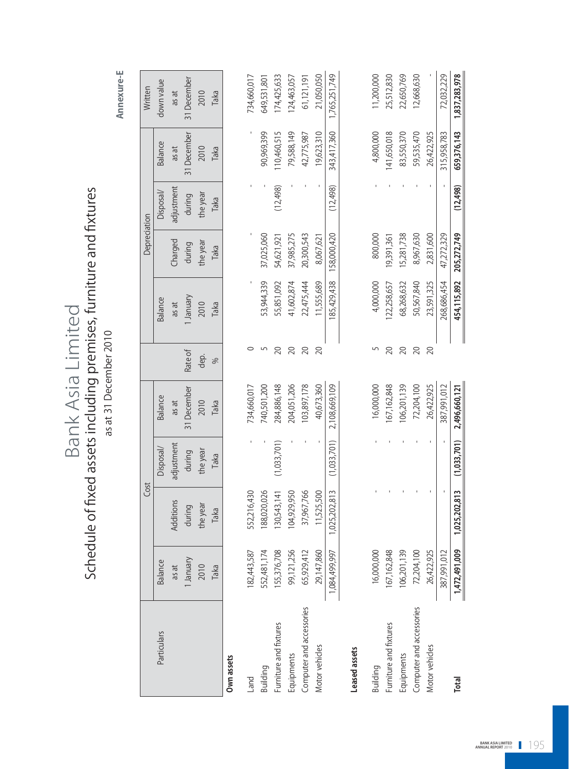Annexure-E

# Bank Asia Limited

## Schedule of fixed assets including premises, furniture and fixtures

as at 31 December 2010

| Particulars | Cost | | | | Rate of dep. | Depreciation | | | | Written down value as at 31 December 2010 |
|---|---|---|---|---|---|---|---|---|---|---|
| | Balance as at 1 January 2010 | Additions during the year | Disposal/ adjustment during the year | Balance as at 31 December 2010 | | Balance as at 1 January 2010 | Charged during the year | Disposal/ adjustment during the year | Balance as at 31 December 2010 | |
| | Taka | Taka | Taka | Taka | % | Taka | Taka | Taka | Taka | Taka |
| **Own assets** | | | | | | | | | | |
| Land | 182,443,587 | 552,216,430 | - | 734,660,017 | 0 | - | - | - | - | 734,660,017 |
| Building | 552,481,174 | 188,020,026 | - | 740,501,200 | 5 | 53,944,339 | 37,025,060 | - | 90,969,399 | 649,531,801 |
| Furniture and fixtures | 155,376,708 | 130,543,141 | (1,033,701) | 284,886,148 | 20 | 55,851,092 | 54,621,921 | (12,498) | 110,460,515 | 174,425,633 |
| Equipments | 99,121,256 | 104,929,950 | - | 204,051,206 | 20 | 41,602,874 | 37,985,275 | - | 79,588,149 | 124,463,057 |
| Computer and accessories | 65,929,412 | 37,967,766 | - | 103,897,178 | 20 | 22,475,444 | 20,300,543 | - | 42,775,987 | 61,121,191 |
| Motor vehicles | 29,147,860 | 11,525,500 | - | 40,673,360 | 20 | 11,555,689 | 8,067,621 | - | 19,623,310 | 21,050,050 |
| | 1,084,499,997 | 1,025,202,813 | (1,033,701) | 2,108,669,109 | | 185,429,438 | 158,000,420 | (12,498) | 343,417,360 | 1,765,251,749 |
| **Leased assets** | | | | | | | | | | |
| Building | 16,000,000 | - | - | 16,000,000 | 5 | 4,000,000 | 800,000 | - | 4,800,000 | 11,200,000 |
| Furniture and fixtures | 167,162,848 | - | - | 167,162,848 | 20 | 122,258,657 | 19,391,361 | - | 141,650,018 | 25,512,830 |
| Equipments | 106,201,139 | - | - | 106,201,139 | 20 | 68,268,632 | 15,281,738 | - | 83,550,370 | 22,650,769 |
| Computer and accessories | 72,204,100 | - | - | 72,204,100 | 20 | 50,567,840 | 8,967,630 | - | 59,535,470 | 12,668,630 |
| Motor vehicles | 26,422,925 | - | - | 26,422,925 | 20 | 23,591,325 | 2,831,600 | - | 26,422,925 | - |
| | 387,991,012 | - | - | 387,991,012 | | 268,686,454 | 47,272,329 | - | 315,958,783 | 72,032,229 |
| **Total** | **1,472,491,009** | **1,025,202,813** | **(1,033,701)** | **2,496,660,121** | | **454,115,892** | **205,272,749** | **(12,498)** | **659,376,143** | **1,837,283,978** |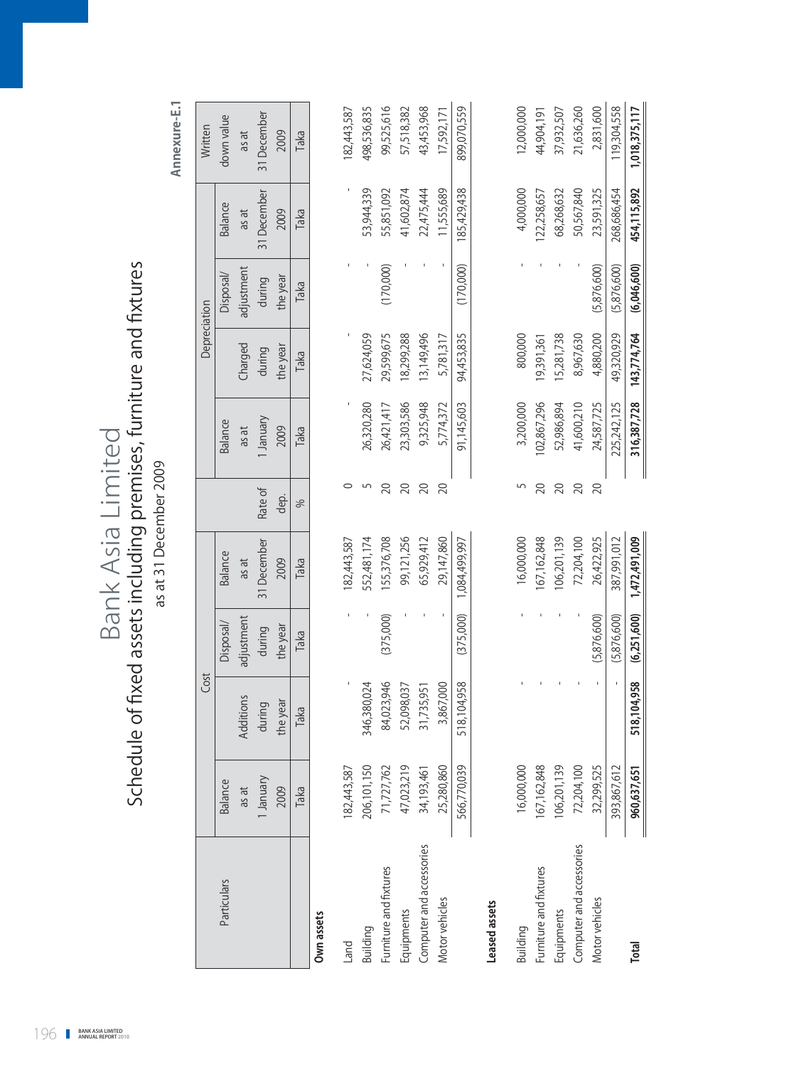# Bank Asia Limited

## Schedule of fixed assets including premises, furniture and fixtures

as at 31 December 2009

**Annexure-E.1**

| Particulars | Cost | | | | Rate of dep. | Depreciation | | | | Written down value as at 31 December 2009 |
|---|---|---|---|---|---|---|---|---|---|---|
| | Balance as at 1 January 2009 | Additions during the year | Disposal/ adjustment during the year | Balance as at 31 December 2009 | | Balance as at 1 January 2009 | Charged during the year | Disposal/ adjustment during the year | Balance as at 31 December 2009 | |
| | Taka | Taka | Taka | Taka | % | Taka | Taka | Taka | Taka | Taka |
| **Own assets** | | | | | | | | | | |
| Land | 182,443,587 | - | - | 182,443,587 | 0 | - | - | - | - | 182,443,587 |
| Building | 206,101,150 | 346,380,024 | - | 552,481,174 | 5 | 26,320,280 | 27,624,059 | - | 53,944,339 | 498,536,835 |
| Furniture and fixtures | 71,727,762 | 84,023,946 | (375,000) | 155,376,708 | 20 | 26,421,417 | 29,599,675 | (170,000) | 55,851,092 | 99,525,616 |
| Equipments | 47,023,219 | 52,098,037 | - | 99,121,256 | 20 | 23,303,586 | 18,299,288 | - | 41,602,874 | 57,518,382 |
| Computer and accessories | 34,193,461 | 31,735,951 | - | 65,929,412 | 20 | 9,325,948 | 13,149,496 | - | 22,475,444 | 43,453,968 |
| Motor vehicles | 25,280,860 | 3,867,000 | - | 29,147,860 | 20 | 5,774,372 | 5,781,317 | - | 11,555,689 | 17,592,171 |
| | 566,770,039 | 518,104,958 | (375,000) | 1,084,499,997 | | 91,145,603 | 94,453,835 | (170,000) | 185,429,438 | 899,070,559 |
| **Leased assets** | | | | | | | | | | |
| Building | 16,000,000 | - | - | 16,000,000 | 5 | 3,200,000 | 800,000 | - | 4,000,000 | 12,000,000 |
| Furniture and fixtures | 167,162,848 | - | - | 167,162,848 | 20 | 102,867,296 | 19,391,361 | - | 122,258,657 | 44,904,191 |
| Equipments | 106,201,139 | - | - | 106,201,139 | 20 | 52,986,894 | 15,281,738 | - | 68,268,632 | 37,932,507 |
| Computer and accessories | 72,204,100 | - | - | 72,204,100 | 20 | 41,600,210 | 8,967,630 | - | 50,567,840 | 21,636,260 |
| Motor vehicles | 32,299,525 | - | (5,876,600) | 26,422,925 | 20 | 24,587,725 | 4,880,200 | (5,876,600) | 23,591,325 | 2,831,600 |
| | 393,867,612 | - | (5,876,600) | 387,991,012 | | 225,242,125 | 49,320,929 | (5,876,600) | 268,686,454 | 119,304,558 |
| **Total** | **960,637,651** | **518,104,958** | **(6,251,600)** | **1,472,491,009** | | **316,387,728** | **143,774,764** | **(6,046,600)** | **454,115,892** | **1,018,375,117** |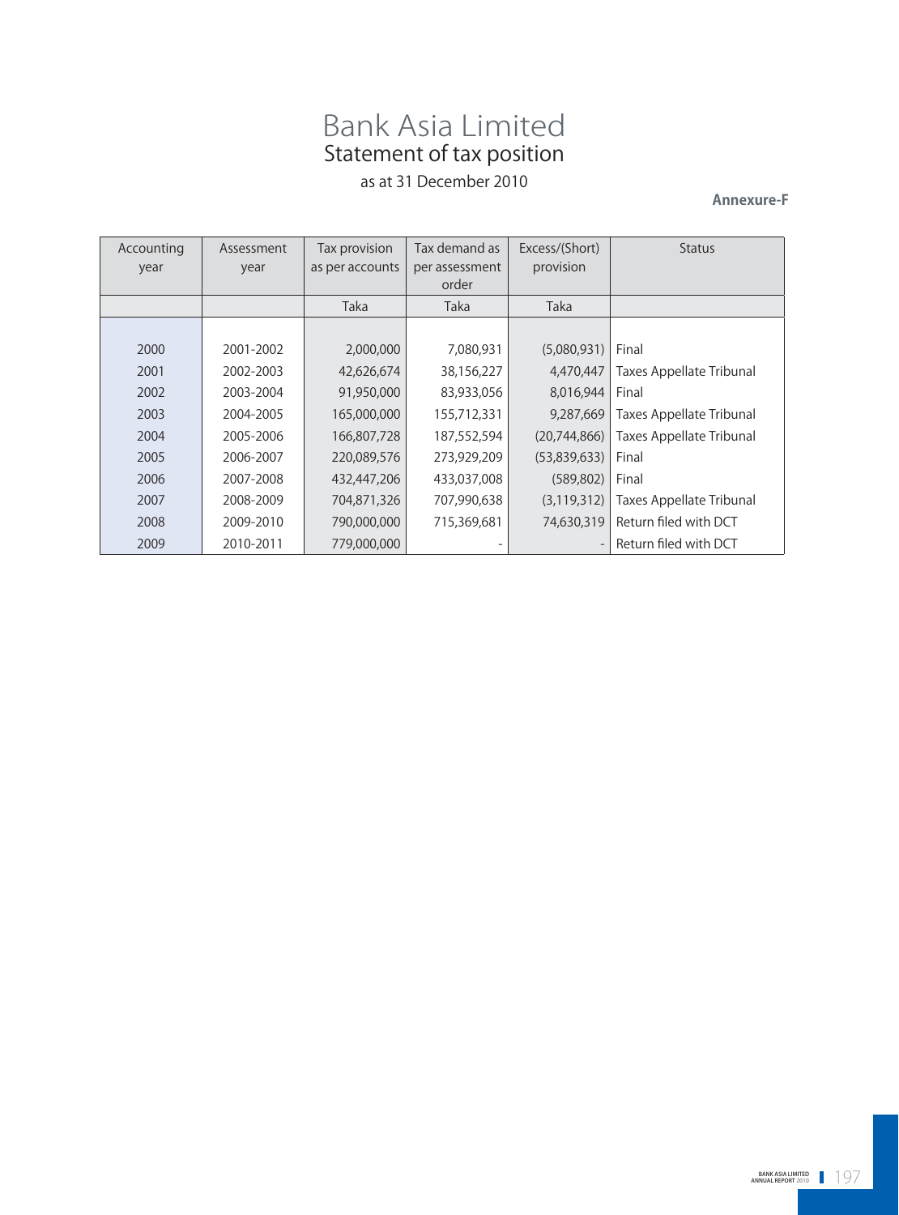# Bank Asia Limited

## Statement of tax position

as at 31 December 2010

**Annexure-F**

| Accounting year | Assessment year | Tax provision as per accounts | Tax demand as per assessment order | Excess/(Short) provision | Status |
|---|---|---|---|---|---|
| | | Taka | Taka | Taka | |
| 2000 | 2001-2002 | 2,000,000 | 7,080,931 | (5,080,931) | Final |
| 2001 | 2002-2003 | 42,626,674 | 38,156,227 | 4,470,447 | Taxes Appellate Tribunal |
| 2002 | 2003-2004 | 91,950,000 | 83,933,056 | 8,016,944 | Final |
| 2003 | 2004-2005 | 165,000,000 | 155,712,331 | 9,287,669 | Taxes Appellate Tribunal |
| 2004 | 2005-2006 | 166,807,728 | 187,552,594 | (20,744,866) | Taxes Appellate Tribunal |
| 2005 | 2006-2007 | 220,089,576 | 273,929,209 | (53,839,633) | Final |
| 2006 | 2007-2008 | 432,447,206 | 433,037,008 | (589,802) | Final |
| 2007 | 2008-2009 | 704,871,326 | 707,990,638 | (3,119,312) | Taxes Appellate Tribunal |
| 2008 | 2009-2010 | 790,000,000 | 715,369,681 | 74,630,319 | Return filed with DCT |
| 2009 | 2010-2011 | 779,000,000 | - | - | Return filed with DCT |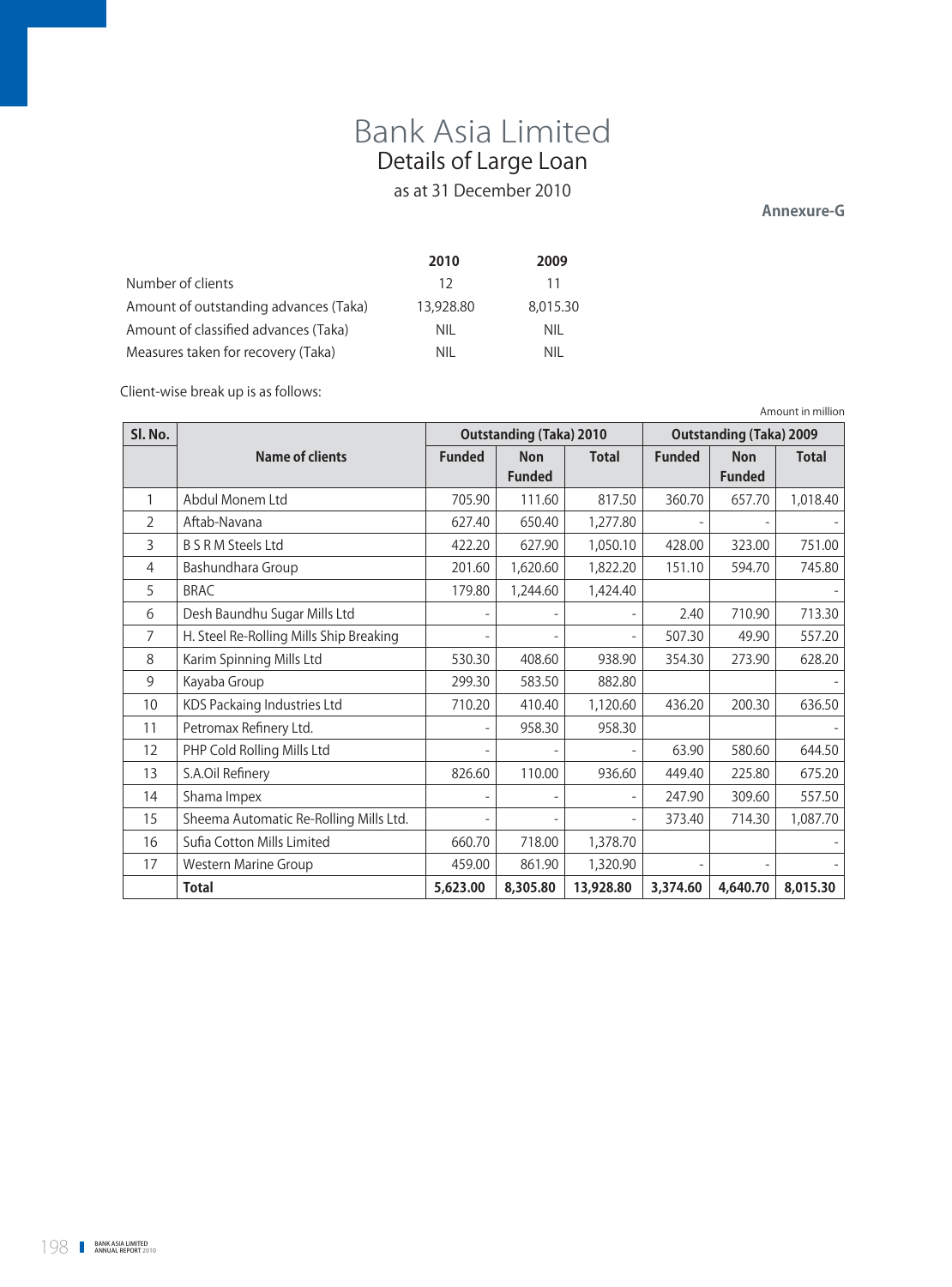# Bank Asia Limited

## Details of Large Loan

as at 31 December 2010

**Annexure-G**

| | 2010 | 2009 |
|---|---|---|
| Number of clients | 12 | 11 |
| Amount of outstanding advances (Taka) | 13,928.80 | 8,015.30 |
| Amount of classified advances (Taka) | NIL | NIL |
| Measures taken for recovery (Taka) | NIL | NIL |

Client-wise break up is as follows:

Amount in million

| Sl. No. | Name of clients | Outstanding (Taka) 2010 | | | Outstanding (Taka) 2009 | | |
|---|---|---|---|---|---|---|---|
| | | Funded | Non Funded | Total | Funded | Non Funded | Total |
| 1 | Abdul Monem Ltd | 705.90 | 111.60 | 817.50 | 360.70 | 657.70 | 1,018.40 |
| 2 | Aftab-Navana | 627.40 | 650.40 | 1,277.80 | - | - | - |
| 3 | B S R M Steels Ltd | 422.20 | 627.90 | 1,050.10 | 428.00 | 323.00 | 751.00 |
| 4 | Bashundhara Group | 201.60 | 1,620.60 | 1,822.20 | 151.10 | 594.70 | 745.80 |
| 5 | BRAC | 179.80 | 1,244.60 | 1,424.40 | | | - |
| 6 | Desh Baundhu Sugar Mills Ltd | - | - | - | 2.40 | 710.90 | 713.30 |
| 7 | H. Steel Re-Rolling Mills Ship Breaking | - | - | - | 507.30 | 49.90 | 557.20 |
| 8 | Karim Spinning Mills Ltd | 530.30 | 408.60 | 938.90 | 354.30 | 273.90 | 628.20 |
| 9 | Kayaba Group | 299.30 | 583.50 | 882.80 | | | - |
| 10 | KDS Packaing Industries Ltd | 710.20 | 410.40 | 1,120.60 | 436.20 | 200.30 | 636.50 |
| 11 | Petromax Refinery Ltd. | - | 958.30 | 958.30 | | | - |
| 12 | PHP Cold Rolling Mills Ltd | - | - | - | 63.90 | 580.60 | 644.50 |
| 13 | S.A.Oil Refinery | 826.60 | 110.00 | 936.60 | 449.40 | 225.80 | 675.20 |
| 14 | Shama Impex | - | - | - | 247.90 | 309.60 | 557.50 |
| 15 | Sheema Automatic Re-Rolling Mills Ltd. | - | - | - | 373.40 | 714.30 | 1,087.70 |
| 16 | Sufia Cotton Mills Limited | 660.70 | 718.00 | 1,378.70 | | | - |
| 17 | Western Marine Group | 459.00 | 861.90 | 1,320.90 | - | - | - |
| | **Total** | **5,623.00** | **8,305.80** | **13,928.80** | **3,374.60** | **4,640.70** | **8,015.30** |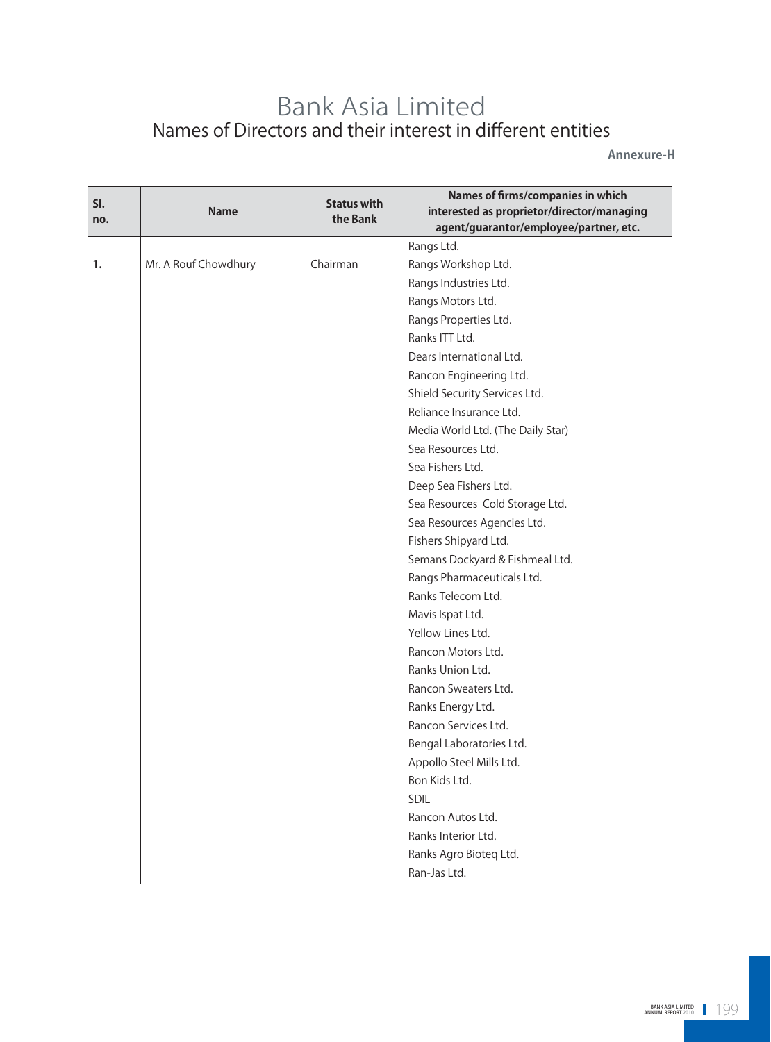# Bank Asia Limited

## Names of Directors and their interest in different entities

**Annexure-H**

| Sl. no. | Name | Status with the Bank | Names of firms/companies in which interested as proprietor/director/managing agent/guarantor/employee/partner, etc. |
|---|---|---|---|
| 1. | Mr. A Rouf Chowdhury | Chairman | Rangs Ltd. |
| | | | Rangs Workshop Ltd. |
| | | | Rangs Industries Ltd. |
| | | | Rangs Motors Ltd. |
| | | | Rangs Properties Ltd. |
| | | | Ranks ITT Ltd. |
| | | | Dears International Ltd. |
| | | | Rancon Engineering Ltd. |
| | | | Shield Security Services Ltd. |
| | | | Reliance Insurance Ltd. |
| | | | Media World Ltd. (The Daily Star) |
| | | | Sea Resources Ltd. |
| | | | Sea Fishers Ltd. |
| | | | Deep Sea Fishers Ltd. |
| | | | Sea Resources Cold Storage Ltd. |
| | | | Sea Resources Agencies Ltd. |
| | | | Fishers Shipyard Ltd. |
| | | | Semans Dockyard & Fishmeal Ltd. |
| | | | Rangs Pharmaceuticals Ltd. |
| | | | Ranks Telecom Ltd. |
| | | | Mavis Ispat Ltd. |
| | | | Yellow Lines Ltd. |
| | | | Rancon Motors Ltd. |
| | | | Ranks Union Ltd. |
| | | | Rancon Sweaters Ltd. |
| | | | Ranks Energy Ltd. |
| | | | Rancon Services Ltd. |
| | | | Bengal Laboratories Ltd. |
| | | | Appollo Steel Mills Ltd. |
| | | | Bon Kids Ltd. |
| | | | SDIL |
| | | | Rancon Autos Ltd. |
| | | | Ranks Interior Ltd. |
| | | | Ranks Agro Bioteq Ltd. |
| | | | Ran-Jas Ltd. |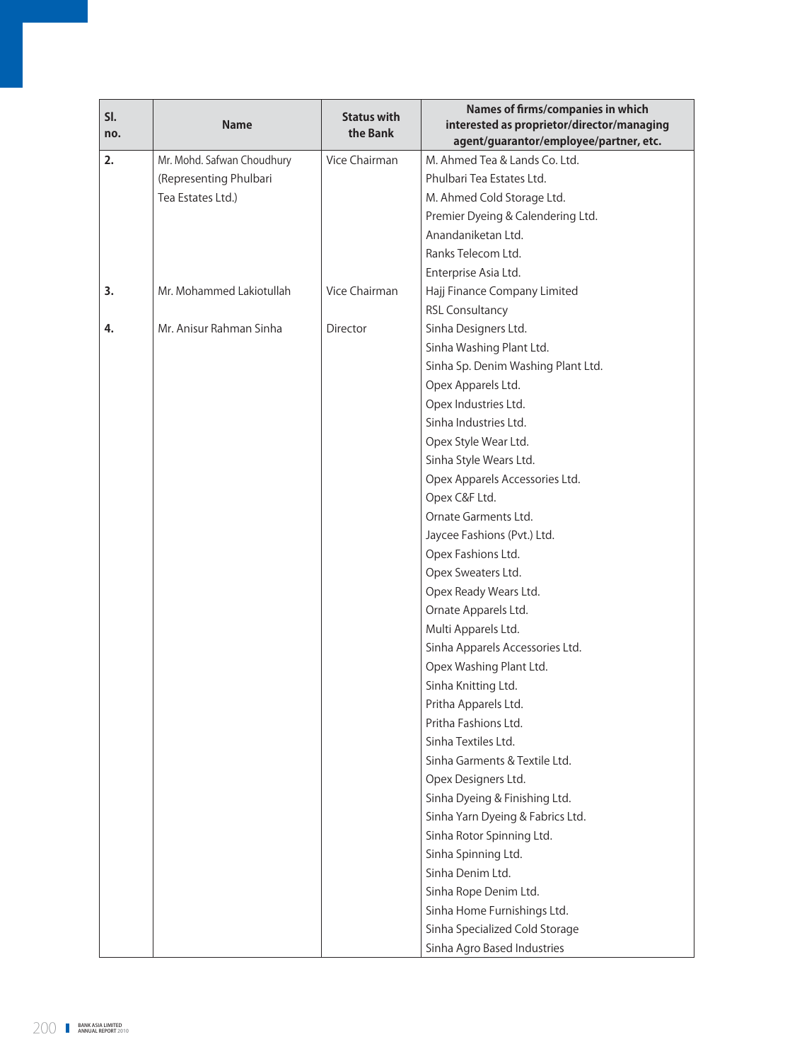| Sl. no. | Name | Status with the Bank | Names of firms/companies in which interested as proprietor/director/managing agent/guarantor/employee/partner, etc. |
|---|---|---|---|
| 2. | Mr. Mohd. Safwan Choudhury (Representing Phulbari Tea Estates Ltd.) | Vice Chairman | M. Ahmed Tea & Lands Co. Ltd. |
| | | | Phulbari Tea Estates Ltd. |
| | | | M. Ahmed Cold Storage Ltd. |
| | | | Premier Dyeing & Calendering Ltd. |
| | | | Anandaniketan Ltd. |
| | | | Ranks Telecom Ltd. |
| | | | Enterprise Asia Ltd. |
| 3. | Mr. Mohammed Lakiotullah | Vice Chairman | Hajj Finance Company Limited |
| | | | RSL Consultancy |
| 4. | Mr. Anisur Rahman Sinha | Director | Sinha Designers Ltd. |
| | | | Sinha Washing Plant Ltd. |
| | | | Sinha Sp. Denim Washing Plant Ltd. |
| | | | Opex Apparels Ltd. |
| | | | Opex Industries Ltd. |
| | | | Sinha Industries Ltd. |
| | | | Opex Style Wear Ltd. |
| | | | Sinha Style Wears Ltd. |
| | | | Opex Apparels Accessories Ltd. |
| | | | Opex C&F Ltd. |
| | | | Ornate Garments Ltd. |
| | | | Jaycee Fashions (Pvt.) Ltd. |
| | | | Opex Fashions Ltd. |
| | | | Opex Sweaters Ltd. |
| | | | Opex Ready Wears Ltd. |
| | | | Ornate Apparels Ltd. |
| | | | Multi Apparels Ltd. |
| | | | Sinha Apparels Accessories Ltd. |
| | | | Opex Washing Plant Ltd. |
| | | | Sinha Knitting Ltd. |
| | | | Pritha Apparels Ltd. |
| | | | Pritha Fashions Ltd. |
| | | | Sinha Textiles Ltd. |
| | | | Sinha Garments & Textile Ltd. |
| | | | Opex Designers Ltd. |
| | | | Sinha Dyeing & Finishing Ltd. |
| | | | Sinha Yarn Dyeing & Fabrics Ltd. |
| | | | Sinha Rotor Spinning Ltd. |
| | | | Sinha Spinning Ltd. |
| | | | Sinha Denim Ltd. |
| | | | Sinha Rope Denim Ltd. |
| | | | Sinha Home Furnishings Ltd. |
| | | | Sinha Specialized Cold Storage |
| | | | Sinha Agro Based Industries |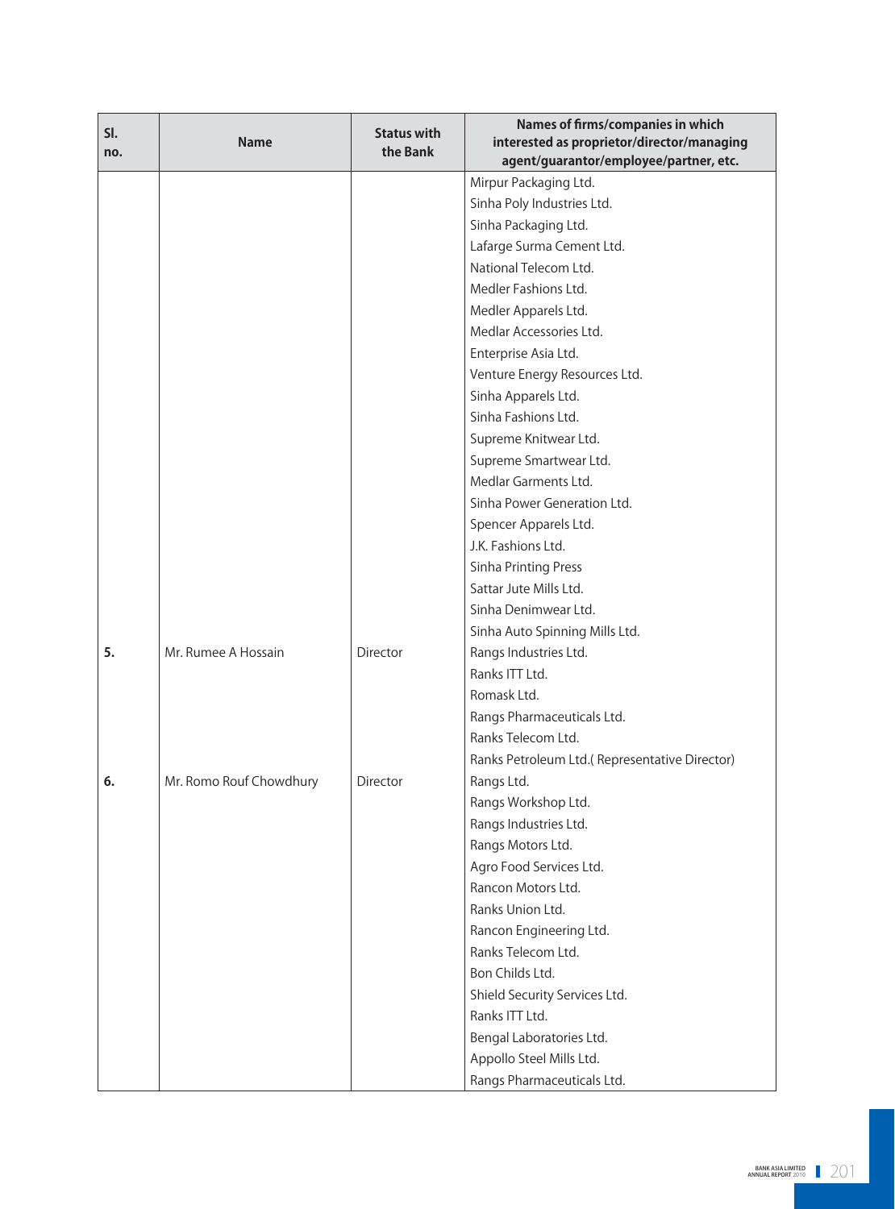| Sl. no. | Name | Status with the Bank | Names of firms/companies in which interested as proprietor/director/managing agent/guarantor/employee/partner, etc. |
|---|---|---|---|
| | | | Mirpur Packaging Ltd. |
| | | | Sinha Poly Industries Ltd. |
| | | | Sinha Packaging Ltd. |
| | | | Lafarge Surma Cement Ltd. |
| | | | National Telecom Ltd. |
| | | | Medler Fashions Ltd. |
| | | | Medler Apparels Ltd. |
| | | | Medlar Accessories Ltd. |
| | | | Enterprise Asia Ltd. |
| | | | Venture Energy Resources Ltd. |
| | | | Sinha Apparels Ltd. |
| | | | Sinha Fashions Ltd. |
| | | | Supreme Knitwear Ltd. |
| | | | Supreme Smartwear Ltd. |
| | | | Medlar Garments Ltd. |
| | | | Sinha Power Generation Ltd. |
| | | | Spencer Apparels Ltd. |
| | | | J.K. Fashions Ltd. |
| | | | Sinha Printing Press |
| | | | Sattar Jute Mills Ltd. |
| | | | Sinha Denimwear Ltd. |
| | | | Sinha Auto Spinning Mills Ltd. |
| **5.** | Mr. Rumee A Hossain | Director | Rangs Industries Ltd. |
| | | | Ranks ITT Ltd. |
| | | | Romask Ltd. |
| | | | Rangs Pharmaceuticals Ltd. |
| | | | Ranks Telecom Ltd. |
| | | | Ranks Petroleum Ltd.( Representative Director) |
| **6.** | Mr. Romo Rouf Chowdhury | Director | Rangs Ltd. |
| | | | Rangs Workshop Ltd. |
| | | | Rangs Industries Ltd. |
| | | | Rangs Motors Ltd. |
| | | | Agro Food Services Ltd. |
| | | | Rancon Motors Ltd. |
| | | | Ranks Union Ltd. |
| | | | Rancon Engineering Ltd. |
| | | | Ranks Telecom Ltd. |
| | | | Bon Childs Ltd. |
| | | | Shield Security Services Ltd. |
| | | | Ranks ITT Ltd. |
| | | | Bengal Laboratories Ltd. |
| | | | Appollo Steel Mills Ltd. |
| | | | Rangs Pharmaceuticals Ltd. |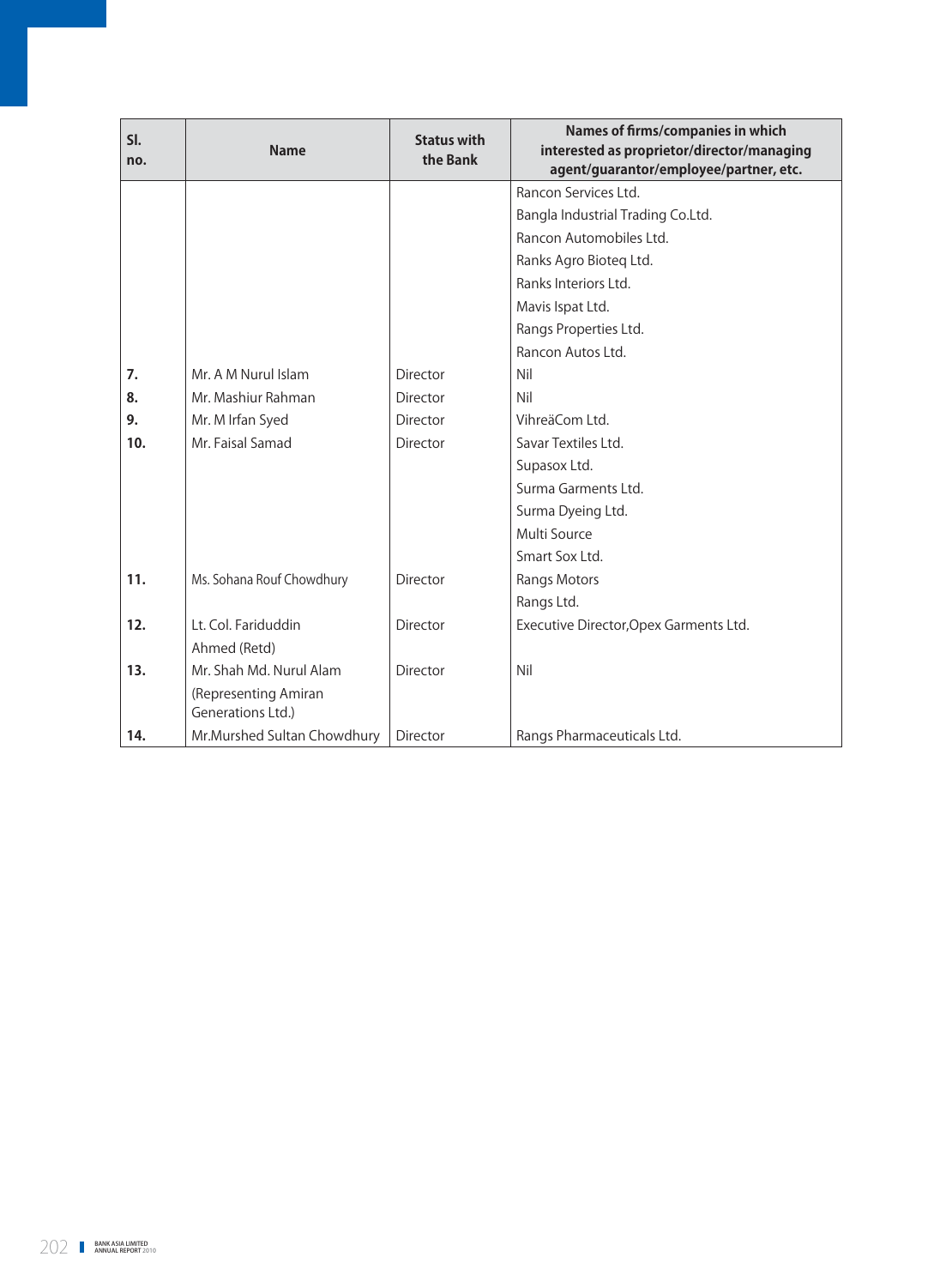| Sl. no. | Name | Status with the Bank | Names of firms/companies in which interested as proprietor/director/managing agent/guarantor/employee/partner, etc. |
|---|---|---|---|
| | | | Rancon Services Ltd. |
| | | | Bangla Industrial Trading Co.Ltd. |
| | | | Rancon Automobiles Ltd. |
| | | | Ranks Agro Bioteq Ltd. |
| | | | Ranks Interiors Ltd. |
| | | | Mavis Ispat Ltd. |
| | | | Rangs Properties Ltd. |
| | | | Rancon Autos Ltd. |
| 7. | Mr. A M Nurul Islam | Director | Nil |
| 8. | Mr. Mashiur Rahman | Director | Nil |
| 9. | Mr. M Irfan Syed | Director | VihreäCom Ltd. |
| 10. | Mr. Faisal Samad | Director | Savar Textiles Ltd. |
| | | | Supasox Ltd. |
| | | | Surma Garments Ltd. |
| | | | Surma Dyeing Ltd. |
| | | | Multi Source |
| | | | Smart Sox Ltd. |
| 11. | Ms. Sohana Rouf Chowdhury | Director | Rangs Motors |
| | | | Rangs Ltd. |
| 12. | Lt. Col. Fariduddin Ahmed (Retd) | Director | Executive Director,Opex Garments Ltd. |
| 13. | Mr. Shah Md. Nurul Alam (Representing Amiran Generations Ltd.) | Director | Nil |
| 14. | Mr.Murshed Sultan Chowdhury | Director | Rangs Pharmaceuticals Ltd. |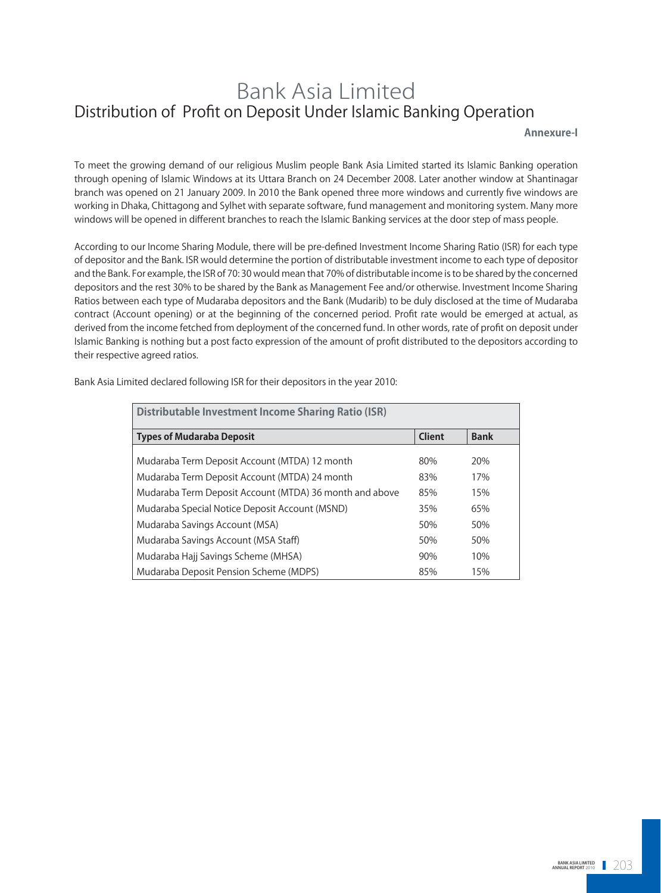# Bank Asia Limited

## Distribution of Profit on Deposit Under Islamic Banking Operation

**Annexure-I**

To meet the growing demand of our religious Muslim people Bank Asia Limited started its Islamic Banking operation through opening of Islamic Windows at its Uttara Branch on 24 December 2008. Later another window at Shantinagar branch was opened on 21 January 2009. In 2010 the Bank opened three more windows and currently five windows are working in Dhaka, Chittagong and Sylhet with separate software, fund management and monitoring system. Many more windows will be opened in different branches to reach the Islamic Banking services at the door step of mass people.

According to our Income Sharing Module, there will be pre-defined Investment Income Sharing Ratio (ISR) for each type of depositor and the Bank. ISR would determine the portion of distributable investment income to each type of depositor and the Bank. For example, the ISR of 70: 30 would mean that 70% of distributable income is to be shared by the concerned depositors and the rest 30% to be shared by the Bank as Management Fee and/or otherwise. Investment Income Sharing Ratios between each type of Mudaraba depositors and the Bank (Mudarib) to be duly disclosed at the time of Mudaraba contract (Account opening) or at the beginning of the concerned period. Profit rate would be emerged at actual, as derived from the income fetched from deployment of the concerned fund. In other words, rate of profit on deposit under Islamic Banking is nothing but a post facto expression of the amount of profit distributed to the depositors according to their respective agreed ratios.

Bank Asia Limited declared following ISR for their depositors in the year 2010:

| Distributable Investment Income Sharing Ratio (ISR) | | |
|---|---|---|
| **Types of Mudaraba Deposit** | **Client** | **Bank** |
| Mudaraba Term Deposit Account (MTDA) 12 month | 80% | 20% |
| Mudaraba Term Deposit Account (MTDA) 24 month | 83% | 17% |
| Mudaraba Term Deposit Account (MTDA) 36 month and above | 85% | 15% |
| Mudaraba Special Notice Deposit Account (MSND) | 35% | 65% |
| Mudaraba Savings Account (MSA) | 50% | 50% |
| Mudaraba Savings Account (MSA Staff) | 50% | 50% |
| Mudaraba Hajj Savings Scheme (MHSA) | 90% | 10% |
| Mudaraba Deposit Pension Scheme (MDPS) | 85% | 15% |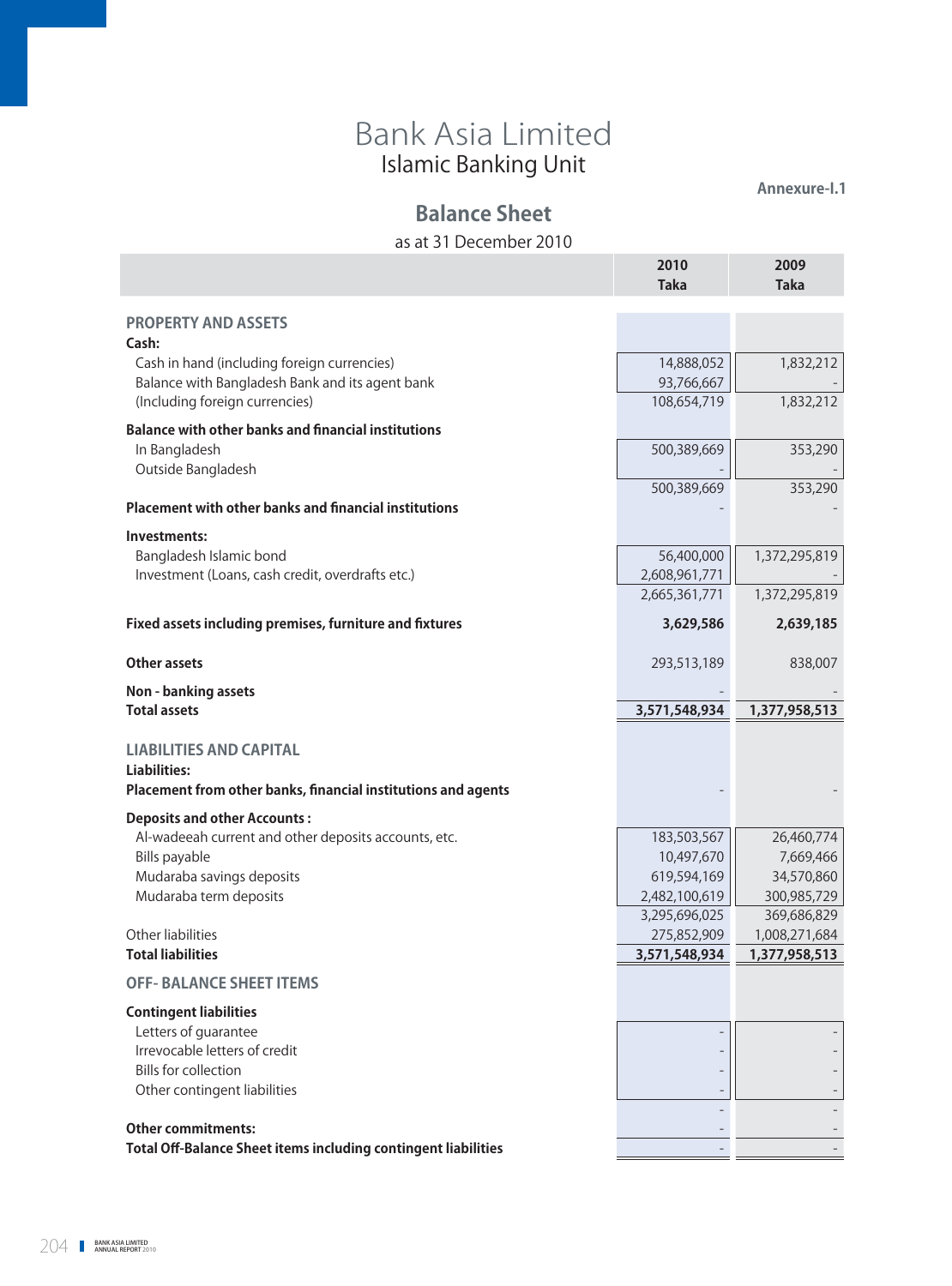# Bank Asia Limited

## Islamic Banking Unit

Annexure-I.1

## Balance Sheet

as at 31 December 2010

| | 2010 Taka | 2009 Taka |
|---|---|---|
| **PROPERTY AND ASSETS** | | |
| **Cash:** | | |
| Cash in hand (including foreign currencies) | 14,888,052 | 1,832,212 |
| Balance with Bangladesh Bank and its agent bank | 93,766,667 | - |
| (Including foreign currencies) | 108,654,719 | 1,832,212 |
| **Balance with other banks and financial institutions** | | |
| In Bangladesh | 500,389,669 | 353,290 |
| Outside Bangladesh | - | - |
| | 500,389,669 | 353,290 |
| **Placement with other banks and financial institutions** | - | - |
| **Investments:** | | |
| Bangladesh Islamic bond | 56,400,000 | 1,372,295,819 |
| Investment (Loans, cash credit, overdrafts etc.) | 2,608,961,771 | - |
| | 2,665,361,771 | 1,372,295,819 |
| **Fixed assets including premises, furniture and fixtures** | **3,629,586** | **2,639,185** |
| **Other assets** | 293,513,189 | 838,007 |
| **Non - banking assets** | - | - |
| **Total assets** | **3,571,548,934** | **1,377,958,513** |
| **LIABILITIES AND CAPITAL** | | |
| **Liabilities:** | | |
| **Placement from other banks, financial institutions and agents** | - | - |
| **Deposits and other Accounts :** | | |
| Al-wadeeah current and other deposits accounts, etc. | 183,503,567 | 26,460,774 |
| Bills payable | 10,497,670 | 7,669,466 |
| Mudaraba savings deposits | 619,594,169 | 34,570,860 |
| Mudaraba term deposits | 2,482,100,619 | 300,985,729 |
| | 3,295,696,025 | 369,686,829 |
| Other liabilities | 275,852,909 | 1,008,271,684 |
| **Total liabilities** | **3,571,548,934** | **1,377,958,513** |
| **OFF- BALANCE SHEET ITEMS** | | |
| **Contingent liabilities** | | |
| Letters of guarantee | - | - |
| Irrevocable letters of credit | - | - |
| Bills for collection | - | - |
| Other contingent liabilities | - | - |
| | - | - |
| **Other commitments:** | - | - |
| **Total Off-Balance Sheet items including contingent liabilities** | - | - |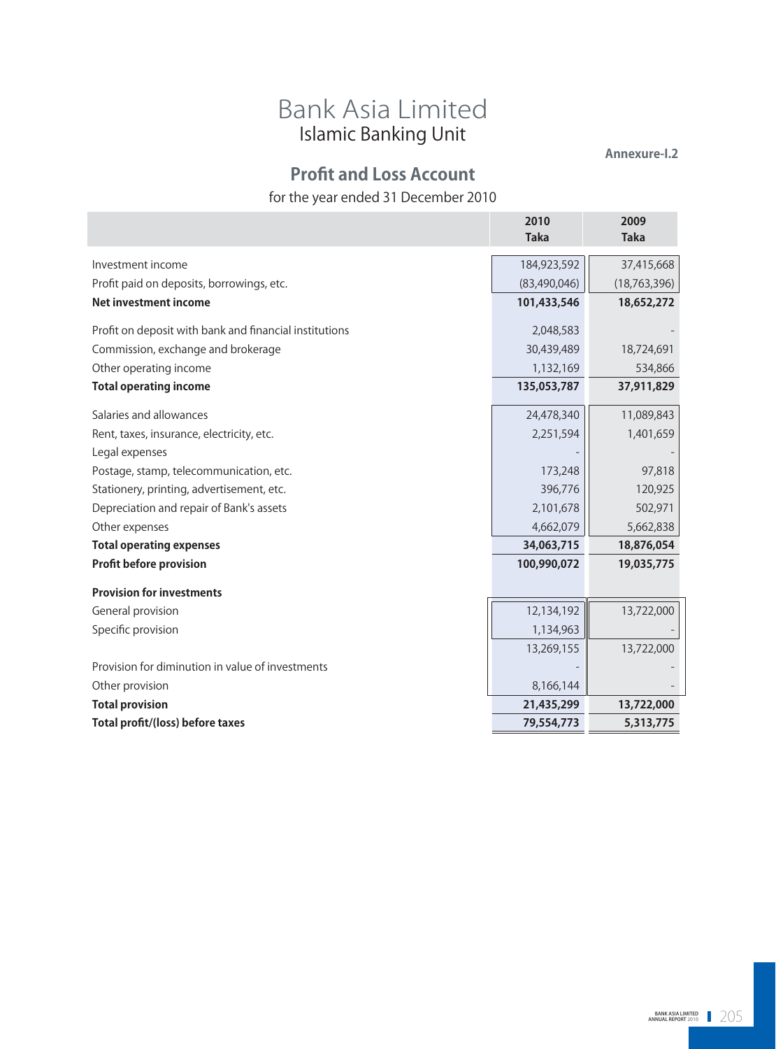# Bank Asia Limited
## Islamic Banking Unit

**Annexure-I.2**

## Profit and Loss Account

for the year ended 31 December 2010

| | 2010 Taka | 2009 Taka |
|---|---|---|
| Investment income | 184,923,592 | 37,415,668 |
| Profit paid on deposits, borrowings, etc. | (83,490,046) | (18,763,396) |
| **Net investment income** | **101,433,546** | **18,652,272** |
| Profit on deposit with bank and financial institutions | 2,048,583 | - |
| Commission, exchange and brokerage | 30,439,489 | 18,724,691 |
| Other operating income | 1,132,169 | 534,866 |
| **Total operating income** | **135,053,787** | **37,911,829** |
| Salaries and allowances | 24,478,340 | 11,089,843 |
| Rent, taxes, insurance, electricity, etc. | 2,251,594 | 1,401,659 |
| Legal expenses | - | - |
| Postage, stamp, telecommunication, etc. | 173,248 | 97,818 |
| Stationery, printing, advertisement, etc. | 396,776 | 120,925 |
| Depreciation and repair of Bank's assets | 2,101,678 | 502,971 |
| Other expenses | 4,662,079 | 5,662,838 |
| **Total operating expenses** | **34,063,715** | **18,876,054** |
| **Profit before provision** | **100,990,072** | **19,035,775** |
| **Provision for investments** | | |
| General provision | 12,134,192 | 13,722,000 |
| Specific provision | 1,134,963 | - |
| | 13,269,155 | 13,722,000 |
| Provision for diminution in value of investments | - | - |
| Other provision | 8,166,144 | - |
| **Total provision** | **21,435,299** | **13,722,000** |
| **Total profit/(loss) before taxes** | **79,554,773** | **5,313,775** |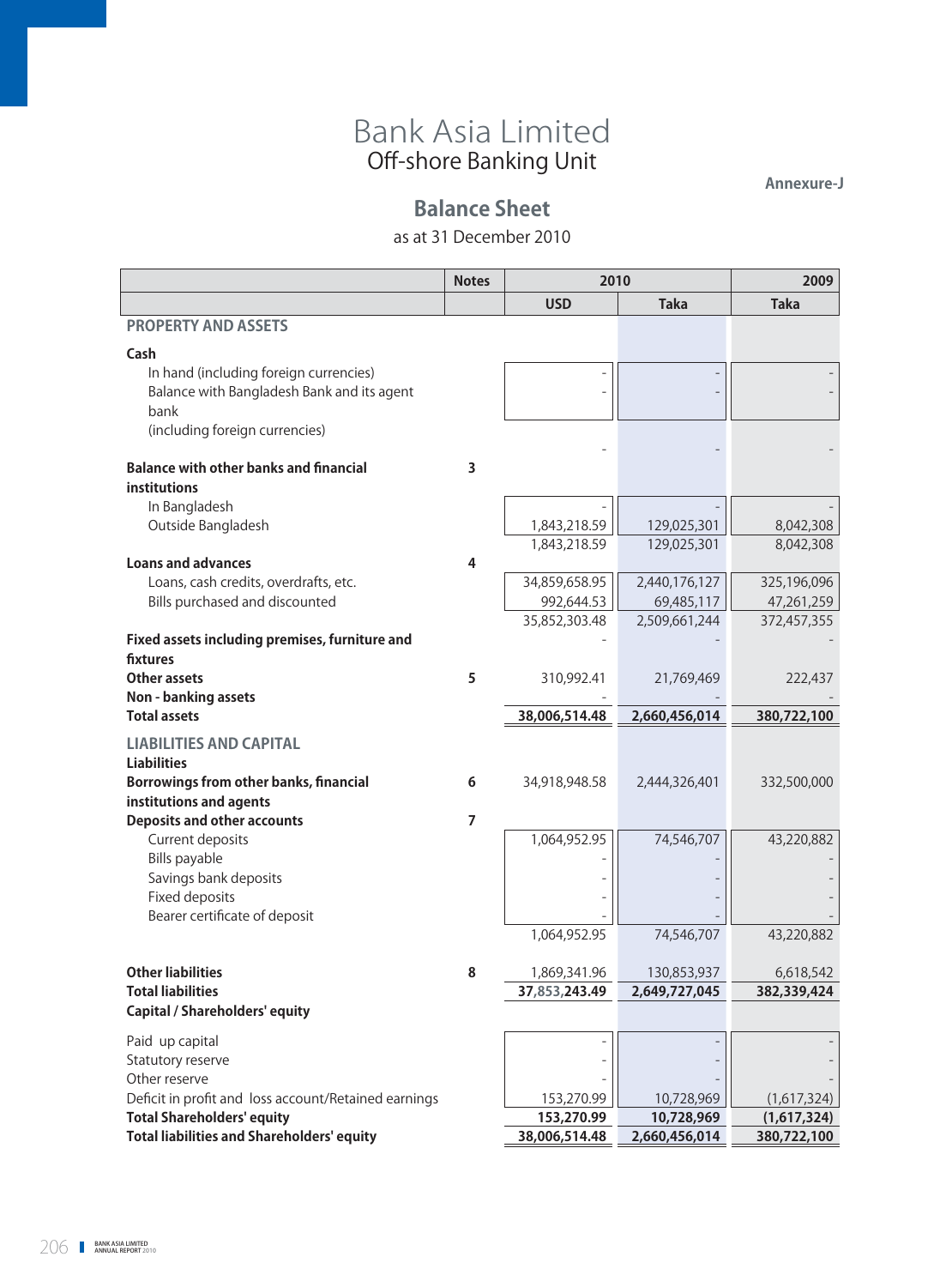# Bank Asia Limited
## Off-shore Banking Unit

**Annexure-J**

## Balance Sheet
as at 31 December 2010

| | Notes | 2010 | | 2009 |
|---|---|---|---|---|
| | | USD | Taka | Taka |
| **PROPERTY AND ASSETS** | | | | |
| **Cash** | | | | |
| In hand (including foreign currencies) | | - | - | - |
| Balance with Bangladesh Bank and its agent bank (including foreign currencies) | | - | - | - |
| | | - | - | - |
| **Balance with other banks and financial institutions** | 3 | | | |
| In Bangladesh | | - | - | - |
| Outside Bangladesh | | 1,843,218.59 | 129,025,301 | 8,042,308 |
| | | 1,843,218.59 | 129,025,301 | 8,042,308 |
| **Loans and advances** | 4 | | | |
| Loans, cash credits, overdrafts, etc. | | 34,859,658.95 | 2,440,176,127 | 325,196,096 |
| Bills purchased and discounted | | 992,644.53 | 69,485,117 | 47,261,259 |
| | | 35,852,303.48 | 2,509,661,244 | 372,457,355 |
| **Fixed assets including premises, furniture and fixtures** | | - | - | - |
| **Other assets** | 5 | 310,992.41 | 21,769,469 | 222,437 |
| **Non - banking assets** | | - | - | - |
| **Total assets** | | **38,006,514.48** | **2,660,456,014** | **380,722,100** |
| **LIABILITIES AND CAPITAL** | | | | |
| **Liabilities** | | | | |
| **Borrowings from other banks, financial institutions and agents** | 6 | 34,918,948.58 | 2,444,326,401 | 332,500,000 |
| **Deposits and other accounts** | 7 | | | |
| Current deposits | | 1,064,952.95 | 74,546,707 | 43,220,882 |
| Bills payable | | - | - | - |
| Savings bank deposits | | - | - | - |
| Fixed deposits | | - | - | - |
| Bearer certificate of deposit | | - | - | - |
| | | 1,064,952.95 | 74,546,707 | 43,220,882 |
| **Other liabilities** | 8 | 1,869,341.96 | 130,853,937 | 6,618,542 |
| **Total liabilities** | | **37,853,243.49** | **2,649,727,045** | **382,339,424** |
| **Capital / Shareholders' equity** | | | | |
| Paid up capital | | - | - | - |
| Statutory reserve | | - | - | - |
| Other reserve | | - | - | - |
| Deficit in profit and loss account/Retained earnings | | 153,270.99 | 10,728,969 | (1,617,324) |
| **Total Shareholders' equity** | | **153,270.99** | **10,728,969** | **(1,617,324)** |
| **Total liabilities and Shareholders' equity** | | **38,006,514.48** | **2,660,456,014** | **380,722,100** |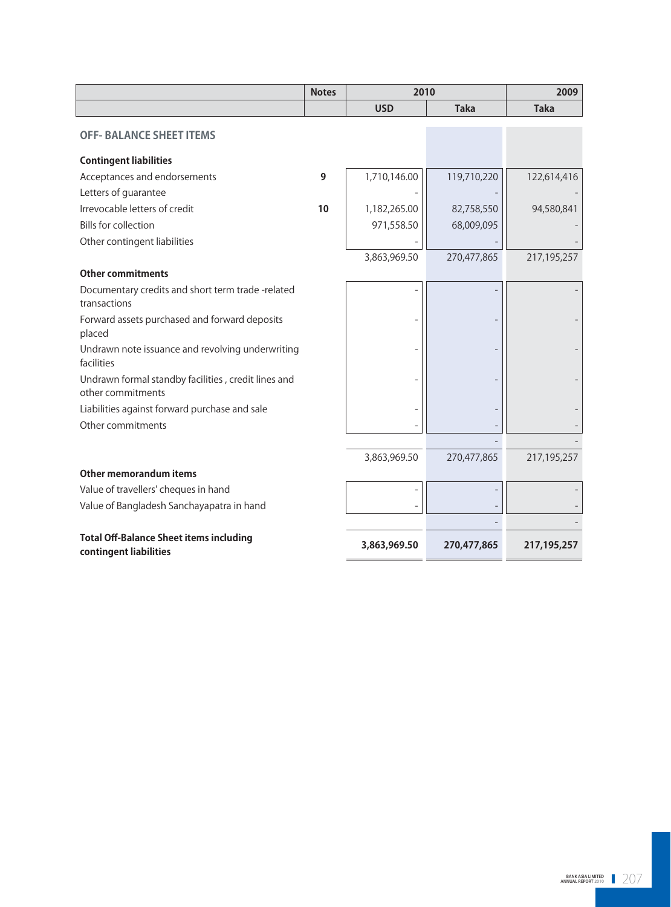| | Notes | 2010 | | 2009 |
|---|---|---|---|---|
| | | USD | Taka | Taka |
| **OFF- BALANCE SHEET ITEMS** | | | | |
| **Contingent liabilities** | | | | |
| Acceptances and endorsements | 9 | 1,710,146.00 | 119,710,220 | 122,614,416 |
| Letters of guarantee | | - | - | - |
| Irrevocable letters of credit | 10 | 1,182,265.00 | 82,758,550 | 94,580,841 |
| Bills for collection | | 971,558.50 | 68,009,095 | - |
| Other contingent liabilities | | - | - | - |
| | | 3,863,969.50 | 270,477,865 | 217,195,257 |
| **Other commitments** | | | | |
| Documentary credits and short term trade -related transactions | | - | - | - |
| Forward assets purchased and forward deposits placed | | - | - | - |
| Undrawn note issuance and revolving underwriting facilities | | - | - | - |
| Undrawn formal standby facilities , credit lines and other commitments | | - | - | - |
| Liabilities against forward purchase and sale | | - | - | - |
| Other commitments | | - | - | - |
| | | | - | - |
| | | 3,863,969.50 | 270,477,865 | 217,195,257 |
| **Other memorandum items** | | | | |
| Value of travellers' cheques in hand | | - | - | - |
| Value of Bangladesh Sanchayapatra in hand | | - | - | - |
| | | | - | - |
| **Total Off-Balance Sheet items including contingent liabilities** | | **3,863,969.50** | **270,477,865** | **217,195,257** |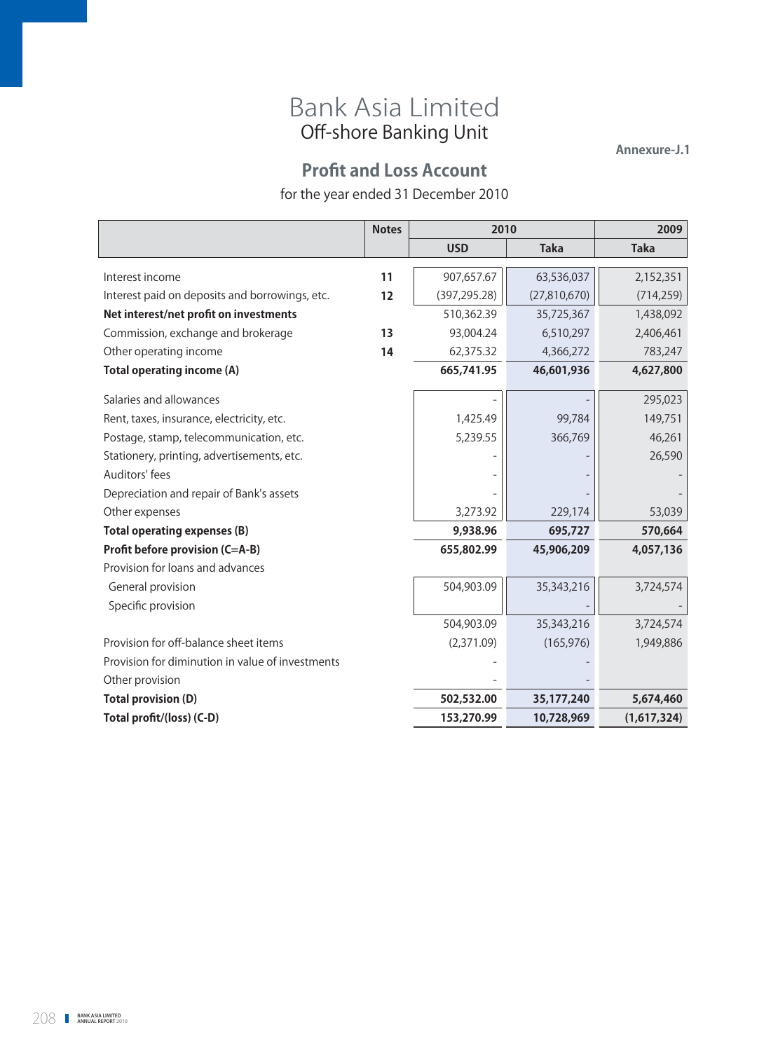# Bank Asia Limited

## Off-shore Banking Unit

Annexure-J.1

## Profit and Loss Account

for the year ended 31 December 2010

| | Notes | 2010 | | 2009 |
|---|---|---|---|---|
| | | USD | Taka | Taka |
| Interest income | 11 | 907,657.67 | 63,536,037 | 2,152,351 |
| Interest paid on deposits and borrowings, etc. | 12 | (397,295.28) | (27,810,670) | (714,259) |
| **Net interest/net profit on investments** | | 510,362.39 | 35,725,367 | 1,438,092 |
| Commission, exchange and brokerage | 13 | 93,004.24 | 6,510,297 | 2,406,461 |
| Other operating income | 14 | 62,375.32 | 4,366,272 | 783,247 |
| **Total operating income (A)** | | **665,741.95** | **46,601,936** | **4,627,800** |
| Salaries and allowances | | - | - | 295,023 |
| Rent, taxes, insurance, electricity, etc. | | 1,425.49 | 99,784 | 149,751 |
| Postage, stamp, telecommunication, etc. | | 5,239.55 | 366,769 | 46,261 |
| Stationery, printing, advertisements, etc. | | - | - | 26,590 |
| Auditors' fees | | - | - | - |
| Depreciation and repair of Bank's assets | | - | - | - |
| Other expenses | | 3,273.92 | 229,174 | 53,039 |
| **Total operating expenses (B)** | | **9,938.96** | **695,727** | **570,664** |
| **Profit before provision (C=A-B)** | | **655,802.99** | **45,906,209** | **4,057,136** |
| Provision for loans and advances | | | | |
| General provision | | 504,903.09 | 35,343,216 | 3,724,574 |
| Specific provision | | | - | - |
| | | 504,903.09 | 35,343,216 | 3,724,574 |
| Provision for off-balance sheet items | | (2,371.09) | (165,976) | 1,949,886 |
| Provision for diminution in value of investments | | - | - | |
| Other provision | | - | - | |
| **Total provision (D)** | | **502,532.00** | **35,177,240** | **5,674,460** |
| **Total profit/(loss) (C-D)** | | **153,270.99** | **10,728,969** | **(1,617,324)** |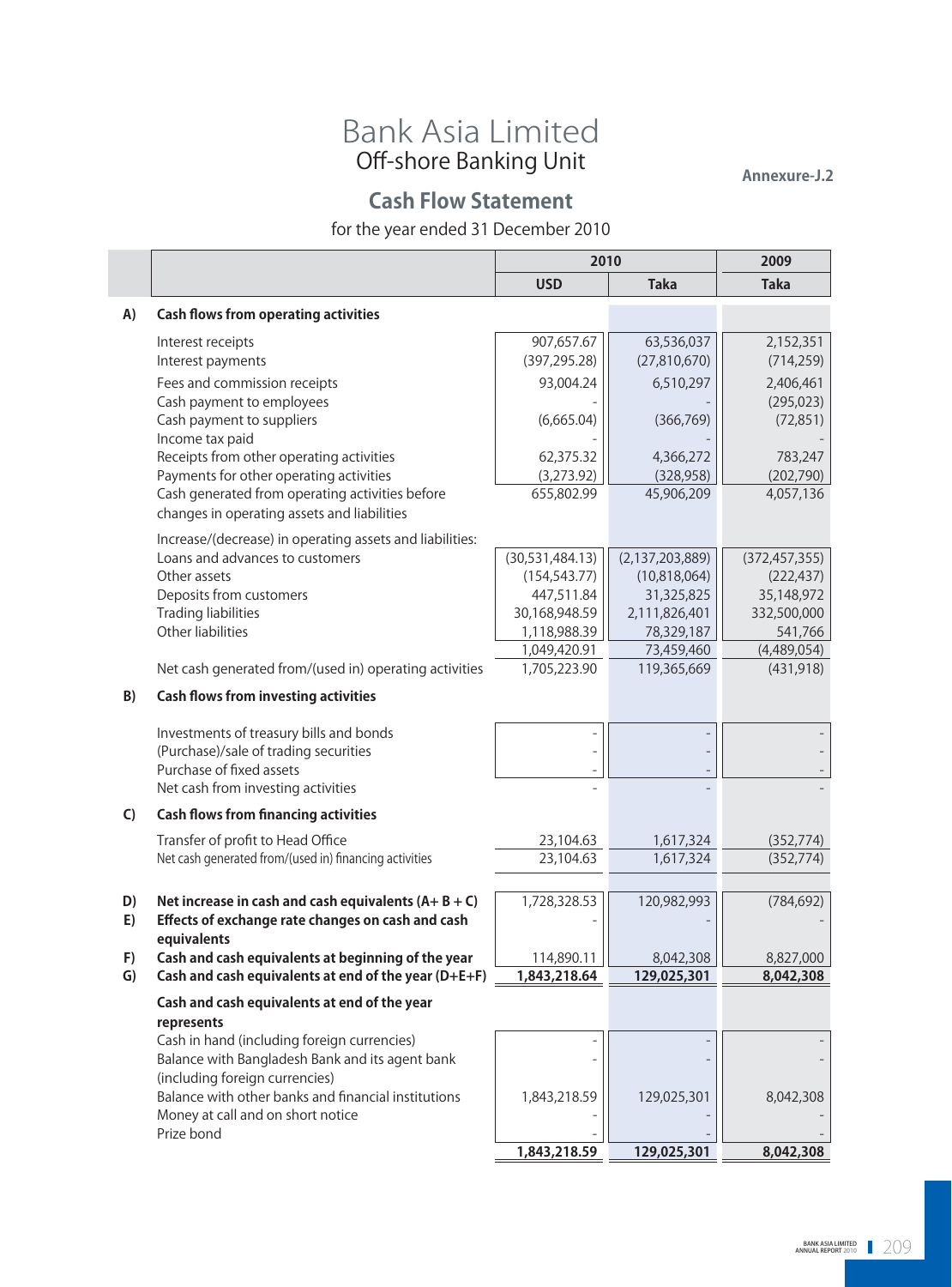# Bank Asia Limited
## Off-shore Banking Unit

Annexure-J.2

## Cash Flow Statement

for the year ended 31 December 2010

| | | 2010 | | 2009 |
|---|---|---|---|---|
| | | USD | Taka | Taka |
| **A)** | **Cash flows from operating activities** | | | |
| | Interest receipts | 907,657.67 | 63,536,037 | 2,152,351 |
| | Interest payments | (397,295.28) | (27,810,670) | (714,259) |
| | Fees and commission receipts | 93,004.24 | 6,510,297 | 2,406,461 |
| | Cash payment to employees | - | - | (295,023) |
| | Cash payment to suppliers | (6,665.04) | (366,769) | (72,851) |
| | Income tax paid | | | - |
| | Receipts from other operating activities | 62,375.32 | 4,366,272 | 783,247 |
| | Payments for other operating activities | (3,273.92) | (328,958) | (202,790) |
| | Cash generated from operating activities before changes in operating assets and liabilities | 655,802.99 | 45,906,209 | 4,057,136 |
| | Increase/(decrease) in operating assets and liabilities: | | | |
| | Loans and advances to customers | (30,531,484.13) | (2,137,203,889) | (372,457,355) |
| | Other assets | (154,543.77) | (10,818,064) | (222,437) |
| | Deposits from customers | 447,511.84 | 31,325,825 | 35,148,972 |
| | Trading liabilities | 30,168,948.59 | 2,111,826,401 | 332,500,000 |
| | Other liabilities | 1,118,988.39 | 78,329,187 | 541,766 |
| | | 1,049,420.91 | 73,459,460 | (4,489,054) |
| | Net cash generated from/(used in) operating activities | 1,705,223.90 | 119,365,669 | (431,918) |
| **B)** | **Cash flows from investing activities** | | | |
| | Investments of treasury bills and bonds | - | - | - |
| | (Purchase)/sale of trading securities | - | - | - |
| | Purchase of fixed assets | - | - | - |
| | Net cash from investing activities | - | - | - |
| **C)** | **Cash flows from financing activities** | | | |
| | Transfer of profit to Head Office | 23,104.63 | 1,617,324 | (352,774) |
| | Net cash generated from/(used in) financing activities | 23,104.63 | 1,617,324 | (352,774) |
| **D)** | **Net increase in cash and cash equivalents (A+ B + C)** | 1,728,328.53 | 120,982,993 | (784,692) |
| **E)** | **Effects of exchange rate changes on cash and cash equivalents** | - | - | - |
| **F)** | **Cash and cash equivalents at beginning of the year** | 114,890.11 | 8,042,308 | 8,827,000 |
| **G)** | **Cash and cash equivalents at end of the year (D+E+F)** | **1,843,218.64** | **129,025,301** | **8,042,308** |
| | **Cash and cash equivalents at end of the year represents** | | | |
| | Cash in hand (including foreign currencies) | - | - | - |
| | Balance with Bangladesh Bank and its agent bank (including foreign currencies) | - | - | - |
| | Balance with other banks and financial institutions | 1,843,218.59 | 129,025,301 | 8,042,308 |
| | Money at call and on short notice | - | - | - |
| | Prize bond | - | - | - |
| | | **1,843,218.59** | **129,025,301** | **8,042,308** |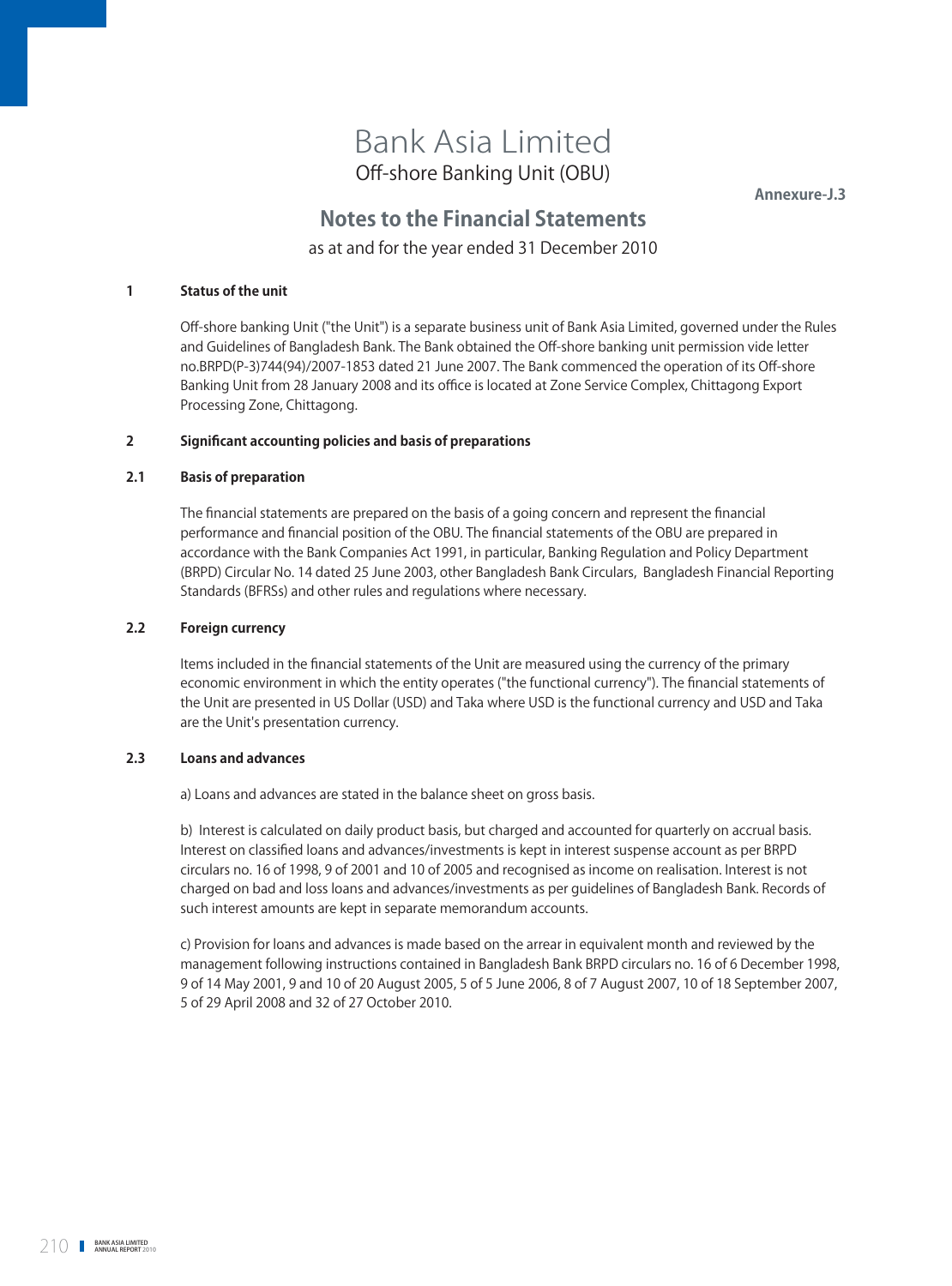# Bank Asia Limited

## Off-shore Banking Unit (OBU)

**Annexure-J.3**

## Notes to the Financial Statements

as at and for the year ended 31 December 2010

### 1 Status of the unit

Off-shore banking Unit ("the Unit") is a separate business unit of Bank Asia Limited, governed under the Rules and Guidelines of Bangladesh Bank. The Bank obtained the Off-shore banking unit permission vide letter no.BRPD(P-3)744(94)/2007-1853 dated 21 June 2007. The Bank commenced the operation of its Off-shore Banking Unit from 28 January 2008 and its office is located at Zone Service Complex, Chittagong Export Processing Zone, Chittagong.

### 2 Significant accounting policies and basis of preparations

### 2.1 Basis of preparation

The financial statements are prepared on the basis of a going concern and represent the financial performance and financial position of the OBU. The financial statements of the OBU are prepared in accordance with the Bank Companies Act 1991, in particular, Banking Regulation and Policy Department (BRPD) Circular No. 14 dated 25 June 2003, other Bangladesh Bank Circulars, Bangladesh Financial Reporting Standards (BFRSs) and other rules and regulations where necessary.

### 2.2 Foreign currency

Items included in the financial statements of the Unit are measured using the currency of the primary economic environment in which the entity operates ("the functional currency"). The financial statements of the Unit are presented in US Dollar (USD) and Taka where USD is the functional currency and USD and Taka are the Unit's presentation currency.

### 2.3 Loans and advances

a) Loans and advances are stated in the balance sheet on gross basis.

b) Interest is calculated on daily product basis, but charged and accounted for quarterly on accrual basis. Interest on classified loans and advances/investments is kept in interest suspense account as per BRPD circulars no. 16 of 1998, 9 of 2001 and 10 of 2005 and recognised as income on realisation. Interest is not charged on bad and loss loans and advances/investments as per guidelines of Bangladesh Bank. Records of such interest amounts are kept in separate memorandum accounts.

c) Provision for loans and advances is made based on the arrear in equivalent month and reviewed by the management following instructions contained in Bangladesh Bank BRPD circulars no. 16 of 6 December 1998, 9 of 14 May 2001, 9 and 10 of 20 August 2005, 5 of 5 June 2006, 8 of 7 August 2007, 10 of 18 September 2007, 5 of 29 April 2008 and 32 of 27 October 2010.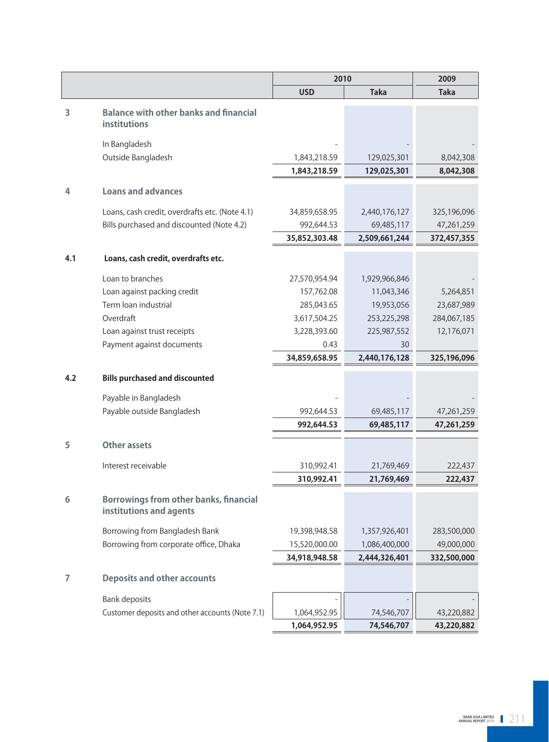| | | 2010 | | 2009 |
|---|---|---|---|---|
| | | USD | Taka | Taka |
| **3** | **Balance with other banks and financial institutions** | | | |
| | In Bangladesh | - | - | - |
| | Outside Bangladesh | 1,843,218.59 | 129,025,301 | 8,042,308 |
| | | **1,843,218.59** | **129,025,301** | **8,042,308** |
| **4** | **Loans and advances** | | | |
| | Loans, cash credit, overdrafts etc. (Note 4.1) | 34,859,658.95 | 2,440,176,127 | 325,196,096 |
| | Bills purchased and discounted (Note 4.2) | 992,644.53 | 69,485,117 | 47,261,259 |
| | | **35,852,303.48** | **2,509,661,244** | **372,457,355** |
| **4.1** | **Loans, cash credit, overdrafts etc.** | | | |
| | Loan to branches | 27,570,954.94 | 1,929,966,846 | - |
| | Loan against packing credit | 157,762.08 | 11,043,346 | 5,264,851 |
| | Term loan industrial | 285,043.65 | 19,953,056 | 23,687,989 |
| | Overdraft | 3,617,504.25 | 253,225,298 | 284,067,185 |
| | Loan against trust receipts | 3,228,393.60 | 225,987,552 | 12,176,071 |
| | Payment against documents | 0.43 | 30 | |
| | | **34,859,658.95** | **2,440,176,128** | **325,196,096** |
| **4.2** | **Bills purchased and discounted** | | | |
| | Payable in Bangladesh | - | - | - |
| | Payable outside Bangladesh | 992,644.53 | 69,485,117 | 47,261,259 |
| | | **992,644.53** | **69,485,117** | **47,261,259** |
| **5** | **Other assets** | | | |
| | Interest receivable | 310,992.41 | 21,769,469 | 222,437 |
| | | **310,992.41** | **21,769,469** | **222,437** |
| **6** | **Borrowings from other banks, financial institutions and agents** | | | |
| | Borrowing from Bangladesh Bank | 19,398,948.58 | 1,357,926,401 | 283,500,000 |
| | Borrowing from corporate office, Dhaka | 15,520,000.00 | 1,086,400,000 | 49,000,000 |
| | | **34,918,948.58** | **2,444,326,401** | **332,500,000** |
| **7** | **Deposits and other accounts** | | | |
| | Bank deposits | - | - | - |
| | Customer deposits and other accounts (Note 7.1) | 1,064,952.95 | 74,546,707 | 43,220,882 |
| | | **1,064,952.95** | **74,546,707** | **43,220,882** |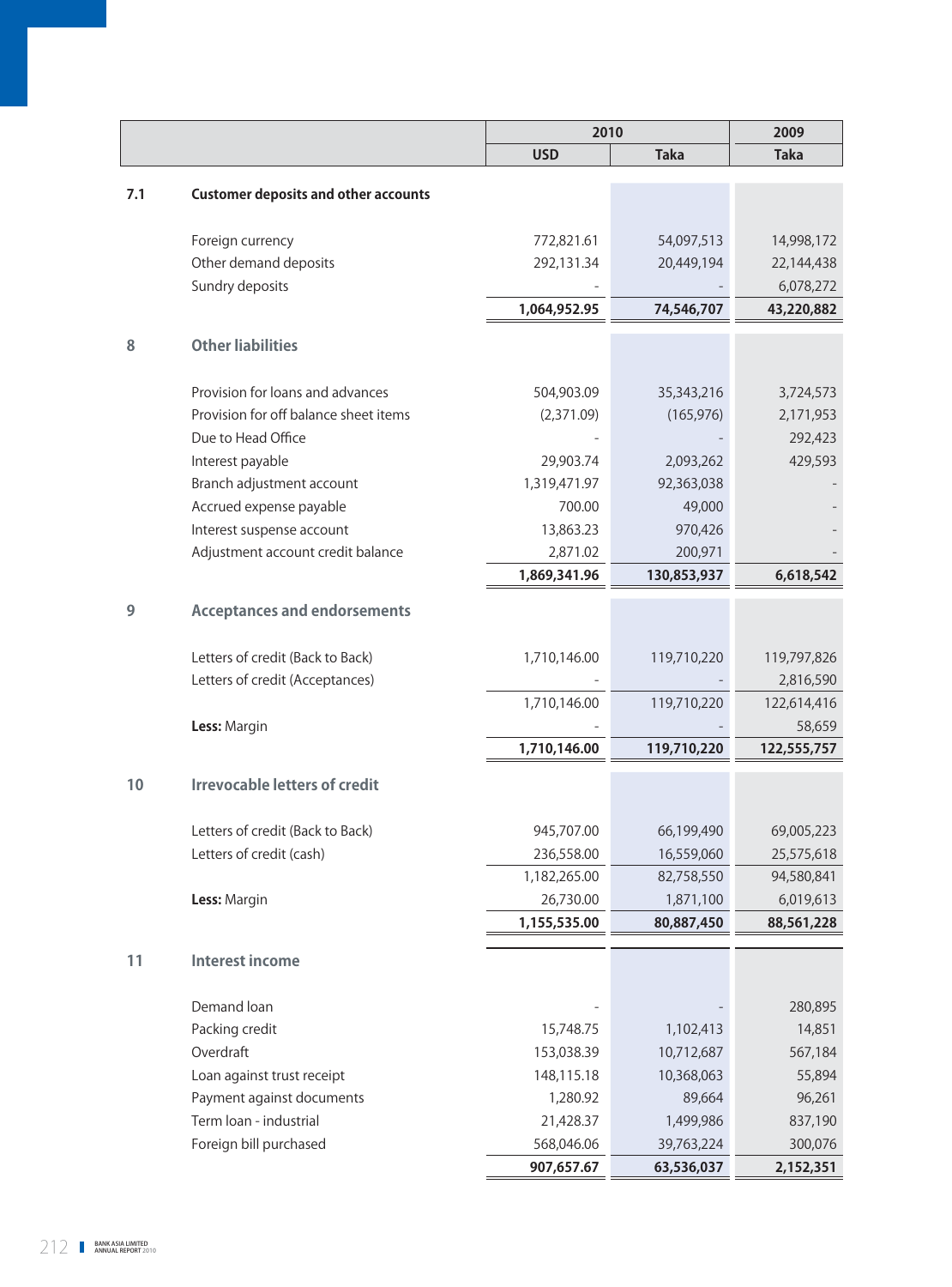| | | 2010 | | 2009 |
|---|---|---|---|---|
| | | USD | Taka | Taka |
| **7.1** | **Customer deposits and other accounts** | | | |
| | Foreign currency | 772,821.61 | 54,097,513 | 14,998,172 |
| | Other demand deposits | 292,131.34 | 20,449,194 | 22,144,438 |
| | Sundry deposits | - | - | 6,078,272 |
| | | **1,064,952.95** | **74,546,707** | **43,220,882** |
| **8** | **Other liabilities** | | | |
| | Provision for loans and advances | 504,903.09 | 35,343,216 | 3,724,573 |
| | Provision for off balance sheet items | (2,371.09) | (165,976) | 2,171,953 |
| | Due to Head Office | - | - | 292,423 |
| | Interest payable | 29,903.74 | 2,093,262 | 429,593 |
| | Branch adjustment account | 1,319,471.97 | 92,363,038 | - |
| | Accrued expense payable | 700.00 | 49,000 | - |
| | Interest suspense account | 13,863.23 | 970,426 | - |
| | Adjustment account credit balance | 2,871.02 | 200,971 | - |
| | | **1,869,341.96** | **130,853,937** | **6,618,542** |
| **9** | **Acceptances and endorsements** | | | |
| | Letters of credit (Back to Back) | 1,710,146.00 | 119,710,220 | 119,797,826 |
| | Letters of credit (Acceptances) | - | - | 2,816,590 |
| | | 1,710,146.00 | 119,710,220 | 122,614,416 |
| | **Less:** Margin | - | - | 58,659 |
| | | **1,710,146.00** | **119,710,220** | **122,555,757** |
| **10** | **Irrevocable letters of credit** | | | |
| | Letters of credit (Back to Back) | 945,707.00 | 66,199,490 | 69,005,223 |
| | Letters of credit (cash) | 236,558.00 | 16,559,060 | 25,575,618 |
| | | 1,182,265.00 | 82,758,550 | 94,580,841 |
| | **Less:** Margin | 26,730.00 | 1,871,100 | 6,019,613 |
| | | **1,155,535.00** | **80,887,450** | **88,561,228** |
| **11** | **Interest income** | | | |
| | Demand loan | - | - | 280,895 |
| | Packing credit | 15,748.75 | 1,102,413 | 14,851 |
| | Overdraft | 153,038.39 | 10,712,687 | 567,184 |
| | Loan against trust receipt | 148,115.18 | 10,368,063 | 55,894 |
| | Payment against documents | 1,280.92 | 89,664 | 96,261 |
| | Term loan - industrial | 21,428.37 | 1,499,986 | 837,190 |
| | Foreign bill purchased | 568,046.06 | 39,763,224 | 300,076 |
| | | **907,657.67** | **63,536,037** | **2,152,351** |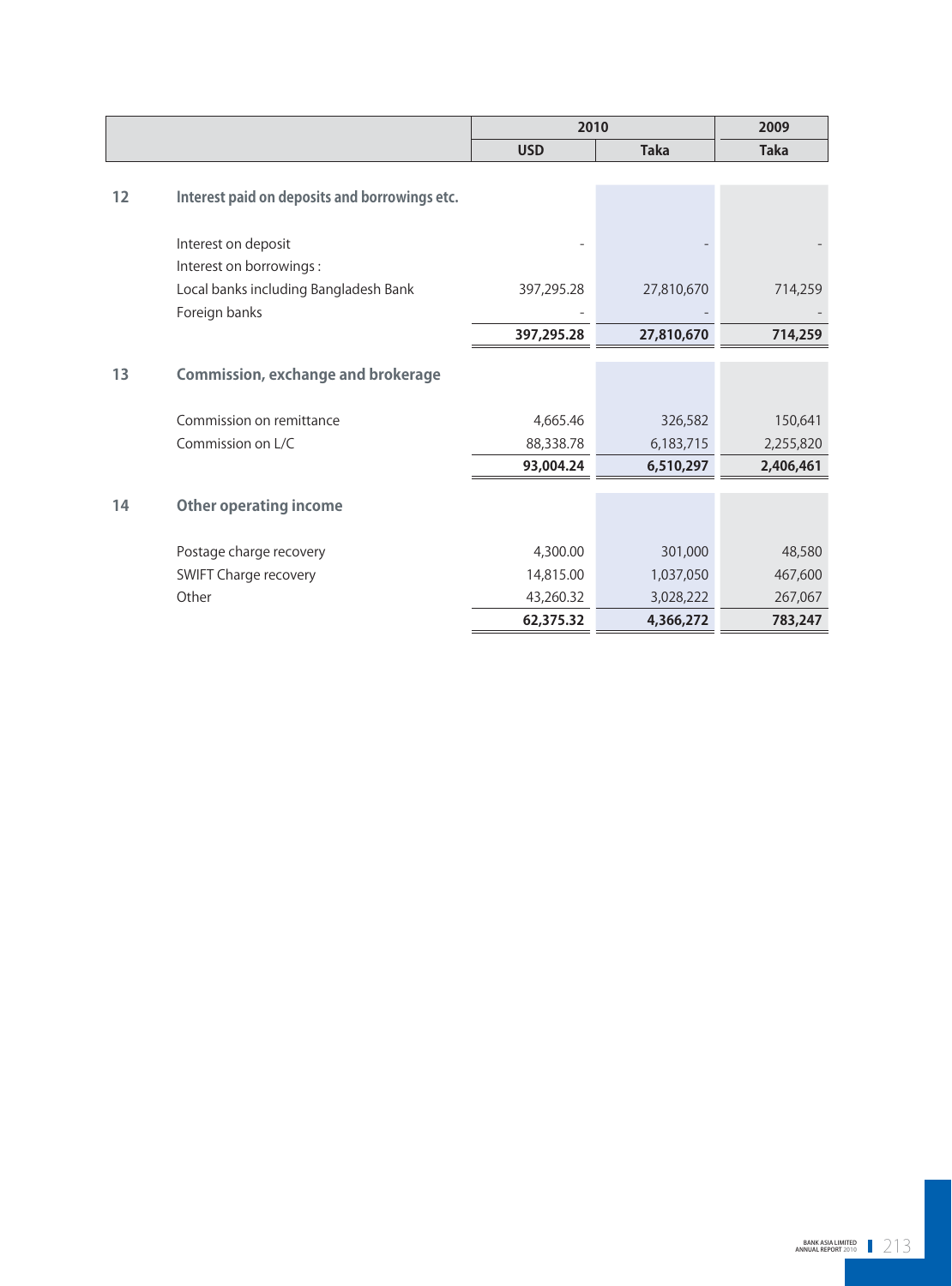| | | 2010 | | 2009 |
|---|---|---|---|---|
| | | USD | Taka | Taka |
| **12** | **Interest paid on deposits and borrowings etc.** | | | |
| | Interest on deposit | - | - | - |
| | Interest on borrowings : | | | |
| | Local banks including Bangladesh Bank | 397,295.28 | 27,810,670 | 714,259 |
| | Foreign banks | - | - | - |
| | | **397,295.28** | **27,810,670** | **714,259** |
| **13** | **Commission, exchange and brokerage** | | | |
| | Commission on remittance | 4,665.46 | 326,582 | 150,641 |
| | Commission on L/C | 88,338.78 | 6,183,715 | 2,255,820 |
| | | **93,004.24** | **6,510,297** | **2,406,461** |
| **14** | **Other operating income** | | | |
| | Postage charge recovery | 4,300.00 | 301,000 | 48,580 |
| | SWIFT Charge recovery | 14,815.00 | 1,037,050 | 467,600 |
| | Other | 43,260.32 | 3,028,222 | 267,067 |
| | | **62,375.32** | **4,366,272** | **783,247** |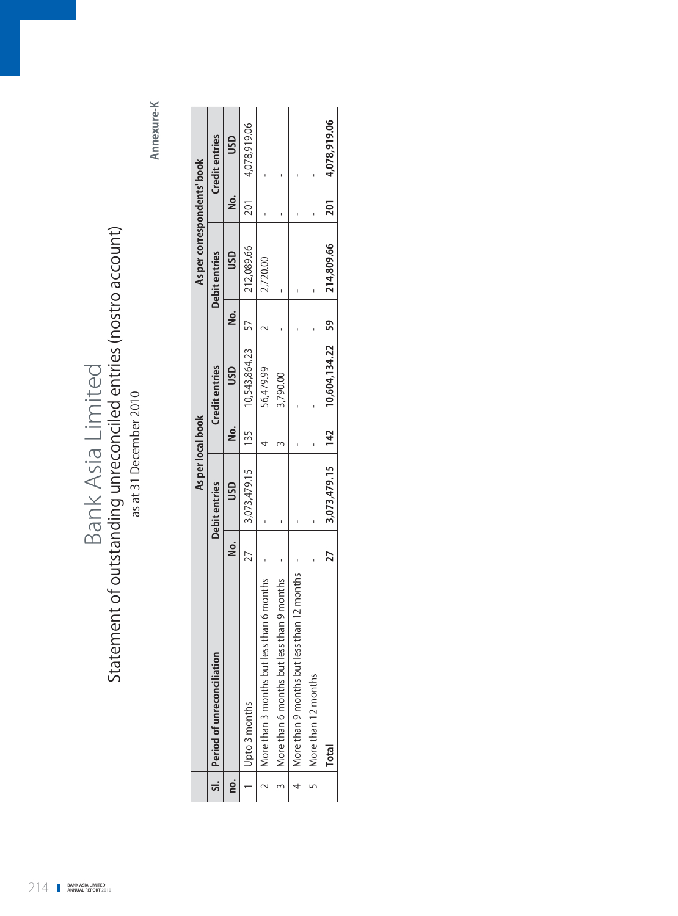**Annexure-K**

# Bank Asia Limited

## Statement of outstanding unreconciled entries (nostro account)

as at 31 December 2010

| Sl. no. | Period of unreconciliation | As per local book | | | | As per correspondents' book | | | |
|---|---|---|---|---|---|---|---|---|---|
| | | Debit entries | | Credit entries | | Debit entries | | Credit entries | |
| | | No. | USD | No. | USD | No. | USD | No. | USD |
| 1 | Upto 3 months | 27 | 3,073,479.15 | 135 | 10,543,864.23 | 57 | 212,089.66 | 201 | 4,078,919.06 |
| 2 | More than 3 months but less than 6 months | - | - | 4 | 56,479.99 | 2 | 2,720.00 | - | - |
| 3 | More than 6 months but less than 9 months | - | - | 3 | 3,790.00 | - | - | - | - |
| 4 | More than 9 months but less than 12 months | - | - | - | - | - | - | - | - |
| 5 | More than 12 months | - | - | - | - | - | - | - | - |
| | **Total** | **27** | **3,073,479.15** | **142** | **10,604,134.22** | **59** | **214,809.66** | **201** | **4,078,919.06** |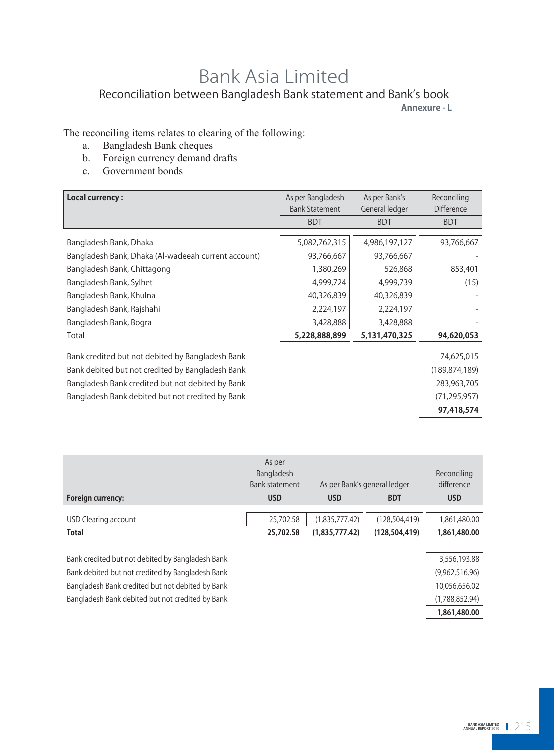# Bank Asia Limited

## Reconciliation between Bangladesh Bank statement and Bank's book

**Annexure - L**

The reconciling items relates to clearing of the following:

a. Bangladesh Bank cheques
b. Foreign currency demand drafts
c. Government bonds

| Local currency : | As per Bangladesh Bank Statement | As per Bank's General ledger | Reconciling Difference |
|---|---|---|---|
| | BDT | BDT | BDT |
| Bangladesh Bank, Dhaka | 5,082,762,315 | 4,986,197,127 | 93,766,667 |
| Bangladesh Bank, Dhaka (Al-wadeeah current account) | 93,766,667 | 93,766,667 | - |
| Bangladesh Bank, Chittagong | 1,380,269 | 526,868 | 853,401 |
| Bangladesh Bank, Sylhet | 4,999,724 | 4,999,739 | (15) |
| Bangladesh Bank, Khulna | 40,326,839 | 40,326,839 | - |
| Bangladesh Bank, Rajshahi | 2,224,197 | 2,224,197 | - |
| Bangladesh Bank, Bogra | 3,428,888 | 3,428,888 | - |
| Total | **5,228,888,899** | **5,131,470,325** | **94,620,053** |
| | | | |
| Bank credited but not debited by Bangladesh Bank | | | 74,625,015 |
| Bank debited but not credited by Bangladesh Bank | | | (189,874,189) |
| Bangladesh Bank credited but not debited by Bank | | | 283,963,705 |
| Bangladesh Bank debited but not credited by Bank | | | (71,295,957) |
| | | | **97,418,574** |

| | As per Bangladesh Bank statement | As per Bank's general ledger | | Reconciling difference |
|---|---|---|---|---|
| **Foreign currency:** | **USD** | **USD** | **BDT** | **USD** |
| USD Clearing account | 25,702.58 | (1,835,777.42) | (128,504,419) | 1,861,480.00 |
| **Total** | **25,702.58** | **(1,835,777.42)** | **(128,504,419)** | **1,861,480.00** |
| | | | | |
| Bank credited but not debited by Bangladesh Bank | | | | 3,556,193.88 |
| Bank debited but not credited by Bangladesh Bank | | | | (9,962,516.96) |
| Bangladesh Bank credited but not debited by Bank | | | | 10,056,656.02 |
| Bangladesh Bank debited but not credited by Bank | | | | (1,788,852.94) |
| | | | | **1,861,480.00** |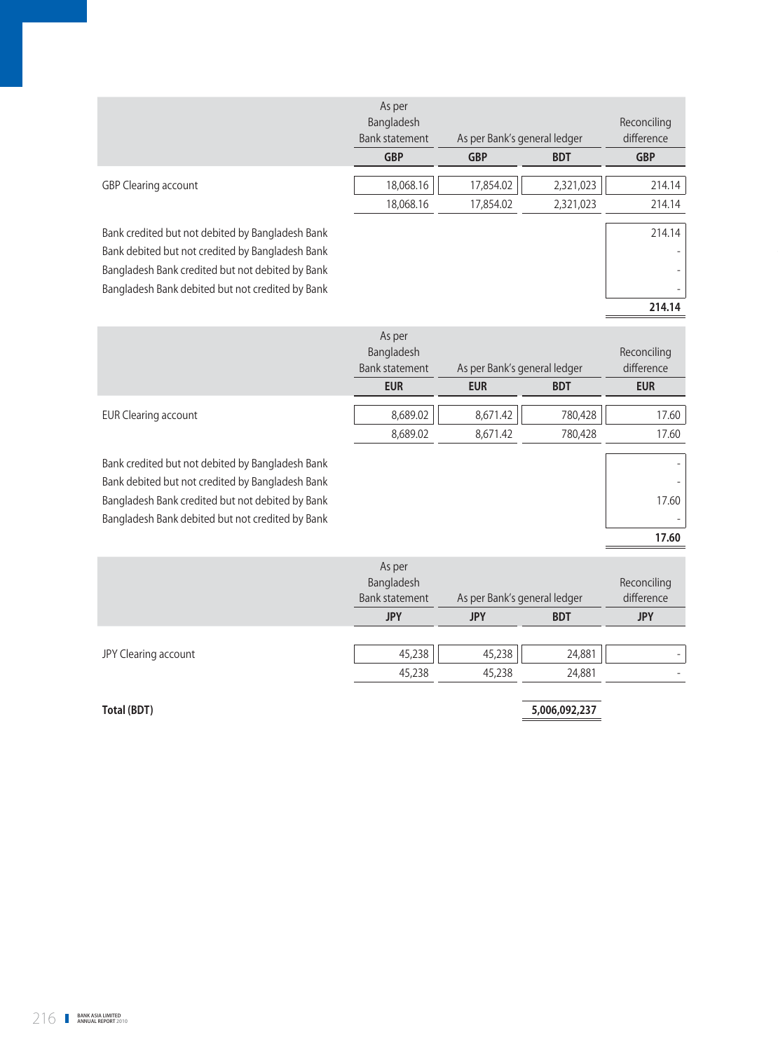| | As per Bangladesh Bank statement | As per Bank's general ledger | | Reconciling difference |
|---|---|---|---|---|
| | GBP | GBP | BDT | GBP |
| GBP Clearing account | 18,068.16 | 17,854.02 | 2,321,023 | 214.14 |
| | 18,068.16 | 17,854.02 | 2,321,023 | 214.14 |
| Bank credited but not debited by Bangladesh Bank | | | | 214.14 |
| Bank debited but not credited by Bangladesh Bank | | | | - |
| Bangladesh Bank credited but not debited by Bank | | | | - |
| Bangladesh Bank debited but not credited by Bank | | | | - |
| | | | | **214.14** |

| | As per Bangladesh Bank statement | As per Bank's general ledger | | Reconciling difference |
|---|---|---|---|---|
| | EUR | EUR | BDT | EUR |
| EUR Clearing account | 8,689.02 | 8,671.42 | 780,428 | 17.60 |
| | 8,689.02 | 8,671.42 | 780,428 | 17.60 |
| Bank credited but not debited by Bangladesh Bank | | | | - |
| Bank debited but not credited by Bangladesh Bank | | | | - |
| Bangladesh Bank credited but not debited by Bank | | | | 17.60 |
| Bangladesh Bank debited but not credited by Bank | | | | - |
| | | | | **17.60** |

| | As per Bangladesh Bank statement | As per Bank's general ledger | | Reconciling difference |
|---|---|---|---|---|
| | JPY | JPY | BDT | JPY |
| JPY Clearing account | 45,238 | 45,238 | 24,881 | - |
| | 45,238 | 45,238 | 24,881 | - |
| **Total (BDT)** | | | **5,006,092,237** | |